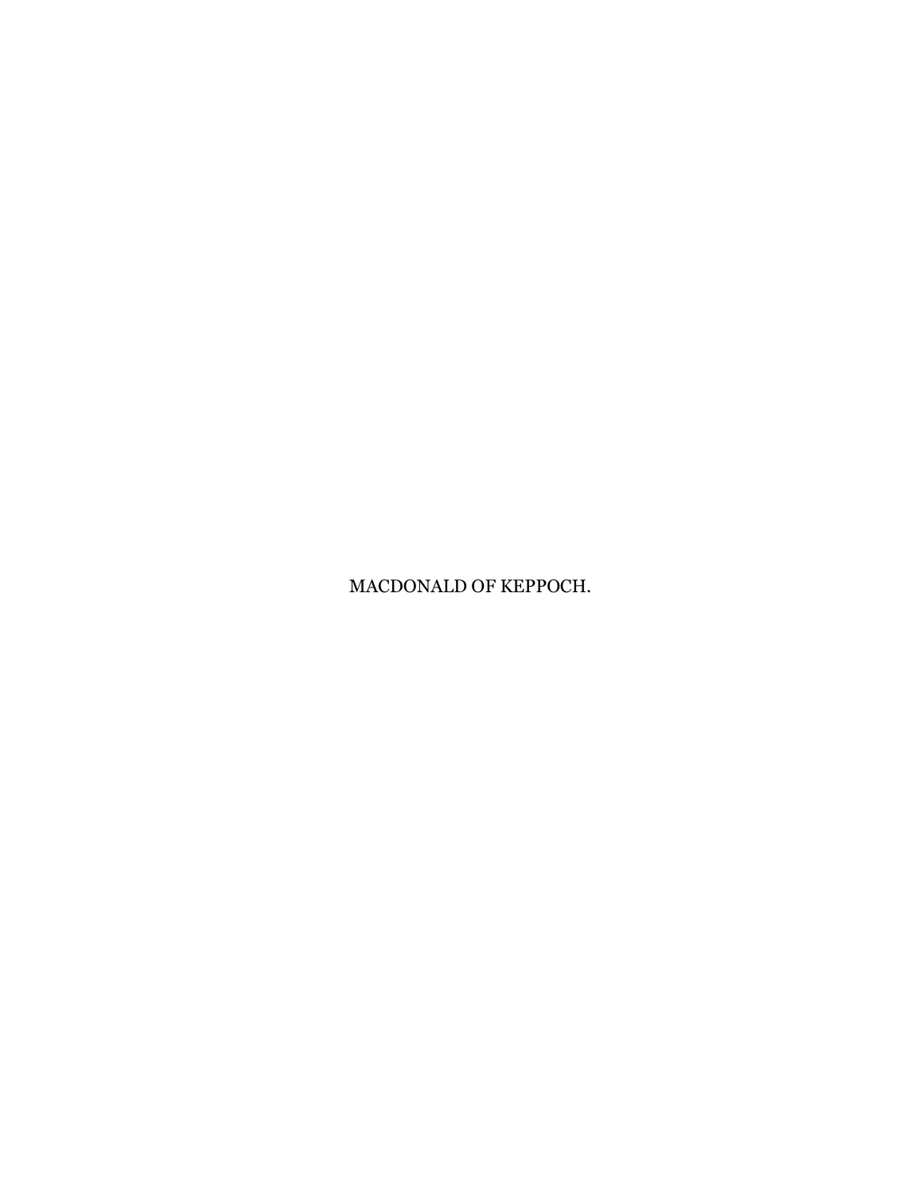# MACDONALD OF KEPPOCH.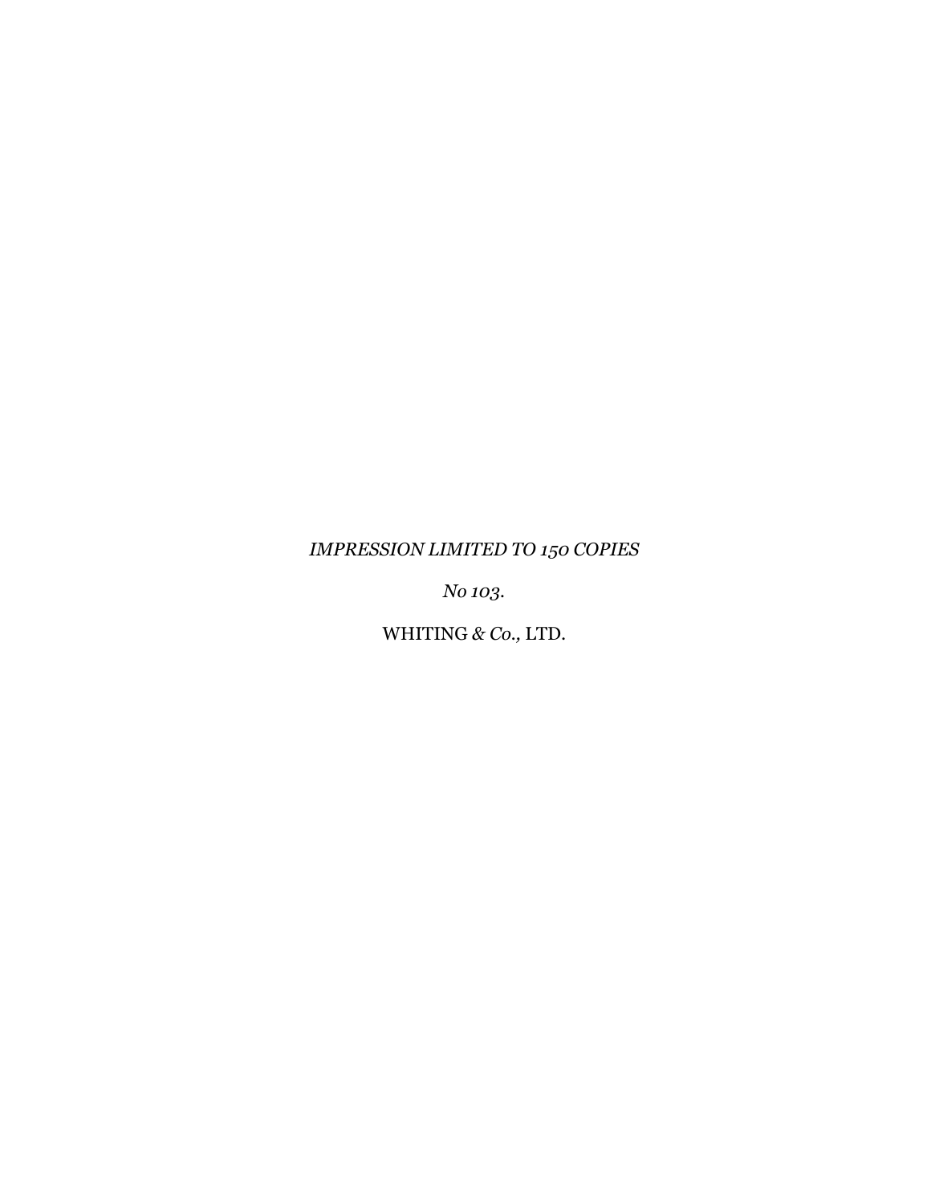*IMPRESSION LIMITED TO 150 COPIES*

*No 103.*

WHITING *& Co.,* LTD.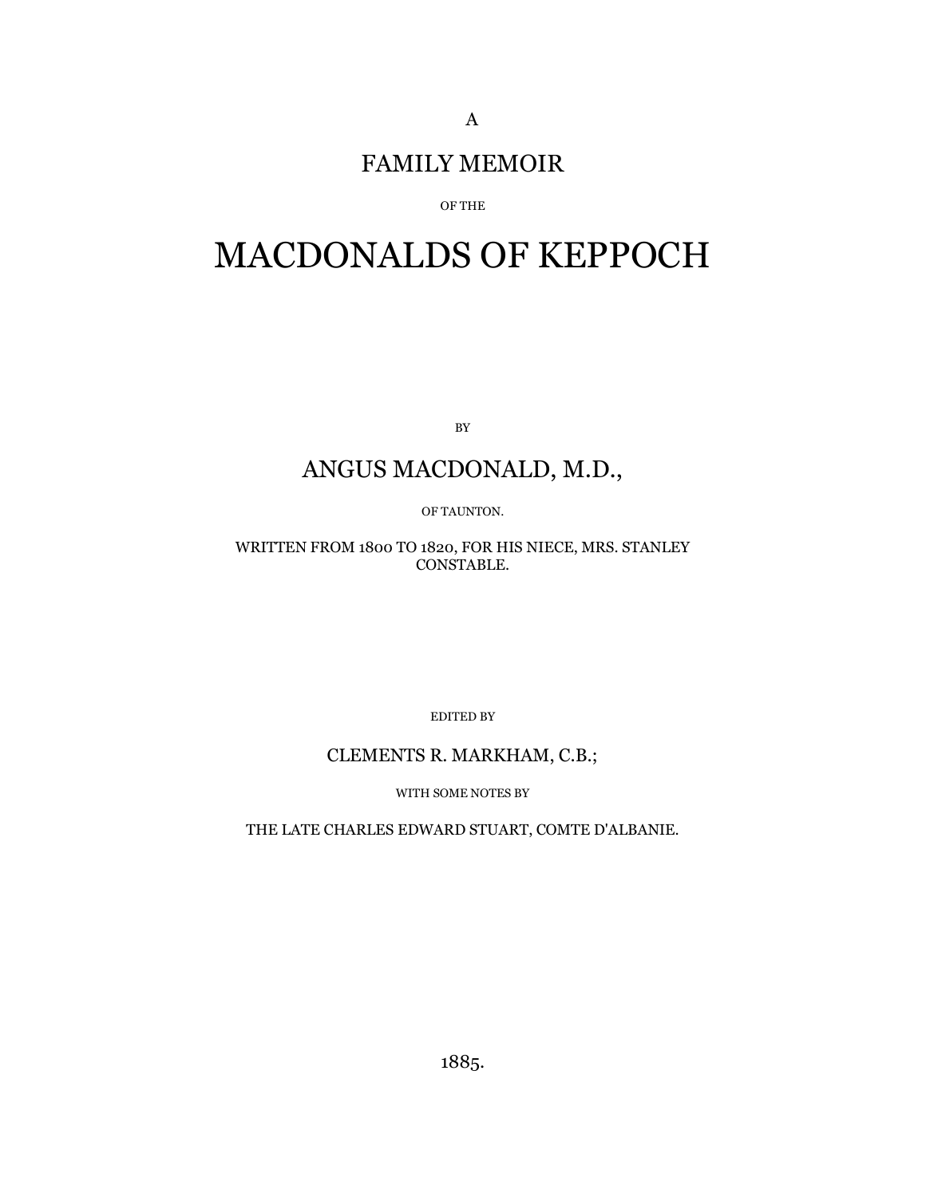A

# FAMILY MEMOIR

OF THE

# MACDONALDS OF KEPPOCH

BY

## ANGUS MACDONALD, M.D.,

OF TAUNTON.

WRITTEN FROM 1800 TO 1820, FOR HIS NIECE, MRS. STANLEY CONSTABLE.

EDITED BY

CLEMENTS R. MARKHAM, C.B.;

WITH SOME NOTES BY

THE LATE CHARLES EDWARD STUART, COMTE D'ALBANIE.

1885.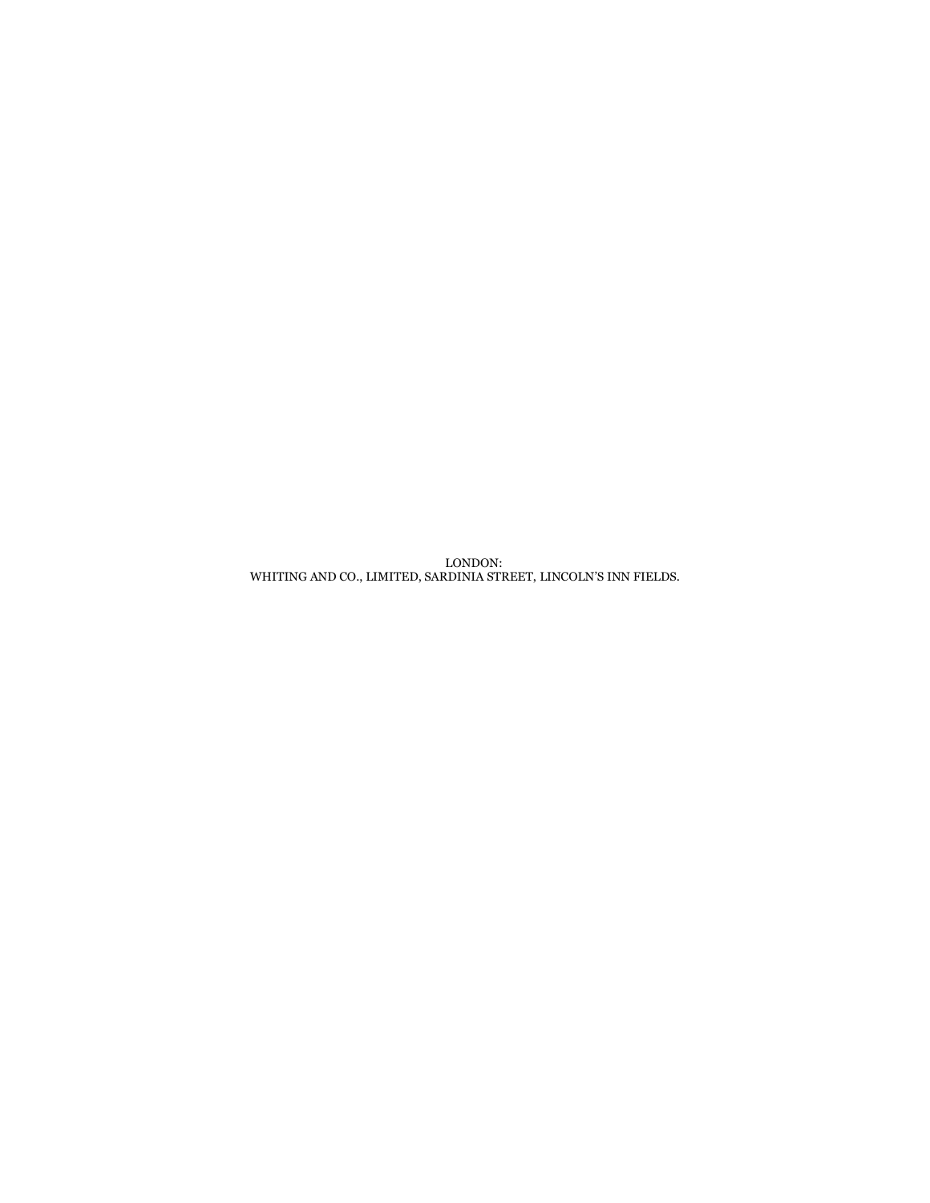LONDON:
WHITING AND CO., LIMITED, SARDINIA STREET, LINCOLN'S INN FIELDS.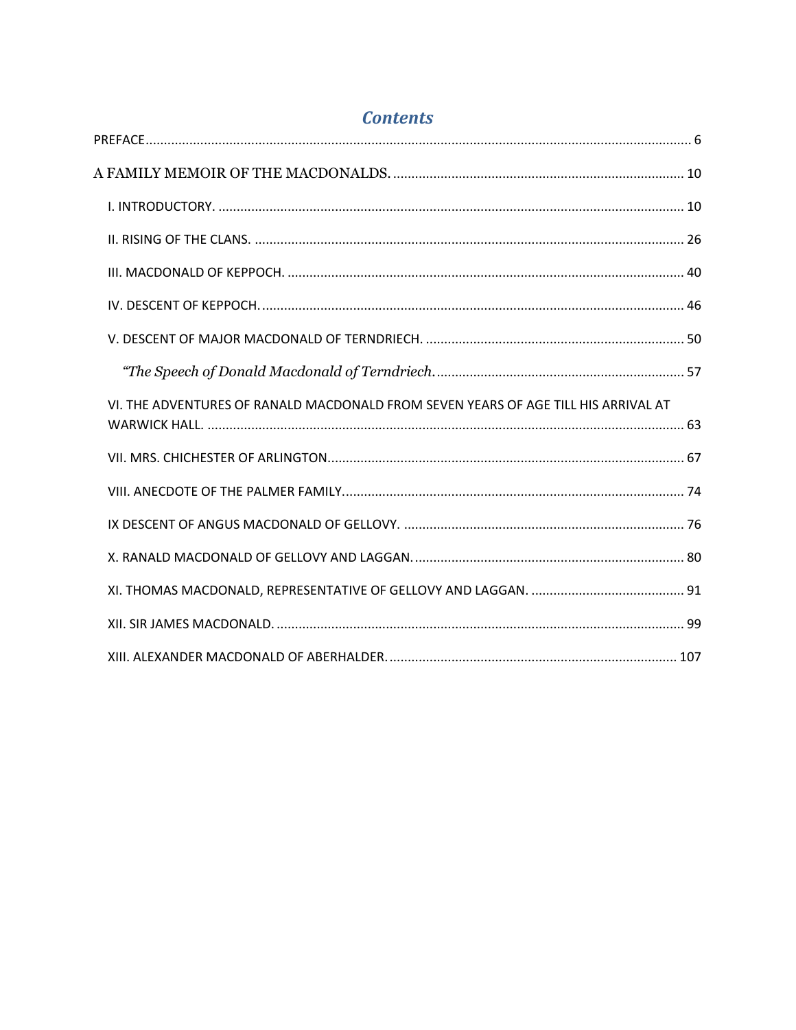## *Contents*

PREFACE ........................................................................................................ 6

A FAMILY MEMOIR OF THE MACDONALDS. ........................................................ 10

I. INTRODUCTORY. ........................................................................................... 10

II. RISING OF THE CLANS. ................................................................................. 26

III. MACDONALD OF KEPPOCH. ......................................................................... 40

IV. DESCENT OF KEPPOCH. ................................................................................ 46

V. DESCENT OF MAJOR MACDONALD OF TERNDRIECH. ......................................... 50

*"The Speech of Donald Macdonald of Terndriech.* ............................................. 57

VI. THE ADVENTURES OF RANALD MACDONALD FROM SEVEN YEARS OF AGE TILL HIS ARRIVAL AT WARWICK HALL. ........................................................................................ 63

VII. MRS. CHICHESTER OF ARLINGTON. .............................................................. 67

VIII. ANECDOTE OF THE PALMER FAMILY. ............................................................ 74

IX DESCENT OF ANGUS MACDONALD OF GELLOVY. ................................................ 76

X. RANALD MACDONALD OF GELLOVY AND LAGGAN. .......................................... 80

XI. THOMAS MACDONALD, REPRESENTATIVE OF GELLOVY AND LAGGAN. ................ 91

XII. SIR JAMES MACDONALD. ............................................................................. 99

XIII. ALEXANDER MACDONALD OF ABERHALDER. ................................................. 107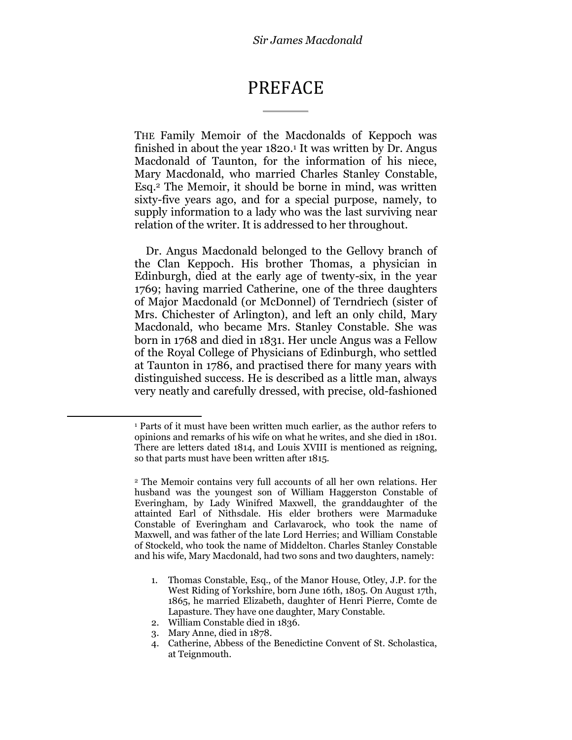# PREFACE

THE Family Memoir of the Macdonalds of Keppoch was finished in about the year 1820.[1] It was written by Dr. Angus Macdonald of Taunton, for the information of his niece, Mary Macdonald, who married Charles Stanley Constable, Esq.[2] The Memoir, it should be borne in mind, was written sixty-five years ago, and for a special purpose, namely, to supply information to a lady who was the last surviving near relation of the writer. It is addressed to her throughout.

Dr. Angus Macdonald belonged to the Gellovy branch of the Clan Keppoch. His brother Thomas, a physician in Edinburgh, died at the early age of twenty-six, in the year 1769; having married Catherine, one of the three daughters of Major Macdonald (or McDonnel) of Terndriech (sister of Mrs. Chichester of Arlington), and left an only child, Mary Macdonald, who became Mrs. Stanley Constable. She was born in 1768 and died in 1831. Her uncle Angus was a Fellow of the Royal College of Physicians of Edinburgh, who settled at Taunton in 1786, and practised there for many years with distinguished success. He is described as a little man, always very neatly and carefully dressed, with precise, old-fashioned

---

[1] Parts of it must have been written much earlier, as the author refers to opinions and remarks of his wife on what he writes, and she died in 1801. There are letters dated 1814, and Louis XVIII is mentioned as reigning, so that parts must have been written after 1815.

[2] The Memoir contains very full accounts of all her own relations. Her husband was the youngest son of William Haggerston Constable of Everingham, by Lady Winifred Maxwell, the granddaughter of the attainted Earl of Nithsdale. His elder brothers were Marmaduke Constable of Everingham and Carlavarock, who took the name of Maxwell, and was father of the late Lord Herries; and William Constable of Stockeld, who took the name of Middelton. Charles Stanley Constable and his wife, Mary Macdonald, had two sons and two daughters, namely:

1. Thomas Constable, Esq., of the Manor House, Otley, J.P. for the West Riding of Yorkshire, born June 16th, 1805. On August 17th, 1865, he married Elizabeth, daughter of Henri Pierre, Comte de Lapasture. They have one daughter, Mary Constable.
2. William Constable died in 1836.
3. Mary Anne, died in 1878.
4. Catherine, Abbess of the Benedictine Convent of St. Scholastica, at Teignmouth.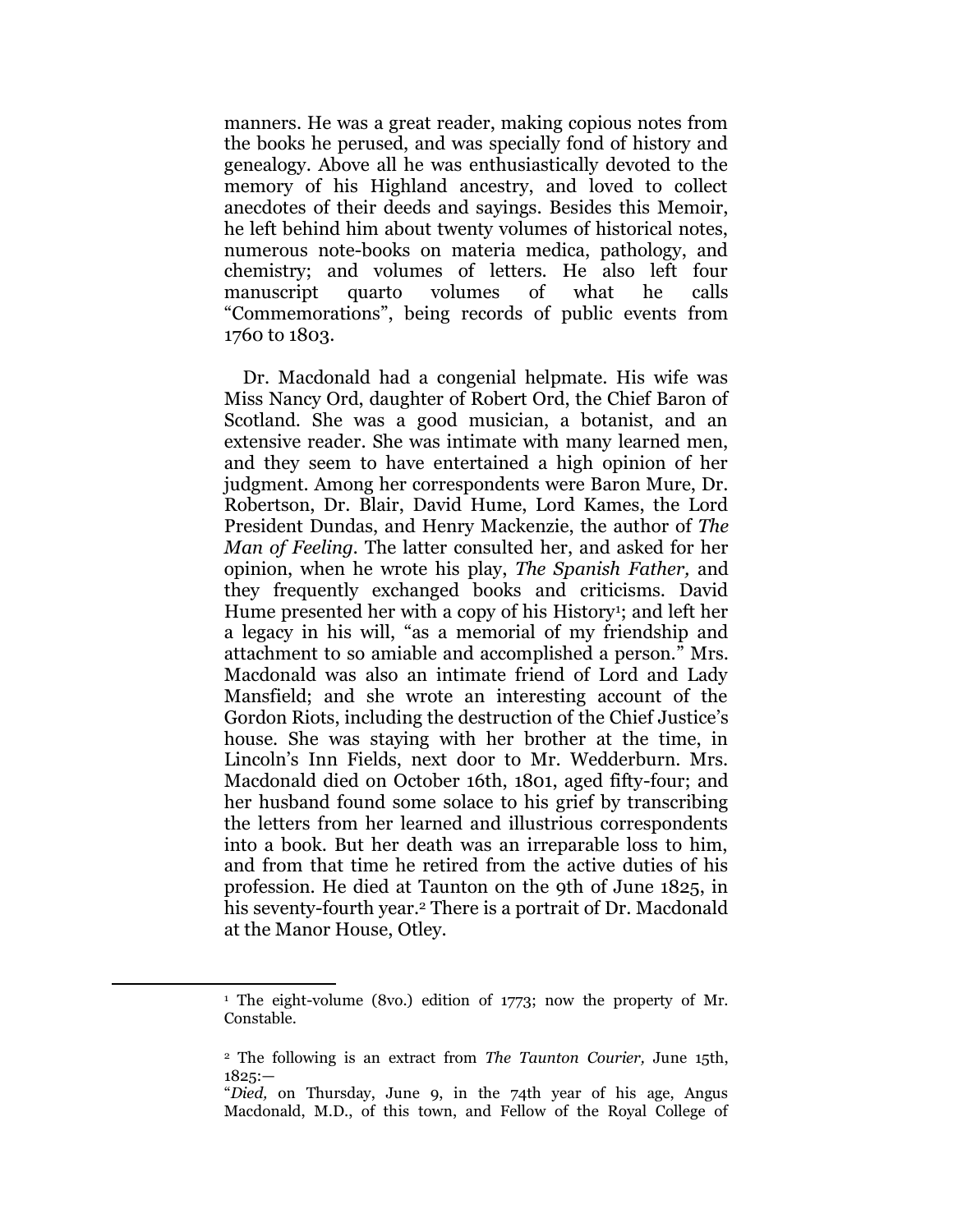manners. He was a great reader, making copious notes from the books he perused, and was specially fond of history and genealogy. Above all he was enthusiastically devoted to the memory of his Highland ancestry, and loved to collect anecdotes of their deeds and sayings. Besides this Memoir, he left behind him about twenty volumes of historical notes, numerous note-books on materia medica, pathology, and chemistry; and volumes of letters. He also left four manuscript quarto volumes of what he calls "Commemorations", being records of public events from 1760 to 1803.

Dr. Macdonald had a congenial helpmate. His wife was Miss Nancy Ord, daughter of Robert Ord, the Chief Baron of Scotland. She was a good musician, a botanist, and an extensive reader. She was intimate with many learned men, and they seem to have entertained a high opinion of her judgment. Among her correspondents were Baron Mure, Dr. Robertson, Dr. Blair, David Hume, Lord Kames, the Lord President Dundas, and Henry Mackenzie, the author of *The Man of Feeling*. The latter consulted her, and asked for her opinion, when he wrote his play, *The Spanish Father,* and they frequently exchanged books and criticisms. David Hume presented her with a copy of his History[1]; and left her a legacy in his will, "as a memorial of my friendship and attachment to so amiable and accomplished a person." Mrs. Macdonald was also an intimate friend of Lord and Lady Mansfield; and she wrote an interesting account of the Gordon Riots, including the destruction of the Chief Justice's house. She was staying with her brother at the time, in Lincoln's Inn Fields, next door to Mr. Wedderburn. Mrs. Macdonald died on October 16th, 1801, aged fifty-four; and her husband found some solace to his grief by transcribing the letters from her learned and illustrious correspondents into a book. But her death was an irreparable loss to him, and from that time he retired from the active duties of his profession. He died at Taunton on the 9th of June 1825, in his seventy-fourth year.[2] There is a portrait of Dr. Macdonald at the Manor House, Otley.

---

[1] The eight-volume (8vo.) edition of 1773; now the property of Mr. Constable.

[2] The following is an extract from *The Taunton Courier,* June 15th, 1825:—

"*Died,* on Thursday, June 9, in the 74th year of his age, Angus Macdonald, M.D., of this town, and Fellow of the Royal College of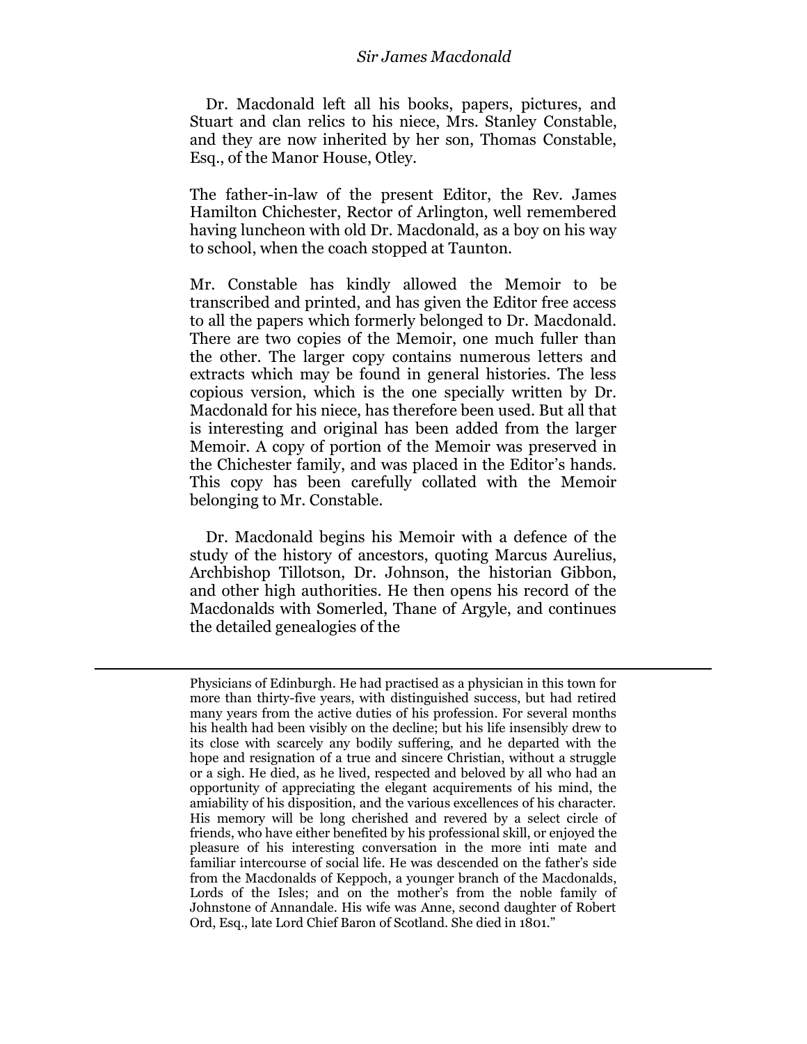Dr. Macdonald left all his books, papers, pictures, and Stuart and clan relics to his niece, Mrs. Stanley Constable, and they are now inherited by her son, Thomas Constable, Esq., of the Manor House, Otley.

The father-in-law of the present Editor, the Rev. James Hamilton Chichester, Rector of Arlington, well remembered having luncheon with old Dr. Macdonald, as a boy on his way to school, when the coach stopped at Taunton.

Mr. Constable has kindly allowed the Memoir to be transcribed and printed, and has given the Editor free access to all the papers which formerly belonged to Dr. Macdonald. There are two copies of the Memoir, one much fuller than the other. The larger copy contains numerous letters and extracts which may be found in general histories. The less copious version, which is the one specially written by Dr. Macdonald for his niece, has therefore been used. But all that is interesting and original has been added from the larger Memoir. A copy of portion of the Memoir was preserved in the Chichester family, and was placed in the Editor's hands. This copy has been carefully collated with the Memoir belonging to Mr. Constable.

Dr. Macdonald begins his Memoir with a defence of the study of the history of ancestors, quoting Marcus Aurelius, Archbishop Tillotson, Dr. Johnson, the historian Gibbon, and other high authorities. He then opens his record of the Macdonalds with Somerled, Thane of Argyle, and continues the detailed genealogies of the

---

Physicians of Edinburgh. He had practised as a physician in this town for more than thirty-five years, with distinguished success, but had retired many years from the active duties of his profession. For several months his health had been visibly on the decline; but his life insensibly drew to its close with scarcely any bodily suffering, and he departed with the hope and resignation of a true and sincere Christian, without a struggle or a sigh. He died, as he lived, respected and beloved by all who had an opportunity of appreciating the elegant acquirements of his mind, the amiability of his disposition, and the various excellences of his character. His memory will be long cherished and revered by a select circle of friends, who have either benefited by his professional skill, or enjoyed the pleasure of his interesting conversation in the more inti mate and familiar intercourse of social life. He was descended on the father's side from the Macdonalds of Keppoch, a younger branch of the Macdonalds, Lords of the Isles; and on the mother's from the noble family of Johnstone of Annandale. His wife was Anne, second daughter of Robert Ord, Esq., late Lord Chief Baron of Scotland. She died in 1801."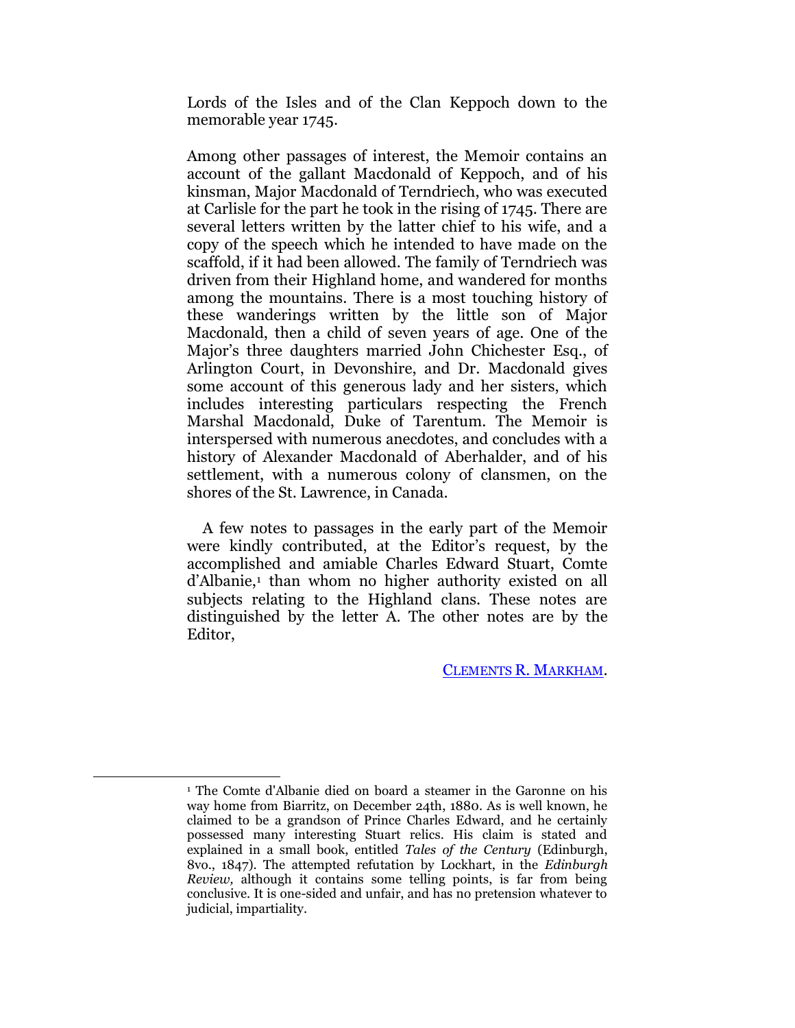Lords of the Isles and of the Clan Keppoch down to the memorable year 1745.

Among other passages of interest, the Memoir contains an account of the gallant Macdonald of Keppoch, and of his kinsman, Major Macdonald of Terndriech, who was executed at Carlisle for the part he took in the rising of 1745. There are several letters written by the latter chief to his wife, and a copy of the speech which he intended to have made on the scaffold, if it had been allowed. The family of Terndriech was driven from their Highland home, and wandered for months among the mountains. There is a most touching history of these wanderings written by the little son of Major Macdonald, then a child of seven years of age. One of the Major's three daughters married John Chichester Esq., of Arlington Court, in Devonshire, and Dr. Macdonald gives some account of this generous lady and her sisters, which includes interesting particulars respecting the French Marshal Macdonald, Duke of Tarentum. The Memoir is interspersed with numerous anecdotes, and concludes with a history of Alexander Macdonald of Aberhalder, and of his settlement, with a numerous colony of clansmen, on the shores of the St. Lawrence, in Canada.

A few notes to passages in the early part of the Memoir were kindly contributed, at the Editor's request, by the accomplished and amiable Charles Edward Stuart, Comte d'Albanie,[1] than whom no higher authority existed on all subjects relating to the Highland clans. These notes are distinguished by the letter A. The other notes are by the Editor,

CLEMENTS R. MARKHAM.

---

[1] The Comte d'Albanie died on board a steamer in the Garonne on his way home from Biarritz, on December 24th, 1880. As is well known, he claimed to be a grandson of Prince Charles Edward, and he certainly possessed many interesting Stuart relics. His claim is stated and explained in a small book, entitled *Tales of the Century* (Edinburgh, 8vo., 1847). The attempted refutation by Lockhart, in the *Edinburgh Review,* although it contains some telling points, is far from being conclusive. It is one-sided and unfair, and has no pretension whatever to judicial, impartiality.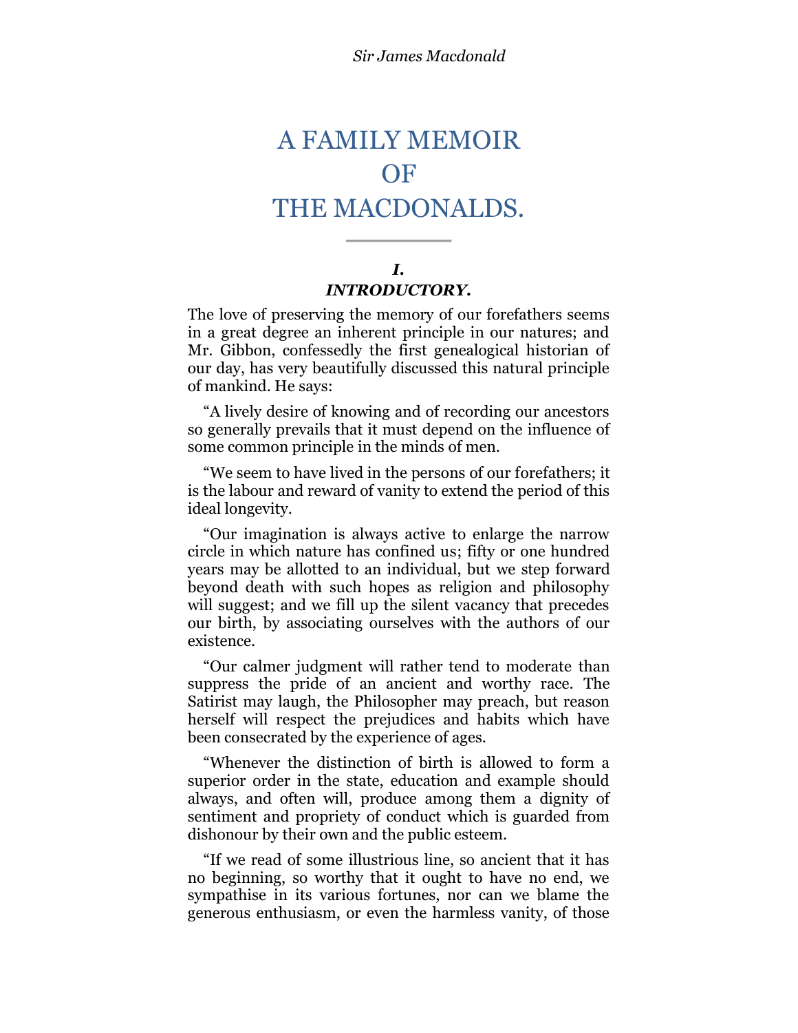# A FAMILY MEMOIR OF THE MACDONALDS.

## I. INTRODUCTORY.

The love of preserving the memory of our forefathers seems in a great degree an inherent principle in our natures; and Mr. Gibbon, confessedly the first genealogical historian of our day, has very beautifully discussed this natural principle of mankind. He says:

"A lively desire of knowing and of recording our ancestors so generally prevails that it must depend on the influence of some common principle in the minds of men.

"We seem to have lived in the persons of our forefathers; it is the labour and reward of vanity to extend the period of this ideal longevity.

"Our imagination is always active to enlarge the narrow circle in which nature has confined us; fifty or one hundred years may be allotted to an individual, but we step forward beyond death with such hopes as religion and philosophy will suggest; and we fill up the silent vacancy that precedes our birth, by associating ourselves with the authors of our existence.

"Our calmer judgment will rather tend to moderate than suppress the pride of an ancient and worthy race. The Satirist may laugh, the Philosopher may preach, but reason herself will respect the prejudices and habits which have been consecrated by the experience of ages.

"Whenever the distinction of birth is allowed to form a superior order in the state, education and example should always, and often will, produce among them a dignity of sentiment and propriety of conduct which is guarded from dishonour by their own and the public esteem.

"If we read of some illustrious line, so ancient that it has no beginning, so worthy that it ought to have no end, we sympathise in its various fortunes, nor can we blame the generous enthusiasm, or even the harmless vanity, of those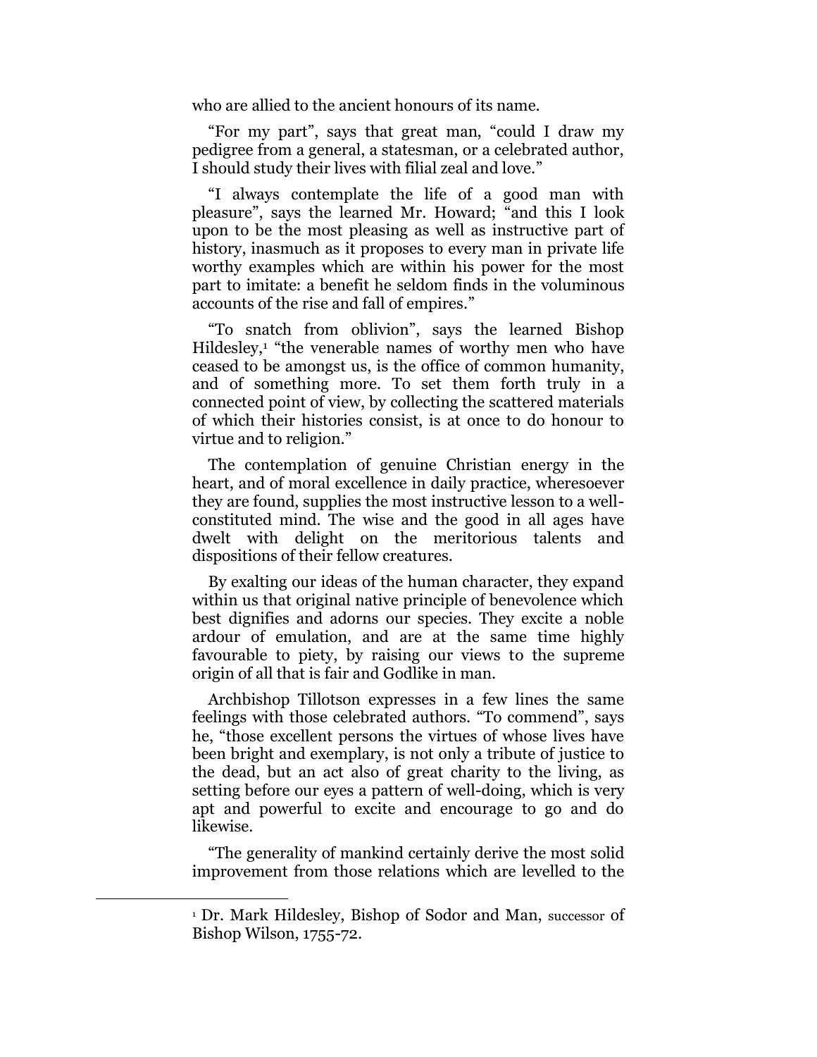who are allied to the ancient honours of its name.

"For my part", says that great man, "could I draw my pedigree from a general, a statesman, or a celebrated author, I should study their lives with filial zeal and love."

"I always contemplate the life of a good man with pleasure", says the learned Mr. Howard; "and this I look upon to be the most pleasing as well as instructive part of history, inasmuch as it proposes to every man in private life worthy examples which are within his power for the most part to imitate: a benefit he seldom finds in the voluminous accounts of the rise and fall of empires."

"To snatch from oblivion", says the learned Bishop Hildesley,[1] "the venerable names of worthy men who have ceased to be amongst us, is the office of common humanity, and of something more. To set them forth truly in a connected point of view, by collecting the scattered materials of which their histories consist, is at once to do honour to virtue and to religion."

The contemplation of genuine Christian energy in the heart, and of moral excellence in daily practice, wheresoever they are found, supplies the most instructive lesson to a well-constituted mind. The wise and the good in all ages have dwelt with delight on the meritorious talents and dispositions of their fellow creatures.

By exalting our ideas of the human character, they expand within us that original native principle of benevolence which best dignifies and adorns our species. They excite a noble ardour of emulation, and are at the same time highly favourable to piety, by raising our views to the supreme origin of all that is fair and Godlike in man.

Archbishop Tillotson expresses in a few lines the same feelings with those celebrated authors. "To commend", says he, "those excellent persons the virtues of whose lives have been bright and exemplary, is not only a tribute of justice to the dead, but an act also of great charity to the living, as setting before our eyes a pattern of well-doing, which is very apt and powerful to excite and encourage to go and do likewise.

"The generality of mankind certainly derive the most solid improvement from those relations which are levelled to the

[1] Dr. Mark Hildesley, Bishop of Sodor and Man, successor of Bishop Wilson, 1755-72.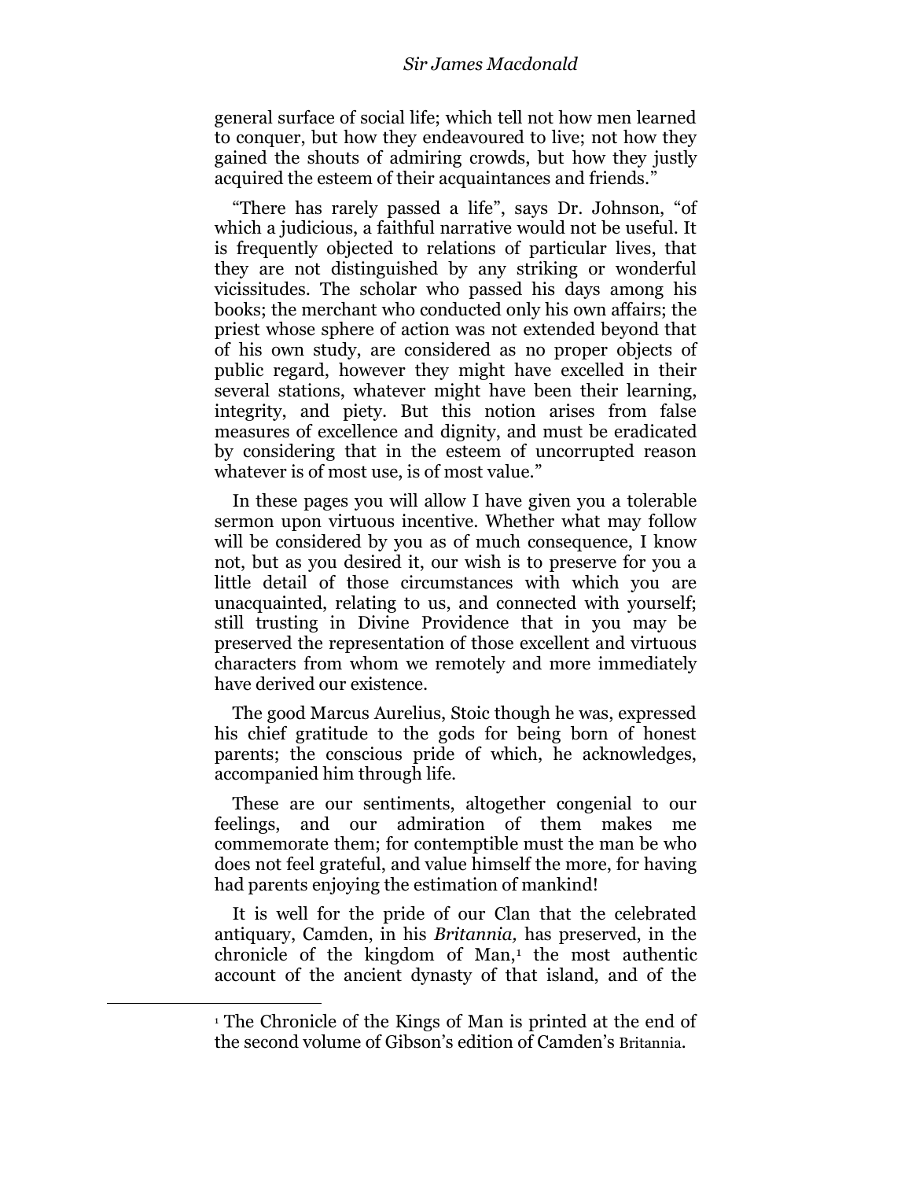general surface of social life; which tell not how men learned to conquer, but how they endeavoured to live; not how they gained the shouts of admiring crowds, but how they justly acquired the esteem of their acquaintances and friends."

"There has rarely passed a life", says Dr. Johnson, "of which a judicious, a faithful narrative would not be useful. It is frequently objected to relations of particular lives, that they are not distinguished by any striking or wonderful vicissitudes. The scholar who passed his days among his books; the merchant who conducted only his own affairs; the priest whose sphere of action was not extended beyond that of his own study, are considered as no proper objects of public regard, however they might have excelled in their several stations, whatever might have been their learning, integrity, and piety. But this notion arises from false measures of excellence and dignity, and must be eradicated by considering that in the esteem of uncorrupted reason whatever is of most use, is of most value."

In these pages you will allow I have given you a tolerable sermon upon virtuous incentive. Whether what may follow will be considered by you as of much consequence, I know not, but as you desired it, our wish is to preserve for you a little detail of those circumstances with which you are unacquainted, relating to us, and connected with yourself; still trusting in Divine Providence that in you may be preserved the representation of those excellent and virtuous characters from whom we remotely and more immediately have derived our existence.

The good Marcus Aurelius, Stoic though he was, expressed his chief gratitude to the gods for being born of honest parents; the conscious pride of which, he acknowledges, accompanied him through life.

These are our sentiments, altogether congenial to our feelings, and our admiration of them makes me commemorate them; for contemptible must the man be who does not feel grateful, and value himself the more, for having had parents enjoying the estimation of mankind!

It is well for the pride of our Clan that the celebrated antiquary, Camden, in his *Britannia,* has preserved, in the chronicle of the kingdom of Man,[1] the most authentic account of the ancient dynasty of that island, and of the

[1] The Chronicle of the Kings of Man is printed at the end of the second volume of Gibson's edition of Camden's Britannia.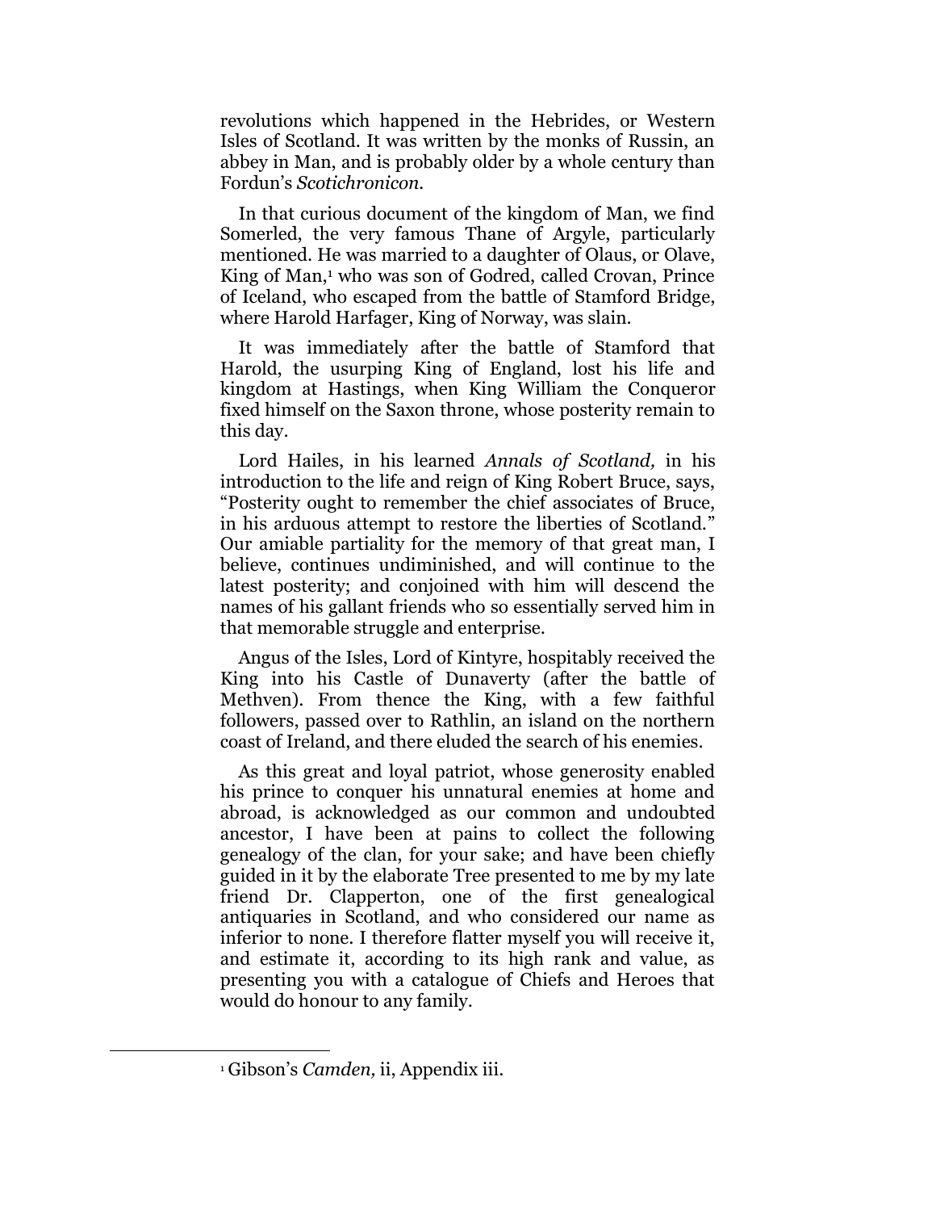revolutions which happened in the Hebrides, or Western Isles of Scotland. It was written by the monks of Russin, an abbey in Man, and is probably older by a whole century than Fordun's *Scotichronicon.*

In that curious document of the kingdom of Man, we find Somerled, the very famous Thane of Argyle, particularly mentioned. He was married to a daughter of Olaus, or Olave, King of Man,[1] who was son of Godred, called Crovan, Prince of Iceland, who escaped from the battle of Stamford Bridge, where Harold Harfager, King of Norway, was slain.

It was immediately after the battle of Stamford that Harold, the usurping King of England, lost his life and kingdom at Hastings, when King William the Conqueror fixed himself on the Saxon throne, whose posterity remain to this day.

Lord Hailes, in his learned *Annals of Scotland,* in his introduction to the life and reign of King Robert Bruce, says, "Posterity ought to remember the chief associates of Bruce, in his arduous attempt to restore the liberties of Scotland." Our amiable partiality for the memory of that great man, I believe, continues undiminished, and will continue to the latest posterity; and conjoined with him will descend the names of his gallant friends who so essentially served him in that memorable struggle and enterprise.

Angus of the Isles, Lord of Kintyre, hospitably received the King into his Castle of Dunaverty (after the battle of Methven). From thence the King, with a few faithful followers, passed over to Rathlin, an island on the northern coast of Ireland, and there eluded the search of his enemies.

As this great and loyal patriot, whose generosity enabled his prince to conquer his unnatural enemies at home and abroad, is acknowledged as our common and undoubted ancestor, I have been at pains to collect the following genealogy of the clan, for your sake; and have been chiefly guided in it by the elaborate Tree presented to me by my late friend Dr. Clapperton, one of the first genealogical antiquaries in Scotland, and who considered our name as inferior to none. I therefore flatter myself you will receive it, and estimate it, according to its high rank and value, as presenting you with a catalogue of Chiefs and Heroes that would do honour to any family.

---

[1] Gibson's *Camden,* ii, Appendix iii.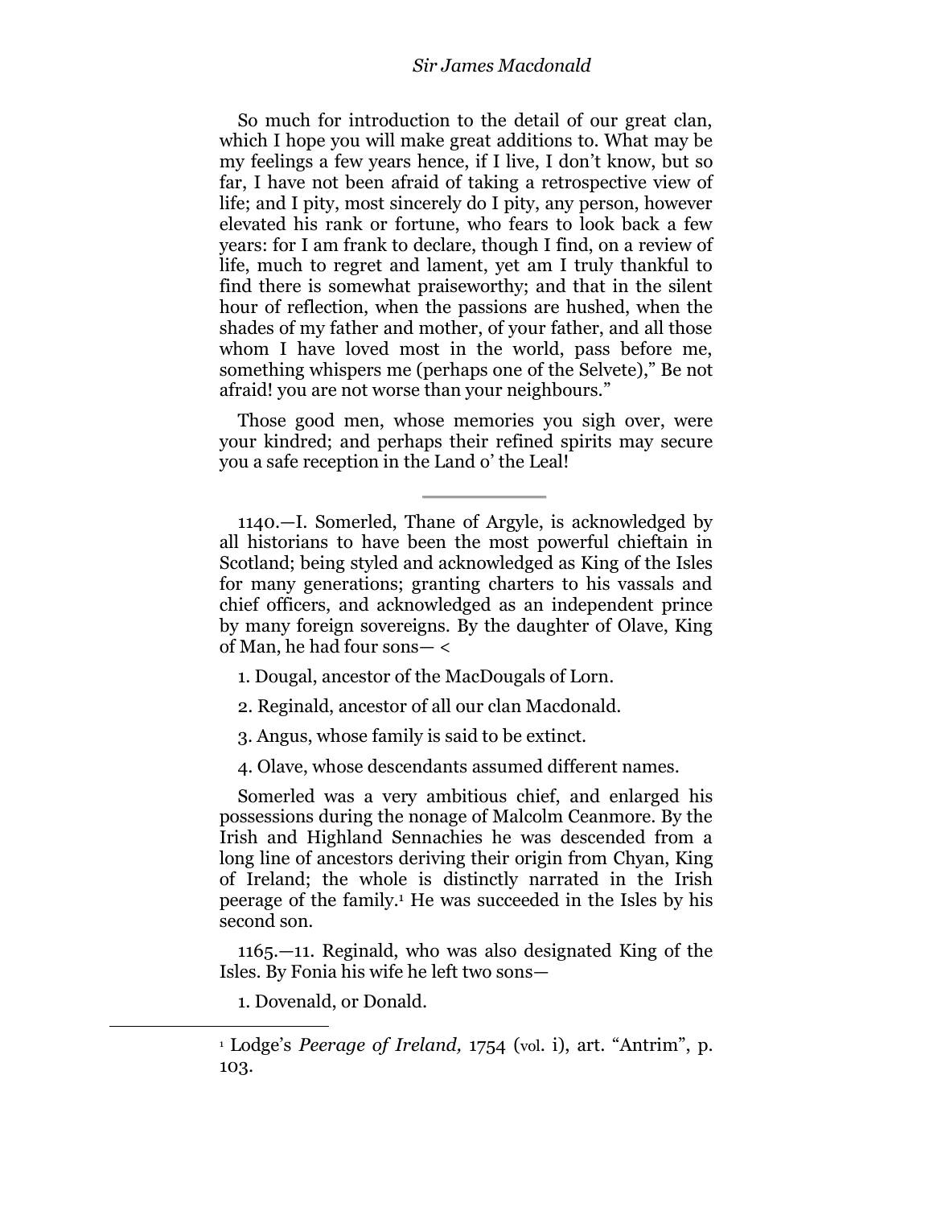So much for introduction to the detail of our great clan, which I hope you will make great additions to. What may be my feelings a few years hence, if I live, I don't know, but so far, I have not been afraid of taking a retrospective view of life; and I pity, most sincerely do I pity, any person, however elevated his rank or fortune, who fears to look back a few years: for I am frank to declare, though I find, on a review of life, much to regret and lament, yet am I truly thankful to find there is somewhat praiseworthy; and that in the silent hour of reflection, when the passions are hushed, when the shades of my father and mother, of your father, and all those whom I have loved most in the world, pass before me, something whispers me (perhaps one of the Selvete)," Be not afraid! you are not worse than your neighbours."

Those good men, whose memories you sigh over, were your kindred; and perhaps their refined spirits may secure you a safe reception in the Land o' the Leal!

---

1140.—I. Somerled, Thane of Argyle, is acknowledged by all historians to have been the most powerful chieftain in Scotland; being styled and acknowledged as King of the Isles for many generations; granting charters to his vassals and chief officers, and acknowledged as an independent prince by many foreign sovereigns. By the daughter of Olave, King of Man, he had four sons— <

1. Dougal, ancestor of the MacDougals of Lorn.
2. Reginald, ancestor of all our clan Macdonald.
3. Angus, whose family is said to be extinct.
4. Olave, whose descendants assumed different names.

Somerled was a very ambitious chief, and enlarged his possessions during the nonage of Malcolm Ceanmore. By the Irish and Highland Sennachies he was descended from a long line of ancestors deriving their origin from Chyan, King of Ireland; the whole is distinctly narrated in the Irish peerage of the family.[1] He was succeeded in the Isles by his second son.

1165.—11. Reginald, who was also designated King of the Isles. By Fonia his wife he left two sons—

1. Dovenald, or Donald.

---

[1] Lodge's *Peerage of Ireland,* 1754 (vol. i), art. "Antrim", p. 103.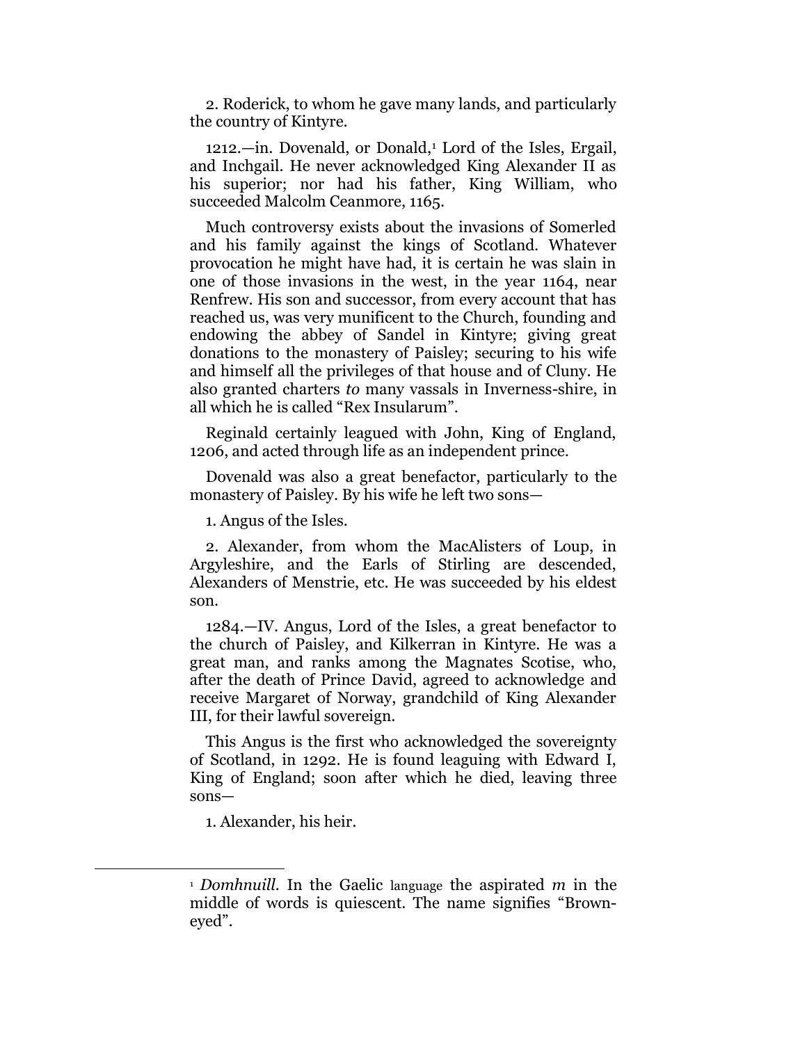2. Roderick, to whom he gave many lands, and particularly the country of Kintyre.

1212.—iii. Dovenald, or Donald,[1] Lord of the Isles, Ergail, and Inchgail. He never acknowledged King Alexander II as his superior; nor had his father, King William, who succeeded Malcolm Ceanmore, 1165.

Much controversy exists about the invasions of Somerled and his family against the kings of Scotland. Whatever provocation he might have had, it is certain he was slain in one of those invasions in the west, in the year 1164, near Renfrew. His son and successor, from every account that has reached us, was very munificent to the Church, founding and endowing the abbey of Sandel in Kintyre; giving great donations to the monastery of Paisley; securing to his wife and himself all the privileges of that house and of Cluny. He also granted charters *to* many vassals in Inverness-shire, in all which he is called "Rex Insularum".

Reginald certainly leagued with John, King of England, 1206, and acted through life as an independent prince.

Dovenald was also a great benefactor, particularly to the monastery of Paisley. By his wife he left two sons—

1. Angus of the Isles.

2. Alexander, from whom the MacAlisters of Loup, in Argyleshire, and the Earls of Stirling are descended, Alexanders of Menstrie, etc. He was succeeded by his eldest son.

1284.—IV. Angus, Lord of the Isles, a great benefactor to the church of Paisley, and Kilkerran in Kintyre. He was a great man, and ranks among the Magnates Scotise, who, after the death of Prince David, agreed to acknowledge and receive Margaret of Norway, grandchild of King Alexander III, for their lawful sovereign.

This Angus is the first who acknowledged the sovereignty of Scotland, in 1292. He is found leaguing with Edward I, King of England; soon after which he died, leaving three sons—

1. Alexander, his heir.

---

[1] *Domhnuill.* In the Gaelic language the aspirated *m* in the middle of words is quiescent. The name signifies "Brown-eyed".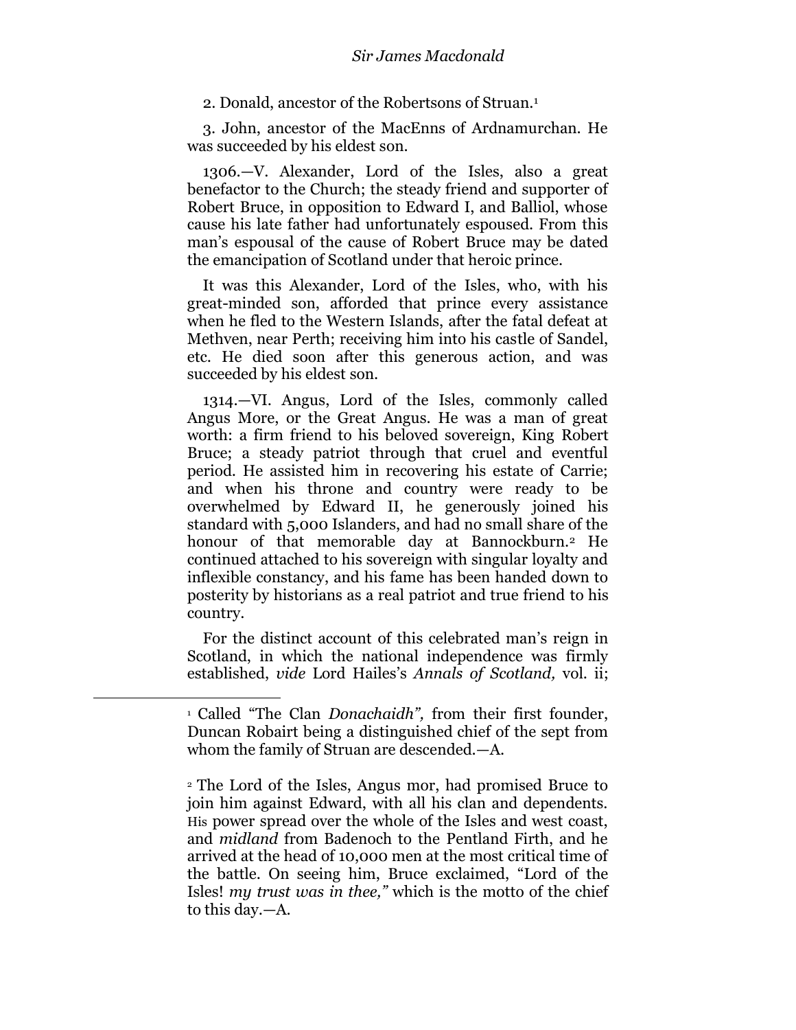2. Donald, ancestor of the Robertsons of Struan.[1]

3. John, ancestor of the MacEnns of Ardnamurchan. He was succeeded by his eldest son.

1306.—V. Alexander, Lord of the Isles, also a great benefactor to the Church; the steady friend and supporter of Robert Bruce, in opposition to Edward I, and Balliol, whose cause his late father had unfortunately espoused. From this man's espousal of the cause of Robert Bruce may be dated the emancipation of Scotland under that heroic prince.

It was this Alexander, Lord of the Isles, who, with his great-minded son, afforded that prince every assistance when he fled to the Western Islands, after the fatal defeat at Methven, near Perth; receiving him into his castle of Sandel, etc. He died soon after this generous action, and was succeeded by his eldest son.

1314.—VI. Angus, Lord of the Isles, commonly called Angus More, or the Great Angus. He was a man of great worth: a firm friend to his beloved sovereign, King Robert Bruce; a steady patriot through that cruel and eventful period. He assisted him in recovering his estate of Carrie; and when his throne and country were ready to be overwhelmed by Edward II, he generously joined his standard with 5,000 Islanders, and had no small share of the honour of that memorable day at Bannockburn.[2] He continued attached to his sovereign with singular loyalty and inflexible constancy, and his fame has been handed down to posterity by historians as a real patriot and true friend to his country.

For the distinct account of this celebrated man's reign in Scotland, in which the national independence was firmly established, *vide* Lord Hailes's *Annals of Scotland,* vol. ii;

---

[1] Called "The Clan *Donachaidh",* from their first founder, Duncan Robairt being a distinguished chief of the sept from whom the family of Struan are descended.—A.

[2] The Lord of the Isles, Angus mor, had promised Bruce to join him against Edward, with all his clan and dependents. His power spread over the whole of the Isles and west coast, and *midland* from Badenoch to the Pentland Firth, and he arrived at the head of 10,000 men at the most critical time of the battle. On seeing him, Bruce exclaimed, "Lord of the Isles! *my trust was in thee,"* which is the motto of the chief to this day.—A.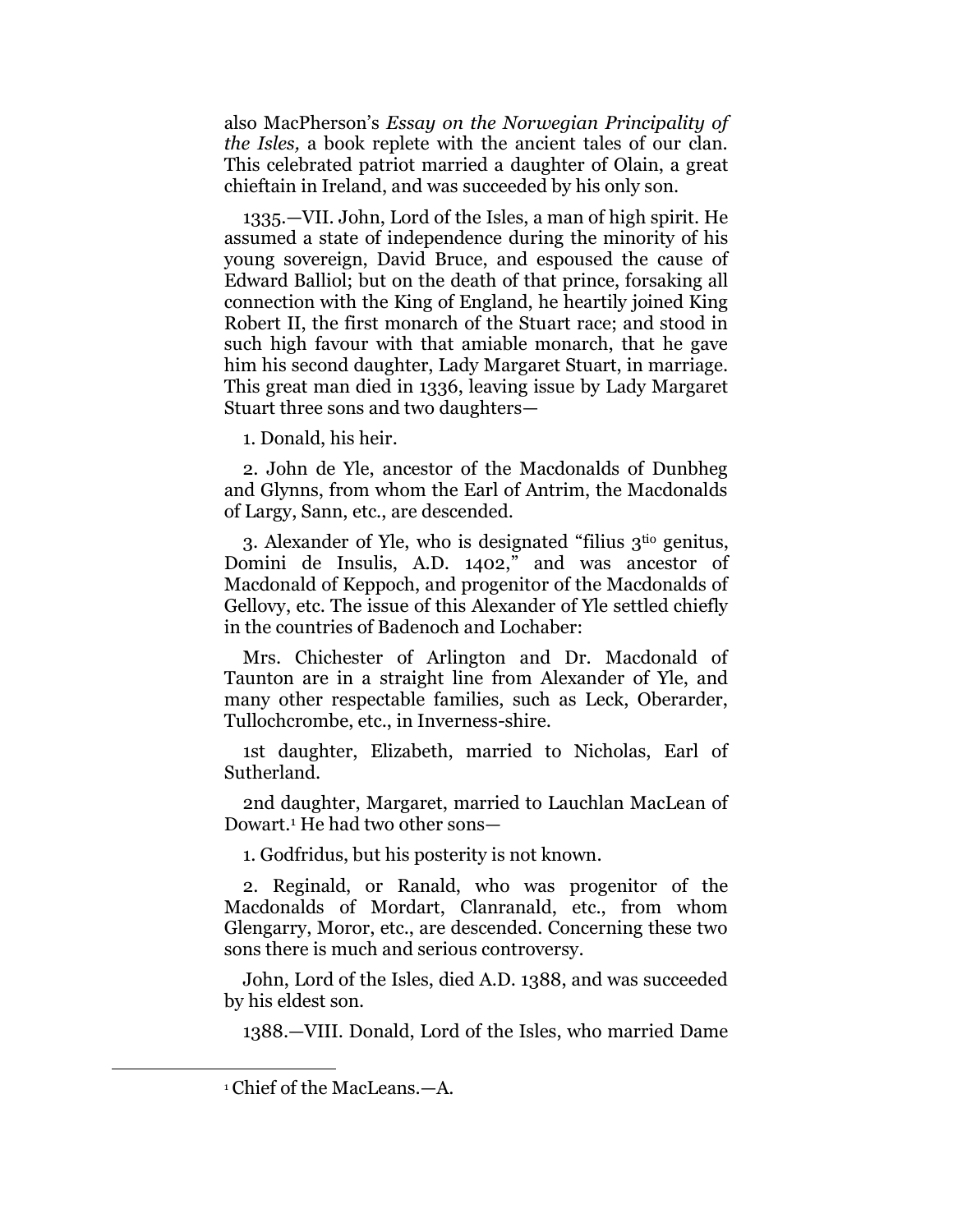also MacPherson's *Essay on the Norwegian Principality of the Isles,* a book replete with the ancient tales of our clan. This celebrated patriot married a daughter of Olain, a great chieftain in Ireland, and was succeeded by his only son.

1335.—VII. John, Lord of the Isles, a man of high spirit. He assumed a state of independence during the minority of his young sovereign, David Bruce, and espoused the cause of Edward Balliol; but on the death of that prince, forsaking all connection with the King of England, he heartily joined King Robert II, the first monarch of the Stuart race; and stood in such high favour with that amiable monarch, that he gave him his second daughter, Lady Margaret Stuart, in marriage. This great man died in 1336, leaving issue by Lady Margaret Stuart three sons and two daughters—

1. Donald, his heir.

2. John de Yle, ancestor of the Macdonalds of Dunbheg and Glynns, from whom the Earl of Antrim, the Macdonalds of Largy, Sann, etc., are descended.

3. Alexander of Yle, who is designated "filius 3tio genitus, Domini de Insulis, A.D. 1402," and was ancestor of Macdonald of Keppoch, and progenitor of the Macdonalds of Gellovy, etc. The issue of this Alexander of Yle settled chiefly in the countries of Badenoch and Lochaber:

Mrs. Chichester of Arlington and Dr. Macdonald of Taunton are in a straight line from Alexander of Yle, and many other respectable families, such as Leck, Oberarder, Tullochcrombe, etc., in Inverness-shire.

1st daughter, Elizabeth, married to Nicholas, Earl of Sutherland.

2nd daughter, Margaret, married to Lauchlan MacLean of Dowart.[1] He had two other sons—

1. Godfridus, but his posterity is not known.

2. Reginald, or Ranald, who was progenitor of the Macdonalds of Mordart, Clanranald, etc., from whom Glengarry, Moror, etc., are descended. Concerning these two sons there is much and serious controversy.

John, Lord of the Isles, died A.D. 1388, and was succeeded by his eldest son.

1388.—VIII. Donald, Lord of the Isles, who married Dame

---

[1] Chief of the MacLeans.—A.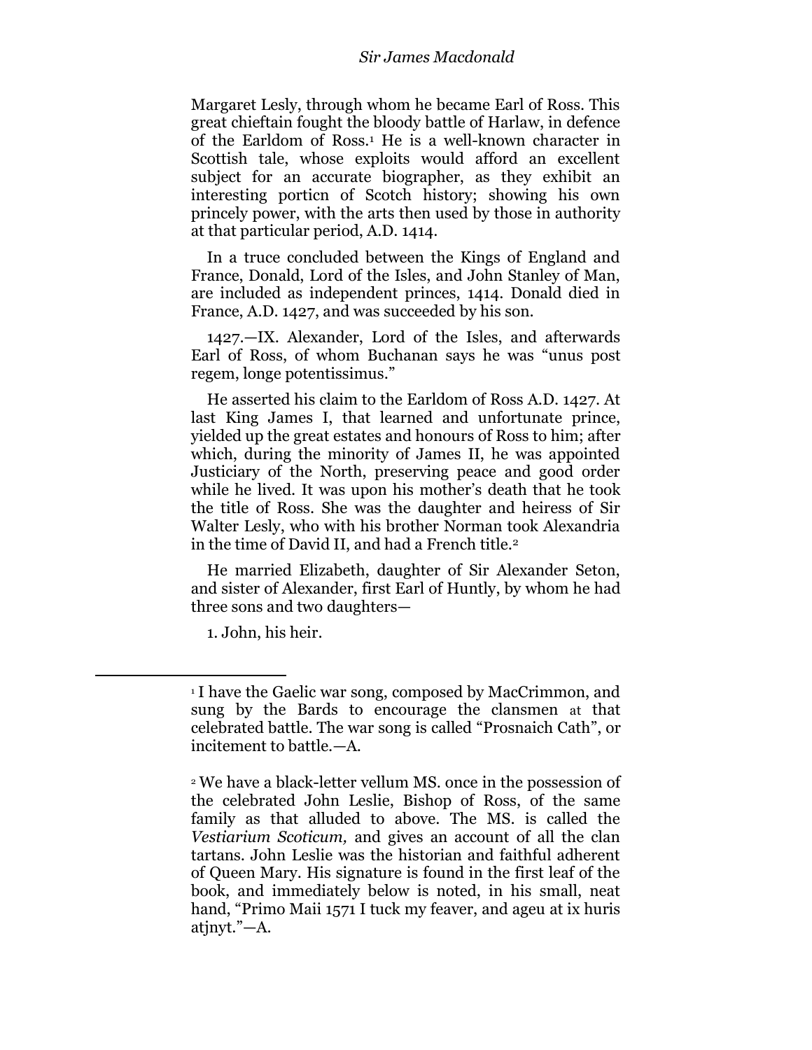Margaret Lesly, through whom he became Earl of Ross. This great chieftain fought the bloody battle of Harlaw, in defence of the Earldom of Ross.[1] He is a well-known character in Scottish tale, whose exploits would afford an excellent subject for an accurate biographer, as they exhibit an interesting porticn of Scotch history; showing his own princely power, with the arts then used by those in authority at that particular period, A.D. 1414.

In a truce concluded between the Kings of England and France, Donald, Lord of the Isles, and John Stanley of Man, are included as independent princes, 1414. Donald died in France, A.D. 1427, and was succeeded by his son.

1427.—IX. Alexander, Lord of the Isles, and afterwards Earl of Ross, of whom Buchanan says he was "unus post regem, longe potentissimus."

He asserted his claim to the Earldom of Ross A.D. 1427. At last King James I, that learned and unfortunate prince, yielded up the great estates and honours of Ross to him; after which, during the minority of James II, he was appointed Justiciary of the North, preserving peace and good order while he lived. It was upon his mother's death that he took the title of Ross. She was the daughter and heiress of Sir Walter Lesly, who with his brother Norman took Alexandria in the time of David II, and had a French title.[2]

He married Elizabeth, daughter of Sir Alexander Seton, and sister of Alexander, first Earl of Huntly, by whom he had three sons and two daughters—

1. John, his heir.

---

[1] I have the Gaelic war song, composed by MacCrimmon, and sung by the Bards to encourage the clansmen at that celebrated battle. The war song is called "Prosnaich Cath", or incitement to battle.—A.

[2] We have a black-letter vellum MS. once in the possession of the celebrated John Leslie, Bishop of Ross, of the same family as that alluded to above. The MS. is called the *Vestiarium Scoticum,* and gives an account of all the clan tartans. John Leslie was the historian and faithful adherent of Queen Mary. His signature is found in the first leaf of the book, and immediately below is noted, in his small, neat hand, "Primo Maii 1571 I tuck my feaver, and ageu at ix huris atjnyt."—A.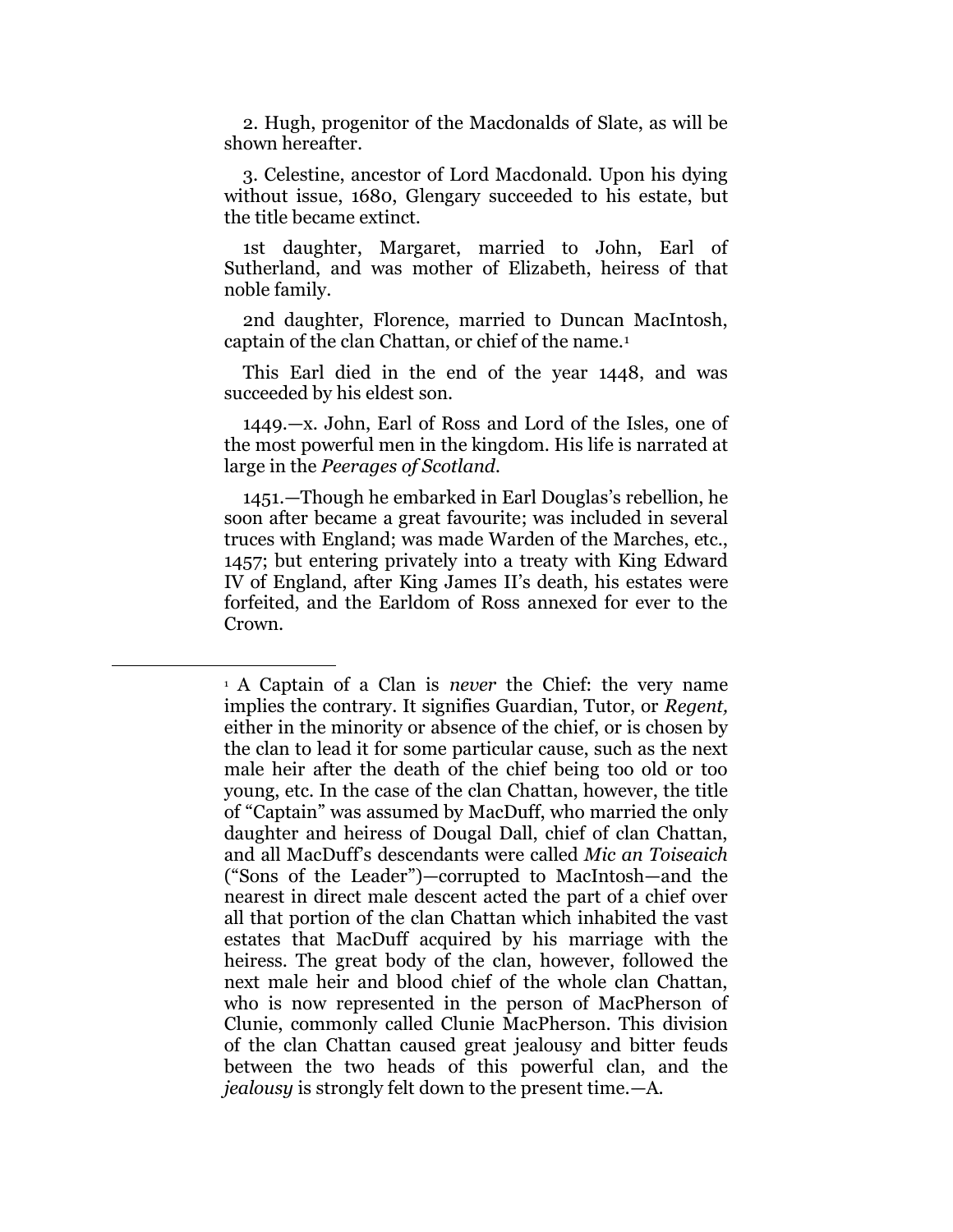2. Hugh, progenitor of the Macdonalds of Slate, as will be shown hereafter.

3. Celestine, ancestor of Lord Macdonald. Upon his dying without issue, 1680, Glengary succeeded to his estate, but the title became extinct.

1st daughter, Margaret, married to John, Earl of Sutherland, and was mother of Elizabeth, heiress of that noble family.

2nd daughter, Florence, married to Duncan MacIntosh, captain of the clan Chattan, or chief of the name.[1]

This Earl died in the end of the year 1448, and was succeeded by his eldest son.

1449.—x. John, Earl of Ross and Lord of the Isles, one of the most powerful men in the kingdom. His life is narrated at large in the *Peerages of Scotland*.

1451.—Though he embarked in Earl Douglas's rebellion, he soon after became a great favourite; was included in several truces with England; was made Warden of the Marches, etc., 1457; but entering privately into a treaty with King Edward IV of England, after King James II's death, his estates were forfeited, and the Earldom of Ross annexed for ever to the Crown.

---

[1] A Captain of a Clan is *never* the Chief: the very name implies the contrary. It signifies Guardian, Tutor, or *Regent,* either in the minority or absence of the chief, or is chosen by the clan to lead it for some particular cause, such as the next male heir after the death of the chief being too old or too young, etc. In the case of the clan Chattan, however, the title of "Captain" was assumed by MacDuff, who married the only daughter and heiress of Dougal Dall, chief of clan Chattan, and all MacDuff's descendants were called *Mic an Toiseaich* ("Sons of the Leader")—corrupted to MacIntosh—and the nearest in direct male descent acted the part of a chief over all that portion of the clan Chattan which inhabited the vast estates that MacDuff acquired by his marriage with the heiress. The great body of the clan, however, followed the next male heir and blood chief of the whole clan Chattan, who is now represented in the person of MacPherson of Clunie, commonly called Clunie MacPherson. This division of the clan Chattan caused great jealousy and bitter feuds between the two heads of this powerful clan, and the *jealousy* is strongly felt down to the present time.—A.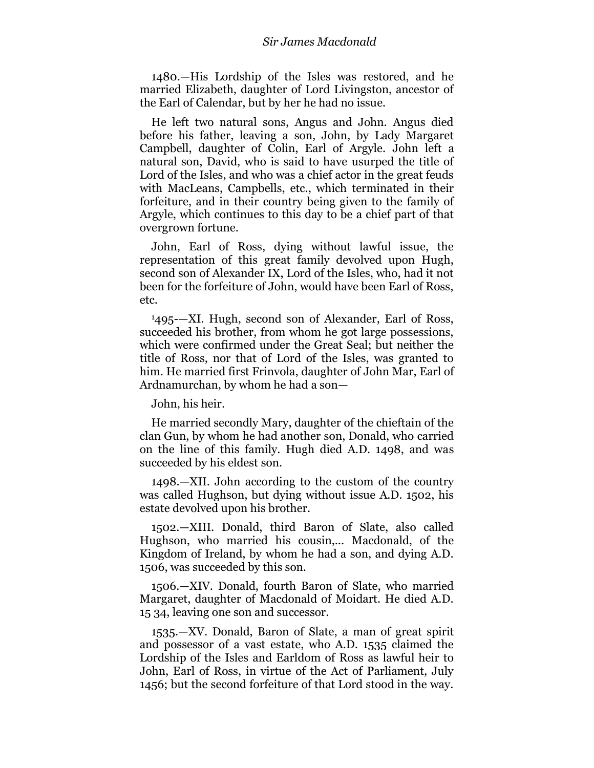1480.—His Lordship of the Isles was restored, and he married Elizabeth, daughter of Lord Livingston, ancestor of the Earl of Calendar, but by her he had no issue.

He left two natural sons, Angus and John. Angus died before his father, leaving a son, John, by Lady Margaret Campbell, daughter of Colin, Earl of Argyle. John left a natural son, David, who is said to have usurped the title of Lord of the Isles, and who was a chief actor in the great feuds with MacLeans, Campbells, etc., which terminated in their forfeiture, and in their country being given to the family of Argyle, which continues to this day to be a chief part of that overgrown fortune.

John, Earl of Ross, dying without lawful issue, the representation of this great family devolved upon Hugh, second son of Alexander IX, Lord of the Isles, who, had it not been for the forfeiture of John, would have been Earl of Ross, etc.

1495-—XI. Hugh, second son of Alexander, Earl of Ross, succeeded his brother, from whom he got large possessions, which were confirmed under the Great Seal; but neither the title of Ross, nor that of Lord of the Isles, was granted to him. He married first Frinvola, daughter of John Mar, Earl of Ardnamurchan, by whom he had a son—

John, his heir.

He married secondly Mary, daughter of the chieftain of the clan Gun, by whom he had another son, Donald, who carried on the line of this family. Hugh died A.D. 1498, and was succeeded by his eldest son.

1498.—XII. John according to the custom of the country was called Hughson, but dying without issue A.D. 1502, his estate devolved upon his brother.

1502.—XIII. Donald, third Baron of Slate, also called Hughson, who married his cousin,... Macdonald, of the Kingdom of Ireland, by whom he had a son, and dying A.D. 1506, was succeeded by this son.

1506.—XIV. Donald, fourth Baron of Slate, who married Margaret, daughter of Macdonald of Moidart. He died A.D. 15 34, leaving one son and successor.

1535.—XV. Donald, Baron of Slate, a man of great spirit and possessor of a vast estate, who A.D. 1535 claimed the Lordship of the Isles and Earldom of Ross as lawful heir to John, Earl of Ross, in virtue of the Act of Parliament, July 1456; but the second forfeiture of that Lord stood in the way.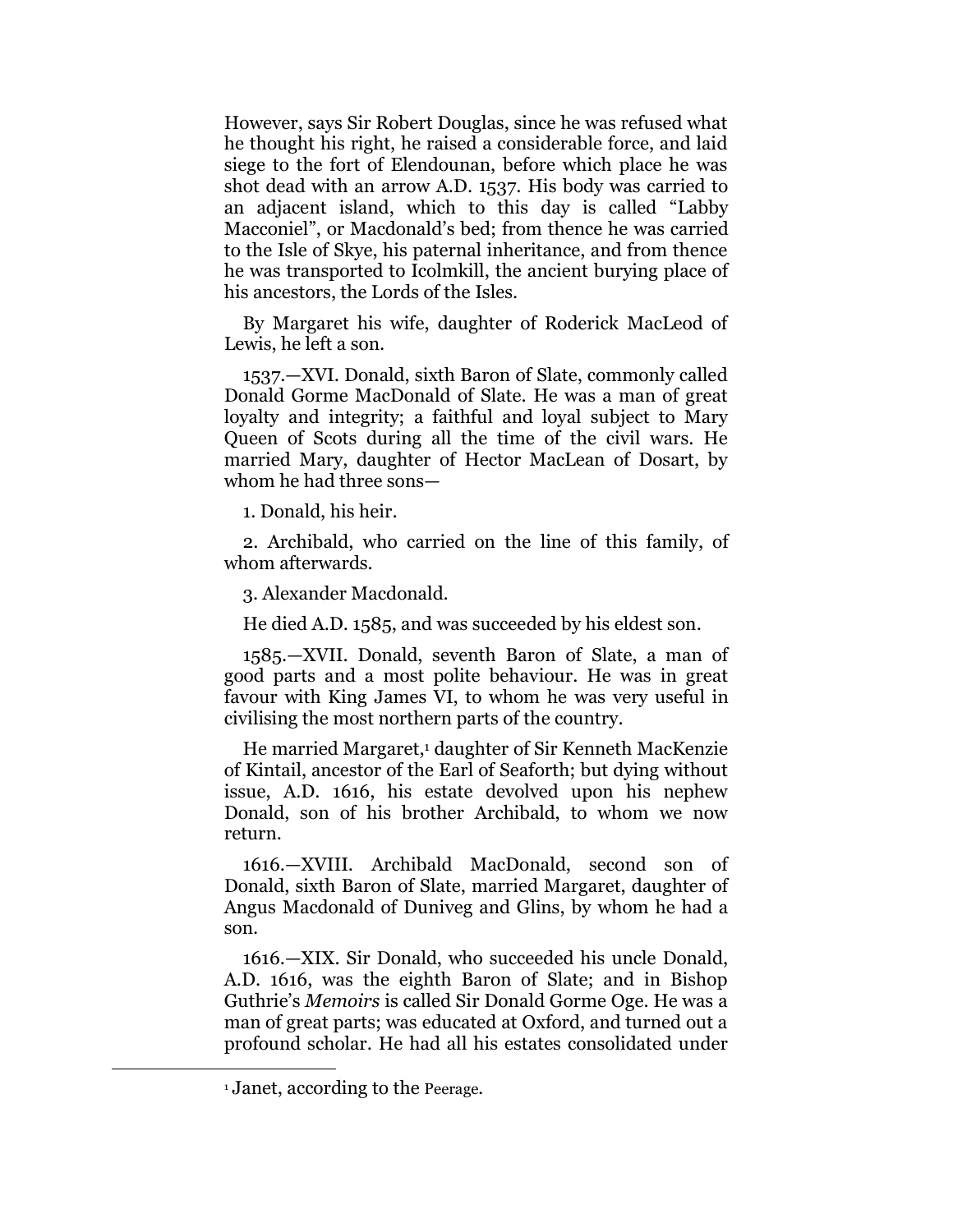However, says Sir Robert Douglas, since he was refused what he thought his right, he raised a considerable force, and laid siege to the fort of Elendounan, before which place he was shot dead with an arrow A.D. 1537. His body was carried to an adjacent island, which to this day is called "Labby Macconiel", or Macdonald's bed; from thence he was carried to the Isle of Skye, his paternal inheritance, and from thence he was transported to Icolmkill, the ancient burying place of his ancestors, the Lords of the Isles.

By Margaret his wife, daughter of Roderick MacLeod of Lewis, he left a son.

1537.—XVI. Donald, sixth Baron of Slate, commonly called Donald Gorme MacDonald of Slate. He was a man of great loyalty and integrity; a faithful and loyal subject to Mary Queen of Scots during all the time of the civil wars. He married Mary, daughter of Hector MacLean of Dosart, by whom he had three sons—

1. Donald, his heir.

2. Archibald, who carried on the line of this family, of whom afterwards.

3. Alexander Macdonald.

He died A.D. 1585, and was succeeded by his eldest son.

1585.—XVII. Donald, seventh Baron of Slate, a man of good parts and a most polite behaviour. He was in great favour with King James VI, to whom he was very useful in civilising the most northern parts of the country.

He married Margaret,[1] daughter of Sir Kenneth MacKenzie of Kintail, ancestor of the Earl of Seaforth; but dying without issue, A.D. 1616, his estate devolved upon his nephew Donald, son of his brother Archibald, to whom we now return.

1616.—XVIII. Archibald MacDonald, second son of Donald, sixth Baron of Slate, married Margaret, daughter of Angus Macdonald of Duniveg and Glins, by whom he had a son.

1616.—XIX. Sir Donald, who succeeded his uncle Donald, A.D. 1616, was the eighth Baron of Slate; and in Bishop Guthrie's *Memoirs* is called Sir Donald Gorme Oge. He was a man of great parts; was educated at Oxford, and turned out a profound scholar. He had all his estates consolidated under

[1] Janet, according to the Peerage.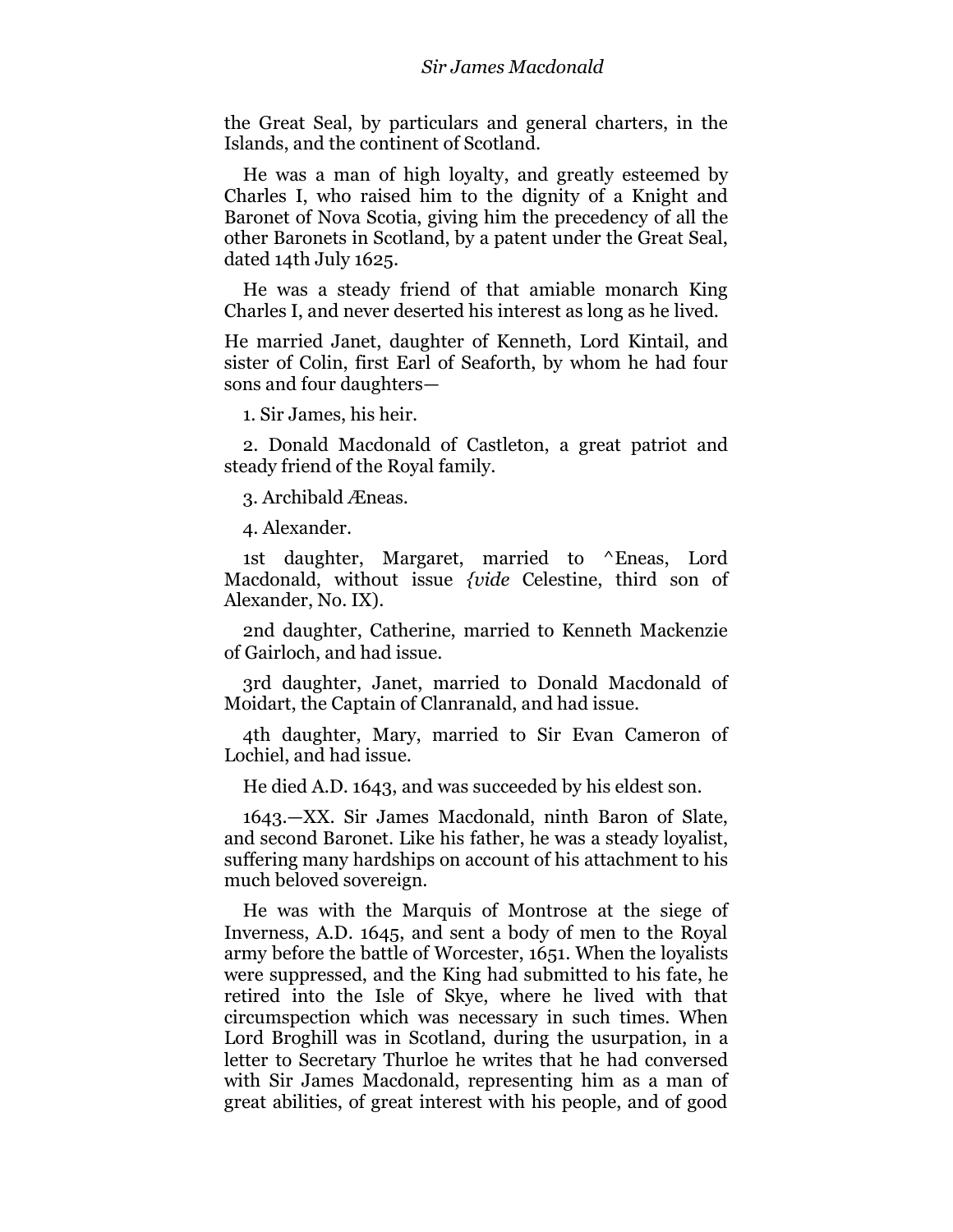the Great Seal, by particulars and general charters, in the Islands, and the continent of Scotland.

He was a man of high loyalty, and greatly esteemed by Charles I, who raised him to the dignity of a Knight and Baronet of Nova Scotia, giving him the precedency of all the other Baronets in Scotland, by a patent under the Great Seal, dated 14th July 1625.

He was a steady friend of that amiable monarch King Charles I, and never deserted his interest as long as he lived.

He married Janet, daughter of Kenneth, Lord Kintail, and sister of Colin, first Earl of Seaforth, by whom he had four sons and four daughters—

1. Sir James, his heir.

2. Donald Macdonald of Castleton, a great patriot and steady friend of the Royal family.

3. Archibald Æneas.

4. Alexander.

1st daughter, Margaret, married to ^Eneas, Lord Macdonald, without issue {*vide* Celestine, third son of Alexander, No. IX).

2nd daughter, Catherine, married to Kenneth Mackenzie of Gairloch, and had issue.

3rd daughter, Janet, married to Donald Macdonald of Moidart, the Captain of Clanranald, and had issue.

4th daughter, Mary, married to Sir Evan Cameron of Lochiel, and had issue.

He died A.D. 1643, and was succeeded by his eldest son.

1643.—XX. Sir James Macdonald, ninth Baron of Slate, and second Baronet. Like his father, he was a steady loyalist, suffering many hardships on account of his attachment to his much beloved sovereign.

He was with the Marquis of Montrose at the siege of Inverness, A.D. 1645, and sent a body of men to the Royal army before the battle of Worcester, 1651. When the loyalists were suppressed, and the King had submitted to his fate, he retired into the Isle of Skye, where he lived with that circumspection which was necessary in such times. When Lord Broghill was in Scotland, during the usurpation, in a letter to Secretary Thurloe he writes that he had conversed with Sir James Macdonald, representing him as a man of great abilities, of great interest with his people, and of good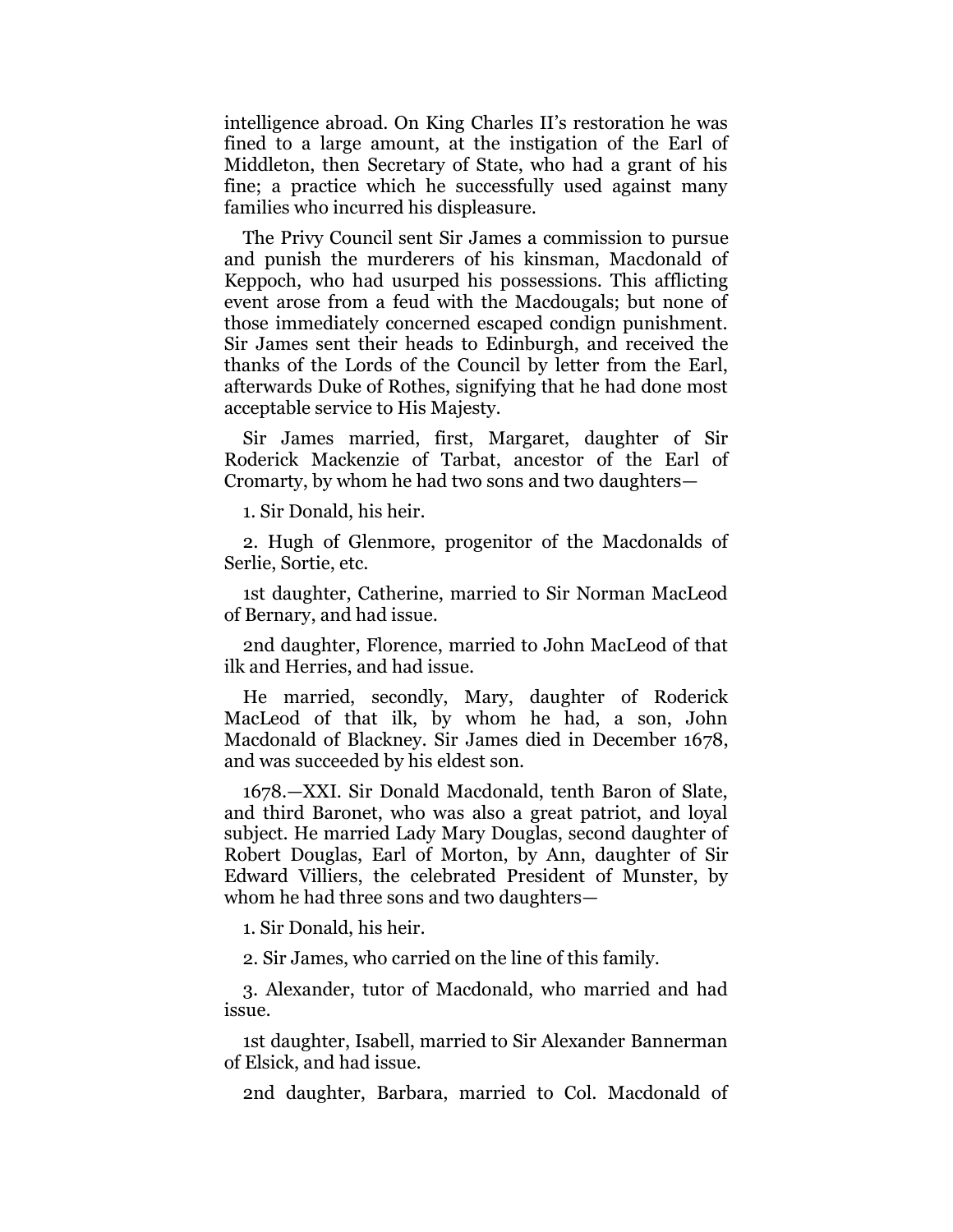intelligence abroad. On King Charles II's restoration he was fined to a large amount, at the instigation of the Earl of Middleton, then Secretary of State, who had a grant of his fine; a practice which he successfully used against many families who incurred his displeasure.

The Privy Council sent Sir James a commission to pursue and punish the murderers of his kinsman, Macdonald of Keppoch, who had usurped his possessions. This afflicting event arose from a feud with the Macdougals; but none of those immediately concerned escaped condign punishment. Sir James sent their heads to Edinburgh, and received the thanks of the Lords of the Council by letter from the Earl, afterwards Duke of Rothes, signifying that he had done most acceptable service to His Majesty.

Sir James married, first, Margaret, daughter of Sir Roderick Mackenzie of Tarbat, ancestor of the Earl of Cromarty, by whom he had two sons and two daughters—

1. Sir Donald, his heir.

2. Hugh of Glenmore, progenitor of the Macdonalds of Serlie, Sortie, etc.

1st daughter, Catherine, married to Sir Norman MacLeod of Bernary, and had issue.

2nd daughter, Florence, married to John MacLeod of that ilk and Herries, and had issue.

He married, secondly, Mary, daughter of Roderick MacLeod of that ilk, by whom he had, a son, John Macdonald of Blackney. Sir James died in December 1678, and was succeeded by his eldest son.

1678.—XXI. Sir Donald Macdonald, tenth Baron of Slate, and third Baronet, who was also a great patriot, and loyal subject. He married Lady Mary Douglas, second daughter of Robert Douglas, Earl of Morton, by Ann, daughter of Sir Edward Villiers, the celebrated President of Munster, by whom he had three sons and two daughters—

1. Sir Donald, his heir.

2. Sir James, who carried on the line of this family.

3. Alexander, tutor of Macdonald, who married and had issue.

1st daughter, Isabell, married to Sir Alexander Bannerman of Elsick, and had issue.

2nd daughter, Barbara, married to Col. Macdonald of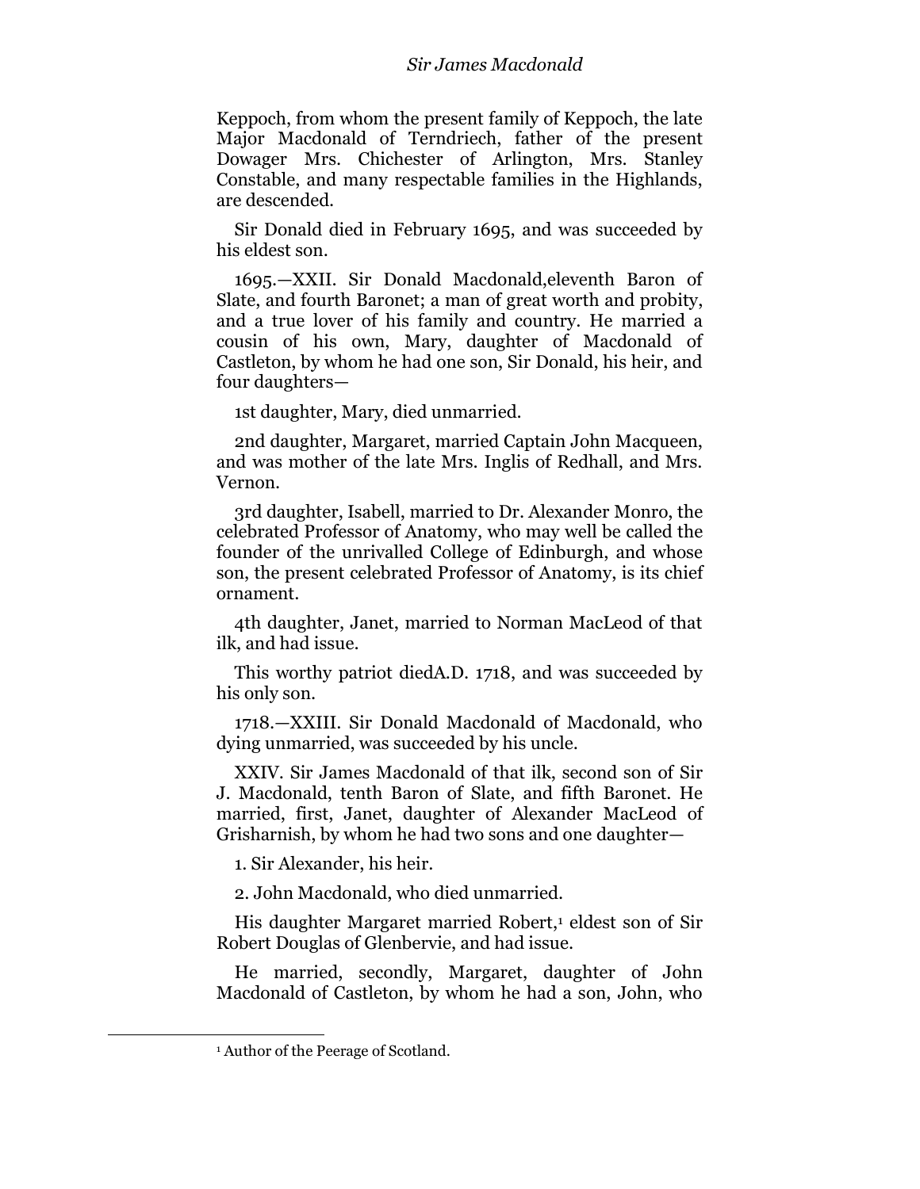Keppoch, from whom the present family of Keppoch, the late Major Macdonald of Terndriech, father of the present Dowager Mrs. Chichester of Arlington, Mrs. Stanley Constable, and many respectable families in the Highlands, are descended.

Sir Donald died in February 1695, and was succeeded by his eldest son.

1695.—XXII. Sir Donald Macdonald,eleventh Baron of Slate, and fourth Baronet; a man of great worth and probity, and a true lover of his family and country. He married a cousin of his own, Mary, daughter of Macdonald of Castleton, by whom he had one son, Sir Donald, his heir, and four daughters—

1st daughter, Mary, died unmarried.

2nd daughter, Margaret, married Captain John Macqueen, and was mother of the late Mrs. Inglis of Redhall, and Mrs. Vernon.

3rd daughter, Isabell, married to Dr. Alexander Monro, the celebrated Professor of Anatomy, who may well be called the founder of the unrivalled College of Edinburgh, and whose son, the present celebrated Professor of Anatomy, is its chief ornament.

4th daughter, Janet, married to Norman MacLeod of that ilk, and had issue.

This worthy patriot diedA.D. 1718, and was succeeded by his only son.

1718.—XXIII. Sir Donald Macdonald of Macdonald, who dying unmarried, was succeeded by his uncle.

XXIV. Sir James Macdonald of that ilk, second son of Sir J. Macdonald, tenth Baron of Slate, and fifth Baronet. He married, first, Janet, daughter of Alexander MacLeod of Grisharnish, by whom he had two sons and one daughter—

1. Sir Alexander, his heir.

2. John Macdonald, who died unmarried.

His daughter Margaret married Robert,[1] eldest son of Sir Robert Douglas of Glenbervie, and had issue.

He married, secondly, Margaret, daughter of John Macdonald of Castleton, by whom he had a son, John, who

[1] Author of the Peerage of Scotland.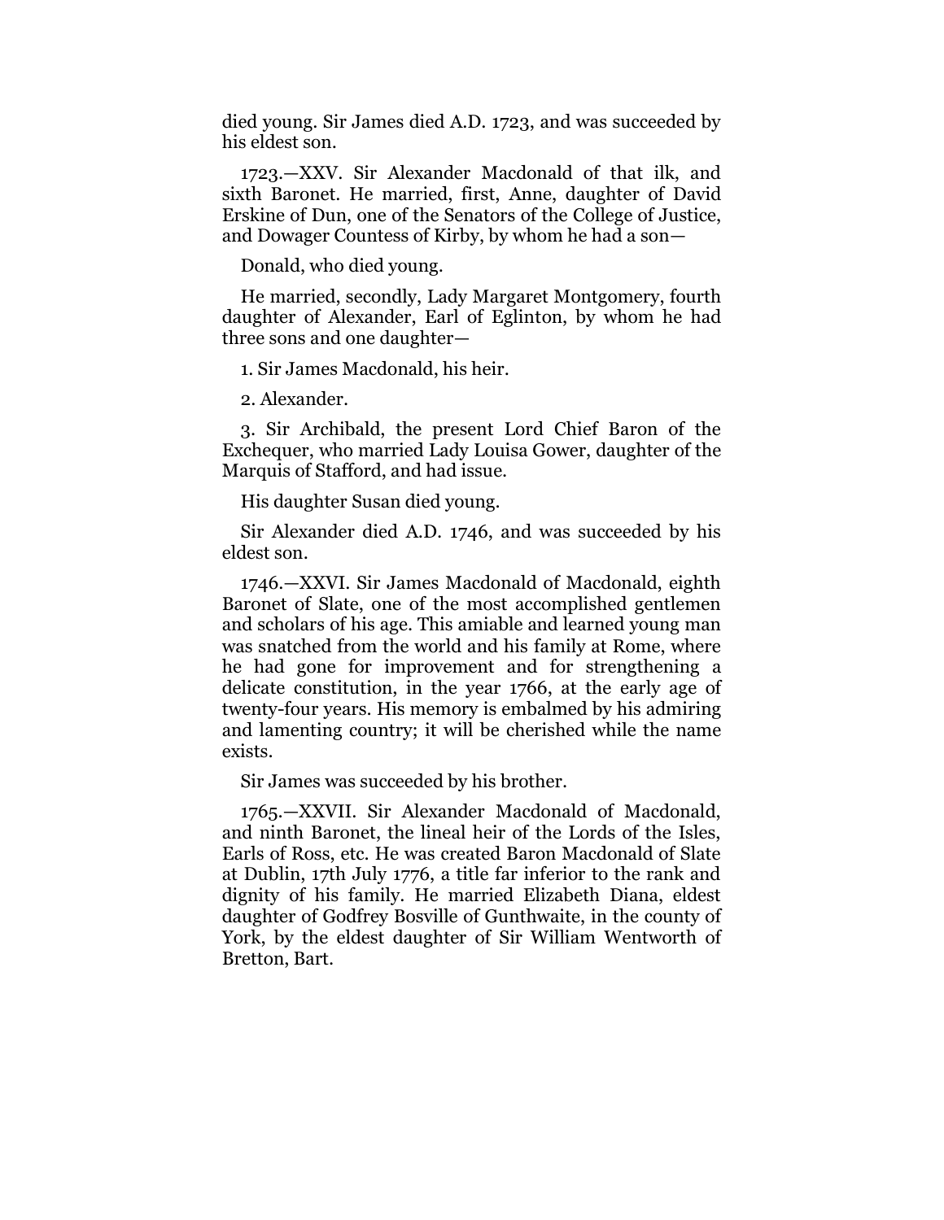died young. Sir James died A.D. 1723, and was succeeded by his eldest son.

1723.—XXV. Sir Alexander Macdonald of that ilk, and sixth Baronet. He married, first, Anne, daughter of David Erskine of Dun, one of the Senators of the College of Justice, and Dowager Countess of Kirby, by whom he had a son—

Donald, who died young.

He married, secondly, Lady Margaret Montgomery, fourth daughter of Alexander, Earl of Eglinton, by whom he had three sons and one daughter—

1. Sir James Macdonald, his heir.

2. Alexander.

3. Sir Archibald, the present Lord Chief Baron of the Exchequer, who married Lady Louisa Gower, daughter of the Marquis of Stafford, and had issue.

His daughter Susan died young.

Sir Alexander died A.D. 1746, and was succeeded by his eldest son.

1746.—XXVI. Sir James Macdonald of Macdonald, eighth Baronet of Slate, one of the most accomplished gentlemen and scholars of his age. This amiable and learned young man was snatched from the world and his family at Rome, where he had gone for improvement and for strengthening a delicate constitution, in the year 1766, at the early age of twenty-four years. His memory is embalmed by his admiring and lamenting country; it will be cherished while the name exists.

Sir James was succeeded by his brother.

1765.—XXVII. Sir Alexander Macdonald of Macdonald, and ninth Baronet, the lineal heir of the Lords of the Isles, Earls of Ross, etc. He was created Baron Macdonald of Slate at Dublin, 17th July 1776, a title far inferior to the rank and dignity of his family. He married Elizabeth Diana, eldest daughter of Godfrey Bosville of Gunthwaite, in the county of York, by the eldest daughter of Sir William Wentworth of Bretton, Bart.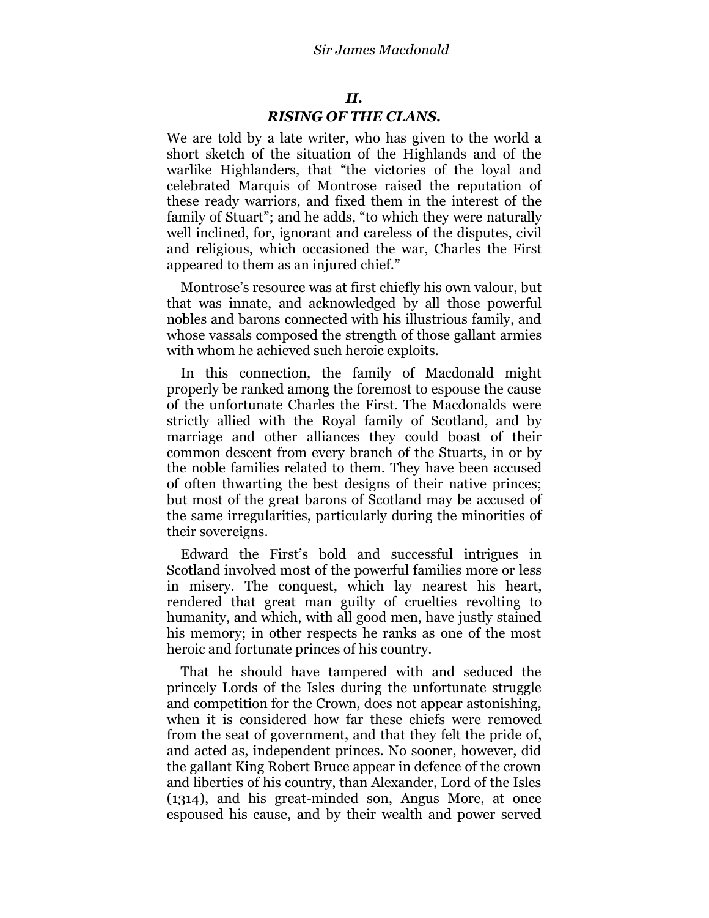## *II.*
## *RISING OF THE CLANS.*

We are told by a late writer, who has given to the world a short sketch of the situation of the Highlands and of the warlike Highlanders, that "the victories of the loyal and celebrated Marquis of Montrose raised the reputation of these ready warriors, and fixed them in the interest of the family of Stuart"; and he adds, "to which they were naturally well inclined, for, ignorant and careless of the disputes, civil and religious, which occasioned the war, Charles the First appeared to them as an injured chief."

Montrose's resource was at first chiefly his own valour, but that was innate, and acknowledged by all those powerful nobles and barons connected with his illustrious family, and whose vassals composed the strength of those gallant armies with whom he achieved such heroic exploits.

In this connection, the family of Macdonald might properly be ranked among the foremost to espouse the cause of the unfortunate Charles the First. The Macdonalds were strictly allied with the Royal family of Scotland, and by marriage and other alliances they could boast of their common descent from every branch of the Stuarts, in or by the noble families related to them. They have been accused of often thwarting the best designs of their native princes; but most of the great barons of Scotland may be accused of the same irregularities, particularly during the minorities of their sovereigns.

Edward the First's bold and successful intrigues in Scotland involved most of the powerful families more or less in misery. The conquest, which lay nearest his heart, rendered that great man guilty of cruelties revolting to humanity, and which, with all good men, have justly stained his memory; in other respects he ranks as one of the most heroic and fortunate princes of his country.

That he should have tampered with and seduced the princely Lords of the Isles during the unfortunate struggle and competition for the Crown, does not appear astonishing, when it is considered how far these chiefs were removed from the seat of government, and that they felt the pride of, and acted as, independent princes. No sooner, however, did the gallant King Robert Bruce appear in defence of the crown and liberties of his country, than Alexander, Lord of the Isles (1314), and his great-minded son, Angus More, at once espoused his cause, and by their wealth and power served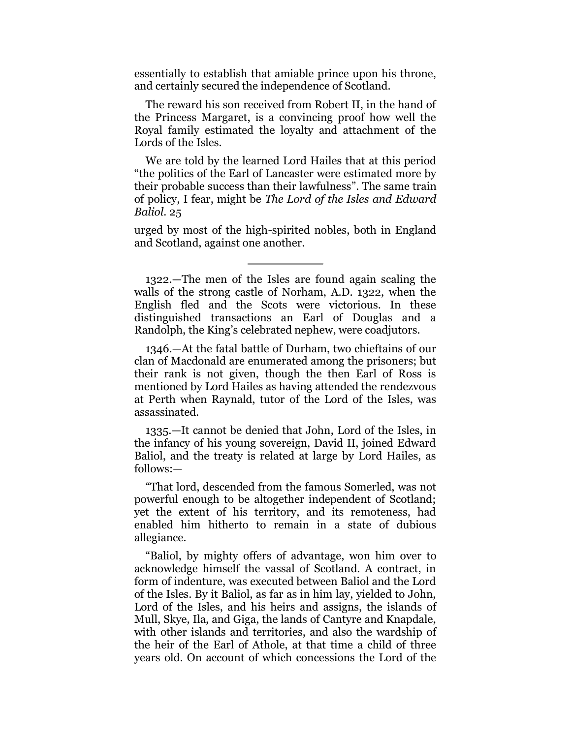essentially to establish that amiable prince upon his throne, and certainly secured the independence of Scotland.

The reward his son received from Robert II, in the hand of the Princess Margaret, is a convincing proof how well the Royal family estimated the loyalty and attachment of the Lords of the Isles.

We are told by the learned Lord Hailes that at this period "the politics of the Earl of Lancaster were estimated more by their probable success than their lawfulness". The same train of policy, I fear, might be urged by most of the high-spirited nobles, both in England and Scotland, against one another.

---

1322.—The men of the Isles are found again scaling the walls of the strong castle of Norham, A.D. 1322, when the English fled and the Scots were victorious. In these distinguished transactions an Earl of Douglas and a Randolph, the King's celebrated nephew, were coadjutors.

1346.—At the fatal battle of Durham, two chieftains of our clan of Macdonald are enumerated among the prisoners; but their rank is not given, though the then Earl of Ross is mentioned by Lord Hailes as having attended the rendezvous at Perth when Raynald, tutor of the Lord of the Isles, was assassinated.

1335.—It cannot be denied that John, Lord of the Isles, in the infancy of his young sovereign, David II, joined Edward Baliol, and the treaty is related at large by Lord Hailes, as follows:—

"That lord, descended from the famous Somerled, was not powerful enough to be altogether independent of Scotland; yet the extent of his territory, and its remoteness, had enabled him hitherto to remain in a state of dubious allegiance.

"Baliol, by mighty offers of advantage, won him over to acknowledge himself the vassal of Scotland. A contract, in form of indenture, was executed between Baliol and the Lord of the Isles. By it Baliol, as far as in him lay, yielded to John, Lord of the Isles, and his heirs and assigns, the islands of Mull, Skye, Ila, and Giga, the lands of Cantyre and Knapdale, with other islands and territories, and also the wardship of the heir of the Earl of Athole, at that time a child of three years old. On account of which concessions the Lord of the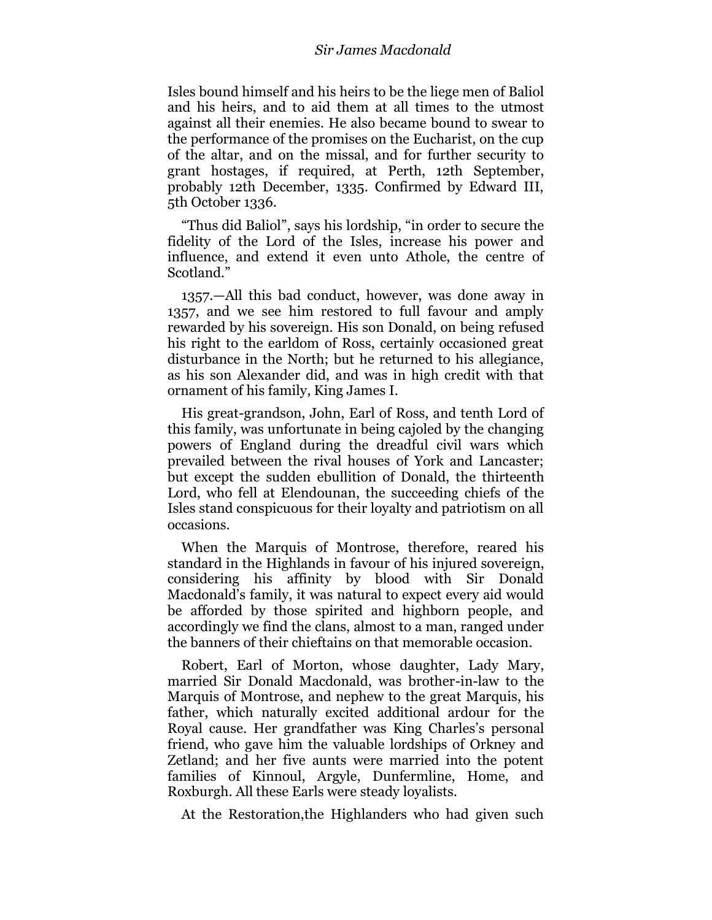Isles bound himself and his heirs to be the liege men of Baliol and his heirs, and to aid them at all times to the utmost against all their enemies. He also became bound to swear to the performance of the promises on the Eucharist, on the cup of the altar, and on the missal, and for further security to grant hostages, if required, at Perth, 12th September, probably 12th December, 1335. Confirmed by Edward III, 5th October 1336.

"Thus did Baliol", says his lordship, "in order to secure the fidelity of the Lord of the Isles, increase his power and influence, and extend it even unto Athole, the centre of Scotland."

1357.—All this bad conduct, however, was done away in 1357, and we see him restored to full favour and amply rewarded by his sovereign. His son Donald, on being refused his right to the earldom of Ross, certainly occasioned great disturbance in the North; but he returned to his allegiance, as his son Alexander did, and was in high credit with that ornament of his family, King James I.

His great-grandson, John, Earl of Ross, and tenth Lord of this family, was unfortunate in being cajoled by the changing powers of England during the dreadful civil wars which prevailed between the rival houses of York and Lancaster; but except the sudden ebullition of Donald, the thirteenth Lord, who fell at Elendounan, the succeeding chiefs of the Isles stand conspicuous for their loyalty and patriotism on all occasions.

When the Marquis of Montrose, therefore, reared his standard in the Highlands in favour of his injured sovereign, considering his affinity by blood with Sir Donald Macdonald's family, it was natural to expect every aid would be afforded by those spirited and highborn people, and accordingly we find the clans, almost to a man, ranged under the banners of their chieftains on that memorable occasion.

Robert, Earl of Morton, whose daughter, Lady Mary, married Sir Donald Macdonald, was brother-in-law to the Marquis of Montrose, and nephew to the great Marquis, his father, which naturally excited additional ardour for the Royal cause. Her grandfather was King Charles's personal friend, who gave him the valuable lordships of Orkney and Zetland; and her five aunts were married into the potent families of Kinnoul, Argyle, Dunfermline, Home, and Roxburgh. All these Earls were steady loyalists.

At the Restoration,the Highlanders who had given such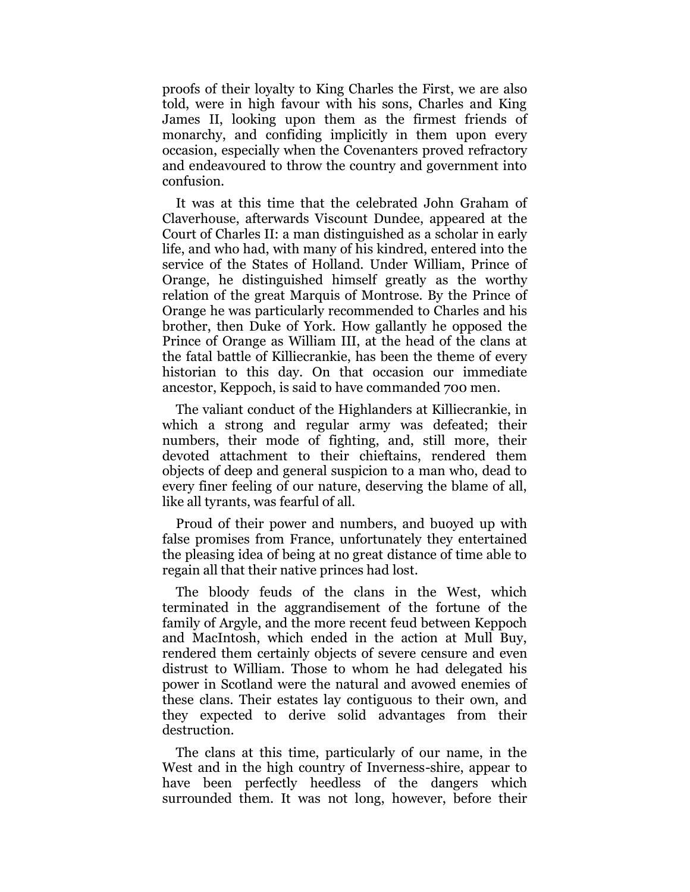proofs of their loyalty to King Charles the First, we are also told, were in high favour with his sons, Charles and King James II, looking upon them as the firmest friends of monarchy, and confiding implicitly in them upon every occasion, especially when the Covenanters proved refractory and endeavoured to throw the country and government into confusion.

It was at this time that the celebrated John Graham of Claverhouse, afterwards Viscount Dundee, appeared at the Court of Charles II: a man distinguished as a scholar in early life, and who had, with many of his kindred, entered into the service of the States of Holland. Under William, Prince of Orange, he distinguished himself greatly as the worthy relation of the great Marquis of Montrose. By the Prince of Orange he was particularly recommended to Charles and his brother, then Duke of York. How gallantly he opposed the Prince of Orange as William III, at the head of the clans at the fatal battle of Killiecrankie, has been the theme of every historian to this day. On that occasion our immediate ancestor, Keppoch, is said to have commanded 700 men.

The valiant conduct of the Highlanders at Killiecrankie, in which a strong and regular army was defeated; their numbers, their mode of fighting, and, still more, their devoted attachment to their chieftains, rendered them objects of deep and general suspicion to a man who, dead to every finer feeling of our nature, deserving the blame of all, like all tyrants, was fearful of all.

Proud of their power and numbers, and buoyed up with false promises from France, unfortunately they entertained the pleasing idea of being at no great distance of time able to regain all that their native princes had lost.

The bloody feuds of the clans in the West, which terminated in the aggrandisement of the fortune of the family of Argyle, and the more recent feud between Keppoch and MacIntosh, which ended in the action at Mull Buy, rendered them certainly objects of severe censure and even distrust to William. Those to whom he had delegated his power in Scotland were the natural and avowed enemies of these clans. Their estates lay contiguous to their own, and they expected to derive solid advantages from their destruction.

The clans at this time, particularly of our name, in the West and in the high country of Inverness-shire, appear to have been perfectly heedless of the dangers which surrounded them. It was not long, however, before their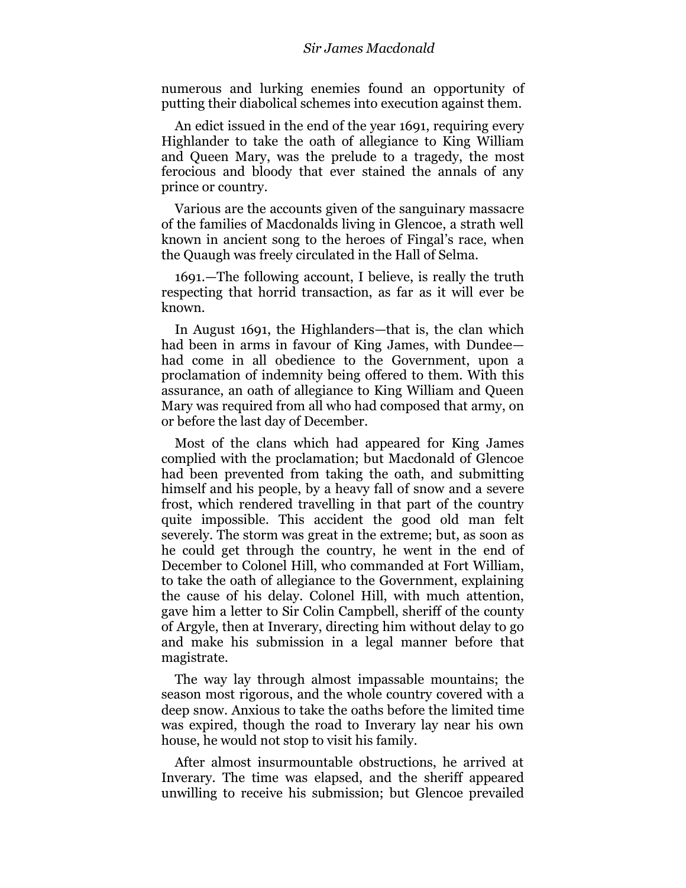numerous and lurking enemies found an opportunity of putting their diabolical schemes into execution against them.

An edict issued in the end of the year 1691, requiring every Highlander to take the oath of allegiance to King William and Queen Mary, was the prelude to a tragedy, the most ferocious and bloody that ever stained the annals of any prince or country.

Various are the accounts given of the sanguinary massacre of the families of Macdonalds living in Glencoe, a strath well known in ancient song to the heroes of Fingal's race, when the Quaugh was freely circulated in the Hall of Selma.

1691.—The following account, I believe, is really the truth respecting that horrid transaction, as far as it will ever be known.

In August 1691, the Highlanders—that is, the clan which had been in arms in favour of King James, with Dundee—had come in all obedience to the Government, upon a proclamation of indemnity being offered to them. With this assurance, an oath of allegiance to King William and Queen Mary was required from all who had composed that army, on or before the last day of December.

Most of the clans which had appeared for King James complied with the proclamation; but Macdonald of Glencoe had been prevented from taking the oath, and submitting himself and his people, by a heavy fall of snow and a severe frost, which rendered travelling in that part of the country quite impossible. This accident the good old man felt severely. The storm was great in the extreme; but, as soon as he could get through the country, he went in the end of December to Colonel Hill, who commanded at Fort William, to take the oath of allegiance to the Government, explaining the cause of his delay. Colonel Hill, with much attention, gave him a letter to Sir Colin Campbell, sheriff of the county of Argyle, then at Inverary, directing him without delay to go and make his submission in a legal manner before that magistrate.

The way lay through almost impassable mountains; the season most rigorous, and the whole country covered with a deep snow. Anxious to take the oaths before the limited time was expired, though the road to Inverary lay near his own house, he would not stop to visit his family.

After almost insurmountable obstructions, he arrived at Inverary. The time was elapsed, and the sheriff appeared unwilling to receive his submission; but Glencoe prevailed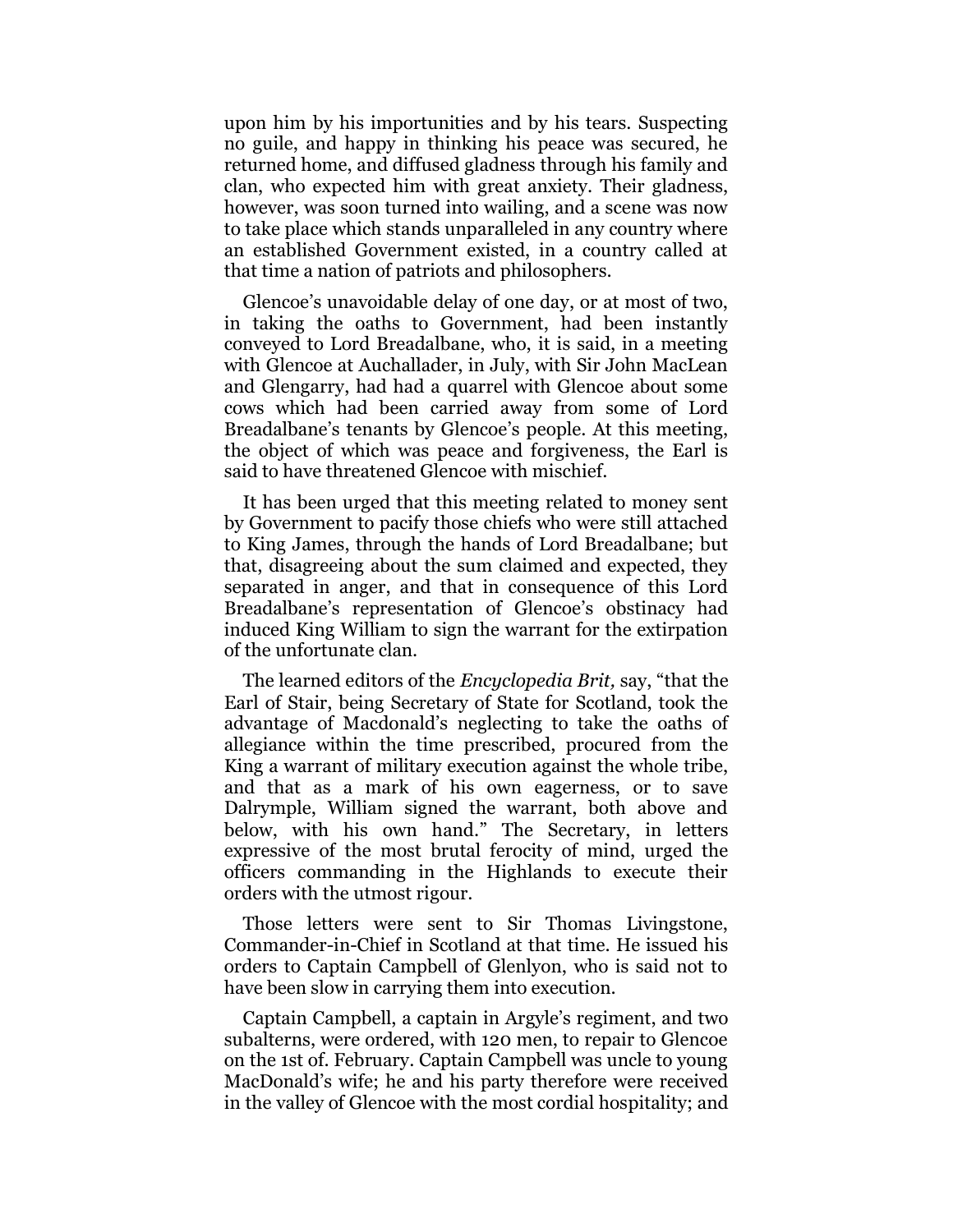upon him by his importunities and by his tears. Suspecting no guile, and happy in thinking his peace was secured, he returned home, and diffused gladness through his family and clan, who expected him with great anxiety. Their gladness, however, was soon turned into wailing, and a scene was now to take place which stands unparalleled in any country where an established Government existed, in a country called at that time a nation of patriots and philosophers.

Glencoe's unavoidable delay of one day, or at most of two, in taking the oaths to Government, had been instantly conveyed to Lord Breadalbane, who, it is said, in a meeting with Glencoe at Auchallader, in July, with Sir John MacLean and Glengarry, had had a quarrel with Glencoe about some cows which had been carried away from some of Lord Breadalbane's tenants by Glencoe's people. At this meeting, the object of which was peace and forgiveness, the Earl is said to have threatened Glencoe with mischief.

It has been urged that this meeting related to money sent by Government to pacify those chiefs who were still attached to King James, through the hands of Lord Breadalbane; but that, disagreeing about the sum claimed and expected, they separated in anger, and that in consequence of this Lord Breadalbane's representation of Glencoe's obstinacy had induced King William to sign the warrant for the extirpation of the unfortunate clan.

The learned editors of the *Encyclopedia Brit,* say, "that the Earl of Stair, being Secretary of State for Scotland, took the advantage of Macdonald's neglecting to take the oaths of allegiance within the time prescribed, procured from the King a warrant of military execution against the whole tribe, and that as a mark of his own eagerness, or to save Dalrymple, William signed the warrant, both above and below, with his own hand." The Secretary, in letters expressive of the most brutal ferocity of mind, urged the officers commanding in the Highlands to execute their orders with the utmost rigour.

Those letters were sent to Sir Thomas Livingstone, Commander-in-Chief in Scotland at that time. He issued his orders to Captain Campbell of Glenlyon, who is said not to have been slow in carrying them into execution.

Captain Campbell, a captain in Argyle's regiment, and two subalterns, were ordered, with 120 men, to repair to Glencoe on the 1st of. February. Captain Campbell was uncle to young MacDonald's wife; he and his party therefore were received in the valley of Glencoe with the most cordial hospitality; and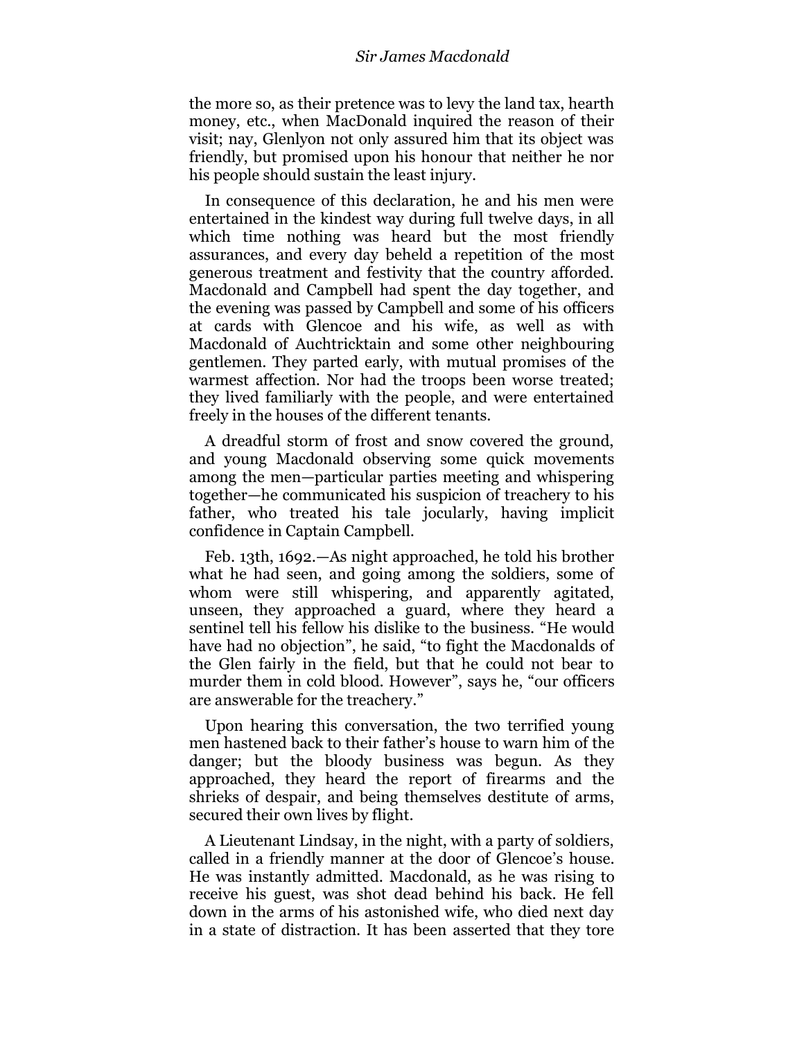the more so, as their pretence was to levy the land tax, hearth money, etc., when MacDonald inquired the reason of their visit; nay, Glenlyon not only assured him that its object was friendly, but promised upon his honour that neither he nor his people should sustain the least injury.

In consequence of this declaration, he and his men were entertained in the kindest way during full twelve days, in all which time nothing was heard but the most friendly assurances, and every day beheld a repetition of the most generous treatment and festivity that the country afforded. Macdonald and Campbell had spent the day together, and the evening was passed by Campbell and some of his officers at cards with Glencoe and his wife, as well as with Macdonald of Auchtricktain and some other neighbouring gentlemen. They parted early, with mutual promises of the warmest affection. Nor had the troops been worse treated; they lived familiarly with the people, and were entertained freely in the houses of the different tenants.

A dreadful storm of frost and snow covered the ground, and young Macdonald observing some quick movements among the men—particular parties meeting and whispering together—he communicated his suspicion of treachery to his father, who treated his tale jocularly, having implicit confidence in Captain Campbell.

Feb. 13th, 1692.—As night approached, he told his brother what he had seen, and going among the soldiers, some of whom were still whispering, and apparently agitated, unseen, they approached a guard, where they heard a sentinel tell his fellow his dislike to the business. "He would have had no objection", he said, "to fight the Macdonalds of the Glen fairly in the field, but that he could not bear to murder them in cold blood. However", says he, "our officers are answerable for the treachery."

Upon hearing this conversation, the two terrified young men hastened back to their father's house to warn him of the danger; but the bloody business was begun. As they approached, they heard the report of firearms and the shrieks of despair, and being themselves destitute of arms, secured their own lives by flight.

A Lieutenant Lindsay, in the night, with a party of soldiers, called in a friendly manner at the door of Glencoe's house. He was instantly admitted. Macdonald, as he was rising to receive his guest, was shot dead behind his back. He fell down in the arms of his astonished wife, who died next day in a state of distraction. It has been asserted that they tore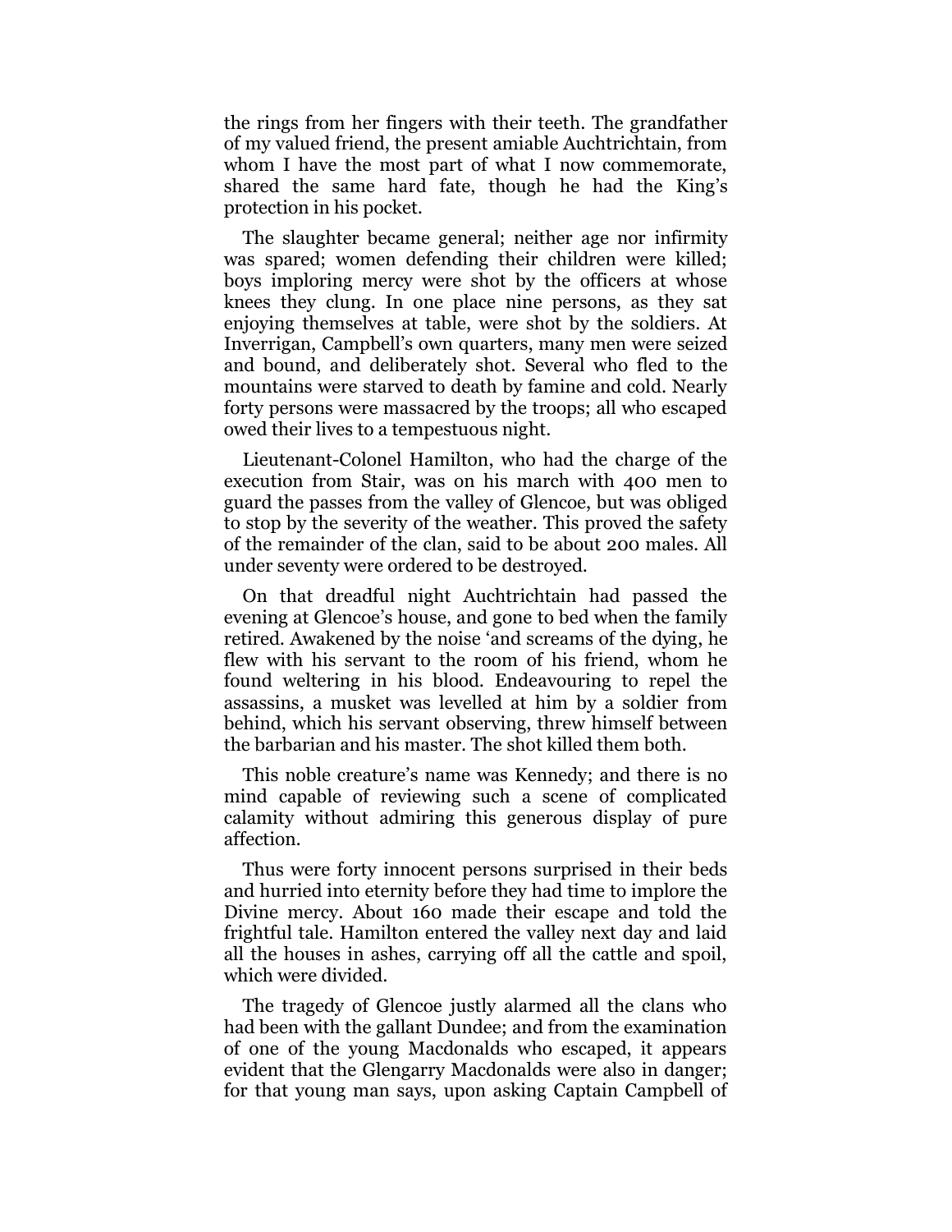the rings from her fingers with their teeth. The grandfather of my valued friend, the present amiable Auchtrichtain, from whom I have the most part of what I now commemorate, shared the same hard fate, though he had the King's protection in his pocket.

The slaughter became general; neither age nor infirmity was spared; women defending their children were killed; boys imploring mercy were shot by the officers at whose knees they clung. In one place nine persons, as they sat enjoying themselves at table, were shot by the soldiers. At Inverrigan, Campbell's own quarters, many men were seized and bound, and deliberately shot. Several who fled to the mountains were starved to death by famine and cold. Nearly forty persons were massacred by the troops; all who escaped owed their lives to a tempestuous night.

Lieutenant-Colonel Hamilton, who had the charge of the execution from Stair, was on his march with 400 men to guard the passes from the valley of Glencoe, but was obliged to stop by the severity of the weather. This proved the safety of the remainder of the clan, said to be about 200 males. All under seventy were ordered to be destroyed.

On that dreadful night Auchtrichtain had passed the evening at Glencoe's house, and gone to bed when the family retired. Awakened by the noise 'and screams of the dying, he flew with his servant to the room of his friend, whom he found weltering in his blood. Endeavouring to repel the assassins, a musket was levelled at him by a soldier from behind, which his servant observing, threw himself between the barbarian and his master. The shot killed them both.

This noble creature's name was Kennedy; and there is no mind capable of reviewing such a scene of complicated calamity without admiring this generous display of pure affection.

Thus were forty innocent persons surprised in their beds and hurried into eternity before they had time to implore the Divine mercy. About 160 made their escape and told the frightful tale. Hamilton entered the valley next day and laid all the houses in ashes, carrying off all the cattle and spoil, which were divided.

The tragedy of Glencoe justly alarmed all the clans who had been with the gallant Dundee; and from the examination of one of the young Macdonalds who escaped, it appears evident that the Glengarry Macdonalds were also in danger; for that young man says, upon asking Captain Campbell of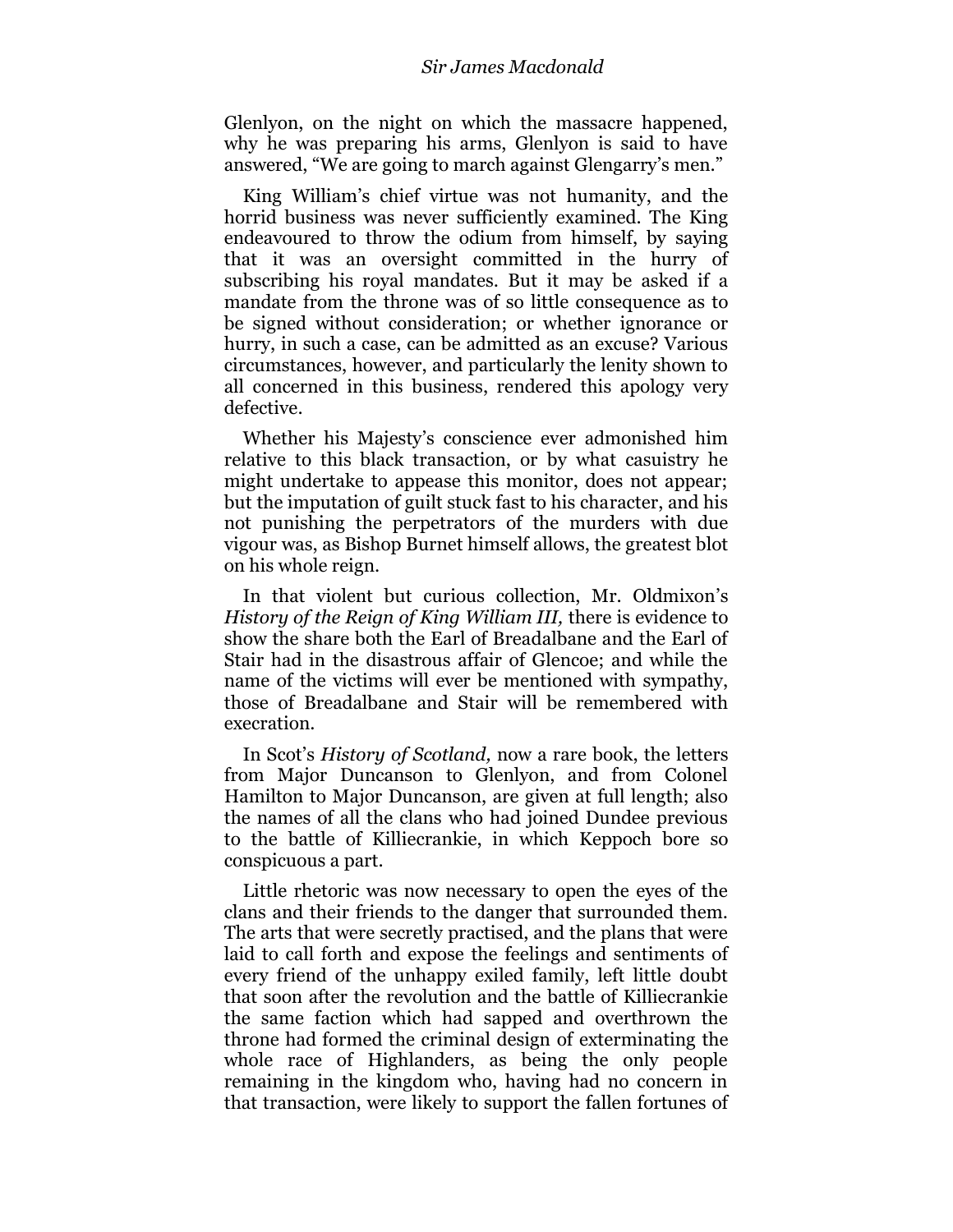Glenlyon, on the night on which the massacre happened, why he was preparing his arms, Glenlyon is said to have answered, “We are going to march against Glengarry’s men.”

King William’s chief virtue was not humanity, and the horrid business was never sufficiently examined. The King endeavoured to throw the odium from himself, by saying that it was an oversight committed in the hurry of subscribing his royal mandates. But it may be asked if a mandate from the throne was of so little consequence as to be signed without consideration; or whether ignorance or hurry, in such a case, can be admitted as an excuse? Various circumstances, however, and particularly the lenity shown to all concerned in this business, rendered this apology very defective.

Whether his Majesty’s conscience ever admonished him relative to this black transaction, or by what casuistry he might undertake to appease this monitor, does not appear; but the imputation of guilt stuck fast to his character, and his not punishing the perpetrators of the murders with due vigour was, as Bishop Burnet himself allows, the greatest blot on his whole reign.

In that violent but curious collection, Mr. Oldmixon’s *History of the Reign of King William III,* there is evidence to show the share both the Earl of Breadalbane and the Earl of Stair had in the disastrous affair of Glencoe; and while the name of the victims will ever be mentioned with sympathy, those of Breadalbane and Stair will be remembered with execration.

In Scot’s *History of Scotland,* now a rare book, the letters from Major Duncanson to Glenlyon, and from Colonel Hamilton to Major Duncanson, are given at full length; also the names of all the clans who had joined Dundee previous to the battle of Killiecrankie, in which Keppoch bore so conspicuous a part.

Little rhetoric was now necessary to open the eyes of the clans and their friends to the danger that surrounded them. The arts that were secretly practised, and the plans that were laid to call forth and expose the feelings and sentiments of every friend of the unhappy exiled family, left little doubt that soon after the revolution and the battle of Killiecrankie the same faction which had sapped and overthrown the throne had formed the criminal design of exterminating the whole race of Highlanders, as being the only people remaining in the kingdom who, having had no concern in that transaction, were likely to support the fallen fortunes of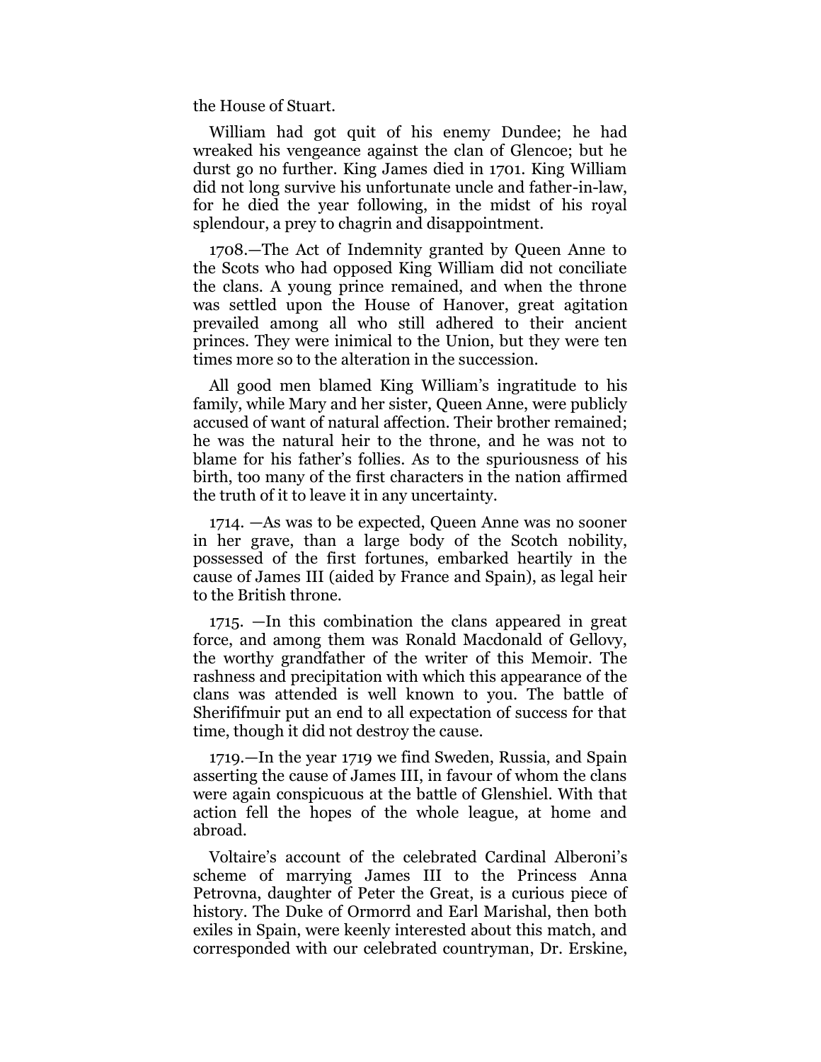the House of Stuart.

William had got quit of his enemy Dundee; he had wreaked his vengeance against the clan of Glencoe; but he durst go no further. King James died in 1701. King William did not long survive his unfortunate uncle and father-in-law, for he died the year following, in the midst of his royal splendour, a prey to chagrin and disappointment.

1708.—The Act of Indemnity granted by Queen Anne to the Scots who had opposed King William did not conciliate the clans. A young prince remained, and when the throne was settled upon the House of Hanover, great agitation prevailed among all who still adhered to their ancient princes. They were inimical to the Union, but they were ten times more so to the alteration in the succession.

All good men blamed King William's ingratitude to his family, while Mary and her sister, Queen Anne, were publicly accused of want of natural affection. Their brother remained; he was the natural heir to the throne, and he was not to blame for his father's follies. As to the spuriousness of his birth, too many of the first characters in the nation affirmed the truth of it to leave it in any uncertainty.

1714. —As was to be expected, Queen Anne was no sooner in her grave, than a large body of the Scotch nobility, possessed of the first fortunes, embarked heartily in the cause of James III (aided by France and Spain), as legal heir to the British throne.

1715. —In this combination the clans appeared in great force, and among them was Ronald Macdonald of Gellovy, the worthy grandfather of the writer of this Memoir. The rashness and precipitation with which this appearance of the clans was attended is well known to you. The battle of Sherififmuir put an end to all expectation of success for that time, though it did not destroy the cause.

1719.—In the year 1719 we find Sweden, Russia, and Spain asserting the cause of James III, in favour of whom the clans were again conspicuous at the battle of Glenshiel. With that action fell the hopes of the whole league, at home and abroad.

Voltaire's account of the celebrated Cardinal Alberoni's scheme of marrying James III to the Princess Anna Petrovna, daughter of Peter the Great, is a curious piece of history. The Duke of Ormorrd and Earl Marishal, then both exiles in Spain, were keenly interested about this match, and corresponded with our celebrated countryman, Dr. Erskine,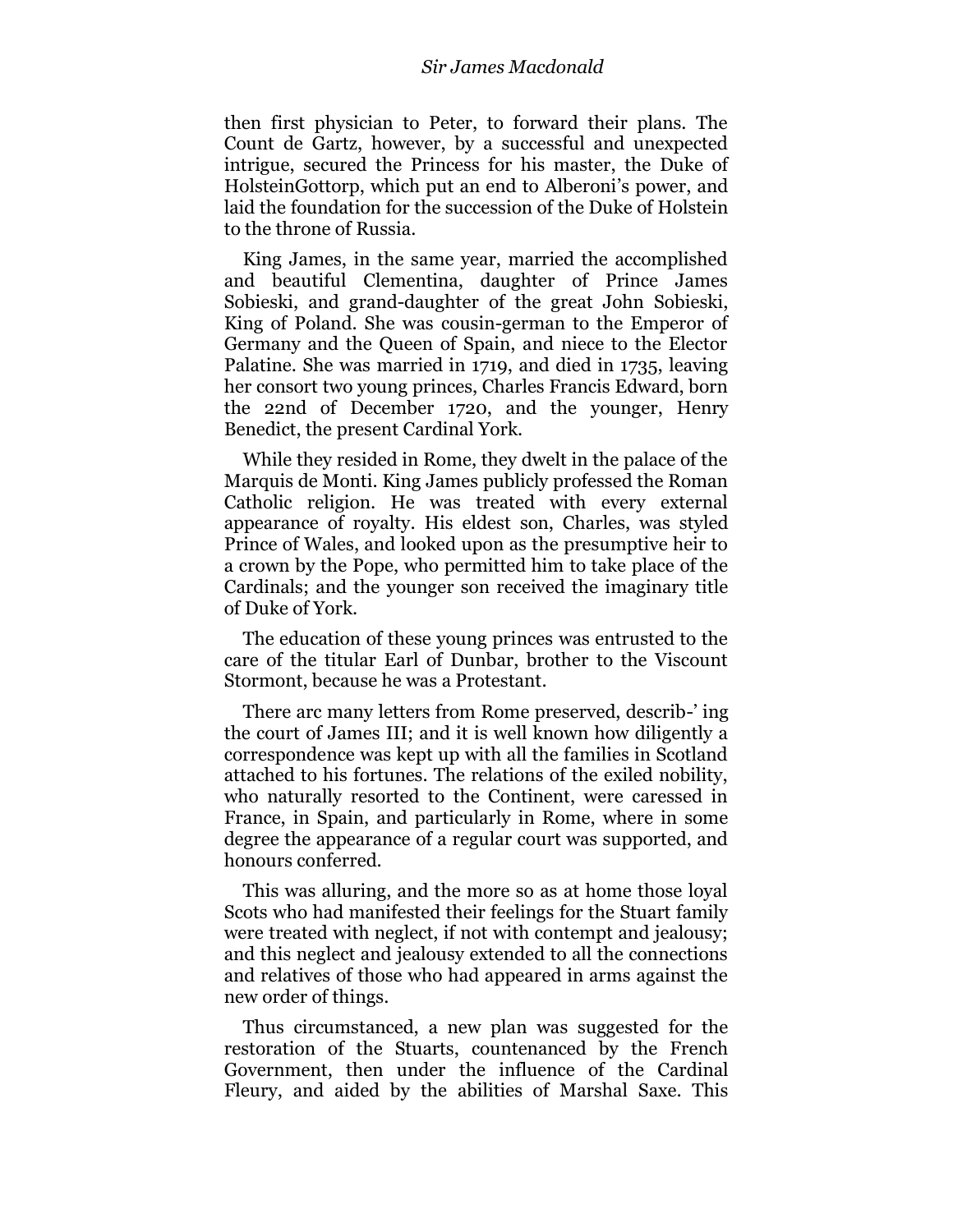then first physician to Peter, to forward their plans. The Count de Gartz, however, by a successful and unexpected intrigue, secured the Princess for his master, the Duke of HolsteinGottorp, which put an end to Alberoni's power, and laid the foundation for the succession of the Duke of Holstein to the throne of Russia.

King James, in the same year, married the accomplished and beautiful Clementina, daughter of Prince James Sobieski, and grand-daughter of the great John Sobieski, King of Poland. She was cousin-german to the Emperor of Germany and the Queen of Spain, and niece to the Elector Palatine. She was married in 1719, and died in 1735, leaving her consort two young princes, Charles Francis Edward, born the 22nd of December 1720, and the younger, Henry Benedict, the present Cardinal York.

While they resided in Rome, they dwelt in the palace of the Marquis de Monti. King James publicly professed the Roman Catholic religion. He was treated with every external appearance of royalty. His eldest son, Charles, was styled Prince of Wales, and looked upon as the presumptive heir to a crown by the Pope, who permitted him to take place of the Cardinals; and the younger son received the imaginary title of Duke of York.

The education of these young princes was entrusted to the care of the titular Earl of Dunbar, brother to the Viscount Stormont, because he was a Protestant.

There arc many letters from Rome preserved, describ-' ing the court of James III; and it is well known how diligently a correspondence was kept up with all the families in Scotland attached to his fortunes. The relations of the exiled nobility, who naturally resorted to the Continent, were caressed in France, in Spain, and particularly in Rome, where in some degree the appearance of a regular court was supported, and honours conferred.

This was alluring, and the more so as at home those loyal Scots who had manifested their feelings for the Stuart family were treated with neglect, if not with contempt and jealousy; and this neglect and jealousy extended to all the connections and relatives of those who had appeared in arms against the new order of things.

Thus circumstanced, a new plan was suggested for the restoration of the Stuarts, countenanced by the French Government, then under the influence of the Cardinal Fleury, and aided by the abilities of Marshal Saxe. This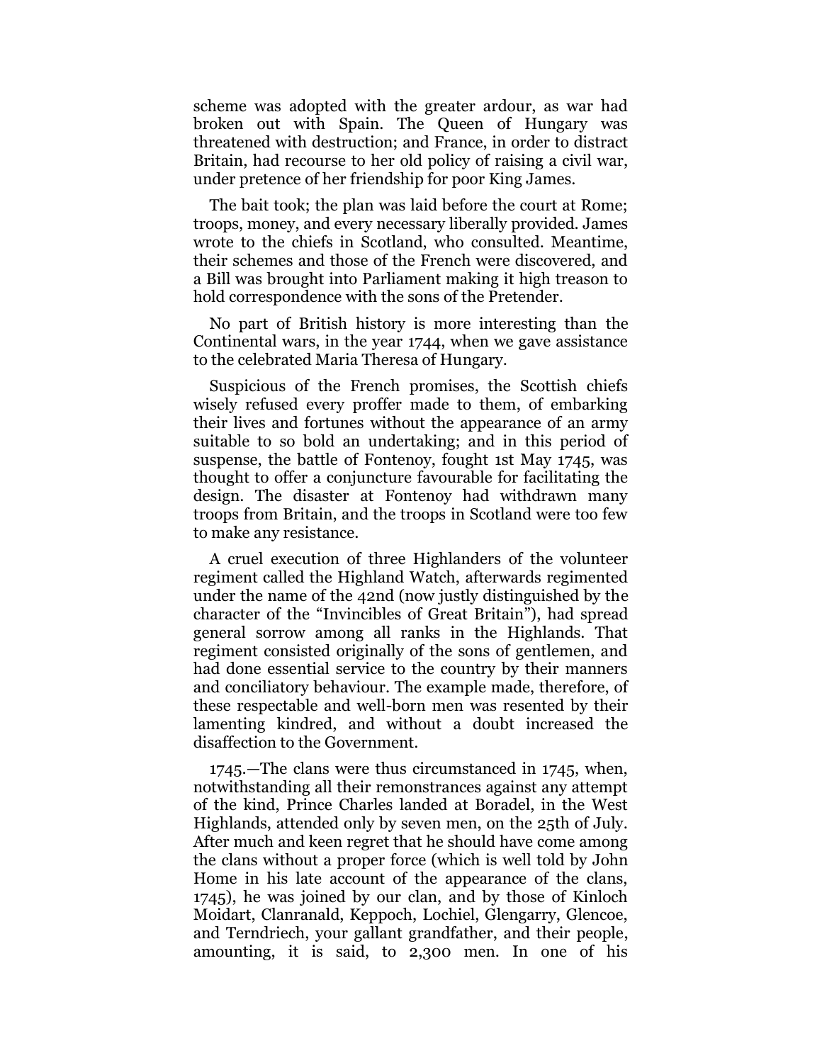scheme was adopted with the greater ardour, as war had broken out with Spain. The Queen of Hungary was threatened with destruction; and France, in order to distract Britain, had recourse to her old policy of raising a civil war, under pretence of her friendship for poor King James.

The bait took; the plan was laid before the court at Rome; troops, money, and every necessary liberally provided. James wrote to the chiefs in Scotland, who consulted. Meantime, their schemes and those of the French were discovered, and a Bill was brought into Parliament making it high treason to hold correspondence with the sons of the Pretender.

No part of British history is more interesting than the Continental wars, in the year 1744, when we gave assistance to the celebrated Maria Theresa of Hungary.

Suspicious of the French promises, the Scottish chiefs wisely refused every proffer made to them, of embarking their lives and fortunes without the appearance of an army suitable to so bold an undertaking; and in this period of suspense, the battle of Fontenoy, fought 1st May 1745, was thought to offer a conjuncture favourable for facilitating the design. The disaster at Fontenoy had withdrawn many troops from Britain, and the troops in Scotland were too few to make any resistance.

A cruel execution of three Highlanders of the volunteer regiment called the Highland Watch, afterwards regimented under the name of the 42nd (now justly distinguished by the character of the "Invincibles of Great Britain"), had spread general sorrow among all ranks in the Highlands. That regiment consisted originally of the sons of gentlemen, and had done essential service to the country by their manners and conciliatory behaviour. The example made, therefore, of these respectable and well-born men was resented by their lamenting kindred, and without a doubt increased the disaffection to the Government.

1745.—The clans were thus circumstanced in 1745, when, notwithstanding all their remonstrances against any attempt of the kind, Prince Charles landed at Boradel, in the West Highlands, attended only by seven men, on the 25th of July. After much and keen regret that he should have come among the clans without a proper force (which is well told by John Home in his late account of the appearance of the clans, 1745), he was joined by our clan, and by those of Kinloch Moidart, Clanranald, Keppoch, Lochiel, Glengarry, Glencoe, and Terndriech, your gallant grandfather, and their people, amounting, it is said, to 2,300 men. In one of his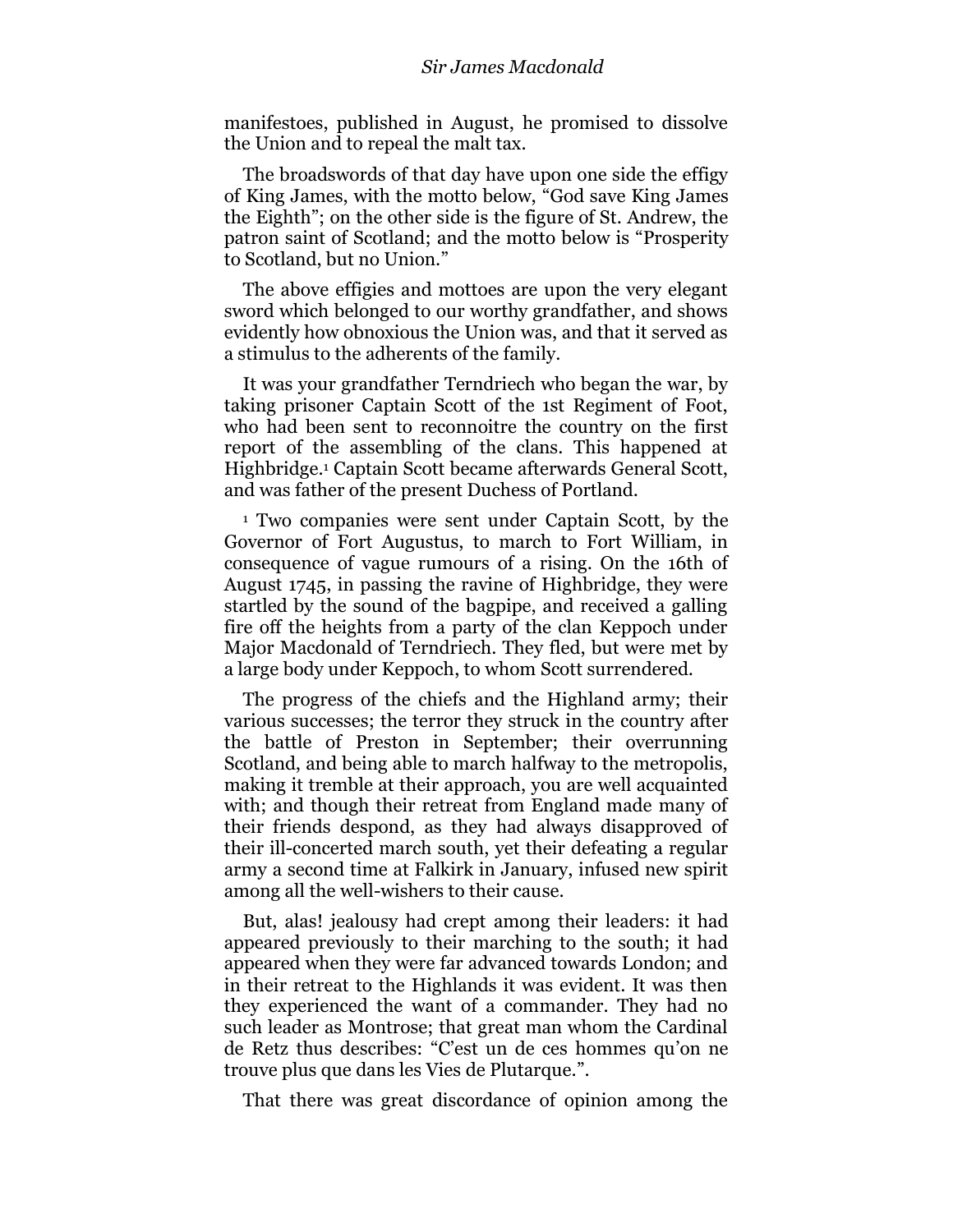manifestoes, published in August, he promised to dissolve the Union and to repeal the malt tax.

The broadswords of that day have upon one side the effigy of King James, with the motto below, "God save King James the Eighth"; on the other side is the figure of St. Andrew, the patron saint of Scotland; and the motto below is "Prosperity to Scotland, but no Union."

The above effigies and mottoes are upon the very elegant sword which belonged to our worthy grandfather, and shows evidently how obnoxious the Union was, and that it served as a stimulus to the adherents of the family.

It was your grandfather Terndriech who began the war, by taking prisoner Captain Scott of the 1st Regiment of Foot, who had been sent to reconnoitre the country on the first report of the assembling of the clans. This happened at Highbridge.[1] Captain Scott became afterwards General Scott, and was father of the present Duchess of Portland.

[1] Two companies were sent under Captain Scott, by the Governor of Fort Augustus, to march to Fort William, in consequence of vague rumours of a rising. On the 16th of August 1745, in passing the ravine of Highbridge, they were startled by the sound of the bagpipe, and received a galling fire off the heights from a party of the clan Keppoch under Major Macdonald of Terndriech. They fled, but were met by a large body under Keppoch, to whom Scott surrendered.

The progress of the chiefs and the Highland army; their various successes; the terror they struck in the country after the battle of Preston in September; their overrunning Scotland, and being able to march halfway to the metropolis, making it tremble at their approach, you are well acquainted with; and though their retreat from England made many of their friends despond, as they had always disapproved of their ill-concerted march south, yet their defeating a regular army a second time at Falkirk in January, infused new spirit among all the well-wishers to their cause.

But, alas! jealousy had crept among their leaders: it had appeared previously to their marching to the south; it had appeared when they were far advanced towards London; and in their retreat to the Highlands it was evident. It was then they experienced the want of a commander. They had no such leader as Montrose; that great man whom the Cardinal de Retz thus describes: "C'est un de ces hommes qu'on ne trouve plus que dans les Vies de Plutarque.".

That there was great discordance of opinion among the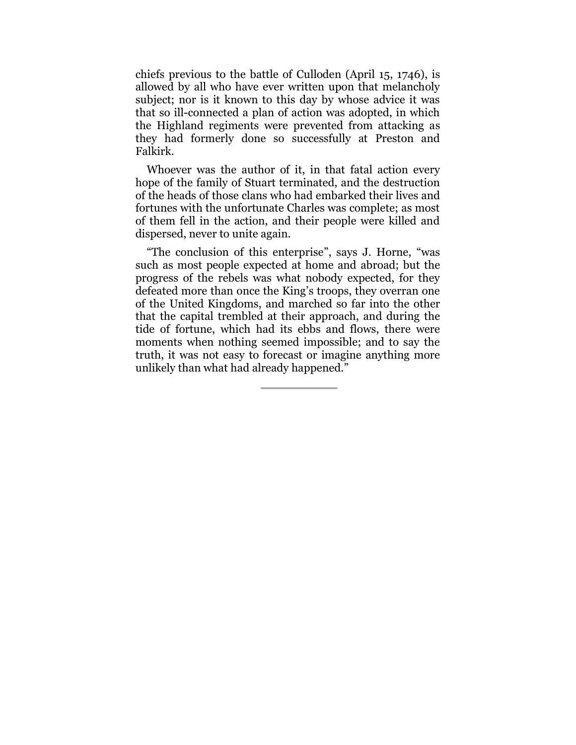chiefs previous to the battle of Culloden (April 15, 1746), is allowed by all who have ever written upon that melancholy subject; nor is it known to this day by whose advice it was that so ill-connected a plan of action was adopted, in which the Highland regiments were prevented from attacking as they had formerly done so successfully at Preston and Falkirk.

Whoever was the author of it, in that fatal action every hope of the family of Stuart terminated, and the destruction of the heads of those clans who had embarked their lives and fortunes with the unfortunate Charles was complete; as most of them fell in the action, and their people were killed and dispersed, never to unite again.

"The conclusion of this enterprise", says J. Horne, "was such as most people expected at home and abroad; but the progress of the rebels was what nobody expected, for they defeated more than once the King's troops, they overran one of the United Kingdoms, and marched so far into the other that the capital trembled at their approach, and during the tide of fortune, which had its ebbs and flows, there were moments when nothing seemed impossible; and to say the truth, it was not easy to forecast or imagine anything more unlikely than what had already happened."

---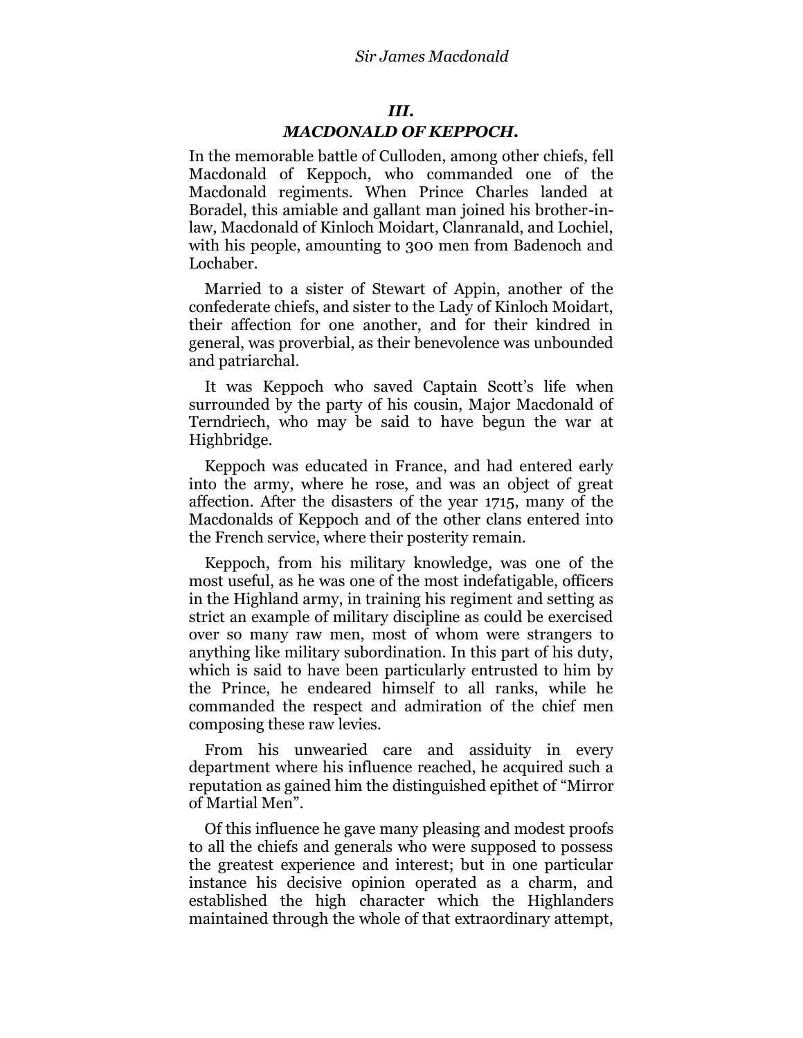## *III.*
## *MACDONALD OF KEPPOCH.*

In the memorable battle of Culloden, among other chiefs, fell Macdonald of Keppoch, who commanded one of the Macdonald regiments. When Prince Charles landed at Boradel, this amiable and gallant man joined his brother-in-law, Macdonald of Kinloch Moidart, Clanranald, and Lochiel, with his people, amounting to 300 men from Badenoch and Lochaber.

Married to a sister of Stewart of Appin, another of the confederate chiefs, and sister to the Lady of Kinloch Moidart, their affection for one another, and for their kindred in general, was proverbial, as their benevolence was unbounded and patriarchal.

It was Keppoch who saved Captain Scott's life when surrounded by the party of his cousin, Major Macdonald of Terndriech, who may be said to have begun the war at Highbridge.

Keppoch was educated in France, and had entered early into the army, where he rose, and was an object of great affection. After the disasters of the year 1715, many of the Macdonalds of Keppoch and of the other clans entered into the French service, where their posterity remain.

Keppoch, from his military knowledge, was one of the most useful, as he was one of the most indefatigable, officers in the Highland army, in training his regiment and setting as strict an example of military discipline as could be exercised over so many raw men, most of whom were strangers to anything like military subordination. In this part of his duty, which is said to have been particularly entrusted to him by the Prince, he endeared himself to all ranks, while he commanded the respect and admiration of the chief men composing these raw levies.

From his unwearied care and assiduity in every department where his influence reached, he acquired such a reputation as gained him the distinguished epithet of "Mirror of Martial Men".

Of this influence he gave many pleasing and modest proofs to all the chiefs and generals who were supposed to possess the greatest experience and interest; but in one particular instance his decisive opinion operated as a charm, and established the high character which the Highlanders maintained through the whole of that extraordinary attempt,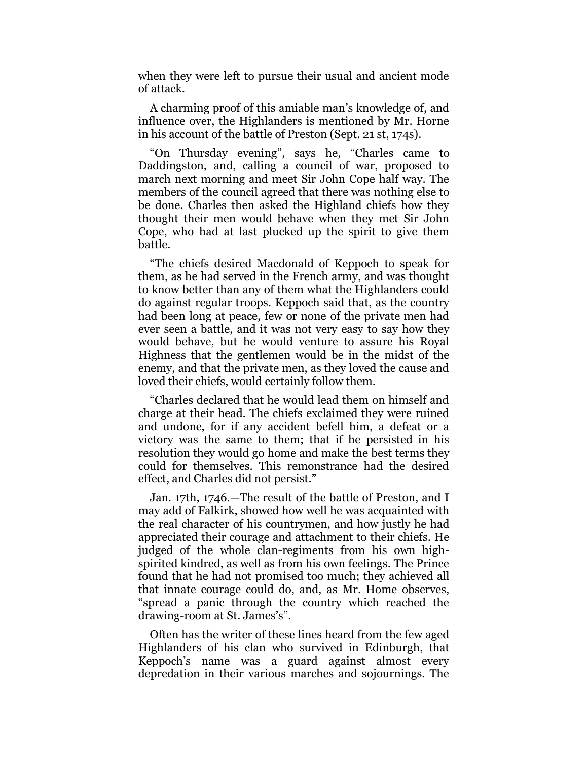when they were left to pursue their usual and ancient mode of attack.

A charming proof of this amiable man's knowledge of, and influence over, the Highlanders is mentioned by Mr. Horne in his account of the battle of Preston (Sept. 21 st, 174s).

"On Thursday evening", says he, "Charles came to Daddingston, and, calling a council of war, proposed to march next morning and meet Sir John Cope half way. The members of the council agreed that there was nothing else to be done. Charles then asked the Highland chiefs how they thought their men would behave when they met Sir John Cope, who had at last plucked up the spirit to give them battle.

"The chiefs desired Macdonald of Keppoch to speak for them, as he had served in the French army, and was thought to know better than any of them what the Highlanders could do against regular troops. Keppoch said that, as the country had been long at peace, few or none of the private men had ever seen a battle, and it was not very easy to say how they would behave, but he would venture to assure his Royal Highness that the gentlemen would be in the midst of the enemy, and that the private men, as they loved the cause and loved their chiefs, would certainly follow them.

"Charles declared that he would lead them on himself and charge at their head. The chiefs exclaimed they were ruined and undone, for if any accident befell him, a defeat or a victory was the same to them; that if he persisted in his resolution they would go home and make the best terms they could for themselves. This remonstrance had the desired effect, and Charles did not persist."

Jan. 17th, 1746.—The result of the battle of Preston, and I may add of Falkirk, showed how well he was acquainted with the real character of his countrymen, and how justly he had appreciated their courage and attachment to their chiefs. He judged of the whole clan-regiments from his own high-spirited kindred, as well as from his own feelings. The Prince found that he had not promised too much; they achieved all that innate courage could do, and, as Mr. Home observes, "spread a panic through the country which reached the drawing-room at St. James's".

Often has the writer of these lines heard from the few aged Highlanders of his clan who survived in Edinburgh, that Keppoch's name was a guard against almost every depredation in their various marches and sojournings. The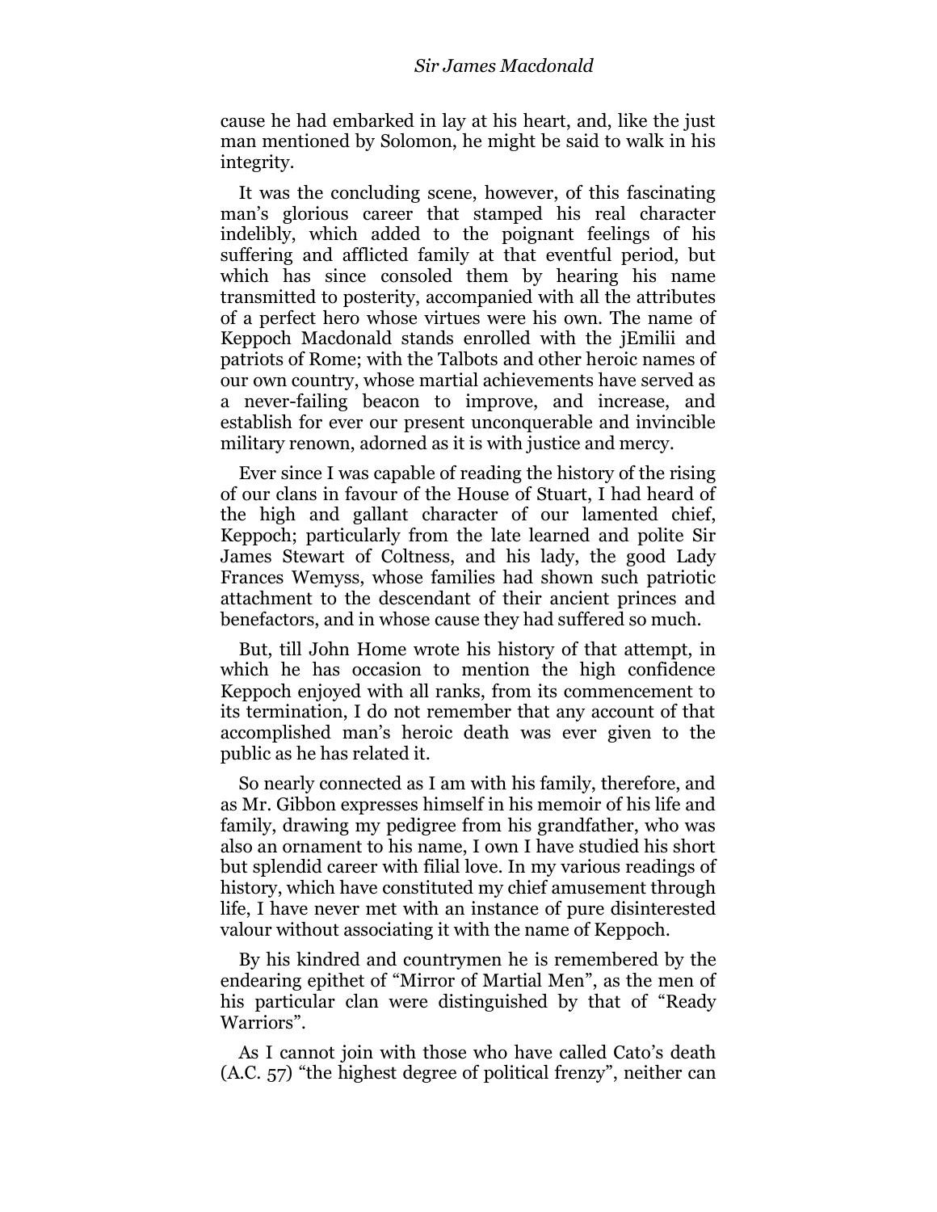cause he had embarked in lay at his heart, and, like the just man mentioned by Solomon, he might be said to walk in his integrity.

It was the concluding scene, however, of this fascinating man's glorious career that stamped his real character indelibly, which added to the poignant feelings of his suffering and afflicted family at that eventful period, but which has since consoled them by hearing his name transmitted to posterity, accompanied with all the attributes of a perfect hero whose virtues were his own. The name of Keppoch Macdonald stands enrolled with the jEmilii and patriots of Rome; with the Talbots and other heroic names of our own country, whose martial achievements have served as a never-failing beacon to improve, and increase, and establish for ever our present unconquerable and invincible military renown, adorned as it is with justice and mercy.

Ever since I was capable of reading the history of the rising of our clans in favour of the House of Stuart, I had heard of the high and gallant character of our lamented chief, Keppoch; particularly from the late learned and polite Sir James Stewart of Coltness, and his lady, the good Lady Frances Wemyss, whose families had shown such patriotic attachment to the descendant of their ancient princes and benefactors, and in whose cause they had suffered so much.

But, till John Home wrote his history of that attempt, in which he has occasion to mention the high confidence Keppoch enjoyed with all ranks, from its commencement to its termination, I do not remember that any account of that accomplished man's heroic death was ever given to the public as he has related it.

So nearly connected as I am with his family, therefore, and as Mr. Gibbon expresses himself in his memoir of his life and family, drawing my pedigree from his grandfather, who was also an ornament to his name, I own I have studied his short but splendid career with filial love. In my various readings of history, which have constituted my chief amusement through life, I have never met with an instance of pure disinterested valour without associating it with the name of Keppoch.

By his kindred and countrymen he is remembered by the endearing epithet of "Mirror of Martial Men", as the men of his particular clan were distinguished by that of "Ready Warriors".

As I cannot join with those who have called Cato's death (A.C. 57) "the highest degree of political frenzy", neither can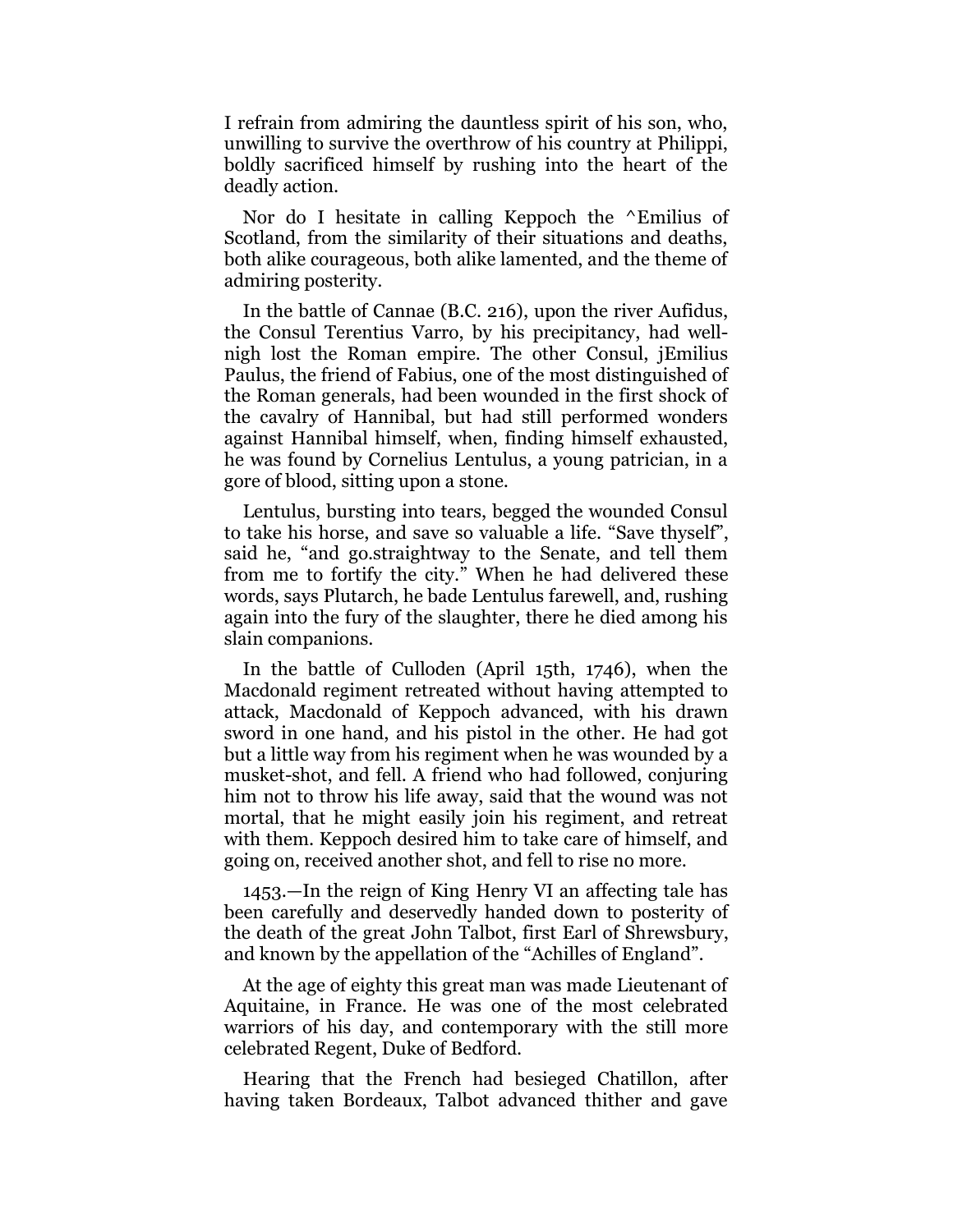I refrain from admiring the dauntless spirit of his son, who, unwilling to survive the overthrow of his country at Philippi, boldly sacrificed himself by rushing into the heart of the deadly action.

Nor do I hesitate in calling Keppoch the ^Emilius of Scotland, from the similarity of their situations and deaths, both alike courageous, both alike lamented, and the theme of admiring posterity.

In the battle of Cannae (B.C. 216), upon the river Aufidus, the Consul Terentius Varro, by his precipitancy, had well-nigh lost the Roman empire. The other Consul, jEmilius Paulus, the friend of Fabius, one of the most distinguished of the Roman generals, had been wounded in the first shock of the cavalry of Hannibal, but had still performed wonders against Hannibal himself, when, finding himself exhausted, he was found by Cornelius Lentulus, a young patrician, in a gore of blood, sitting upon a stone.

Lentulus, bursting into tears, begged the wounded Consul to take his horse, and save so valuable a life. “Save thyself”, said he, “and go.straightway to the Senate, and tell them from me to fortify the city.” When he had delivered these words, says Plutarch, he bade Lentulus farewell, and, rushing again into the fury of the slaughter, there he died among his slain companions.

In the battle of Culloden (April 15th, 1746), when the Macdonald regiment retreated without having attempted to attack, Macdonald of Keppoch advanced, with his drawn sword in one hand, and his pistol in the other. He had got but a little way from his regiment when he was wounded by a musket-shot, and fell. A friend who had followed, conjuring him not to throw his life away, said that the wound was not mortal, that he might easily join his regiment, and retreat with them. Keppoch desired him to take care of himself, and going on, received another shot, and fell to rise no more.

1453.—In the reign of King Henry VI an affecting tale has been carefully and deservedly handed down to posterity of the death of the great John Talbot, first Earl of Shrewsbury, and known by the appellation of the “Achilles of England”.

At the age of eighty this great man was made Lieutenant of Aquitaine, in France. He was one of the most celebrated warriors of his day, and contemporary with the still more celebrated Regent, Duke of Bedford.

Hearing that the French had besieged Chatillon, after having taken Bordeaux, Talbot advanced thither and gave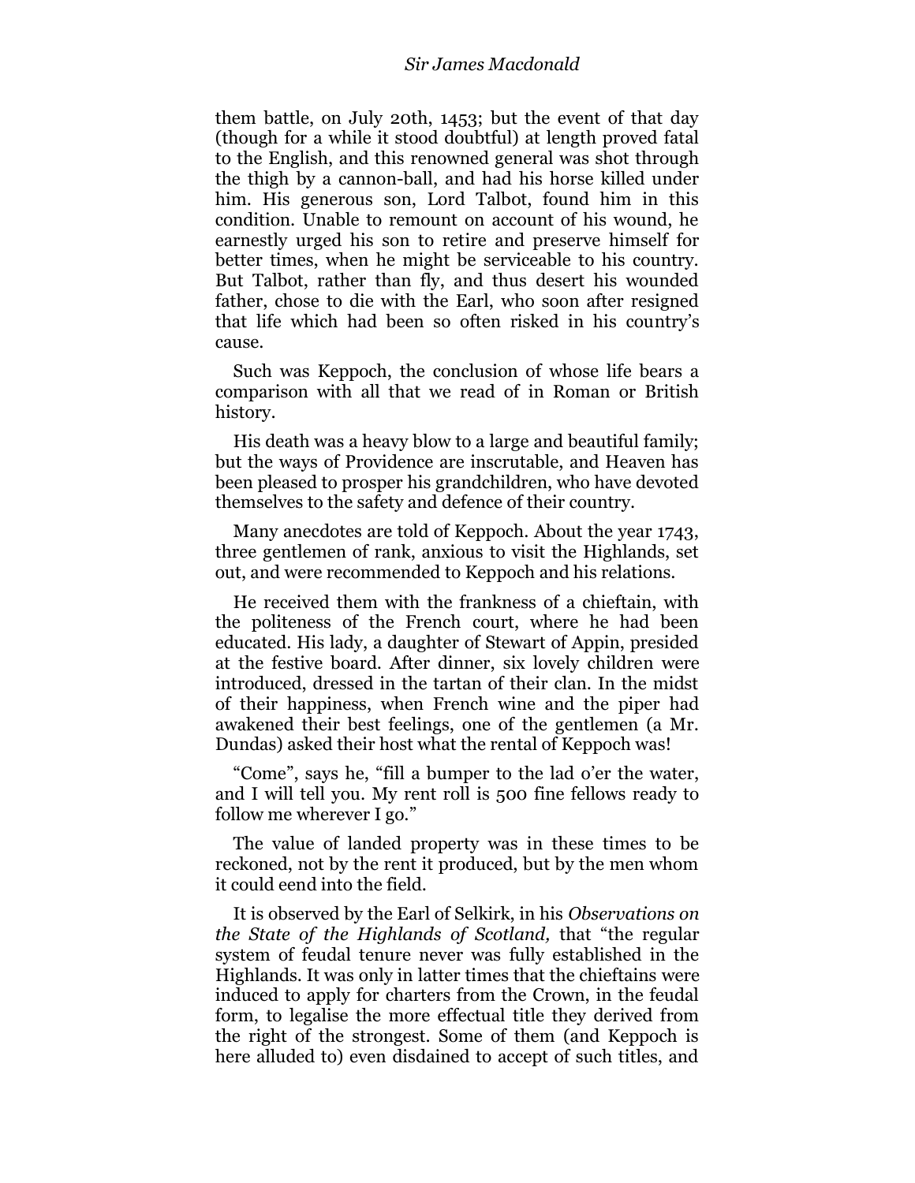them battle, on July 20th, 1453; but the event of that day (though for a while it stood doubtful) at length proved fatal to the English, and this renowned general was shot through the thigh by a cannon-ball, and had his horse killed under him. His generous son, Lord Talbot, found him in this condition. Unable to remount on account of his wound, he earnestly urged his son to retire and preserve himself for better times, when he might be serviceable to his country. But Talbot, rather than fly, and thus desert his wounded father, chose to die with the Earl, who soon after resigned that life which had been so often risked in his country's cause.

Such was Keppoch, the conclusion of whose life bears a comparison with all that we read of in Roman or British history.

His death was a heavy blow to a large and beautiful family; but the ways of Providence are inscrutable, and Heaven has been pleased to prosper his grandchildren, who have devoted themselves to the safety and defence of their country.

Many anecdotes are told of Keppoch. About the year 1743, three gentlemen of rank, anxious to visit the Highlands, set out, and were recommended to Keppoch and his relations.

He received them with the frankness of a chieftain, with the politeness of the French court, where he had been educated. His lady, a daughter of Stewart of Appin, presided at the festive board. After dinner, six lovely children were introduced, dressed in the tartan of their clan. In the midst of their happiness, when French wine and the piper had awakened their best feelings, one of the gentlemen (a Mr. Dundas) asked their host what the rental of Keppoch was!

"Come", says he, "fill a bumper to the lad o'er the water, and I will tell you. My rent roll is 500 fine fellows ready to follow me wherever I go."

The value of landed property was in these times to be reckoned, not by the rent it produced, but by the men whom it could eend into the field.

It is observed by the Earl of Selkirk, in his *Observations on the State of the Highlands of Scotland,* that "the regular system of feudal tenure never was fully established in the Highlands. It was only in latter times that the chieftains were induced to apply for charters from the Crown, in the feudal form, to legalise the more effectual title they derived from the right of the strongest. Some of them (and Keppoch is here alluded to) even disdained to accept of such titles, and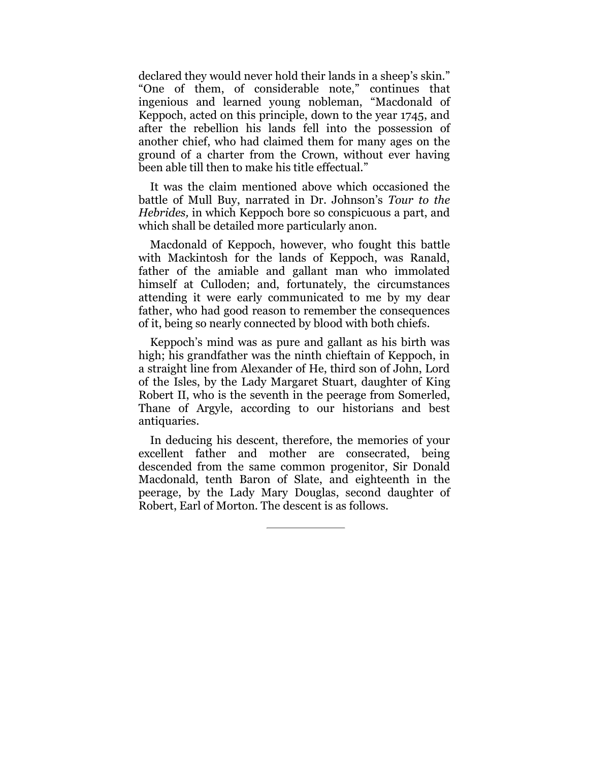declared they would never hold their lands in a sheep's skin." "One of them, of considerable note," continues that ingenious and learned young nobleman, "Macdonald of Keppoch, acted on this principle, down to the year 1745, and after the rebellion his lands fell into the possession of another chief, who had claimed them for many ages on the ground of a charter from the Crown, without ever having been able till then to make his title effectual."

It was the claim mentioned above which occasioned the battle of Mull Buy, narrated in Dr. Johnson's *Tour to the Hebrides,* in which Keppoch bore so conspicuous a part, and which shall be detailed more particularly anon.

Macdonald of Keppoch, however, who fought this battle with Mackintosh for the lands of Keppoch, was Ranald, father of the amiable and gallant man who immolated himself at Culloden; and, fortunately, the circumstances attending it were early communicated to me by my dear father, who had good reason to remember the consequences of it, being so nearly connected by blood with both chiefs.

Keppoch's mind was as pure and gallant as his birth was high; his grandfather was the ninth chieftain of Keppoch, in a straight line from Alexander of He, third son of John, Lord of the Isles, by the Lady Margaret Stuart, daughter of King Robert II, who is the seventh in the peerage from Somerled, Thane of Argyle, according to our historians and best antiquaries.

In deducing his descent, therefore, the memories of your excellent father and mother are consecrated, being descended from the same common progenitor, Sir Donald Macdonald, tenth Baron of Slate, and eighteenth in the peerage, by the Lady Mary Douglas, second daughter of Robert, Earl of Morton. The descent is as follows.

---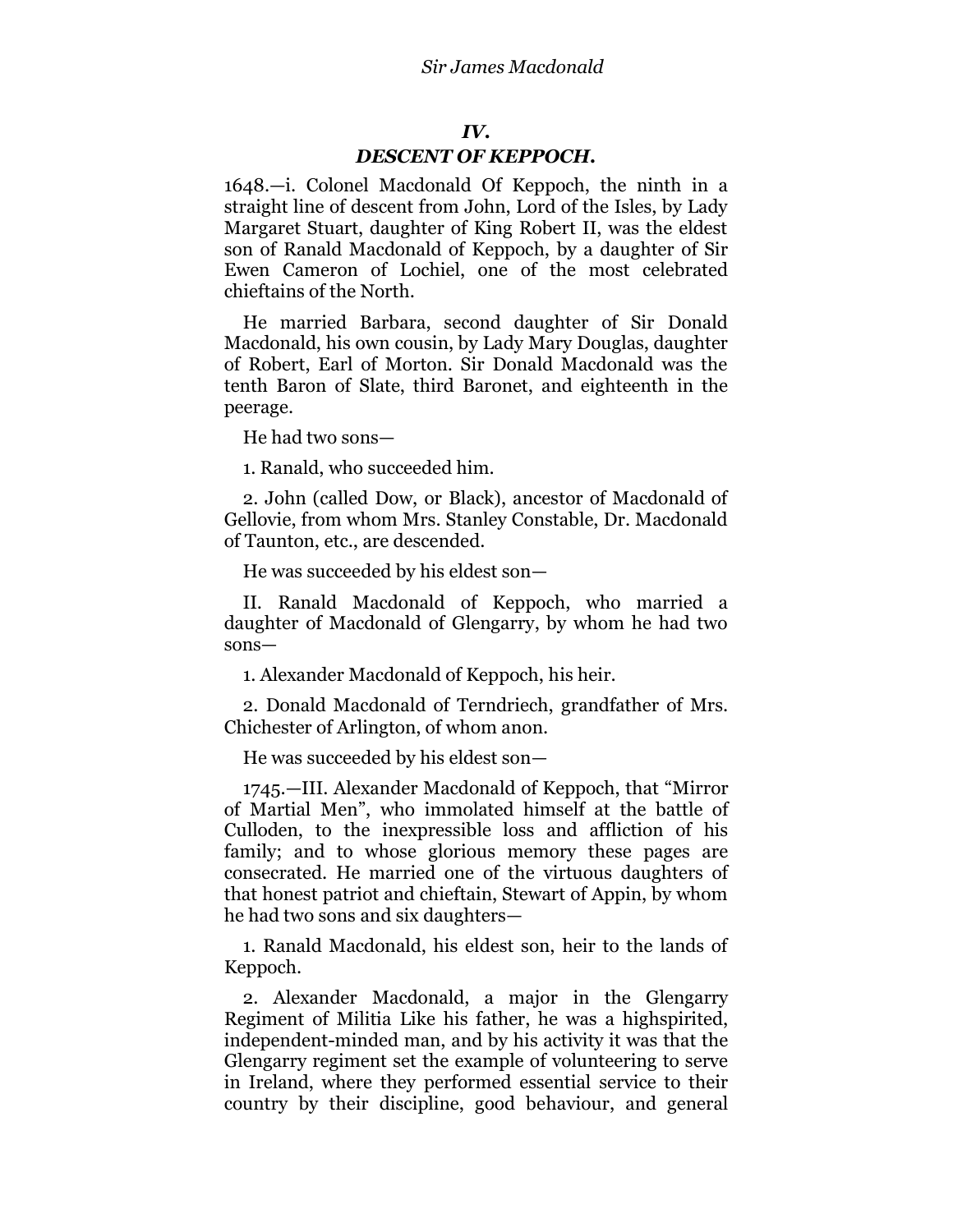## *IV.*
## *DESCENT OF KEPPOCH.*

1648.—i. Colonel Macdonald Of Keppoch, the ninth in a straight line of descent from John, Lord of the Isles, by Lady Margaret Stuart, daughter of King Robert II, was the eldest son of Ranald Macdonald of Keppoch, by a daughter of Sir Ewen Cameron of Lochiel, one of the most celebrated chieftains of the North.

He married Barbara, second daughter of Sir Donald Macdonald, his own cousin, by Lady Mary Douglas, daughter of Robert, Earl of Morton. Sir Donald Macdonald was the tenth Baron of Slate, third Baronet, and eighteenth in the peerage.

He had two sons—

1. Ranald, who succeeded him.

2. John (called Dow, or Black), ancestor of Macdonald of Gellovie, from whom Mrs. Stanley Constable, Dr. Macdonald of Taunton, etc., are descended.

He was succeeded by his eldest son—

II. Ranald Macdonald of Keppoch, who married a daughter of Macdonald of Glengarry, by whom he had two sons—

1. Alexander Macdonald of Keppoch, his heir.

2. Donald Macdonald of Terndriech, grandfather of Mrs. Chichester of Arlington, of whom anon.

He was succeeded by his eldest son—

1745.—III. Alexander Macdonald of Keppoch, that "Mirror of Martial Men", who immolated himself at the battle of Culloden, to the inexpressible loss and affliction of his family; and to whose glorious memory these pages are consecrated. He married one of the virtuous daughters of that honest patriot and chieftain, Stewart of Appin, by whom he had two sons and six daughters—

1. Ranald Macdonald, his eldest son, heir to the lands of Keppoch.

2. Alexander Macdonald, a major in the Glengarry Regiment of Militia Like his father, he was a highspirited, independent-minded man, and by his activity it was that the Glengarry regiment set the example of volunteering to serve in Ireland, where they performed essential service to their country by their discipline, good behaviour, and general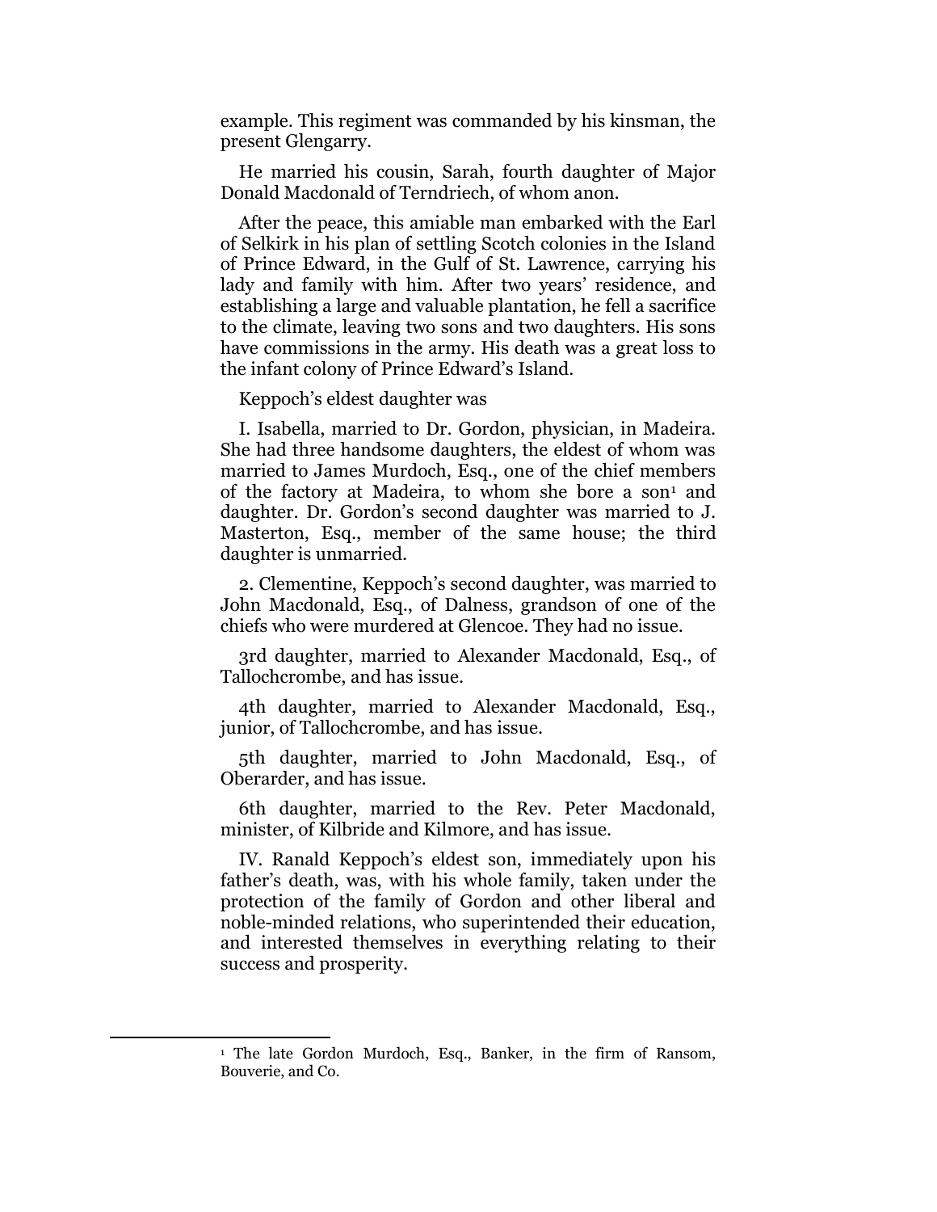example. This regiment was commanded by his kinsman, the present Glengarry.

He married his cousin, Sarah, fourth daughter of Major Donald Macdonald of Terndriech, of whom anon.

After the peace, this amiable man embarked with the Earl of Selkirk in his plan of settling Scotch colonies in the Island of Prince Edward, in the Gulf of St. Lawrence, carrying his lady and family with him. After two years' residence, and establishing a large and valuable plantation, he fell a sacrifice to the climate, leaving two sons and two daughters. His sons have commissions in the army. His death was a great loss to the infant colony of Prince Edward's Island.

Keppoch's eldest daughter was

I. Isabella, married to Dr. Gordon, physician, in Madeira. She had three handsome daughters, the eldest of whom was married to James Murdoch, Esq., one of the chief members of the factory at Madeira, to whom she bore a son[1] and daughter. Dr. Gordon's second daughter was married to J. Masterton, Esq., member of the same house; the third daughter is unmarried.

2. Clementine, Keppoch's second daughter, was married to John Macdonald, Esq., of Dalness, grandson of one of the chiefs who were murdered at Glencoe. They had no issue.

3rd daughter, married to Alexander Macdonald, Esq., of Tallochcrombe, and has issue.

4th daughter, married to Alexander Macdonald, Esq., junior, of Tallochcrombe, and has issue.

5th daughter, married to John Macdonald, Esq., of Oberarder, and has issue.

6th daughter, married to the Rev. Peter Macdonald, minister, of Kilbride and Kilmore, and has issue.

IV. Ranald Keppoch's eldest son, immediately upon his father's death, was, with his whole family, taken under the protection of the family of Gordon and other liberal and noble-minded relations, who superintended their education, and interested themselves in everything relating to their success and prosperity.

---

[1] The late Gordon Murdoch, Esq., Banker, in the firm of Ransom, Bouverie, and Co.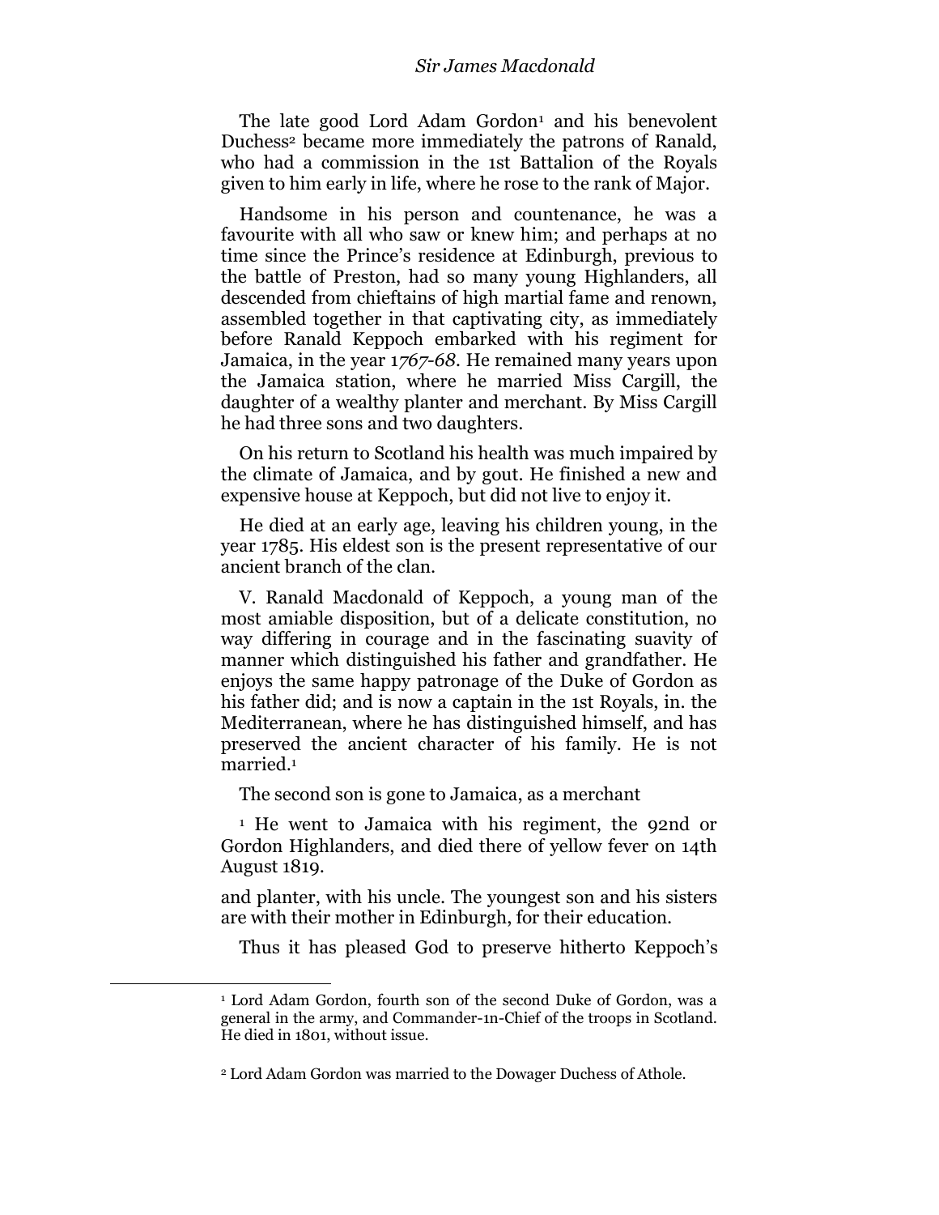The late good Lord Adam Gordon[1] and his benevolent Duchess[2] became more immediately the patrons of Ranald, who had a commission in the 1st Battalion of the Royals given to him early in life, where he rose to the rank of Major.

Handsome in his person and countenance, he was a favourite with all who saw or knew him; and perhaps at no time since the Prince's residence at Edinburgh, previous to the battle of Preston, had so many young Highlanders, all descended from chieftains of high martial fame and renown, assembled together in that captivating city, as immediately before Ranald Keppoch embarked with his regiment for Jamaica, in the year 1*767-68*. He remained many years upon the Jamaica station, where he married Miss Cargill, the daughter of a wealthy planter and merchant. By Miss Cargill he had three sons and two daughters.

On his return to Scotland his health was much impaired by the climate of Jamaica, and by gout. He finished a new and expensive house at Keppoch, but did not live to enjoy it.

He died at an early age, leaving his children young, in the year 1785. His eldest son is the present representative of our ancient branch of the clan.

V. Ranald Macdonald of Keppoch, a young man of the most amiable disposition, but of a delicate constitution, no way differing in courage and in the fascinating suavity of manner which distinguished his father and grandfather. He enjoys the same happy patronage of the Duke of Gordon as his father did; and is now a captain in the 1st Royals, in. the Mediterranean, where he has distinguished himself, and has preserved the ancient character of his family. He is not married.[1]

The second son is gone to Jamaica, as a merchant

[1] He went to Jamaica with his regiment, the 92nd or Gordon Highlanders, and died there of yellow fever on 14th August 1819.

and planter, with his uncle. The youngest son and his sisters are with their mother in Edinburgh, for their education.

Thus it has pleased God to preserve hitherto Keppoch's

[1] Lord Adam Gordon, fourth son of the second Duke of Gordon, was a general in the army, and Commander-1n-Chief of the troops in Scotland. He died in 1801, without issue.

[2] Lord Adam Gordon was married to the Dowager Duchess of Athole.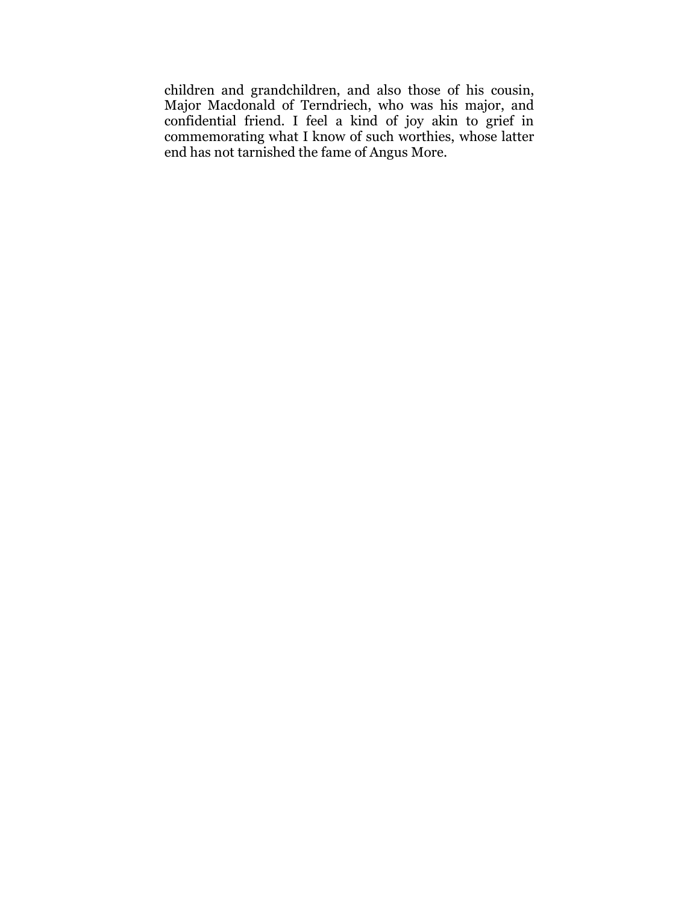children and grandchildren, and also those of his cousin, Major Macdonald of Terndriech, who was his major, and confidential friend. I feel a kind of joy akin to grief in commemorating what I know of such worthies, whose latter end has not tarnished the fame of Angus More.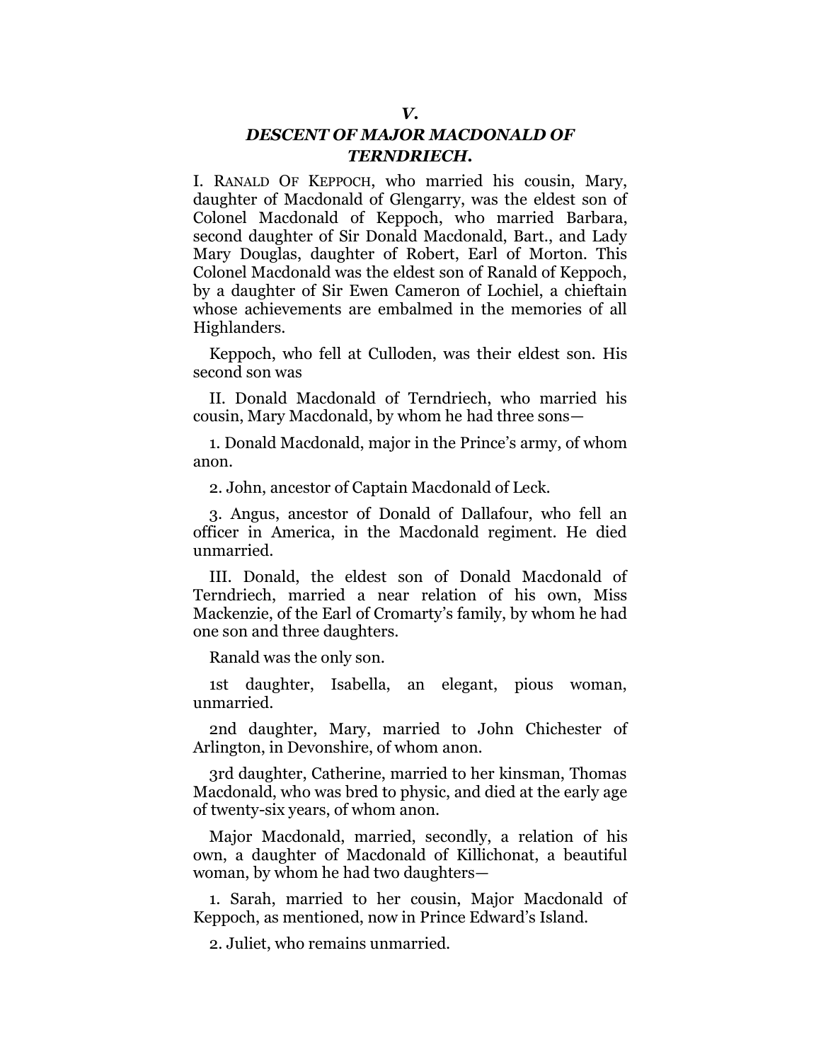## *V.*

## *DESCENT OF MAJOR MACDONALD OF TERNDRIECH.*

I. RANALD OF KEPPOCH, who married his cousin, Mary, daughter of Macdonald of Glengarry, was the eldest son of Colonel Macdonald of Keppoch, who married Barbara, second daughter of Sir Donald Macdonald, Bart., and Lady Mary Douglas, daughter of Robert, Earl of Morton. This Colonel Macdonald was the eldest son of Ranald of Keppoch, by a daughter of Sir Ewen Cameron of Lochiel, a chieftain whose achievements are embalmed in the memories of all Highlanders.

Keppoch, who fell at Culloden, was their eldest son. His second son was

II. Donald Macdonald of Terndriech, who married his cousin, Mary Macdonald, by whom he had three sons—

1. Donald Macdonald, major in the Prince's army, of whom anon.

2. John, ancestor of Captain Macdonald of Leck.

3. Angus, ancestor of Donald of Dallafour, who fell an officer in America, in the Macdonald regiment. He died unmarried.

III. Donald, the eldest son of Donald Macdonald of Terndriech, married a near relation of his own, Miss Mackenzie, of the Earl of Cromarty's family, by whom he had one son and three daughters.

Ranald was the only son.

1st daughter, Isabella, an elegant, pious woman, unmarried.

2nd daughter, Mary, married to John Chichester of Arlington, in Devonshire, of whom anon.

3rd daughter, Catherine, married to her kinsman, Thomas Macdonald, who was bred to physic, and died at the early age of twenty-six years, of whom anon.

Major Macdonald, married, secondly, a relation of his own, a daughter of Macdonald of Killichonat, a beautiful woman, by whom he had two daughters—

1. Sarah, married to her cousin, Major Macdonald of Keppoch, as mentioned, now in Prince Edward's Island.

2. Juliet, who remains unmarried.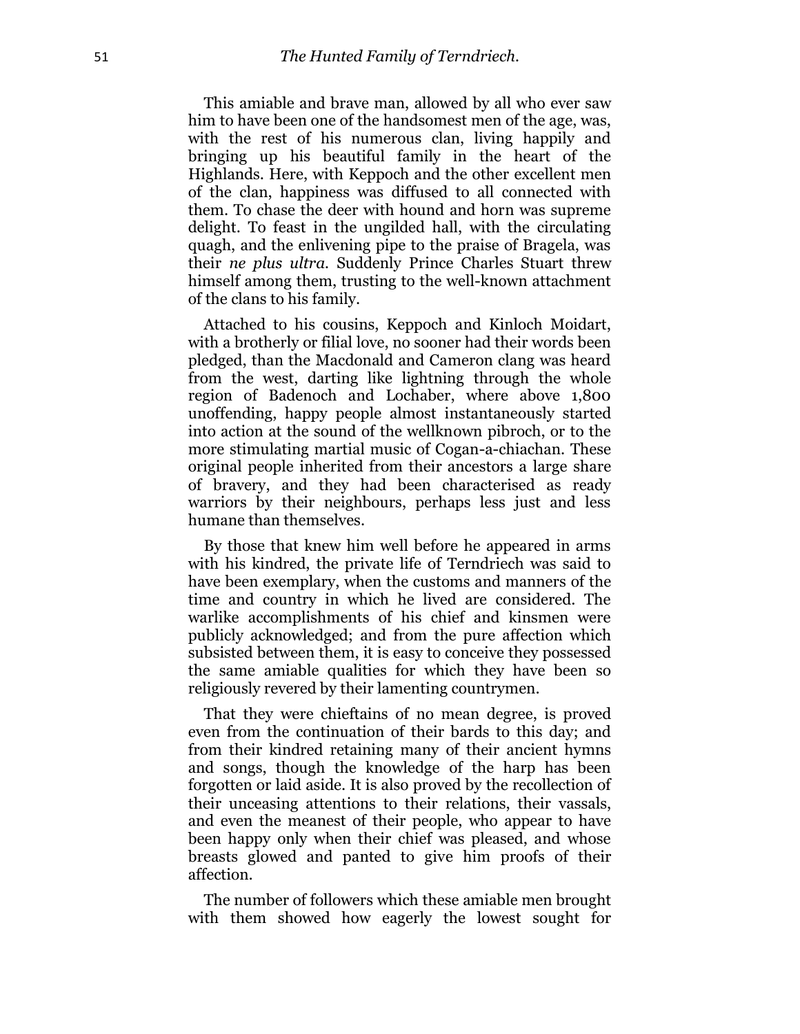This amiable and brave man, allowed by all who ever saw him to have been one of the handsomest men of the age, was, with the rest of his numerous clan, living happily and bringing up his beautiful family in the heart of the Highlands. Here, with Keppoch and the other excellent men of the clan, happiness was diffused to all connected with them. To chase the deer with hound and horn was supreme delight. To feast in the ungilded hall, with the circulating quagh, and the enlivening pipe to the praise of Bragela, was their *ne plus ultra.* Suddenly Prince Charles Stuart threw himself among them, trusting to the well-known attachment of the clans to his family.

Attached to his cousins, Keppoch and Kinloch Moidart, with a brotherly or filial love, no sooner had their words been pledged, than the Macdonald and Cameron clang was heard from the west, darting like lightning through the whole region of Badenoch and Lochaber, where above 1,800 unoffending, happy people almost instantaneously started into action at the sound of the wellknown pibroch, or to the more stimulating martial music of Cogan-a-chiachan. These original people inherited from their ancestors a large share of bravery, and they had been characterised as ready warriors by their neighbours, perhaps less just and less humane than themselves.

By those that knew him well before he appeared in arms with his kindred, the private life of Terndriech was said to have been exemplary, when the customs and manners of the time and country in which he lived are considered. The warlike accomplishments of his chief and kinsmen were publicly acknowledged; and from the pure affection which subsisted between them, it is easy to conceive they possessed the same amiable qualities for which they have been so religiously revered by their lamenting countrymen.

That they were chieftains of no mean degree, is proved even from the continuation of their bards to this day; and from their kindred retaining many of their ancient hymns and songs, though the knowledge of the harp has been forgotten or laid aside. It is also proved by the recollection of their unceasing attentions to their relations, their vassals, and even the meanest of their people, who appear to have been happy only when their chief was pleased, and whose breasts glowed and panted to give him proofs of their affection.

The number of followers which these amiable men brought with them showed how eagerly the lowest sought for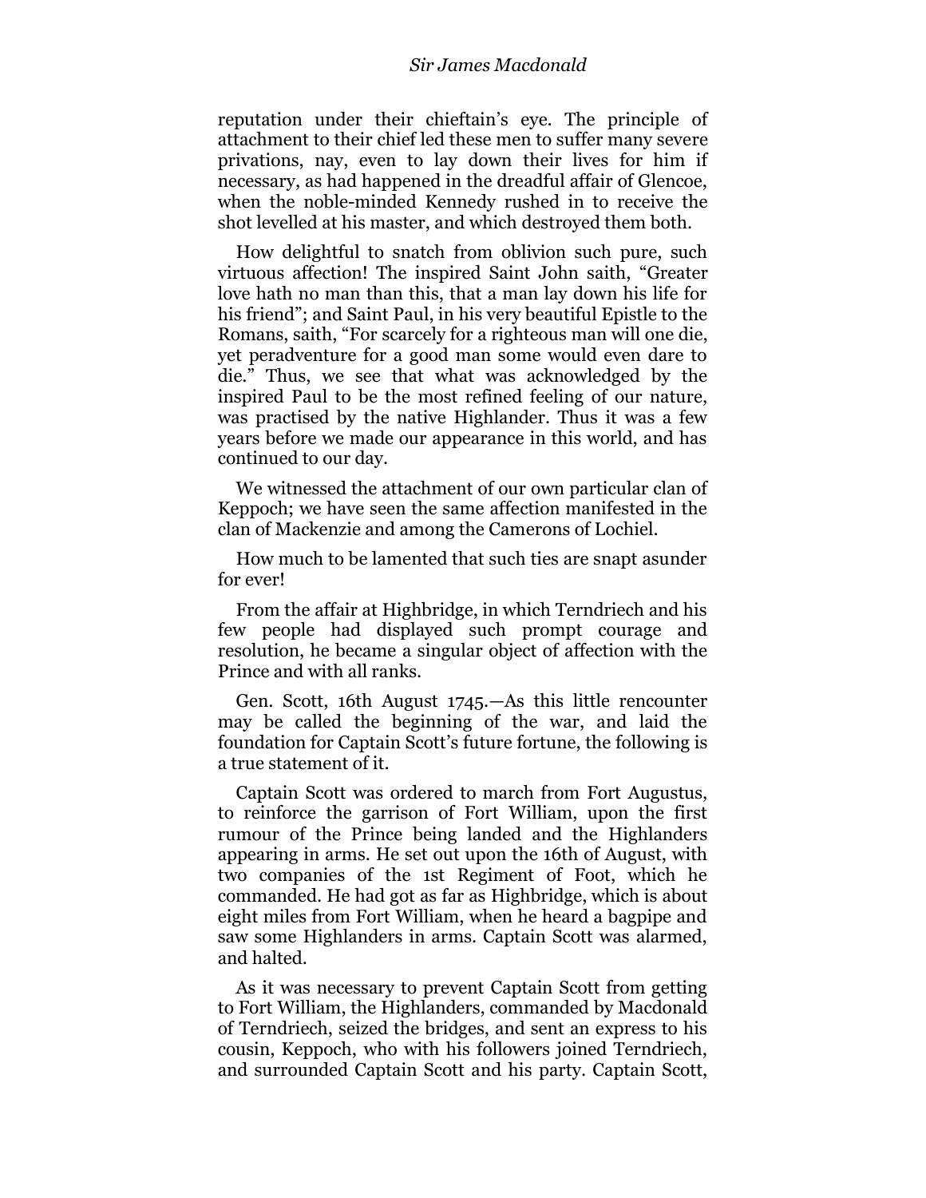reputation under their chieftain's eye. The principle of attachment to their chief led these men to suffer many severe privations, nay, even to lay down their lives for him if necessary, as had happened in the dreadful affair of Glencoe, when the noble-minded Kennedy rushed in to receive the shot levelled at his master, and which destroyed them both.

How delightful to snatch from oblivion such pure, such virtuous affection! The inspired Saint John saith, "Greater love hath no man than this, that a man lay down his life for his friend"; and Saint Paul, in his very beautiful Epistle to the Romans, saith, "For scarcely for a righteous man will one die, yet peradventure for a good man some would even dare to die." Thus, we see that what was acknowledged by the inspired Paul to be the most refined feeling of our nature, was practised by the native Highlander. Thus it was a few years before we made our appearance in this world, and has continued to our day.

We witnessed the attachment of our own particular clan of Keppoch; we have seen the same affection manifested in the clan of Mackenzie and among the Camerons of Lochiel.

How much to be lamented that such ties are snapt asunder for ever!

From the affair at Highbridge, in which Terndriech and his few people had displayed such prompt courage and resolution, he became a singular object of affection with the Prince and with all ranks.

Gen. Scott, 16th August 1745.—As this little rencounter may be called the beginning of the war, and laid the foundation for Captain Scott's future fortune, the following is a true statement of it.

Captain Scott was ordered to march from Fort Augustus, to reinforce the garrison of Fort William, upon the first rumour of the Prince being landed and the Highlanders appearing in arms. He set out upon the 16th of August, with two companies of the 1st Regiment of Foot, which he commanded. He had got as far as Highbridge, which is about eight miles from Fort William, when he heard a bagpipe and saw some Highlanders in arms. Captain Scott was alarmed, and halted.

As it was necessary to prevent Captain Scott from getting to Fort William, the Highlanders, commanded by Macdonald of Terndriech, seized the bridges, and sent an express to his cousin, Keppoch, who with his followers joined Terndriech, and surrounded Captain Scott and his party. Captain Scott,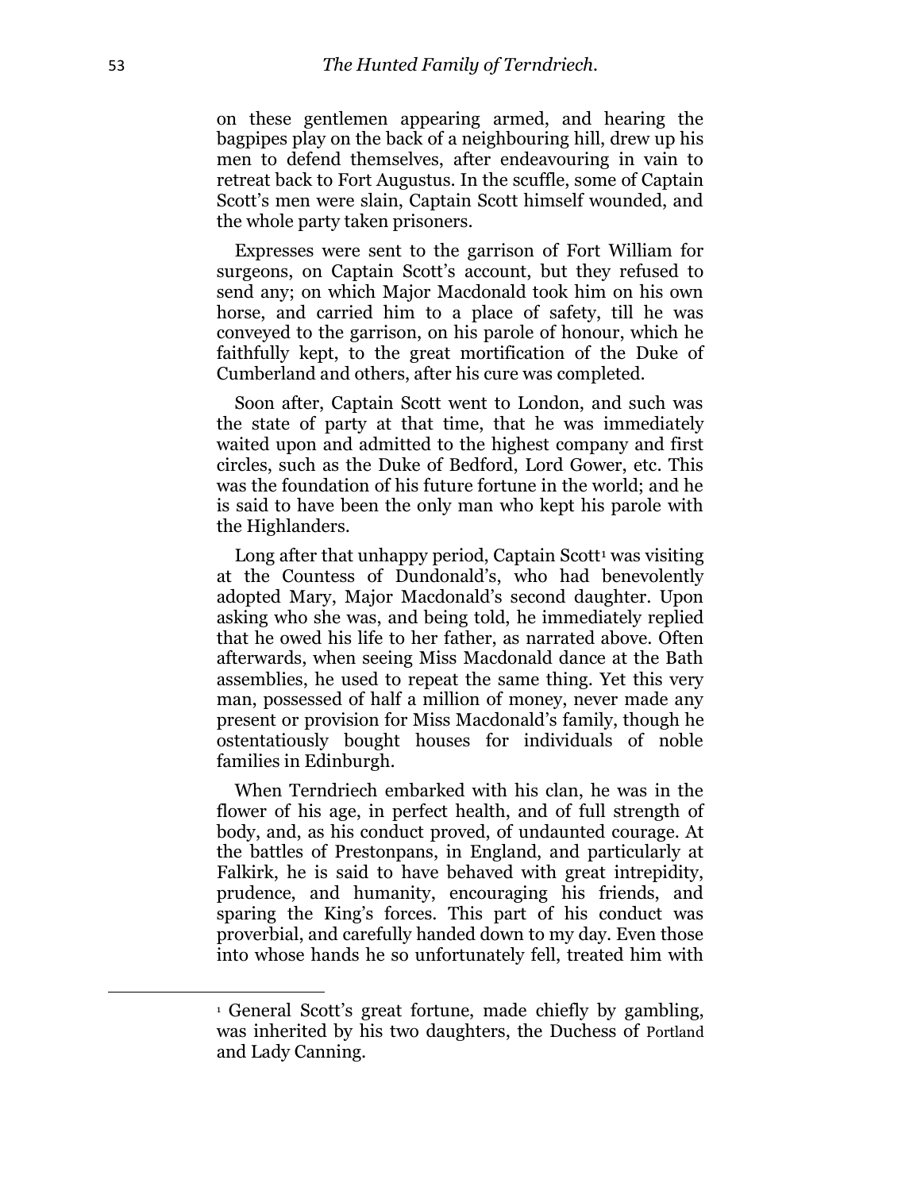on these gentlemen appearing armed, and hearing the bagpipes play on the back of a neighbouring hill, drew up his men to defend themselves, after endeavouring in vain to retreat back to Fort Augustus. In the scuffle, some of Captain Scott's men were slain, Captain Scott himself wounded, and the whole party taken prisoners.

Expresses were sent to the garrison of Fort William for surgeons, on Captain Scott's account, but they refused to send any; on which Major Macdonald took him on his own horse, and carried him to a place of safety, till he was conveyed to the garrison, on his parole of honour, which he faithfully kept, to the great mortification of the Duke of Cumberland and others, after his cure was completed.

Soon after, Captain Scott went to London, and such was the state of party at that time, that he was immediately waited upon and admitted to the highest company and first circles, such as the Duke of Bedford, Lord Gower, etc. This was the foundation of his future fortune in the world; and he is said to have been the only man who kept his parole with the Highlanders.

Long after that unhappy period, Captain Scott[1] was visiting at the Countess of Dundonald's, who had benevolently adopted Mary, Major Macdonald's second daughter. Upon asking who she was, and being told, he immediately replied that he owed his life to her father, as narrated above. Often afterwards, when seeing Miss Macdonald dance at the Bath assemblies, he used to repeat the same thing. Yet this very man, possessed of half a million of money, never made any present or provision for Miss Macdonald's family, though he ostentatiously bought houses for individuals of noble families in Edinburgh.

When Terndriech embarked with his clan, he was in the flower of his age, in perfect health, and of full strength of body, and, as his conduct proved, of undaunted courage. At the battles of Prestonpans, in England, and particularly at Falkirk, he is said to have behaved with great intrepidity, prudence, and humanity, encouraging his friends, and sparing the King's forces. This part of his conduct was proverbial, and carefully handed down to my day. Even those into whose hands he so unfortunately fell, treated him with

[1] General Scott's great fortune, made chiefly by gambling, was inherited by his two daughters, the Duchess of Portland and Lady Canning.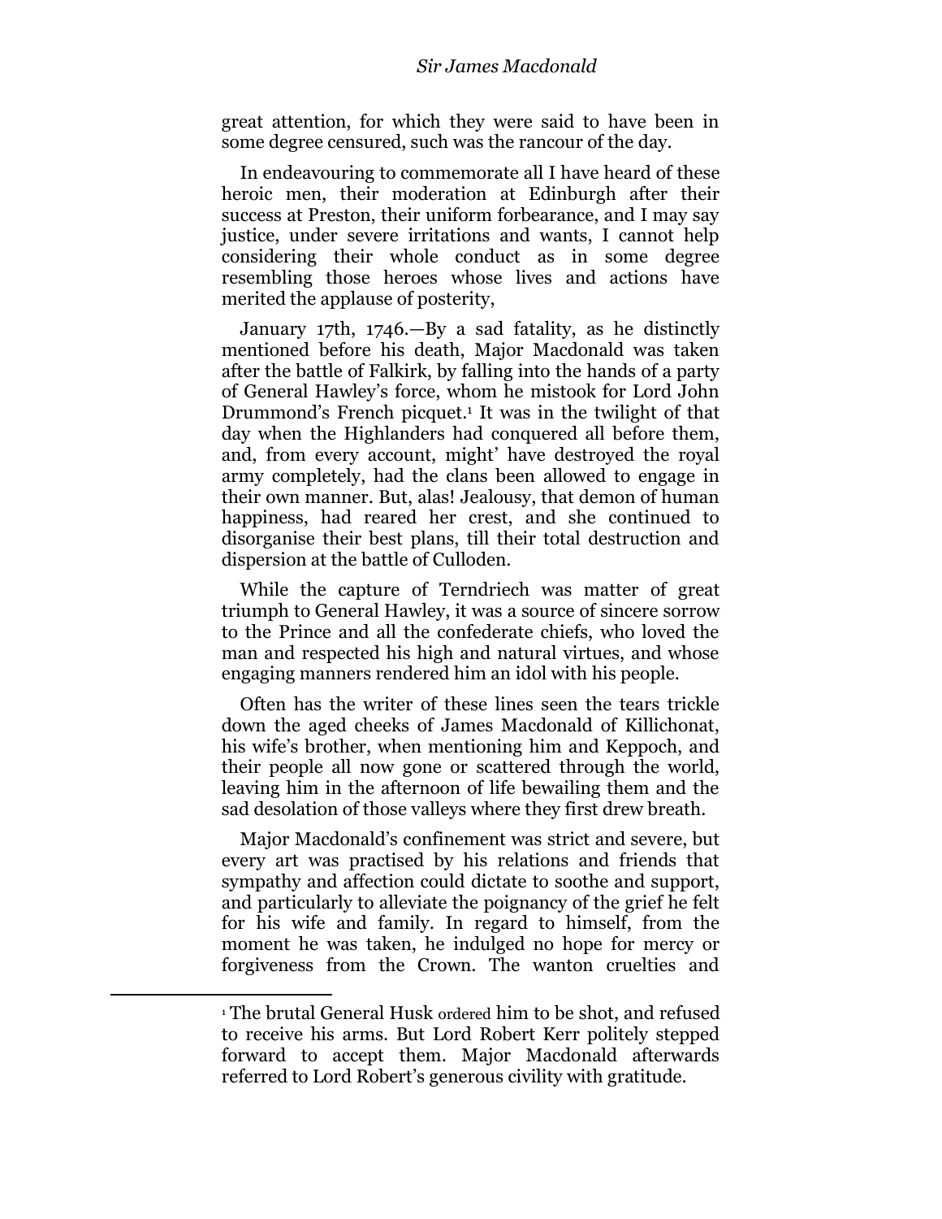great attention, for which they were said to have been in some degree censured, such was the rancour of the day.

In endeavouring to commemorate all I have heard of these heroic men, their moderation at Edinburgh after their success at Preston, their uniform forbearance, and I may say justice, under severe irritations and wants, I cannot help considering their whole conduct as in some degree resembling those heroes whose lives and actions have merited the applause of posterity,

January 17th, 1746.—By a sad fatality, as he distinctly mentioned before his death, Major Macdonald was taken after the battle of Falkirk, by falling into the hands of a party of General Hawley's force, whom he mistook for Lord John Drummond's French picquet.[1] It was in the twilight of that day when the Highlanders had conquered all before them, and, from every account, might' have destroyed the royal army completely, had the clans been allowed to engage in their own manner. But, alas! Jealousy, that demon of human happiness, had reared her crest, and she continued to disorganise their best plans, till their total destruction and dispersion at the battle of Culloden.

While the capture of Terndriech was matter of great triumph to General Hawley, it was a source of sincere sorrow to the Prince and all the confederate chiefs, who loved the man and respected his high and natural virtues, and whose engaging manners rendered him an idol with his people.

Often has the writer of these lines seen the tears trickle down the aged cheeks of James Macdonald of Killichonat, his wife's brother, when mentioning him and Keppoch, and their people all now gone or scattered through the world, leaving him in the afternoon of life bewailing them and the sad desolation of those valleys where they first drew breath.

Major Macdonald's confinement was strict and severe, but every art was practised by his relations and friends that sympathy and affection could dictate to soothe and support, and particularly to alleviate the poignancy of the grief he felt for his wife and family. In regard to himself, from the moment he was taken, he indulged no hope for mercy or forgiveness from the Crown. The wanton cruelties and

---

[1] The brutal General Husk ordered him to be shot, and refused to receive his arms. But Lord Robert Kerr politely stepped forward to accept them. Major Macdonald afterwards referred to Lord Robert's generous civility with gratitude.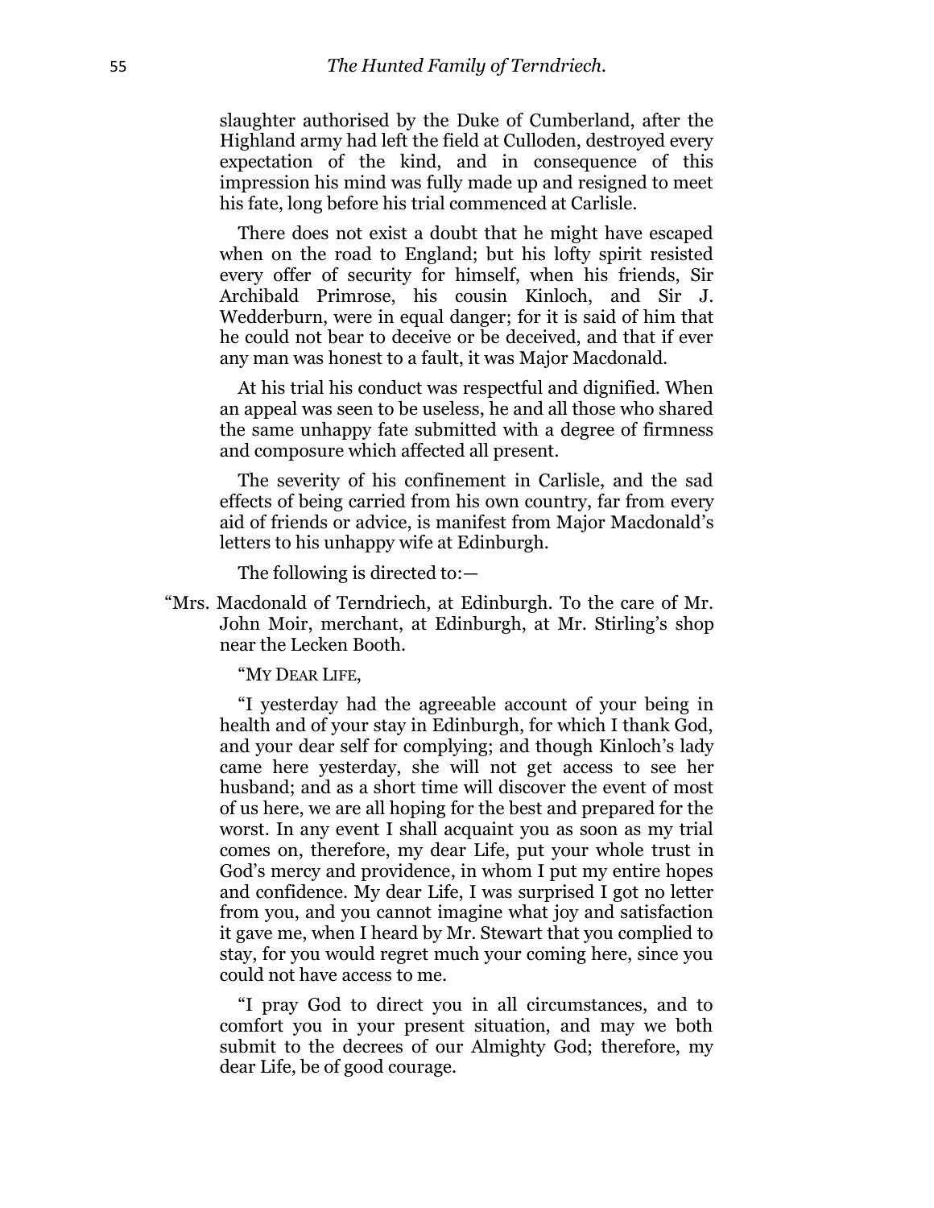slaughter authorised by the Duke of Cumberland, after the Highland army had left the field at Culloden, destroyed every expectation of the kind, and in consequence of this impression his mind was fully made up and resigned to meet his fate, long before his trial commenced at Carlisle.

There does not exist a doubt that he might have escaped when on the road to England; but his lofty spirit resisted every offer of security for himself, when his friends, Sir Archibald Primrose, his cousin Kinloch, and Sir J. Wedderburn, were in equal danger; for it is said of him that he could not bear to deceive or be deceived, and that if ever any man was honest to a fault, it was Major Macdonald.

At his trial his conduct was respectful and dignified. When an appeal was seen to be useless, he and all those who shared the same unhappy fate submitted with a degree of firmness and composure which affected all present.

The severity of his confinement in Carlisle, and the sad effects of being carried from his own country, far from every aid of friends or advice, is manifest from Major Macdonald's letters to his unhappy wife at Edinburgh.

The following is directed to:—

"Mrs. Macdonald of Terndriech, at Edinburgh. To the care of Mr. John Moir, merchant, at Edinburgh, at Mr. Stirling's shop near the Lecken Booth.

"MY DEAR LIFE,

"I yesterday had the agreeable account of your being in health and of your stay in Edinburgh, for which I thank God, and your dear self for complying; and though Kinloch's lady came here yesterday, she will not get access to see her husband; and as a short time will discover the event of most of us here, we are all hoping for the best and prepared for the worst. In any event I shall acquaint you as soon as my trial comes on, therefore, my dear Life, put your whole trust in God's mercy and providence, in whom I put my entire hopes and confidence. My dear Life, I was surprised I got no letter from you, and you cannot imagine what joy and satisfaction it gave me, when I heard by Mr. Stewart that you complied to stay, for you would regret much your coming here, since you could not have access to me.

"I pray God to direct you in all circumstances, and to comfort you in your present situation, and may we both submit to the decrees of our Almighty God; therefore, my dear Life, be of good courage.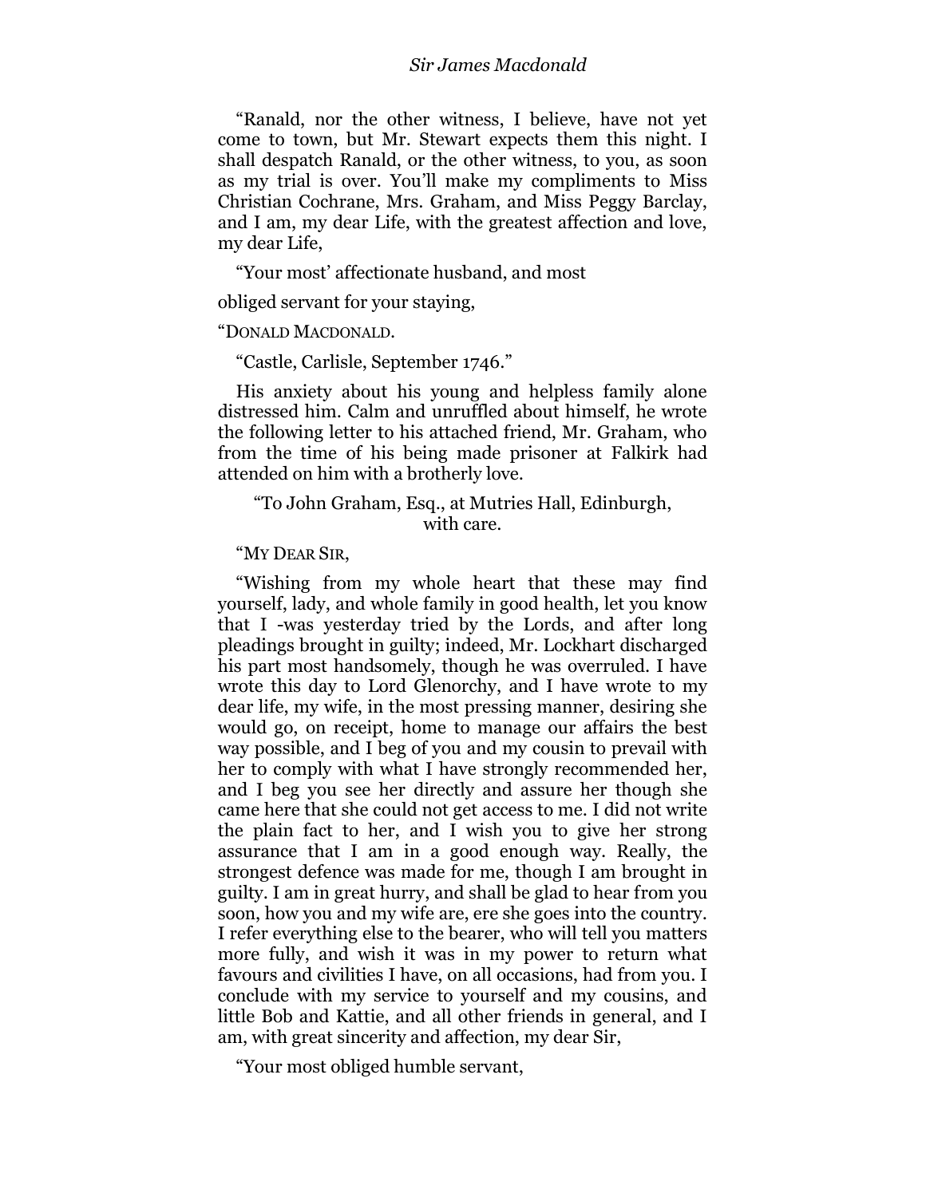"Ranald, nor the other witness, I believe, have not yet come to town, but Mr. Stewart expects them this night. I shall despatch Ranald, or the other witness, to you, as soon as my trial is over. You'll make my compliments to Miss Christian Cochrane, Mrs. Graham, and Miss Peggy Barclay, and I am, my dear Life, with the greatest affection and love, my dear Life,

"Your most' affectionate husband, and most

obliged servant for your staying,

"DONALD MACDONALD.

"Castle, Carlisle, September 1746."

His anxiety about his young and helpless family alone distressed him. Calm and unruffled about himself, he wrote the following letter to his attached friend, Mr. Graham, who from the time of his being made prisoner at Falkirk had attended on him with a brotherly love.

"To John Graham, Esq., at Mutries Hall, Edinburgh, with care.

"MY DEAR SIR,

"Wishing from my whole heart that these may find yourself, lady, and whole family in good health, let you know that I -was yesterday tried by the Lords, and after long pleadings brought in guilty; indeed, Mr. Lockhart discharged his part most handsomely, though he was overruled. I have wrote this day to Lord Glenorchy, and I have wrote to my dear life, my wife, in the most pressing manner, desiring she would go, on receipt, home to manage our affairs the best way possible, and I beg of you and my cousin to prevail with her to comply with what I have strongly recommended her, and I beg you see her directly and assure her though she came here that she could not get access to me. I did not write the plain fact to her, and I wish you to give her strong assurance that I am in a good enough way. Really, the strongest defence was made for me, though I am brought in guilty. I am in great hurry, and shall be glad to hear from you soon, how you and my wife are, ere she goes into the country. I refer everything else to the bearer, who will tell you matters more fully, and wish it was in my power to return what favours and civilities I have, on all occasions, had from you. I conclude with my service to yourself and my cousins, and little Bob and Kattie, and all other friends in general, and I am, with great sincerity and affection, my dear Sir,

"Your most obliged humble servant,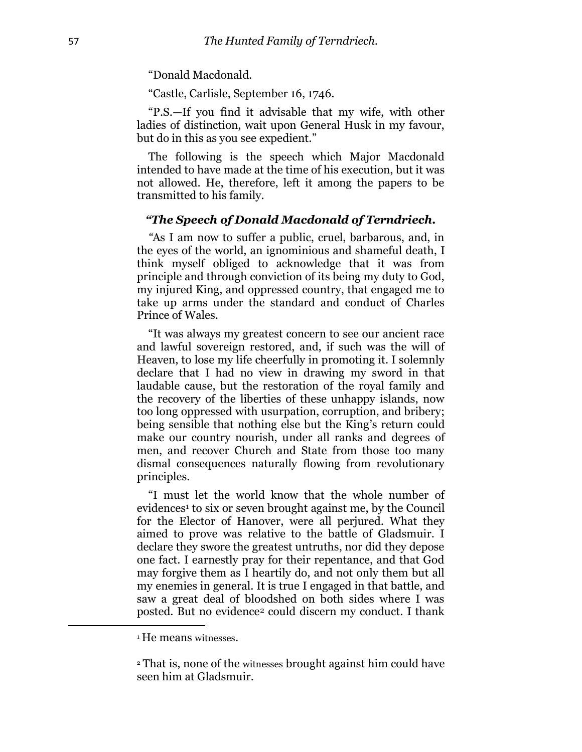"Donald Macdonald.

"Castle, Carlisle, September 16, 1746.

"P.S.—If you find it advisable that my wife, with other ladies of distinction, wait upon General Husk in my favour, but do in this as you see expedient."

The following is the speech which Major Macdonald intended to have made at the time of his execution, but it was not allowed. He, therefore, left it among the papers to be transmitted to his family.

### *"The Speech of Donald Macdonald of Terndriech.*

"As I am now to suffer a public, cruel, barbarous, and, in the eyes of the world, an ignominious and shameful death, I think myself obliged to acknowledge that it was from principle and through conviction of its being my duty to God, my injured King, and oppressed country, that engaged me to take up arms under the standard and conduct of Charles Prince of Wales.

"It was always my greatest concern to see our ancient race and lawful sovereign restored, and, if such was the will of Heaven, to lose my life cheerfully in promoting it. I solemnly declare that I had no view in drawing my sword in that laudable cause, but the restoration of the royal family and the recovery of the liberties of these unhappy islands, now too long oppressed with usurpation, corruption, and bribery; being sensible that nothing else but the King's return could make our country nourish, under all ranks and degrees of men, and recover Church and State from those too many dismal consequences naturally flowing from revolutionary principles.

"I must let the world know that the whole number of evidences[1] to six or seven brought against me, by the Council for the Elector of Hanover, were all perjured. What they aimed to prove was relative to the battle of Gladsmuir. I declare they swore the greatest untruths, nor did they depose one fact. I earnestly pray for their repentance, and that God may forgive them as I heartily do, and not only them but all my enemies in general. It is true I engaged in that battle, and saw a great deal of bloodshed on both sides where I was posted. But no evidence[2] could discern my conduct. I thank

---

[1] He means witnesses.

[2] That is, none of the witnesses brought against him could have seen him at Gladsmuir.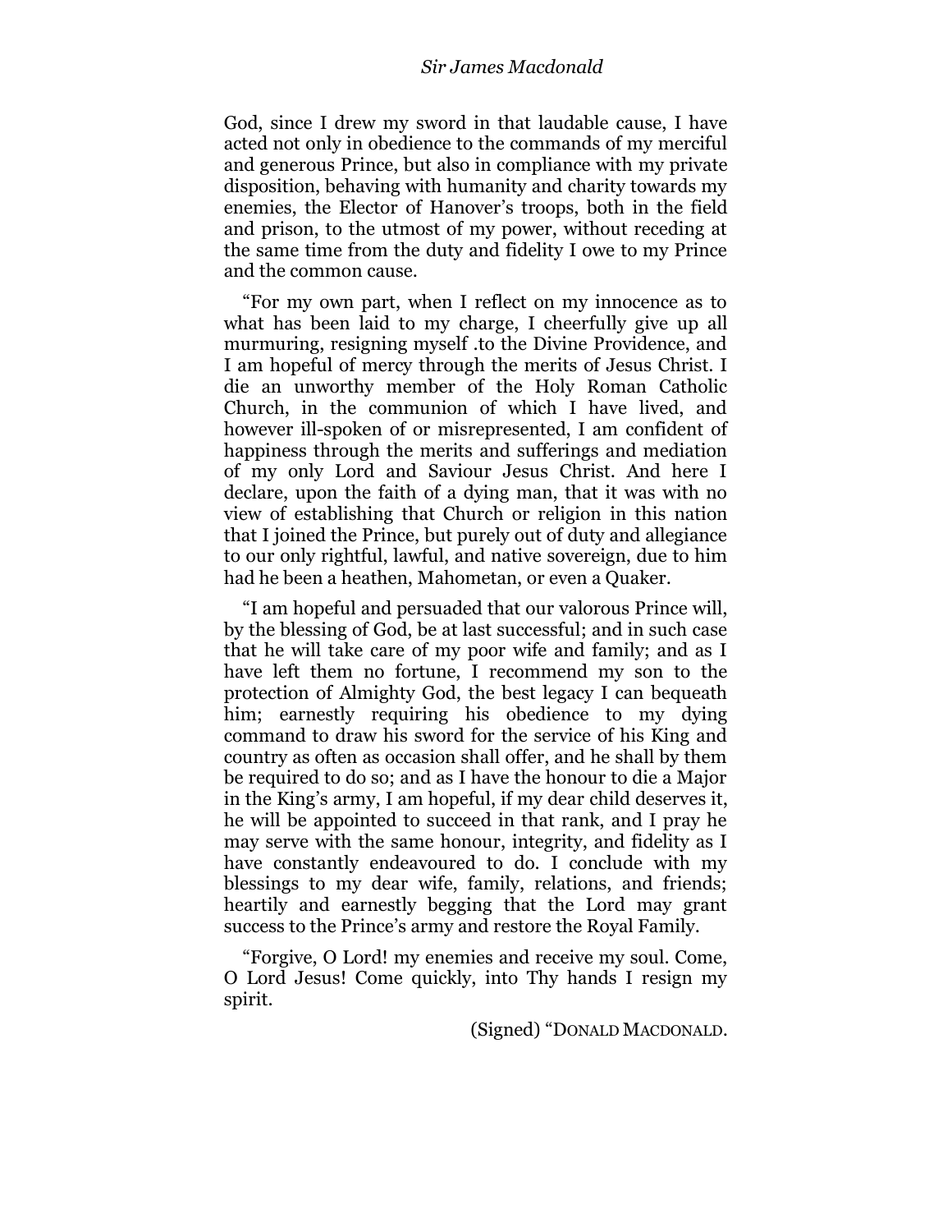God, since I drew my sword in that laudable cause, I have acted not only in obedience to the commands of my merciful and generous Prince, but also in compliance with my private disposition, behaving with humanity and charity towards my enemies, the Elector of Hanover's troops, both in the field and prison, to the utmost of my power, without receding at the same time from the duty and fidelity I owe to my Prince and the common cause.

"For my own part, when I reflect on my innocence as to what has been laid to my charge, I cheerfully give up all murmuring, resigning myself .to the Divine Providence, and I am hopeful of mercy through the merits of Jesus Christ. I die an unworthy member of the Holy Roman Catholic Church, in the communion of which I have lived, and however ill-spoken of or misrepresented, I am confident of happiness through the merits and sufferings and mediation of my only Lord and Saviour Jesus Christ. And here I declare, upon the faith of a dying man, that it was with no view of establishing that Church or religion in this nation that I joined the Prince, but purely out of duty and allegiance to our only rightful, lawful, and native sovereign, due to him had he been a heathen, Mahometan, or even a Quaker.

"I am hopeful and persuaded that our valorous Prince will, by the blessing of God, be at last successful; and in such case that he will take care of my poor wife and family; and as I have left them no fortune, I recommend my son to the protection of Almighty God, the best legacy I can bequeath him; earnestly requiring his obedience to my dying command to draw his sword for the service of his King and country as often as occasion shall offer, and he shall by them be required to do so; and as I have the honour to die a Major in the King's army, I am hopeful, if my dear child deserves it, he will be appointed to succeed in that rank, and I pray he may serve with the same honour, integrity, and fidelity as I have constantly endeavoured to do. I conclude with my blessings to my dear wife, family, relations, and friends; heartily and earnestly begging that the Lord may grant success to the Prince's army and restore the Royal Family.

"Forgive, O Lord! my enemies and receive my soul. Come, O Lord Jesus! Come quickly, into Thy hands I resign my spirit.

(Signed) "DONALD MACDONALD.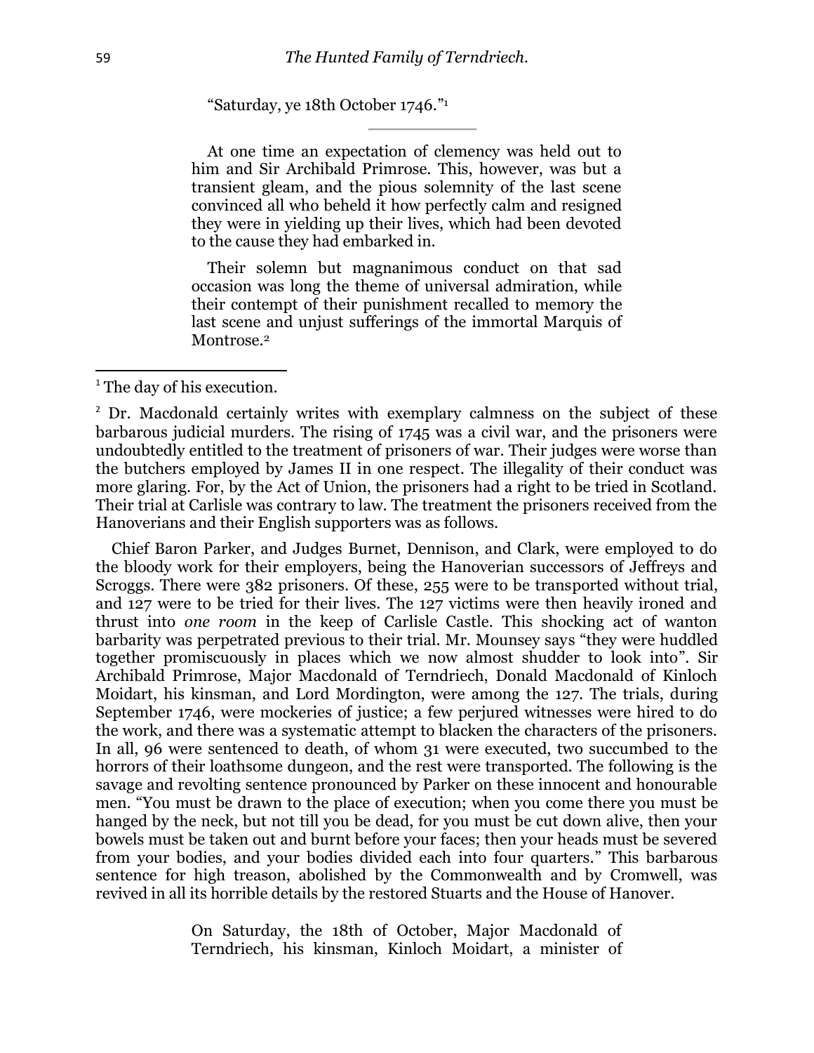"Saturday, ye 18th October 1746."[1]

---

At one time an expectation of clemency was held out to him and Sir Archibald Primrose. This, however, was but a transient gleam, and the pious solemnity of the last scene convinced all who beheld it how perfectly calm and resigned they were in yielding up their lives, which had been devoted to the cause they had embarked in.

Their solemn but magnanimous conduct on that sad occasion was long the theme of universal admiration, while their contempt of their punishment recalled to memory the last scene and unjust sufferings of the immortal Marquis of Montrose.[2]

[1] The day of his execution.

[2] Dr. Macdonald certainly writes with exemplary calmness on the subject of these barbarous judicial murders. The rising of 1745 was a civil war, and the prisoners were undoubtedly entitled to the treatment of prisoners of war. Their judges were worse than the butchers employed by James II in one respect. The illegality of their conduct was more glaring. For, by the Act of Union, the prisoners had a right to be tried in Scotland. Their trial at Carlisle was contrary to law. The treatment the prisoners received from the Hanoverians and their English supporters was as follows.

Chief Baron Parker, and Judges Burnet, Dennison, and Clark, were employed to do the bloody work for their employers, being the Hanoverian successors of Jeffreys and Scroggs. There were 382 prisoners. Of these, 255 were to be transported without trial, and 127 were to be tried for their lives. The 127 victims were then heavily ironed and thrust into *one room* in the keep of Carlisle Castle. This shocking act of wanton barbarity was perpetrated previous to their trial. Mr. Mounsey says "they were huddled together promiscuously in places which we now almost shudder to look into". Sir Archibald Primrose, Major Macdonald of Terndriech, Donald Macdonald of Kinloch Moidart, his kinsman, and Lord Mordington, were among the 127. The trials, during September 1746, were mockeries of justice; a few perjured witnesses were hired to do the work, and there was a systematic attempt to blacken the characters of the prisoners. In all, 96 were sentenced to death, of whom 31 were executed, two succumbed to the horrors of their loathsome dungeon, and the rest were transported. The following is the savage and revolting sentence pronounced by Parker on these innocent and honourable men. "You must be drawn to the place of execution; when you come there you must be hanged by the neck, but not till you be dead, for you must be cut down alive, then your bowels must be taken out and burnt before your faces; then your heads must be severed from your bodies, and your bodies divided each into four quarters." This barbarous sentence for high treason, abolished by the Commonwealth and by Cromwell, was revived in all its horrible details by the restored Stuarts and the House of Hanover.

On Saturday, the 18th of October, Major Macdonald of Terndriech, his kinsman, Kinloch Moidart, a minister of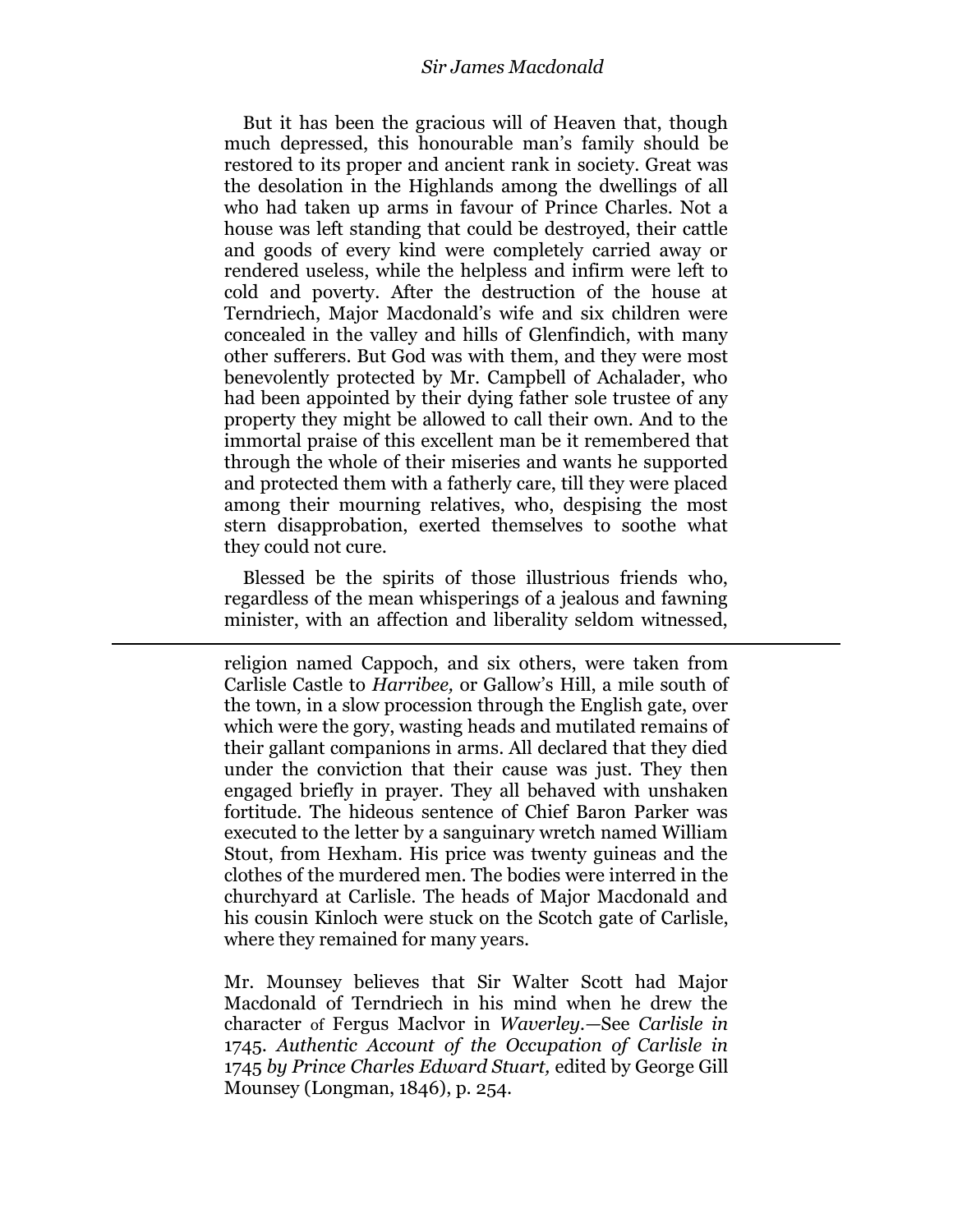But it has been the gracious will of Heaven that, though much depressed, this honourable man's family should be restored to its proper and ancient rank in society. Great was the desolation in the Highlands among the dwellings of all who had taken up arms in favour of Prince Charles. Not a house was left standing that could be destroyed, their cattle and goods of every kind were completely carried away or rendered useless, while the helpless and infirm were left to cold and poverty. After the destruction of the house at Terndriech, Major Macdonald's wife and six children were concealed in the valley and hills of Glenfindich, with many other sufferers. But God was with them, and they were most benevolently protected by Mr. Campbell of Achalader, who had been appointed by their dying father sole trustee of any property they might be allowed to call their own. And to the immortal praise of this excellent man be it remembered that through the whole of their miseries and wants he supported and protected them with a fatherly care, till they were placed among their mourning relatives, who, despising the most stern disapprobation, exerted themselves to soothe what they could not cure.

Blessed be the spirits of those illustrious friends who, regardless of the mean whisperings of a jealous and fawning minister, with an affection and liberality seldom witnessed,

---

religion named Cappoch, and six others, were taken from Carlisle Castle to *Harribee,* or Gallow's Hill, a mile south of the town, in a slow procession through the English gate, over which were the gory, wasting heads and mutilated remains of their gallant companions in arms. All declared that they died under the conviction that their cause was just. They then engaged briefly in prayer. They all behaved with unshaken fortitude. The hideous sentence of Chief Baron Parker was executed to the letter by a sanguinary wretch named William Stout, from Hexham. His price was twenty guineas and the clothes of the murdered men. The bodies were interred in the churchyard at Carlisle. The heads of Major Macdonald and his cousin Kinloch were stuck on the Scotch gate of Carlisle, where they remained for many years.

Mr. Mounsey believes that Sir Walter Scott had Major Macdonald of Terndriech in his mind when he drew the character of Fergus MacIvor in *Waverley.*—See *Carlisle in* 1745. *Authentic Account of the Occupation of Carlisle in* 1745 *by Prince Charles Edward Stuart,* edited by George Gill Mounsey (Longman, 1846), p. 254.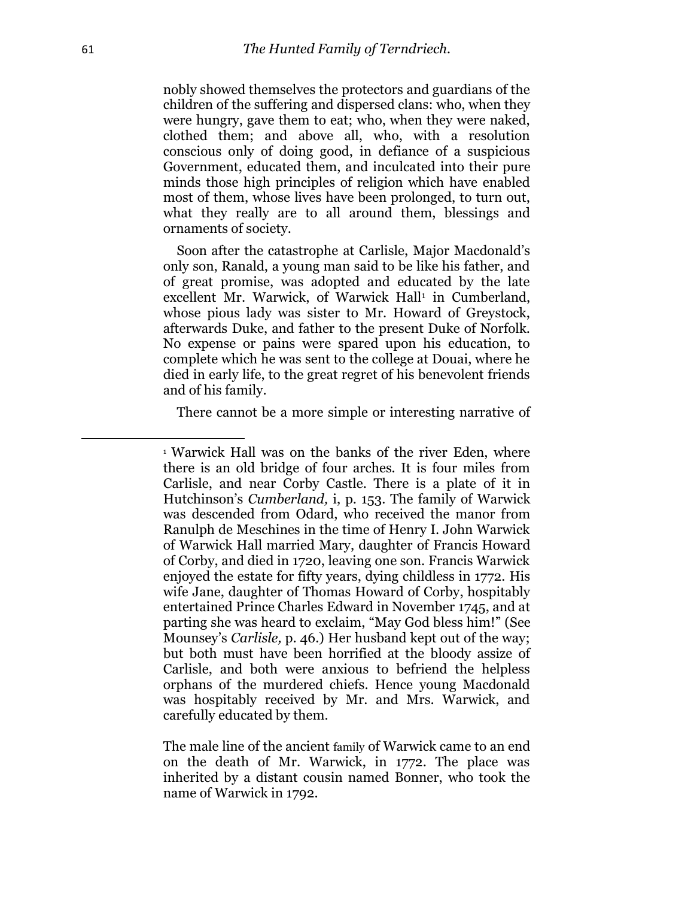nobly showed themselves the protectors and guardians of the children of the suffering and dispersed clans: who, when they were hungry, gave them to eat; who, when they were naked, clothed them; and above all, who, with a resolution conscious only of doing good, in defiance of a suspicious Government, educated them, and inculcated into their pure minds those high principles of religion which have enabled most of them, whose lives have been prolonged, to turn out, what they really are to all around them, blessings and ornaments of society.

Soon after the catastrophe at Carlisle, Major Macdonald's only son, Ranald, a young man said to be like his father, and of great promise, was adopted and educated by the late excellent Mr. Warwick, of Warwick Hall[1] in Cumberland, whose pious lady was sister to Mr. Howard of Greystock, afterwards Duke, and father to the present Duke of Norfolk. No expense or pains were spared upon his education, to complete which he was sent to the college at Douai, where he died in early life, to the great regret of his benevolent friends and of his family.

There cannot be a more simple or interesting narrative of

---

[1] Warwick Hall was on the banks of the river Eden, where there is an old bridge of four arches. It is four miles from Carlisle, and near Corby Castle. There is a plate of it in Hutchinson's *Cumberland,* i, p. 153. The family of Warwick was descended from Odard, who received the manor from Ranulph de Meschines in the time of Henry I. John Warwick of Warwick Hall married Mary, daughter of Francis Howard of Corby, and died in 1720, leaving one son. Francis Warwick enjoyed the estate for fifty years, dying childless in 1772. His wife Jane, daughter of Thomas Howard of Corby, hospitably entertained Prince Charles Edward in November 1745, and at parting she was heard to exclaim, "May God bless him!" (See Mounsey's *Carlisle,* p. 46.) Her husband kept out of the way; but both must have been horrified at the bloody assize of Carlisle, and both were anxious to befriend the helpless orphans of the murdered chiefs. Hence young Macdonald was hospitably received by Mr. and Mrs. Warwick, and carefully educated by them.

The male line of the ancient family of Warwick came to an end on the death of Mr. Warwick, in 1772. The place was inherited by a distant cousin named Bonner, who took the name of Warwick in 1792.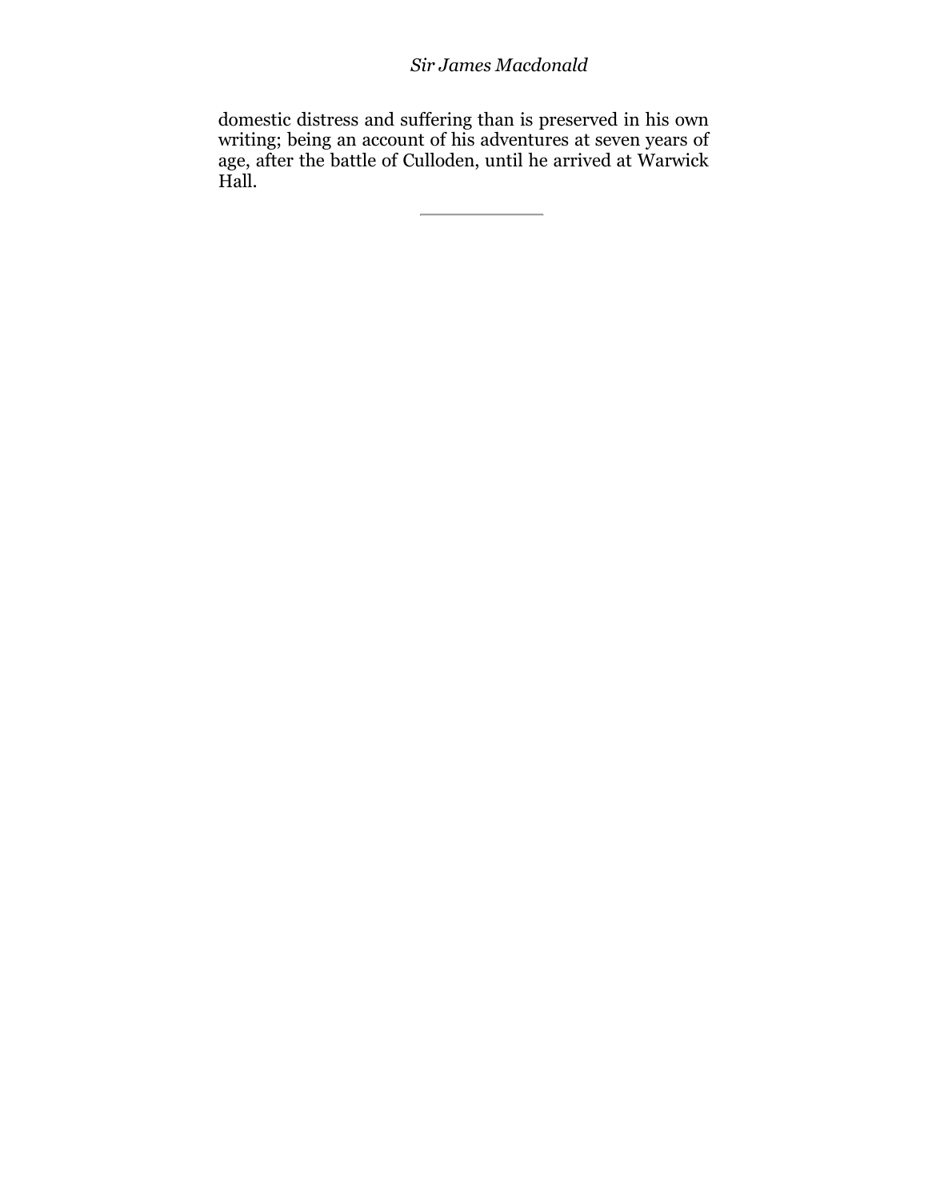domestic distress and suffering than is preserved in his own writing; being an account of his adventures at seven years of age, after the battle of Culloden, until he arrived at Warwick Hall.

---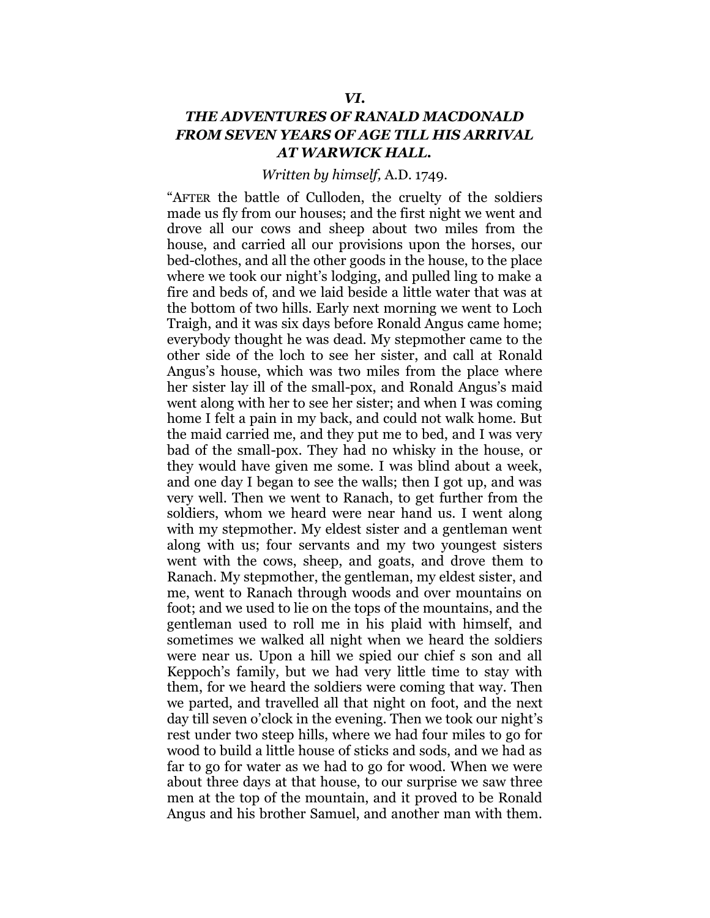## *VI.*

## *THE ADVENTURES OF RANALD MACDONALD FROM SEVEN YEARS OF AGE TILL HIS ARRIVAL AT WARWICK HALL.*

*Written by himself,* A.D. 1749.

"AFTER the battle of Culloden, the cruelty of the soldiers made us fly from our houses; and the first night we went and drove all our cows and sheep about two miles from the house, and carried all our provisions upon the horses, our bed-clothes, and all the other goods in the house, to the place where we took our night's lodging, and pulled ling to make a fire and beds of, and we laid beside a little water that was at the bottom of two hills. Early next morning we went to Loch Traigh, and it was six days before Ronald Angus came home; everybody thought he was dead. My stepmother came to the other side of the loch to see her sister, and call at Ronald Angus's house, which was two miles from the place where her sister lay ill of the small-pox, and Ronald Angus's maid went along with her to see her sister; and when I was coming home I felt a pain in my back, and could not walk home. But the maid carried me, and they put me to bed, and I was very bad of the small-pox. They had no whisky in the house, or they would have given me some. I was blind about a week, and one day I began to see the walls; then I got up, and was very well. Then we went to Ranach, to get further from the soldiers, whom we heard were near hand us. I went along with my stepmother. My eldest sister and a gentleman went along with us; four servants and my two youngest sisters went with the cows, sheep, and goats, and drove them to Ranach. My stepmother, the gentleman, my eldest sister, and me, went to Ranach through woods and over mountains on foot; and we used to lie on the tops of the mountains, and the gentleman used to roll me in his plaid with himself, and sometimes we walked all night when we heard the soldiers were near us. Upon a hill we spied our chief s son and all Keppoch's family, but we had very little time to stay with them, for we heard the soldiers were coming that way. Then we parted, and travelled all that night on foot, and the next day till seven o'clock in the evening. Then we took our night's rest under two steep hills, where we had four miles to go for wood to build a little house of sticks and sods, and we had as far to go for water as we had to go for wood. When we were about three days at that house, to our surprise we saw three men at the top of the mountain, and it proved to be Ronald Angus and his brother Samuel, and another man with them.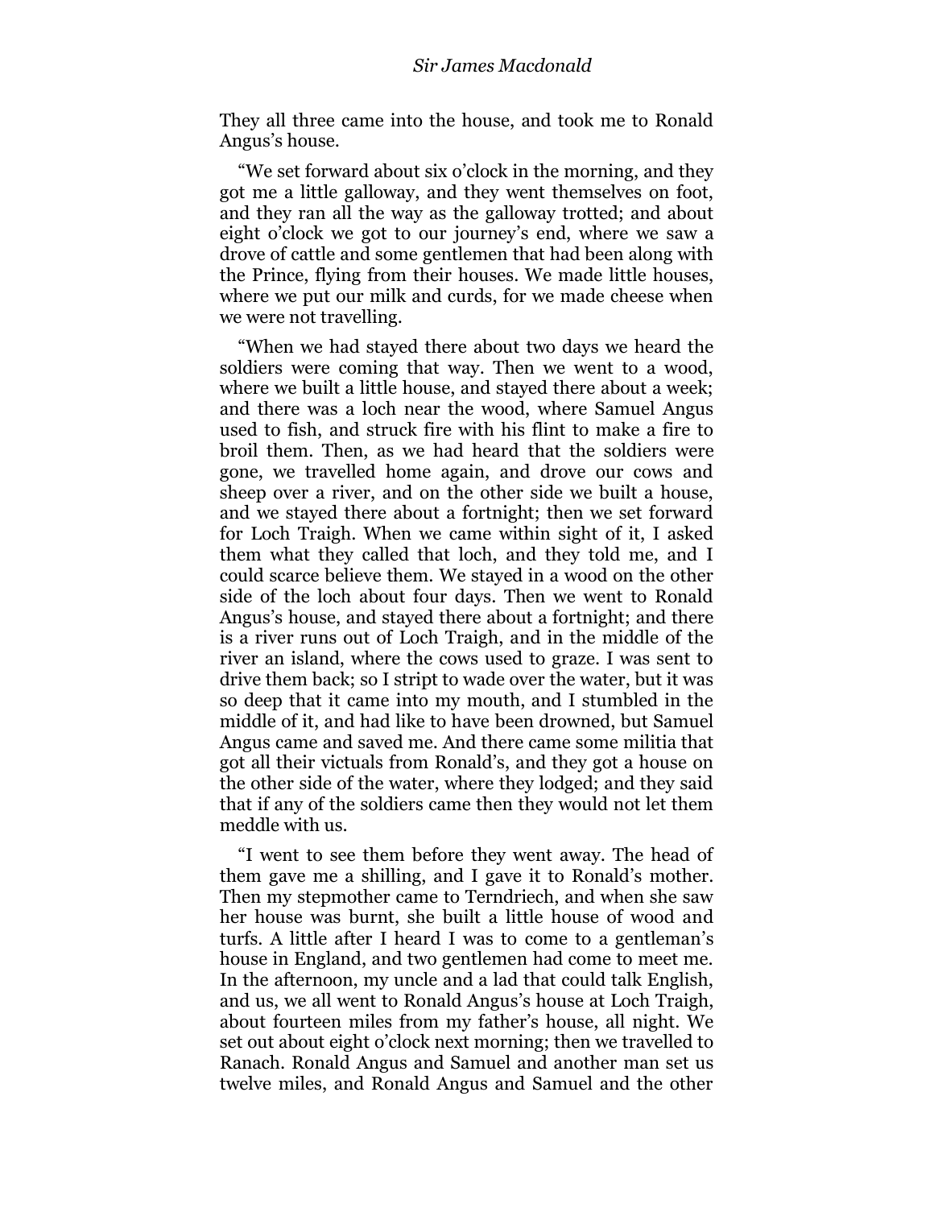They all three came into the house, and took me to Ronald Angus's house.

"We set forward about six o'clock in the morning, and they got me a little galloway, and they went themselves on foot, and they ran all the way as the galloway trotted; and about eight o'clock we got to our journey's end, where we saw a drove of cattle and some gentlemen that had been along with the Prince, flying from their houses. We made little houses, where we put our milk and curds, for we made cheese when we were not travelling.

"When we had stayed there about two days we heard the soldiers were coming that way. Then we went to a wood, where we built a little house, and stayed there about a week; and there was a loch near the wood, where Samuel Angus used to fish, and struck fire with his flint to make a fire to broil them. Then, as we had heard that the soldiers were gone, we travelled home again, and drove our cows and sheep over a river, and on the other side we built a house, and we stayed there about a fortnight; then we set forward for Loch Traigh. When we came within sight of it, I asked them what they called that loch, and they told me, and I could scarce believe them. We stayed in a wood on the other side of the loch about four days. Then we went to Ronald Angus's house, and stayed there about a fortnight; and there is a river runs out of Loch Traigh, and in the middle of the river an island, where the cows used to graze. I was sent to drive them back; so I stript to wade over the water, but it was so deep that it came into my mouth, and I stumbled in the middle of it, and had like to have been drowned, but Samuel Angus came and saved me. And there came some militia that got all their victuals from Ronald's, and they got a house on the other side of the water, where they lodged; and they said that if any of the soldiers came then they would not let them meddle with us.

"I went to see them before they went away. The head of them gave me a shilling, and I gave it to Ronald's mother. Then my stepmother came to Terndriech, and when she saw her house was burnt, she built a little house of wood and turfs. A little after I heard I was to come to a gentleman's house in England, and two gentlemen had come to meet me. In the afternoon, my uncle and a lad that could talk English, and us, we all went to Ronald Angus's house at Loch Traigh, about fourteen miles from my father's house, all night. We set out about eight o'clock next morning; then we travelled to Ranach. Ronald Angus and Samuel and another man set us twelve miles, and Ronald Angus and Samuel and the other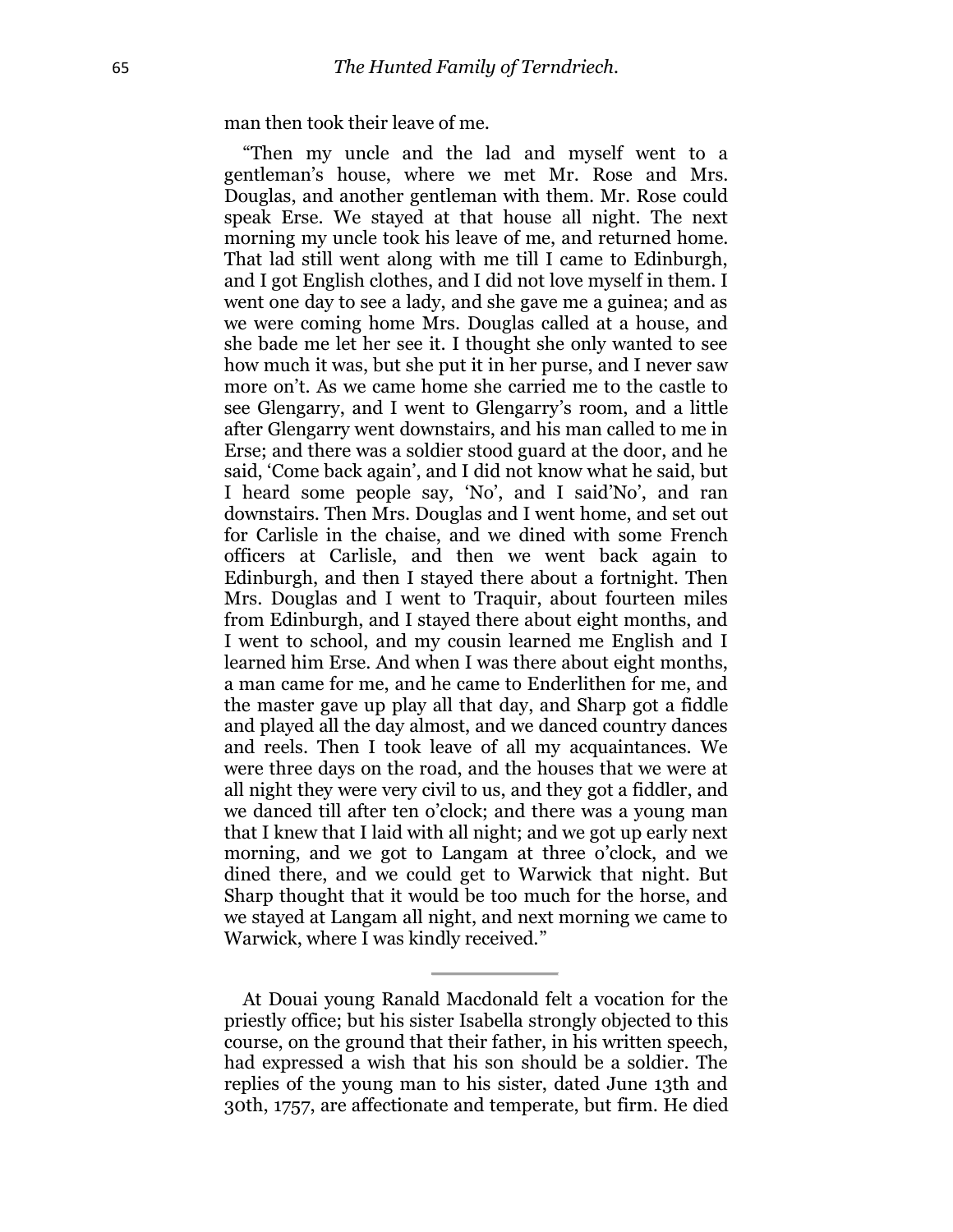man then took their leave of me.

"Then my uncle and the lad and myself went to a gentleman's house, where we met Mr. Rose and Mrs. Douglas, and another gentleman with them. Mr. Rose could speak Erse. We stayed at that house all night. The next morning my uncle took his leave of me, and returned home. That lad still went along with me till I came to Edinburgh, and I got English clothes, and I did not love myself in them. I went one day to see a lady, and she gave me a guinea; and as we were coming home Mrs. Douglas called at a house, and she bade me let her see it. I thought she only wanted to see how much it was, but she put it in her purse, and I never saw more on't. As we came home she carried me to the castle to see Glengarry, and I went to Glengarry's room, and a little after Glengarry went downstairs, and his man called to me in Erse; and there was a soldier stood guard at the door, and he said, 'Come back again', and I did not know what he said, but I heard some people say, 'No', and I said'No', and ran downstairs. Then Mrs. Douglas and I went home, and set out for Carlisle in the chaise, and we dined with some French officers at Carlisle, and then we went back again to Edinburgh, and then I stayed there about a fortnight. Then Mrs. Douglas and I went to Traquir, about fourteen miles from Edinburgh, and I stayed there about eight months, and I went to school, and my cousin learned me English and I learned him Erse. And when I was there about eight months, a man came for me, and he came to Enderlithen for me, and the master gave up play all that day, and Sharp got a fiddle and played all the day almost, and we danced country dances and reels. Then I took leave of all my acquaintances. We were three days on the road, and the houses that we were at all night they were very civil to us, and they got a fiddler, and we danced till after ten o'clock; and there was a young man that I knew that I laid with all night; and we got up early next morning, and we got to Langam at three o'clock, and we dined there, and we could get to Warwick that night. But Sharp thought that it would be too much for the horse, and we stayed at Langam all night, and next morning we came to Warwick, where I was kindly received."

---

At Douai young Ranald Macdonald felt a vocation for the priestly office; but his sister Isabella strongly objected to this course, on the ground that their father, in his written speech, had expressed a wish that his son should be a soldier. The replies of the young man to his sister, dated June 13th and 30th, 1757, are affectionate and temperate, but firm. He died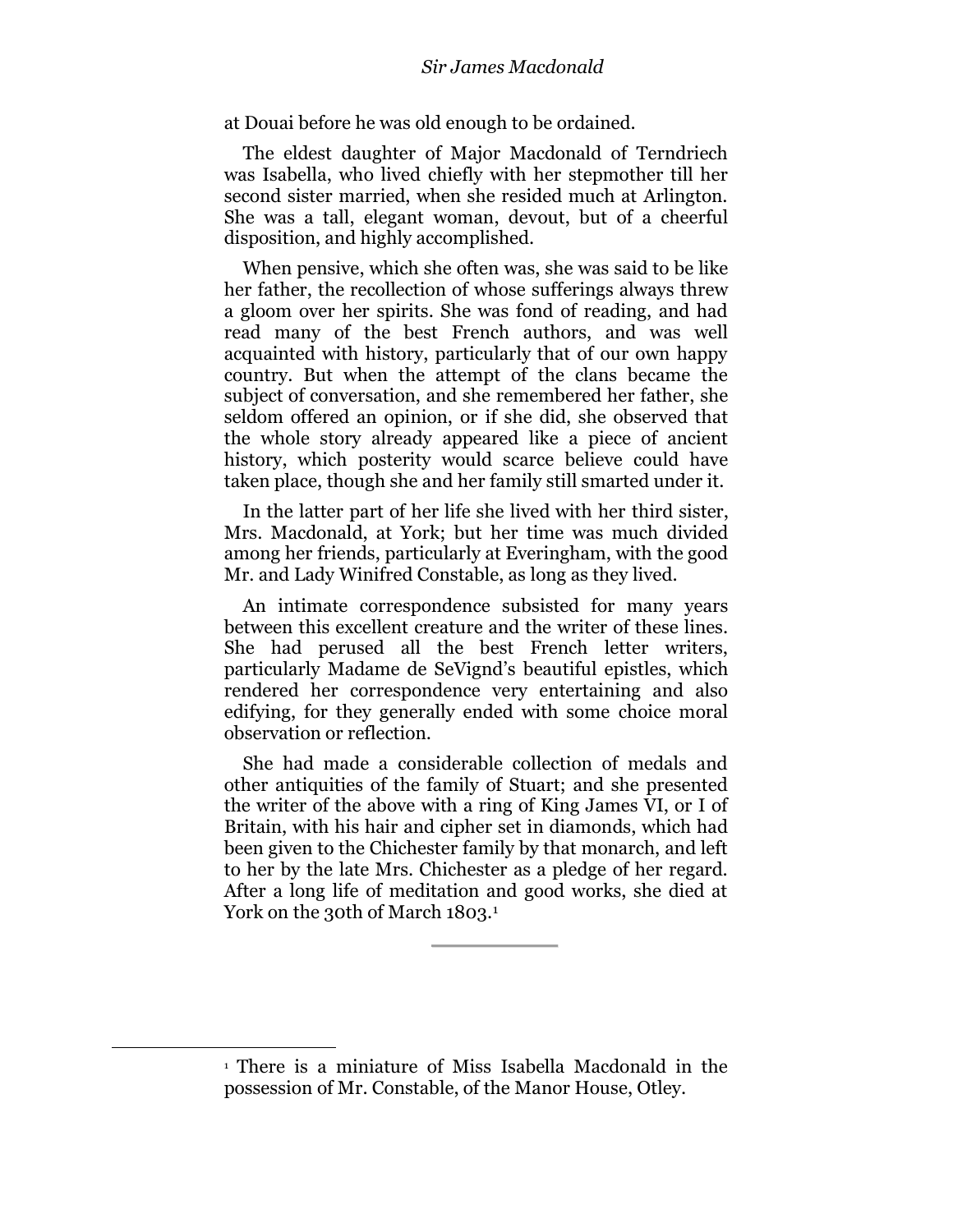at Douai before he was old enough to be ordained.

The eldest daughter of Major Macdonald of Terndriech was Isabella, who lived chiefly with her stepmother till her second sister married, when she resided much at Arlington. She was a tall, elegant woman, devout, but of a cheerful disposition, and highly accomplished.

When pensive, which she often was, she was said to be like her father, the recollection of whose sufferings always threw a gloom over her spirits. She was fond of reading, and had read many of the best French authors, and was well acquainted with history, particularly that of our own happy country. But when the attempt of the clans became the subject of conversation, and she remembered her father, she seldom offered an opinion, or if she did, she observed that the whole story already appeared like a piece of ancient history, which posterity would scarce believe could have taken place, though she and her family still smarted under it.

In the latter part of her life she lived with her third sister, Mrs. Macdonald, at York; but her time was much divided among her friends, particularly at Everingham, with the good Mr. and Lady Winifred Constable, as long as they lived.

An intimate correspondence subsisted for many years between this excellent creature and the writer of these lines. She had perused all the best French letter writers, particularly Madame de SeVignd's beautiful epistles, which rendered her correspondence very entertaining and also edifying, for they generally ended with some choice moral observation or reflection.

She had made a considerable collection of medals and other antiquities of the family of Stuart; and she presented the writer of the above with a ring of King James VI, or I of Britain, with his hair and cipher set in diamonds, which had been given to the Chichester family by that monarch, and left to her by the late Mrs. Chichester as a pledge of her regard. After a long life of meditation and good works, she died at York on the 30th of March 1803.[1]

---

[1] There is a miniature of Miss Isabella Macdonald in the possession of Mr. Constable, of the Manor House, Otley.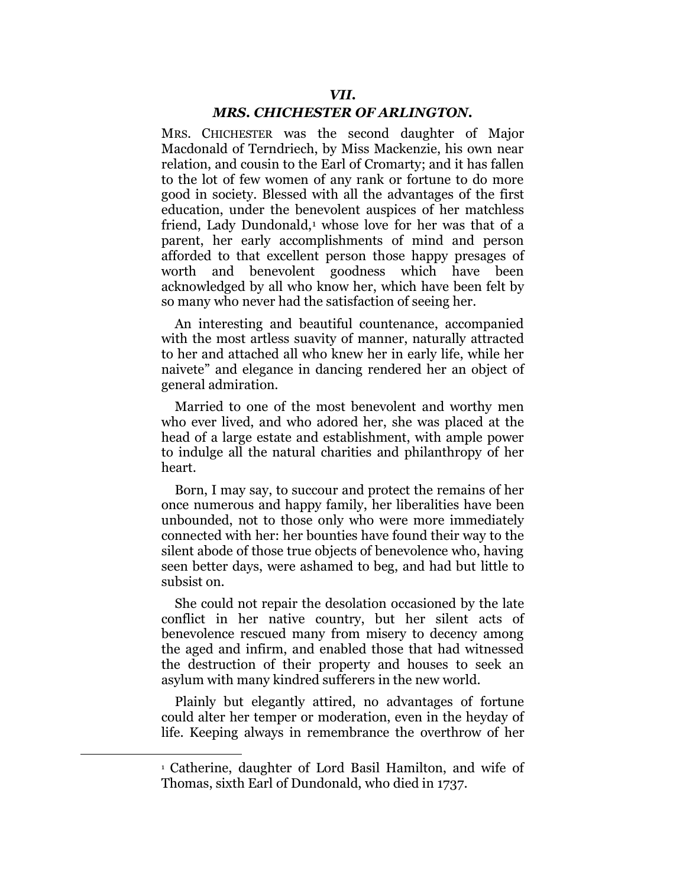## *VII.*

## *MRS. CHICHESTER OF ARLINGTON.*

MRS. CHICHESTER was the second daughter of Major Macdonald of Terndriech, by Miss Mackenzie, his own near relation, and cousin to the Earl of Cromarty; and it has fallen to the lot of few women of any rank or fortune to do more good in society. Blessed with all the advantages of the first education, under the benevolent auspices of her matchless friend, Lady Dundonald,[1] whose love for her was that of a parent, her early accomplishments of mind and person afforded to that excellent person those happy presages of worth and benevolent goodness which have been acknowledged by all who know her, which have been felt by so many who never had the satisfaction of seeing her.

An interesting and beautiful countenance, accompanied with the most artless suavity of manner, naturally attracted to her and attached all who knew her in early life, while her naivete" and elegance in dancing rendered her an object of general admiration.

Married to one of the most benevolent and worthy men who ever lived, and who adored her, she was placed at the head of a large estate and establishment, with ample power to indulge all the natural charities and philanthropy of her heart.

Born, I may say, to succour and protect the remains of her once numerous and happy family, her liberalities have been unbounded, not to those only who were more immediately connected with her: her bounties have found their way to the silent abode of those true objects of benevolence who, having seen better days, were ashamed to beg, and had but little to subsist on.

She could not repair the desolation occasioned by the late conflict in her native country, but her silent acts of benevolence rescued many from misery to decency among the aged and infirm, and enabled those that had witnessed the destruction of their property and houses to seek an asylum with many kindred sufferers in the new world.

Plainly but elegantly attired, no advantages of fortune could alter her temper or moderation, even in the heyday of life. Keeping always in remembrance the overthrow of her

---

[1] Catherine, daughter of Lord Basil Hamilton, and wife of Thomas, sixth Earl of Dundonald, who died in 1737.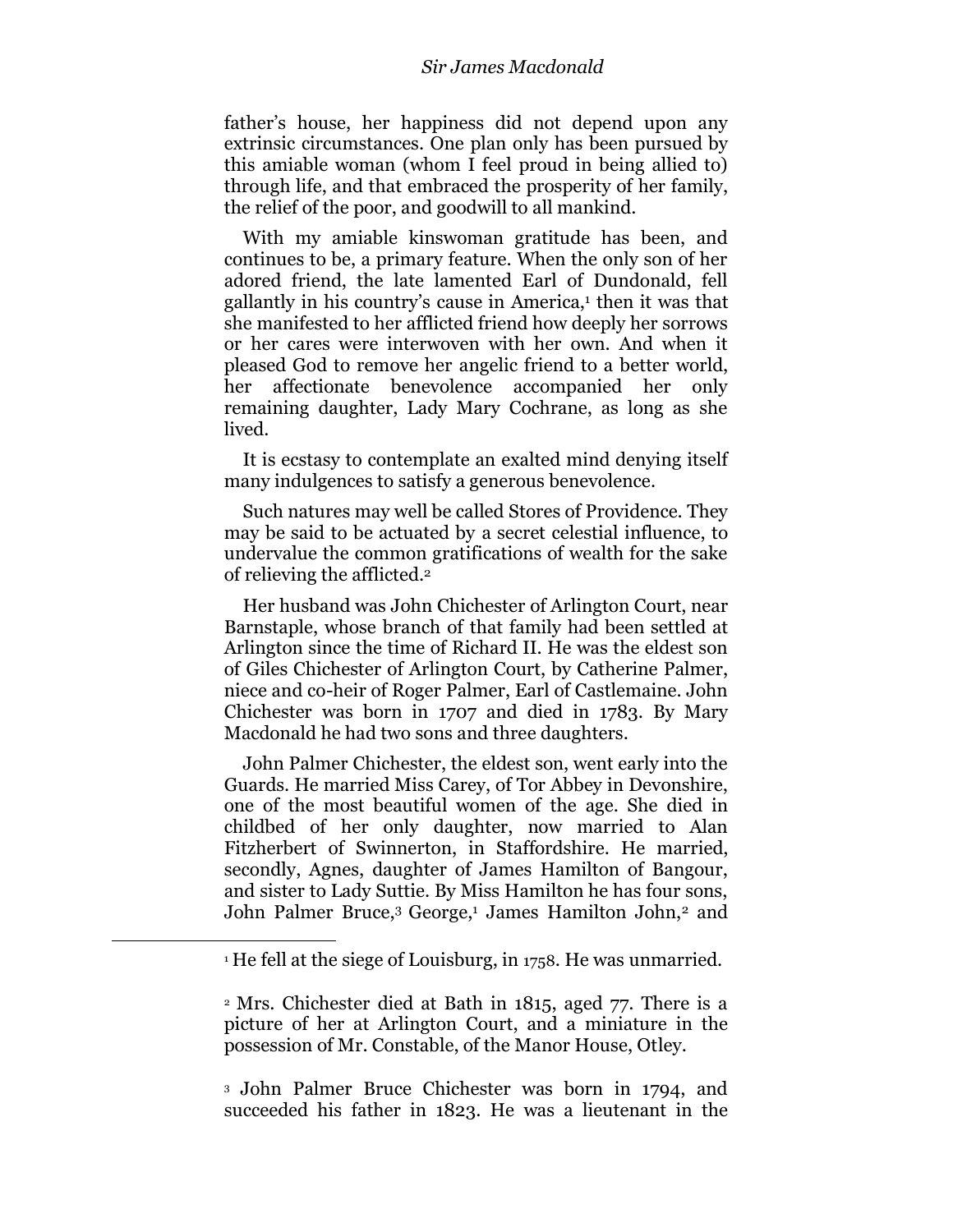father's house, her happiness did not depend upon any extrinsic circumstances. One plan only has been pursued by this amiable woman (whom I feel proud in being allied to) through life, and that embraced the prosperity of her family, the relief of the poor, and goodwill to all mankind.

With my amiable kinswoman gratitude has been, and continues to be, a primary feature. When the only son of her adored friend, the late lamented Earl of Dundonald, fell gallantly in his country's cause in America,[1] then it was that she manifested to her afflicted friend how deeply her sorrows or her cares were interwoven with her own. And when it pleased God to remove her angelic friend to a better world, her affectionate benevolence accompanied her only remaining daughter, Lady Mary Cochrane, as long as she lived.

It is ecstasy to contemplate an exalted mind denying itself many indulgences to satisfy a generous benevolence.

Such natures may well be called Stores of Providence. They may be said to be actuated by a secret celestial influence, to undervalue the common gratifications of wealth for the sake of relieving the afflicted.[2]

Her husband was John Chichester of Arlington Court, near Barnstaple, whose branch of that family had been settled at Arlington since the time of Richard II. He was the eldest son of Giles Chichester of Arlington Court, by Catherine Palmer, niece and co-heir of Roger Palmer, Earl of Castlemaine. John Chichester was born in 1707 and died in 1783. By Mary Macdonald he had two sons and three daughters.

John Palmer Chichester, the eldest son, went early into the Guards. He married Miss Carey, of Tor Abbey in Devonshire, one of the most beautiful women of the age. She died in childbed of her only daughter, now married to Alan Fitzherbert of Swinnerton, in Staffordshire. He married, secondly, Agnes, daughter of James Hamilton of Bangour, and sister to Lady Suttie. By Miss Hamilton he has four sons, John Palmer Bruce,[3] George,[1] James Hamilton John,[2] and

---

[1] He fell at the siege of Louisburg, in 1758. He was unmarried.

[2] Mrs. Chichester died at Bath in 1815, aged 77. There is a picture of her at Arlington Court, and a miniature in the possession of Mr. Constable, of the Manor House, Otley.

[3] John Palmer Bruce Chichester was born in 1794, and succeeded his father in 1823. He was a lieutenant in the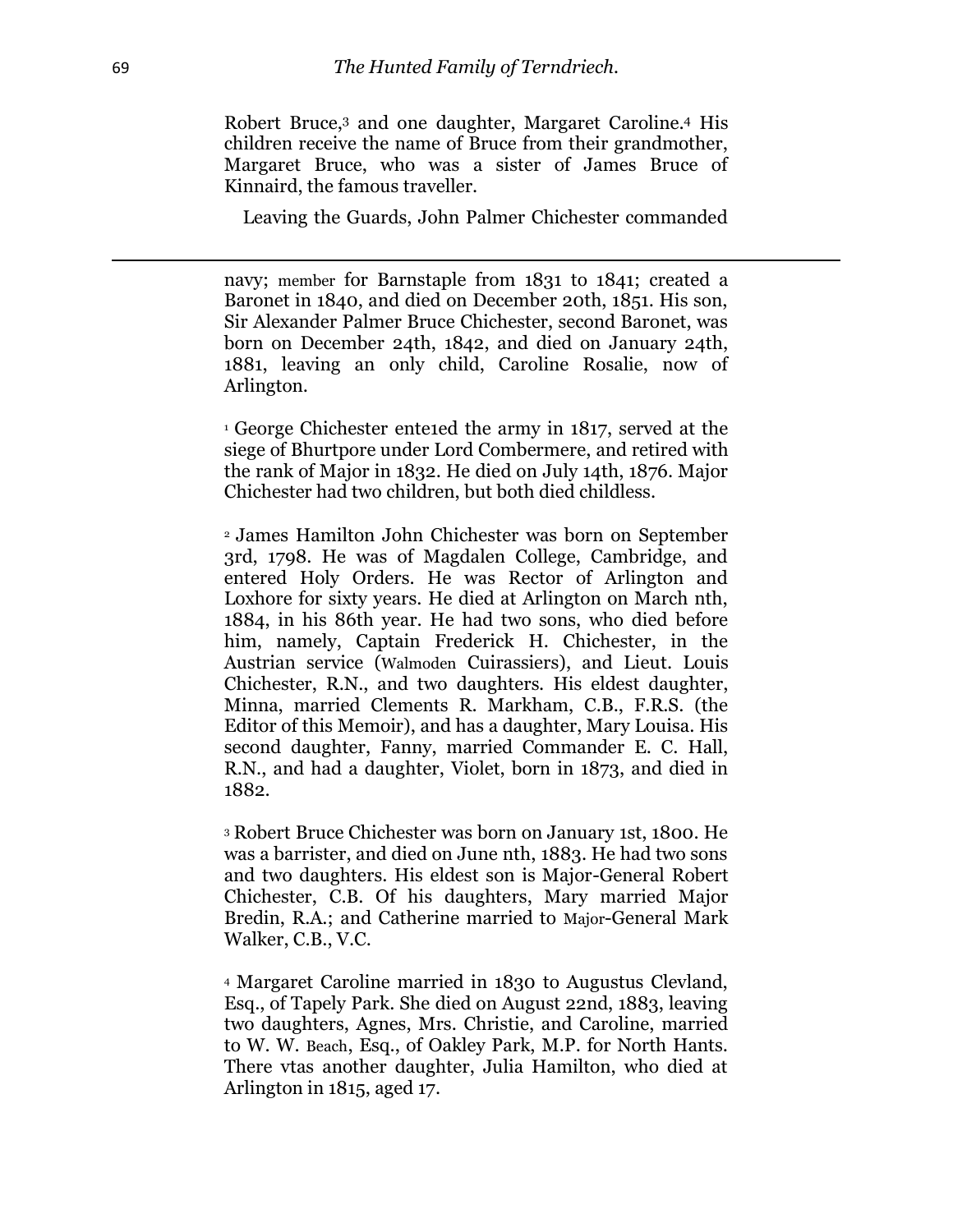Robert Bruce,[3] and one daughter, Margaret Caroline.[4] His children receive the name of Bruce from their grandmother, Margaret Bruce, who was a sister of James Bruce of Kinnaird, the famous traveller.

Leaving the Guards, John Palmer Chichester commanded

---

navy; member for Barnstaple from 1831 to 1841; created a Baronet in 1840, and died on December 20th, 1851. His son, Sir Alexander Palmer Bruce Chichester, second Baronet, was born on December 24th, 1842, and died on January 24th, 1881, leaving an only child, Caroline Rosalie, now of Arlington.

[1] George Chichester ente1ed the army in 1817, served at the siege of Bhurtpore under Lord Combermere, and retired with the rank of Major in 1832. He died on July 14th, 1876. Major Chichester had two children, but both died childless.

[2] James Hamilton John Chichester was born on September 3rd, 1798. He was of Magdalen College, Cambridge, and entered Holy Orders. He was Rector of Arlington and Loxhore for sixty years. He died at Arlington on March nth, 1884, in his 86th year. He had two sons, who died before him, namely, Captain Frederick H. Chichester, in the Austrian service (Walmoden Cuirassiers), and Lieut. Louis Chichester, R.N., and two daughters. His eldest daughter, Minna, married Clements R. Markham, C.B., F.R.S. (the Editor of this Memoir), and has a daughter, Mary Louisa. His second daughter, Fanny, married Commander E. C. Hall, R.N., and had a daughter, Violet, born in 1873, and died in 1882.

[3] Robert Bruce Chichester was born on January 1st, 1800. He was a barrister, and died on June nth, 1883. He had two sons and two daughters. His eldest son is Major-General Robert Chichester, C.B. Of his daughters, Mary married Major Bredin, R.A.; and Catherine married to Major-General Mark Walker, C.B., V.C.

[4] Margaret Caroline married in 1830 to Augustus Clevland, Esq., of Tapely Park. She died on August 22nd, 1883, leaving two daughters, Agnes, Mrs. Christie, and Caroline, married to W. W. Beach, Esq., of Oakley Park, M.P. for North Hants. There vtas another daughter, Julia Hamilton, who died at Arlington in 1815, aged 17.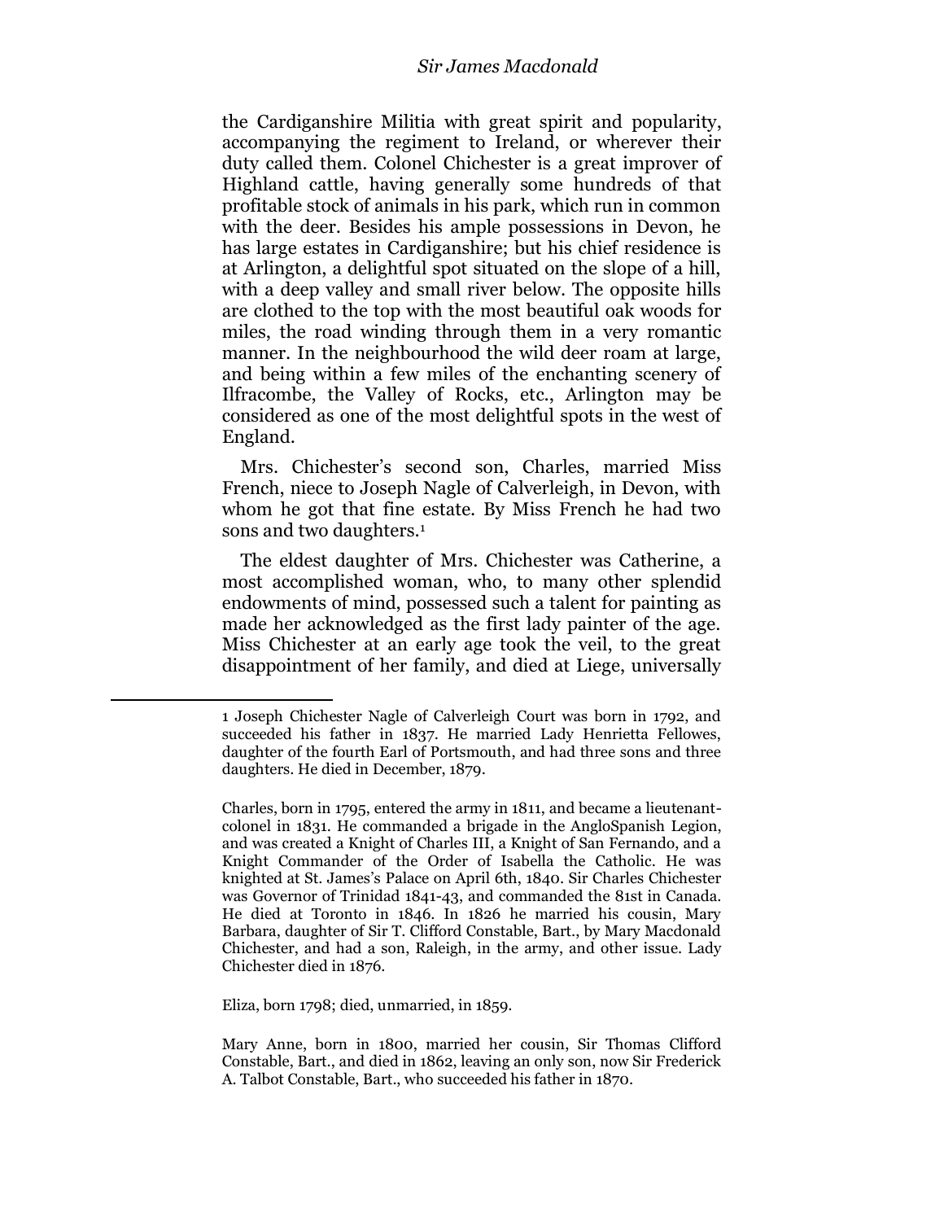the Cardiganshire Militia with great spirit and popularity, accompanying the regiment to Ireland, or wherever their duty called them. Colonel Chichester is a great improver of Highland cattle, having generally some hundreds of that profitable stock of animals in his park, which run in common with the deer. Besides his ample possessions in Devon, he has large estates in Cardiganshire; but his chief residence is at Arlington, a delightful spot situated on the slope of a hill, with a deep valley and small river below. The opposite hills are clothed to the top with the most beautiful oak woods for miles, the road winding through them in a very romantic manner. In the neighbourhood the wild deer roam at large, and being within a few miles of the enchanting scenery of Ilfracombe, the Valley of Rocks, etc., Arlington may be considered as one of the most delightful spots in the west of England.

Mrs. Chichester's second son, Charles, married Miss French, niece to Joseph Nagle of Calverleigh, in Devon, with whom he got that fine estate. By Miss French he had two sons and two daughters.[1]

The eldest daughter of Mrs. Chichester was Catherine, a most accomplished woman, who, to many other splendid endowments of mind, possessed such a talent for painting as made her acknowledged as the first lady painter of the age. Miss Chichester at an early age took the veil, to the great disappointment of her family, and died at Liege, universally

---

1 Joseph Chichester Nagle of Calverleigh Court was born in 1792, and succeeded his father in 1837. He married Lady Henrietta Fellowes, daughter of the fourth Earl of Portsmouth, and had three sons and three daughters. He died in December, 1879.

Charles, born in 1795, entered the army in 1811, and became a lieutenant-colonel in 1831. He commanded a brigade in the AngloSpanish Legion, and was created a Knight of Charles III, a Knight of San Fernando, and a Knight Commander of the Order of Isabella the Catholic. He was knighted at St. James's Palace on April 6th, 1840. Sir Charles Chichester was Governor of Trinidad 1841-43, and commanded the 81st in Canada. He died at Toronto in 1846. In 1826 he married his cousin, Mary Barbara, daughter of Sir T. Clifford Constable, Bart., by Mary Macdonald Chichester, and had a son, Raleigh, in the army, and other issue. Lady Chichester died in 1876.

Eliza, born 1798; died, unmarried, in 1859.

Mary Anne, born in 1800, married her cousin, Sir Thomas Clifford Constable, Bart., and died in 1862, leaving an only son, now Sir Frederick A. Talbot Constable, Bart., who succeeded his father in 1870.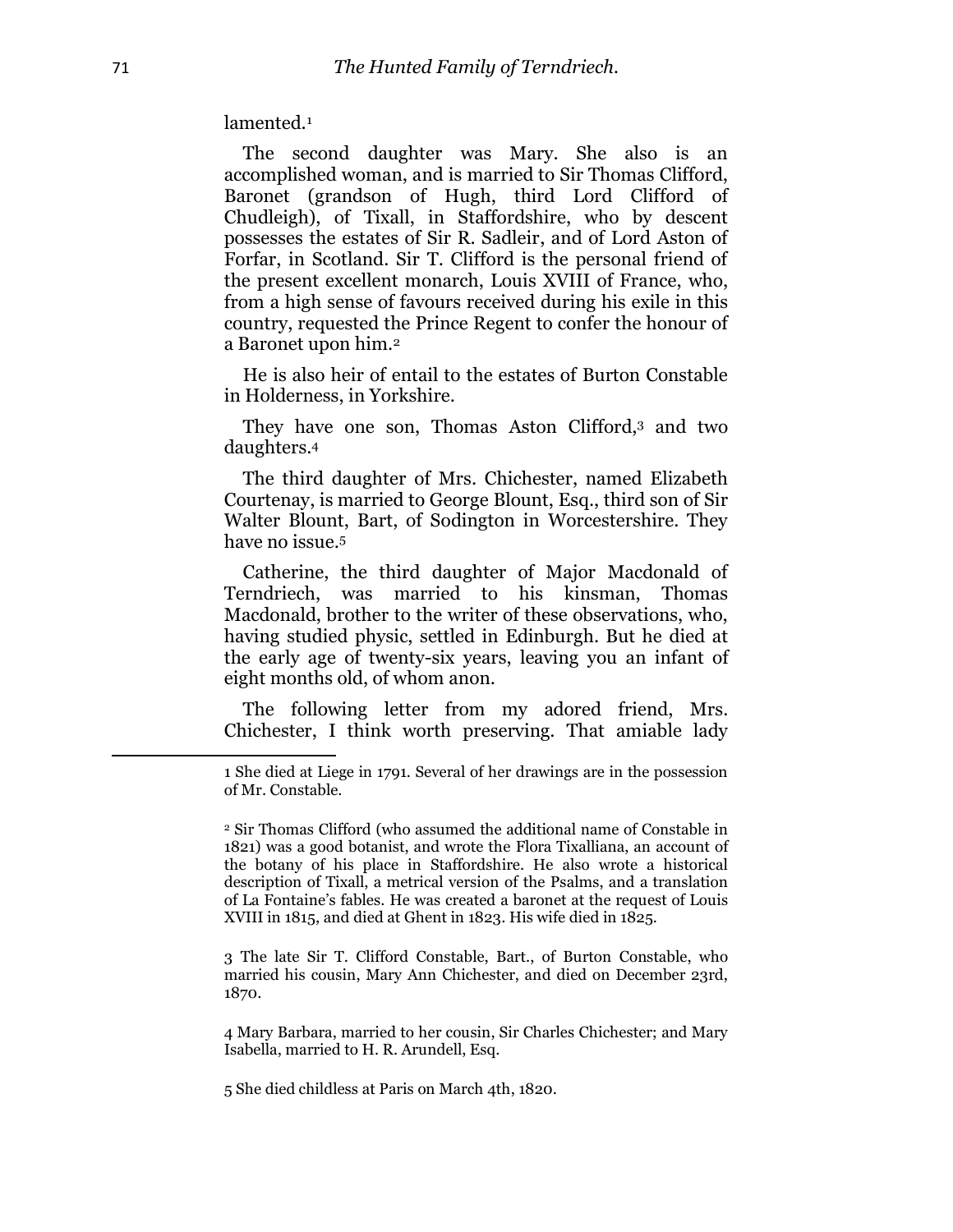lamented.[1]

The second daughter was Mary. She also is an accomplished woman, and is married to Sir Thomas Clifford, Baronet (grandson of Hugh, third Lord Clifford of Chudleigh), of Tixall, in Staffordshire, who by descent possesses the estates of Sir R. Sadleir, and of Lord Aston of Forfar, in Scotland. Sir T. Clifford is the personal friend of the present excellent monarch, Louis XVIII of France, who, from a high sense of favours received during his exile in this country, requested the Prince Regent to confer the honour of a Baronet upon him.[2]

He is also heir of entail to the estates of Burton Constable in Holderness, in Yorkshire.

They have one son, Thomas Aston Clifford,[3] and two daughters.[4]

The third daughter of Mrs. Chichester, named Elizabeth Courtenay, is married to George Blount, Esq., third son of Sir Walter Blount, Bart, of Sodington in Worcestershire. They have no issue.[5]

Catherine, the third daughter of Major Macdonald of Terndriech, was married to his kinsman, Thomas Macdonald, brother to the writer of these observations, who, having studied physic, settled in Edinburgh. But he died at the early age of twenty-six years, leaving you an infant of eight months old, of whom anon.

The following letter from my adored friend, Mrs. Chichester, I think worth preserving. That amiable lady

---

1 She died at Liege in 1791. Several of her drawings are in the possession of Mr. Constable.

2 Sir Thomas Clifford (who assumed the additional name of Constable in 1821) was a good botanist, and wrote the Flora Tixalliana, an account of the botany of his place in Staffordshire. He also wrote a historical description of Tixall, a metrical version of the Psalms, and a translation of La Fontaine's fables. He was created a baronet at the request of Louis XVIII in 1815, and died at Ghent in 1823. His wife died in 1825.

3 The late Sir T. Clifford Constable, Bart., of Burton Constable, who married his cousin, Mary Ann Chichester, and died on December 23rd, 1870.

4 Mary Barbara, married to her cousin, Sir Charles Chichester; and Mary Isabella, married to H. R. Arundell, Esq.

5 She died childless at Paris on March 4th, 1820.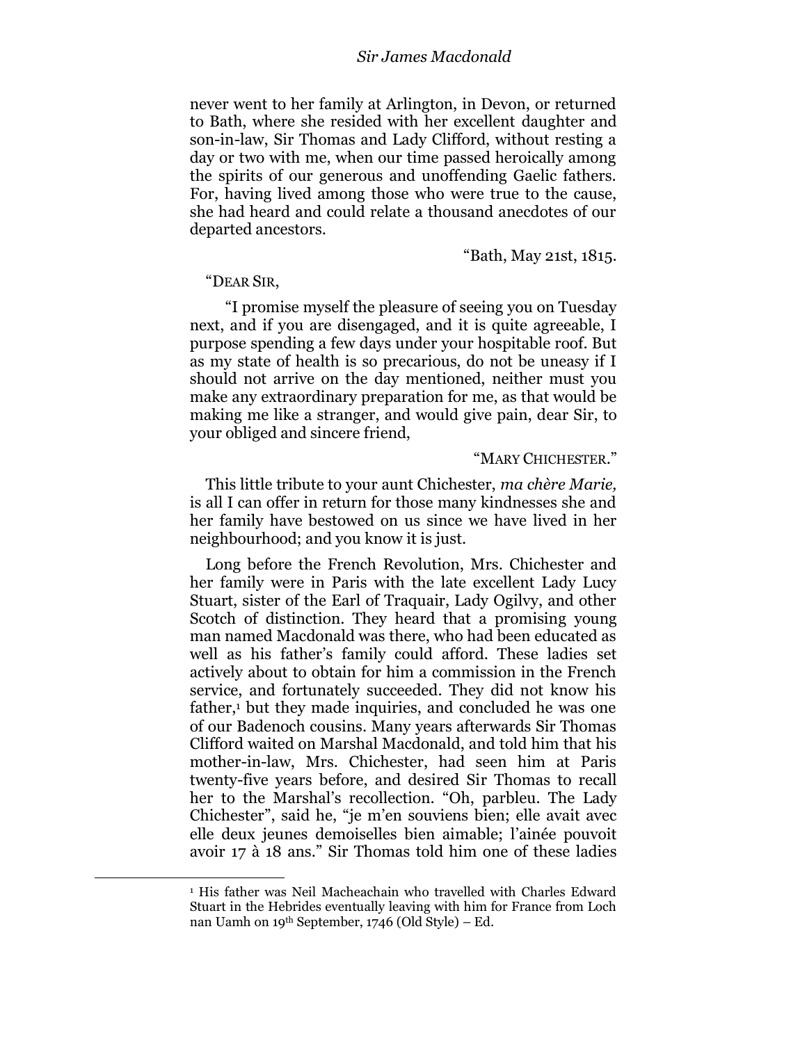never went to her family at Arlington, in Devon, or returned to Bath, where she resided with her excellent daughter and son-in-law, Sir Thomas and Lady Clifford, without resting a day or two with me, when our time passed heroically among the spirits of our generous and unoffending Gaelic fathers. For, having lived among those who were true to the cause, she had heard and could relate a thousand anecdotes of our departed ancestors.

"Bath, May 21st, 1815.

"DEAR SIR,

"I promise myself the pleasure of seeing you on Tuesday next, and if you are disengaged, and it is quite agreeable, I purpose spending a few days under your hospitable roof. But as my state of health is so precarious, do not be uneasy if I should not arrive on the day mentioned, neither must you make any extraordinary preparation for me, as that would be making me like a stranger, and would give pain, dear Sir, to your obliged and sincere friend,

"MARY CHICHESTER."

This little tribute to your aunt Chichester, *ma chère Marie,* is all I can offer in return for those many kindnesses she and her family have bestowed on us since we have lived in her neighbourhood; and you know it is just.

Long before the French Revolution, Mrs. Chichester and her family were in Paris with the late excellent Lady Lucy Stuart, sister of the Earl of Traquair, Lady Ogilvy, and other Scotch of distinction. They heard that a promising young man named Macdonald was there, who had been educated as well as his father's family could afford. These ladies set actively about to obtain for him a commission in the French service, and fortunately succeeded. They did not know his father,[1] but they made inquiries, and concluded he was one of our Badenoch cousins. Many years afterwards Sir Thomas Clifford waited on Marshal Macdonald, and told him that his mother-in-law, Mrs. Chichester, had seen him at Paris twenty-five years before, and desired Sir Thomas to recall her to the Marshal's recollection. "Oh, parbleu. The Lady Chichester", said he, "je m'en souviens bien; elle avait avec elle deux jeunes demoiselles bien aimable; l'ainée pouvoit avoir 17 à 18 ans." Sir Thomas told him one of these ladies

[1] His father was Neil Macheachain who travelled with Charles Edward Stuart in the Hebrides eventually leaving with him for France from Loch nan Uamh on 19th September, 1746 (Old Style) – Ed.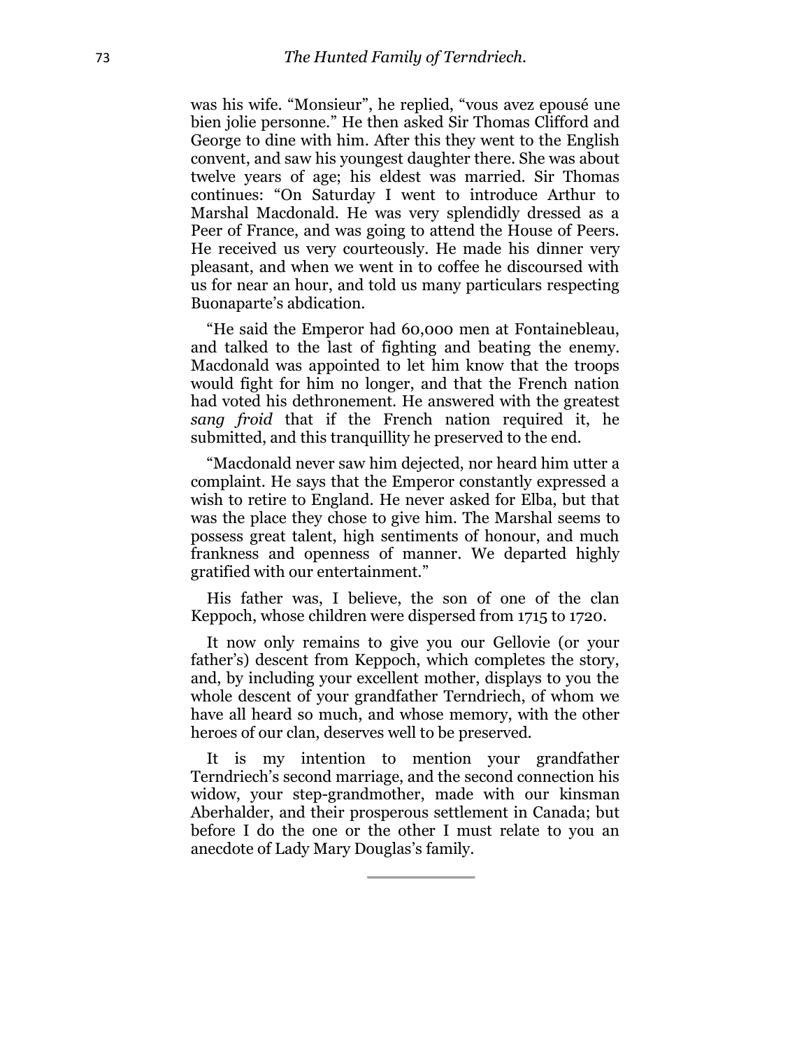was his wife. "Monsieur", he replied, "vous avez epousé une bien jolie personne." He then asked Sir Thomas Clifford and George to dine with him. After this they went to the English convent, and saw his youngest daughter there. She was about twelve years of age; his eldest was married. Sir Thomas continues: "On Saturday I went to introduce Arthur to Marshal Macdonald. He was very splendidly dressed as a Peer of France, and was going to attend the House of Peers. He received us very courteously. He made his dinner very pleasant, and when we went in to coffee he discoursed with us for near an hour, and told us many particulars respecting Buonaparte's abdication.

"He said the Emperor had 60,000 men at Fontainebleau, and talked to the last of fighting and beating the enemy. Macdonald was appointed to let him know that the troops would fight for him no longer, and that the French nation had voted his dethronement. He answered with the greatest *sang froid* that if the French nation required it, he submitted, and this tranquillity he preserved to the end.

"Macdonald never saw him dejected, nor heard him utter a complaint. He says that the Emperor constantly expressed a wish to retire to England. He never asked for Elba, but that was the place they chose to give him. The Marshal seems to possess great talent, high sentiments of honour, and much frankness and openness of manner. We departed highly gratified with our entertainment."

His father was, I believe, the son of one of the clan Keppoch, whose children were dispersed from 1715 to 1720.

It now only remains to give you our Gellovie (or your father's) descent from Keppoch, which completes the story, and, by including your excellent mother, displays to you the whole descent of your grandfather Terndriech, of whom we have all heard so much, and whose memory, with the other heroes of our clan, deserves well to be preserved.

It is my intention to mention your grandfather Terndriech's second marriage, and the second connection his widow, your step-grandmother, made with our kinsman Aberhalder, and their prosperous settlement in Canada; but before I do the one or the other I must relate to you an anecdote of Lady Mary Douglas's family.

---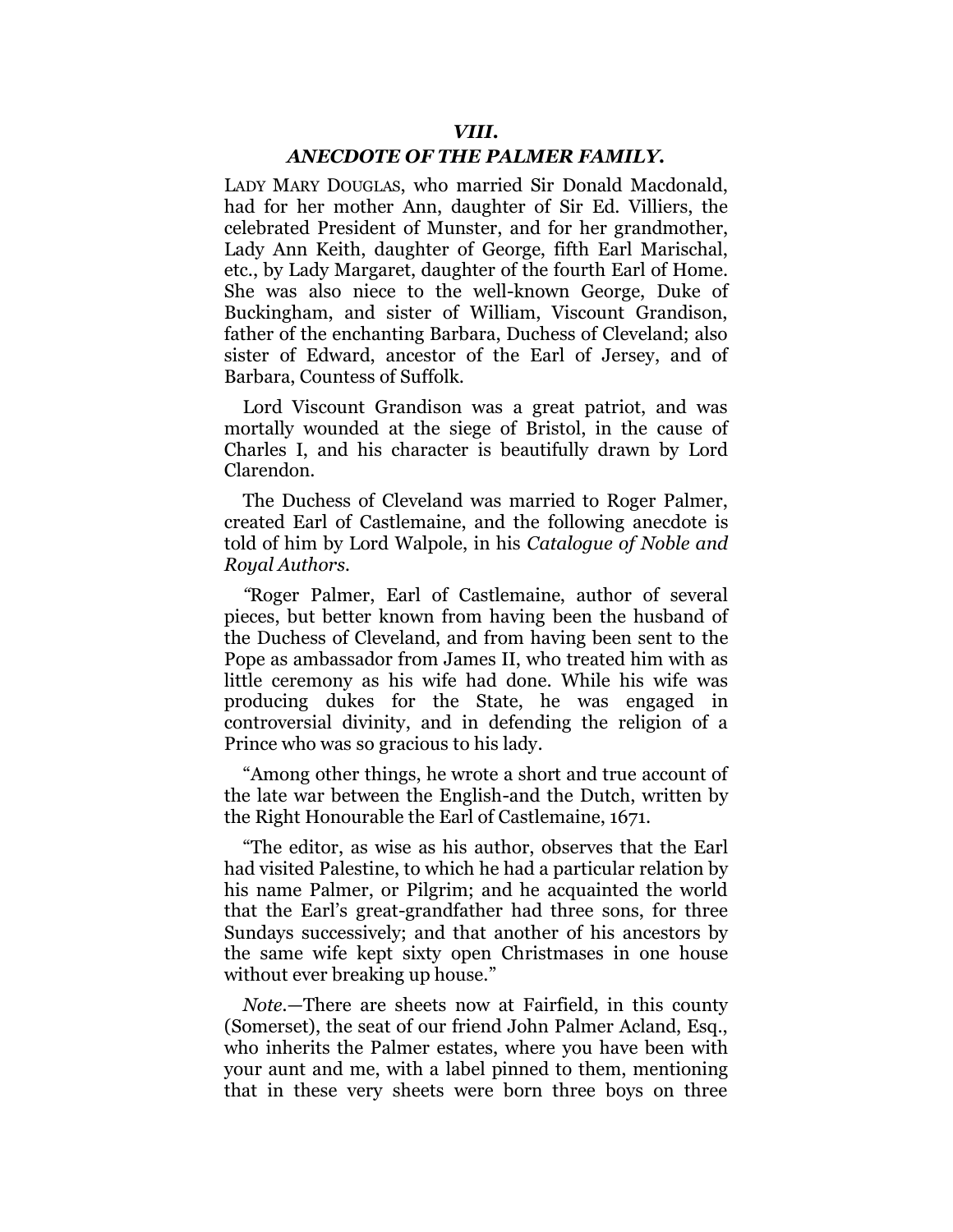## VIII.

## ANECDOTE OF THE PALMER FAMILY.

LADY MARY DOUGLAS, who married Sir Donald Macdonald, had for her mother Ann, daughter of Sir Ed. Villiers, the celebrated President of Munster, and for her grandmother, Lady Ann Keith, daughter of George, fifth Earl Marischal, etc., by Lady Margaret, daughter of the fourth Earl of Home. She was also niece to the well-known George, Duke of Buckingham, and sister of William, Viscount Grandison, father of the enchanting Barbara, Duchess of Cleveland; also sister of Edward, ancestor of the Earl of Jersey, and of Barbara, Countess of Suffolk.

Lord Viscount Grandison was a great patriot, and was mortally wounded at the siege of Bristol, in the cause of Charles I, and his character is beautifully drawn by Lord Clarendon.

The Duchess of Cleveland was married to Roger Palmer, created Earl of Castlemaine, and the following anecdote is told of him by Lord Walpole, in his *Catalogue of Noble and Royal Authors.*

"Roger Palmer, Earl of Castlemaine, author of several pieces, but better known from having been the husband of the Duchess of Cleveland, and from having been sent to the Pope as ambassador from James II, who treated him with as little ceremony as his wife had done. While his wife was producing dukes for the State, he was engaged in controversial divinity, and in defending the religion of a Prince who was so gracious to his lady.

"Among other things, he wrote a short and true account of the late war between the English-and the Dutch, written by the Right Honourable the Earl of Castlemaine, 1671.

"The editor, as wise as his author, observes that the Earl had visited Palestine, to which he had a particular relation by his name Palmer, or Pilgrim; and he acquainted the world that the Earl's great-grandfather had three sons, for three Sundays successively; and that another of his ancestors by the same wife kept sixty open Christmases in one house without ever breaking up house."

*Note.*—There are sheets now at Fairfield, in this county (Somerset), the seat of our friend John Palmer Acland, Esq., who inherits the Palmer estates, where you have been with your aunt and me, with a label pinned to them, mentioning that in these very sheets were born three boys on three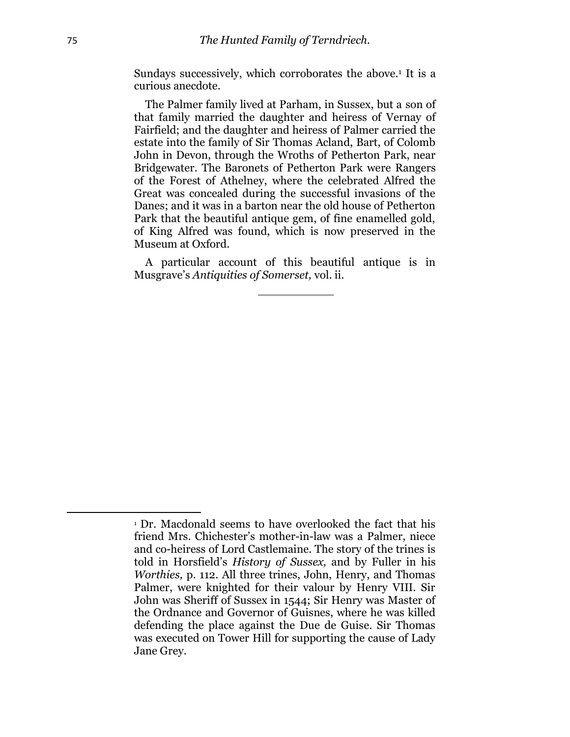Sundays successively, which corroborates the above.[1] It is a curious anecdote.

The Palmer family lived at Parham, in Sussex, but a son of that family married the daughter and heiress of Vernay of Fairfield; and the daughter and heiress of Palmer carried the estate into the family of Sir Thomas Acland, Bart, of Colomb John in Devon, through the Wroths of Petherton Park, near Bridgewater. The Baronets of Petherton Park were Rangers of the Forest of Athelney, where the celebrated Alfred the Great was concealed during the successful invasions of the Danes; and it was in a barton near the old house of Petherton Park that the beautiful antique gem, of fine enamelled gold, of King Alfred was found, which is now preserved in the Museum at Oxford.

A particular account of this beautiful antique is in Musgrave's *Antiquities of Somerset,* vol. ii.

---

[1] Dr. Macdonald seems to have overlooked the fact that his friend Mrs. Chichester's mother-in-law was a Palmer, niece and co-heiress of Lord Castlemaine. The story of the trines is told in Horsfield's *History of Sussex,* and by Fuller in his *Worthies,* p. 112. All three trines, John, Henry, and Thomas Palmer, were knighted for their valour by Henry VIII. Sir John was Sheriff of Sussex in 1544; Sir Henry was Master of the Ordnance and Governor of Guisnes, where he was killed defending the place against the Due de Guise. Sir Thomas was executed on Tower Hill for supporting the cause of Lady Jane Grey.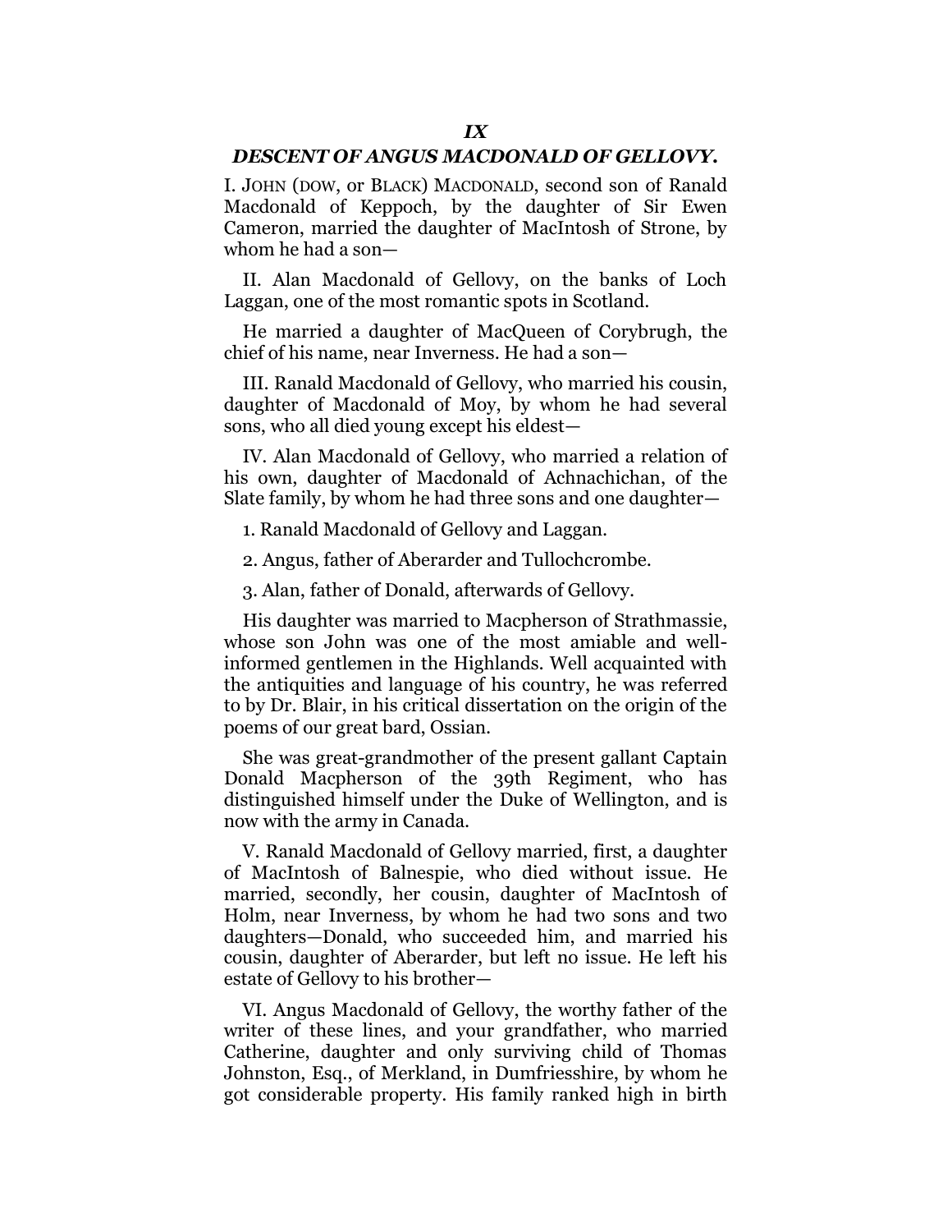# *IX*

## *DESCENT OF ANGUS MACDONALD OF GELLOVY.*

I. JOHN (DOW, or BLACK) MACDONALD, second son of Ranald Macdonald of Keppoch, by the daughter of Sir Ewen Cameron, married the daughter of MacIntosh of Strone, by whom he had a son—

II. Alan Macdonald of Gellovy, on the banks of Loch Laggan, one of the most romantic spots in Scotland.

He married a daughter of MacQueen of Corybrugh, the chief of his name, near Inverness. He had a son—

III. Ranald Macdonald of Gellovy, who married his cousin, daughter of Macdonald of Moy, by whom he had several sons, who all died young except his eldest—

IV. Alan Macdonald of Gellovy, who married a relation of his own, daughter of Macdonald of Achnachichan, of the Slate family, by whom he had three sons and one daughter—

1. Ranald Macdonald of Gellovy and Laggan.
2. Angus, father of Aberarder and Tullochcrombe.
3. Alan, father of Donald, afterwards of Gellovy.

His daughter was married to Macpherson of Strathmassie, whose son John was one of the most amiable and well-informed gentlemen in the Highlands. Well acquainted with the antiquities and language of his country, he was referred to by Dr. Blair, in his critical dissertation on the origin of the poems of our great bard, Ossian.

She was great-grandmother of the present gallant Captain Donald Macpherson of the 39th Regiment, who has distinguished himself under the Duke of Wellington, and is now with the army in Canada.

V. Ranald Macdonald of Gellovy married, first, a daughter of MacIntosh of Balnespie, who died without issue. He married, secondly, her cousin, daughter of MacIntosh of Holm, near Inverness, by whom he had two sons and two daughters—Donald, who succeeded him, and married his cousin, daughter of Aberarder, but left no issue. He left his estate of Gellovy to his brother—

VI. Angus Macdonald of Gellovy, the worthy father of the writer of these lines, and your grandfather, who married Catherine, daughter and only surviving child of Thomas Johnston, Esq., of Merkland, in Dumfriesshire, by whom he got considerable property. His family ranked high in birth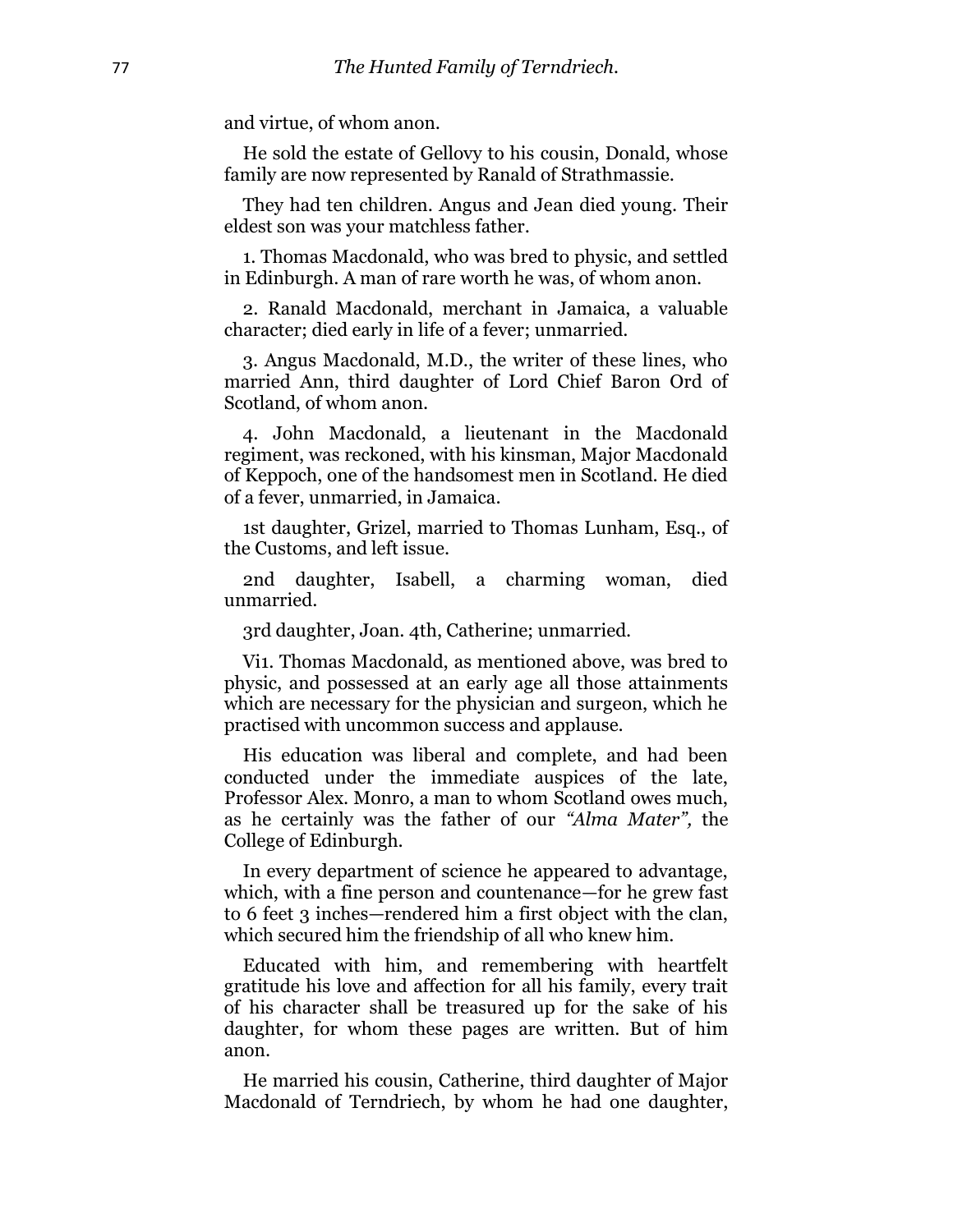and virtue, of whom anon.

He sold the estate of Gellovy to his cousin, Donald, whose family are now represented by Ranald of Strathmassie.

They had ten children. Angus and Jean died young. Their eldest son was your matchless father.

1. Thomas Macdonald, who was bred to physic, and settled in Edinburgh. A man of rare worth he was, of whom anon.

2. Ranald Macdonald, merchant in Jamaica, a valuable character; died early in life of a fever; unmarried.

3. Angus Macdonald, M.D., the writer of these lines, who married Ann, third daughter of Lord Chief Baron Ord of Scotland, of whom anon.

4. John Macdonald, a lieutenant in the Macdonald regiment, was reckoned, with his kinsman, Major Macdonald of Keppoch, one of the handsomest men in Scotland. He died of a fever, unmarried, in Jamaica.

1st daughter, Grizel, married to Thomas Lunham, Esq., of the Customs, and left issue.

2nd daughter, Isabell, a charming woman, died unmarried.

3rd daughter, Joan. 4th, Catherine; unmarried.

Vi1. Thomas Macdonald, as mentioned above, was bred to physic, and possessed at an early age all those attainments which are necessary for the physician and surgeon, which he practised with uncommon success and applause.

His education was liberal and complete, and had been conducted under the immediate auspices of the late, Professor Alex. Monro, a man to whom Scotland owes much, as he certainly was the father of our *"Alma Mater",* the College of Edinburgh.

In every department of science he appeared to advantage, which, with a fine person and countenance—for he grew fast to 6 feet 3 inches—rendered him a first object with the clan, which secured him the friendship of all who knew him.

Educated with him, and remembering with heartfelt gratitude his love and affection for all his family, every trait of his character shall be treasured up for the sake of his daughter, for whom these pages are written. But of him anon.

He married his cousin, Catherine, third daughter of Major Macdonald of Terndriech, by whom he had one daughter,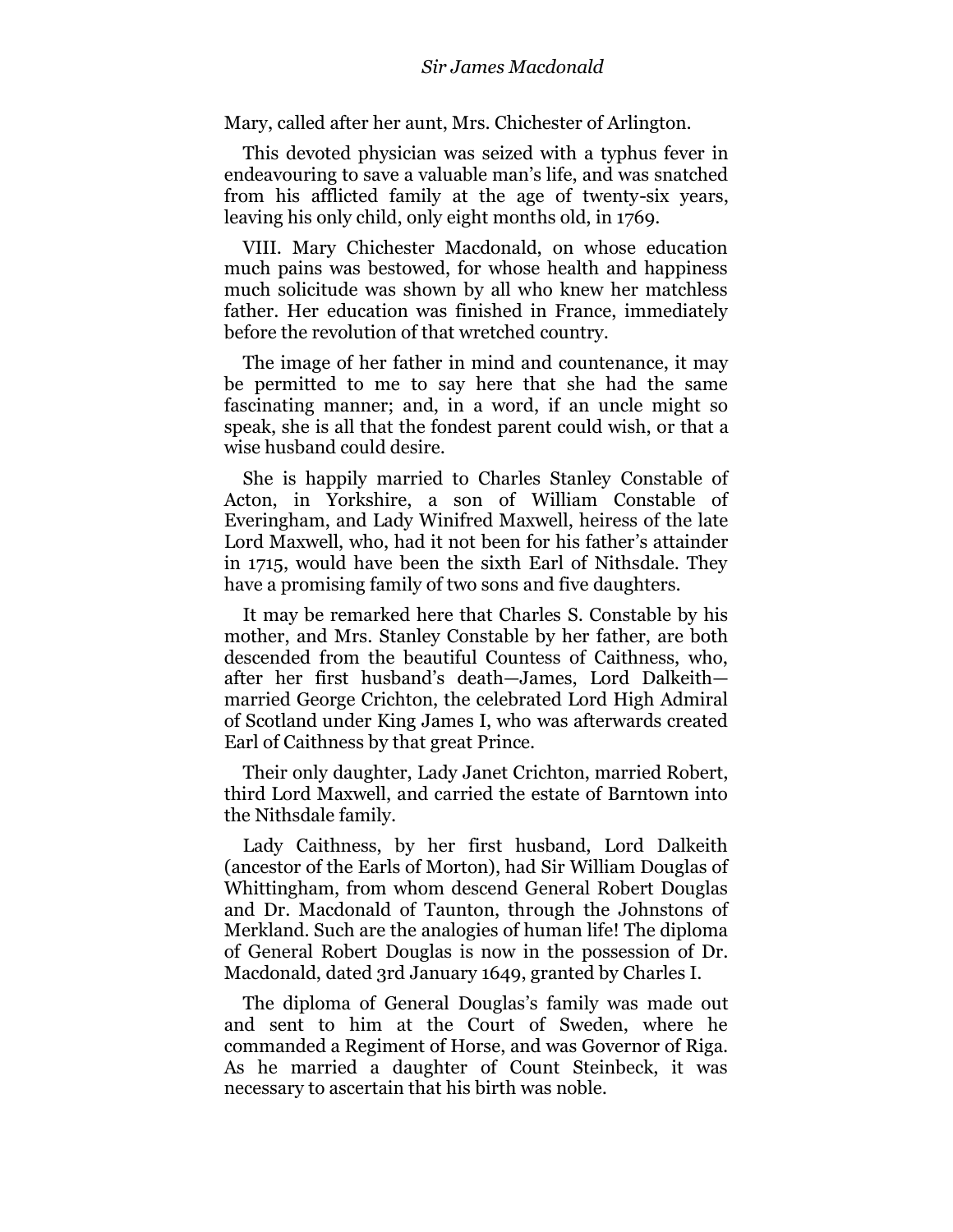Mary, called after her aunt, Mrs. Chichester of Arlington.

This devoted physician was seized with a typhus fever in endeavouring to save a valuable man's life, and was snatched from his afflicted family at the age of twenty-six years, leaving his only child, only eight months old, in 1769.

VIII. Mary Chichester Macdonald, on whose education much pains was bestowed, for whose health and happiness much solicitude was shown by all who knew her matchless father. Her education was finished in France, immediately before the revolution of that wretched country.

The image of her father in mind and countenance, it may be permitted to me to say here that she had the same fascinating manner; and, in a word, if an uncle might so speak, she is all that the fondest parent could wish, or that a wise husband could desire.

She is happily married to Charles Stanley Constable of Acton, in Yorkshire, a son of William Constable of Everingham, and Lady Winifred Maxwell, heiress of the late Lord Maxwell, who, had it not been for his father's attainder in 1715, would have been the sixth Earl of Nithsdale. They have a promising family of two sons and five daughters.

It may be remarked here that Charles S. Constable by his mother, and Mrs. Stanley Constable by her father, are both descended from the beautiful Countess of Caithness, who, after her first husband's death—James, Lord Dalkeith—married George Crichton, the celebrated Lord High Admiral of Scotland under King James I, who was afterwards created Earl of Caithness by that great Prince.

Their only daughter, Lady Janet Crichton, married Robert, third Lord Maxwell, and carried the estate of Barntown into the Nithsdale family.

Lady Caithness, by her first husband, Lord Dalkeith (ancestor of the Earls of Morton), had Sir William Douglas of Whittingham, from whom descend General Robert Douglas and Dr. Macdonald of Taunton, through the Johnstons of Merkland. Such are the analogies of human life! The diploma of General Robert Douglas is now in the possession of Dr. Macdonald, dated 3rd January 1649, granted by Charles I.

The diploma of General Douglas's family was made out and sent to him at the Court of Sweden, where he commanded a Regiment of Horse, and was Governor of Riga. As he married a daughter of Count Steinbeck, it was necessary to ascertain that his birth was noble.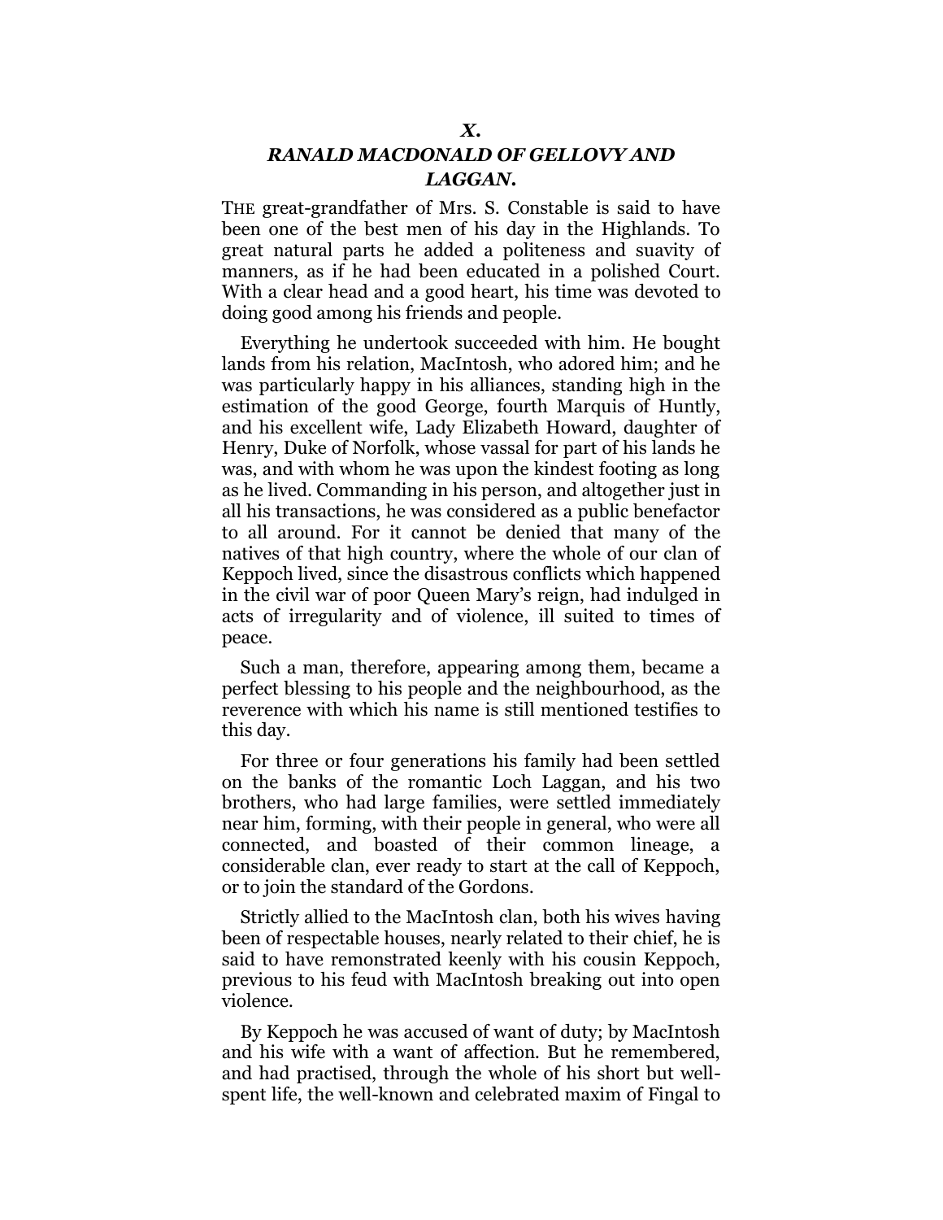## *X.*
## *RANALD MACDONALD OF GELLOVY AND LAGGAN.*

THE great-grandfather of Mrs. S. Constable is said to have been one of the best men of his day in the Highlands. To great natural parts he added a politeness and suavity of manners, as if he had been educated in a polished Court. With a clear head and a good heart, his time was devoted to doing good among his friends and people.

Everything he undertook succeeded with him. He bought lands from his relation, MacIntosh, who adored him; and he was particularly happy in his alliances, standing high in the estimation of the good George, fourth Marquis of Huntly, and his excellent wife, Lady Elizabeth Howard, daughter of Henry, Duke of Norfolk, whose vassal for part of his lands he was, and with whom he was upon the kindest footing as long as he lived. Commanding in his person, and altogether just in all his transactions, he was considered as a public benefactor to all around. For it cannot be denied that many of the natives of that high country, where the whole of our clan of Keppoch lived, since the disastrous conflicts which happened in the civil war of poor Queen Mary's reign, had indulged in acts of irregularity and of violence, ill suited to times of peace.

Such a man, therefore, appearing among them, became a perfect blessing to his people and the neighbourhood, as the reverence with which his name is still mentioned testifies to this day.

For three or four generations his family had been settled on the banks of the romantic Loch Laggan, and his two brothers, who had large families, were settled immediately near him, forming, with their people in general, who were all connected, and boasted of their common lineage, a considerable clan, ever ready to start at the call of Keppoch, or to join the standard of the Gordons.

Strictly allied to the MacIntosh clan, both his wives having been of respectable houses, nearly related to their chief, he is said to have remonstrated keenly with his cousin Keppoch, previous to his feud with MacIntosh breaking out into open violence.

By Keppoch he was accused of want of duty; by MacIntosh and his wife with a want of affection. But he remembered, and had practised, through the whole of his short but well-spent life, the well-known and celebrated maxim of Fingal to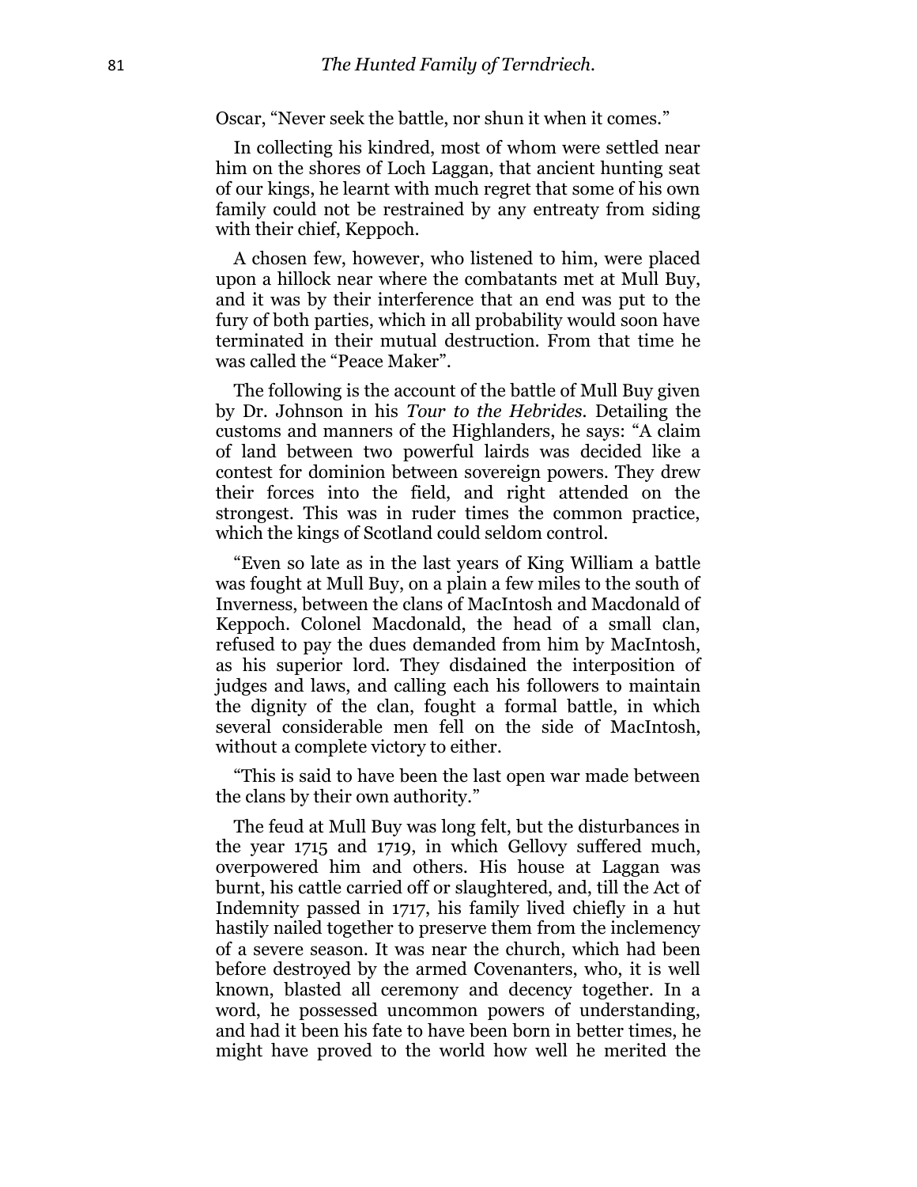Oscar, "Never seek the battle, nor shun it when it comes."

In collecting his kindred, most of whom were settled near him on the shores of Loch Laggan, that ancient hunting seat of our kings, he learnt with much regret that some of his own family could not be restrained by any entreaty from siding with their chief, Keppoch.

A chosen few, however, who listened to him, were placed upon a hillock near where the combatants met at Mull Buy, and it was by their interference that an end was put to the fury of both parties, which in all probability would soon have terminated in their mutual destruction. From that time he was called the "Peace Maker".

The following is the account of the battle of Mull Buy given by Dr. Johnson in his *Tour to the Hebrides*. Detailing the customs and manners of the Highlanders, he says: "A claim of land between two powerful lairds was decided like a contest for dominion between sovereign powers. They drew their forces into the field, and right attended on the strongest. This was in ruder times the common practice, which the kings of Scotland could seldom control.

"Even so late as in the last years of King William a battle was fought at Mull Buy, on a plain a few miles to the south of Inverness, between the clans of MacIntosh and Macdonald of Keppoch. Colonel Macdonald, the head of a small clan, refused to pay the dues demanded from him by MacIntosh, as his superior lord. They disdained the interposition of judges and laws, and calling each his followers to maintain the dignity of the clan, fought a formal battle, in which several considerable men fell on the side of MacIntosh, without a complete victory to either.

"This is said to have been the last open war made between the clans by their own authority."

The feud at Mull Buy was long felt, but the disturbances in the year 1715 and 1719, in which Gellovy suffered much, overpowered him and others. His house at Laggan was burnt, his cattle carried off or slaughtered, and, till the Act of Indemnity passed in 1717, his family lived chiefly in a hut hastily nailed together to preserve them from the inclemency of a severe season. It was near the church, which had been before destroyed by the armed Covenanters, who, it is well known, blasted all ceremony and decency together. In a word, he possessed uncommon powers of understanding, and had it been his fate to have been born in better times, he might have proved to the world how well he merited the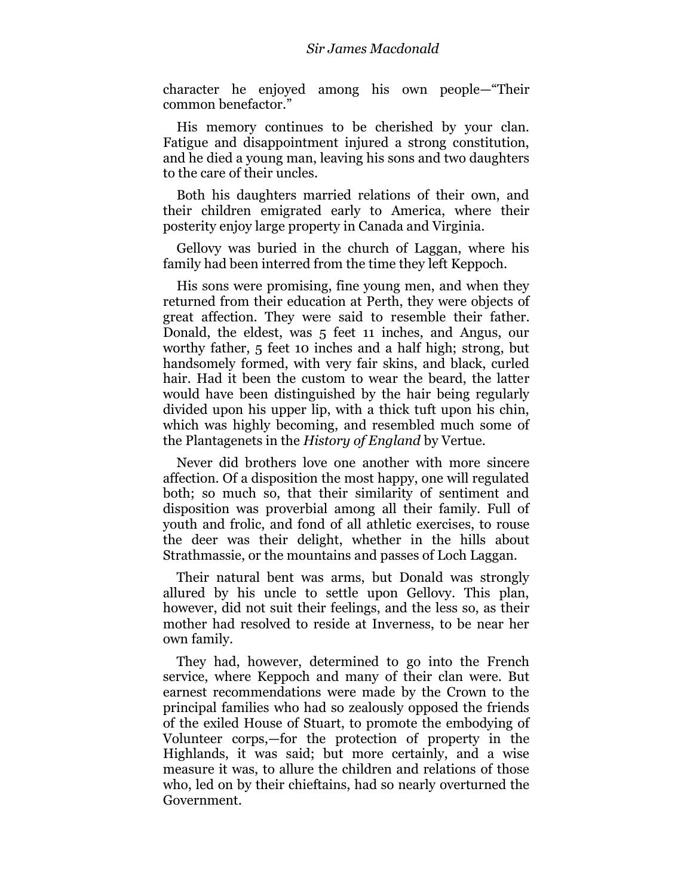character he enjoyed among his own people—"Their common benefactor."

His memory continues to be cherished by your clan. Fatigue and disappointment injured a strong constitution, and he died a young man, leaving his sons and two daughters to the care of their uncles.

Both his daughters married relations of their own, and their children emigrated early to America, where their posterity enjoy large property in Canada and Virginia.

Gellovy was buried in the church of Laggan, where his family had been interred from the time they left Keppoch.

His sons were promising, fine young men, and when they returned from their education at Perth, they were objects of great affection. They were said to resemble their father. Donald, the eldest, was 5 feet 11 inches, and Angus, our worthy father, 5 feet 10 inches and a half high; strong, but handsomely formed, with very fair skins, and black, curled hair. Had it been the custom to wear the beard, the latter would have been distinguished by the hair being regularly divided upon his upper lip, with a thick tuft upon his chin, which was highly becoming, and resembled much some of the Plantagenets in the *History of England* by Vertue.

Never did brothers love one another with more sincere affection. Of a disposition the most happy, one will regulated both; so much so, that their similarity of sentiment and disposition was proverbial among all their family. Full of youth and frolic, and fond of all athletic exercises, to rouse the deer was their delight, whether in the hills about Strathmassie, or the mountains and passes of Loch Laggan.

Their natural bent was arms, but Donald was strongly allured by his uncle to settle upon Gellovy. This plan, however, did not suit their feelings, and the less so, as their mother had resolved to reside at Inverness, to be near her own family.

They had, however, determined to go into the French service, where Keppoch and many of their clan were. But earnest recommendations were made by the Crown to the principal families who had so zealously opposed the friends of the exiled House of Stuart, to promote the embodying of Volunteer corps,—for the protection of property in the Highlands, it was said; but more certainly, and a wise measure it was, to allure the children and relations of those who, led on by their chieftains, had so nearly overturned the Government.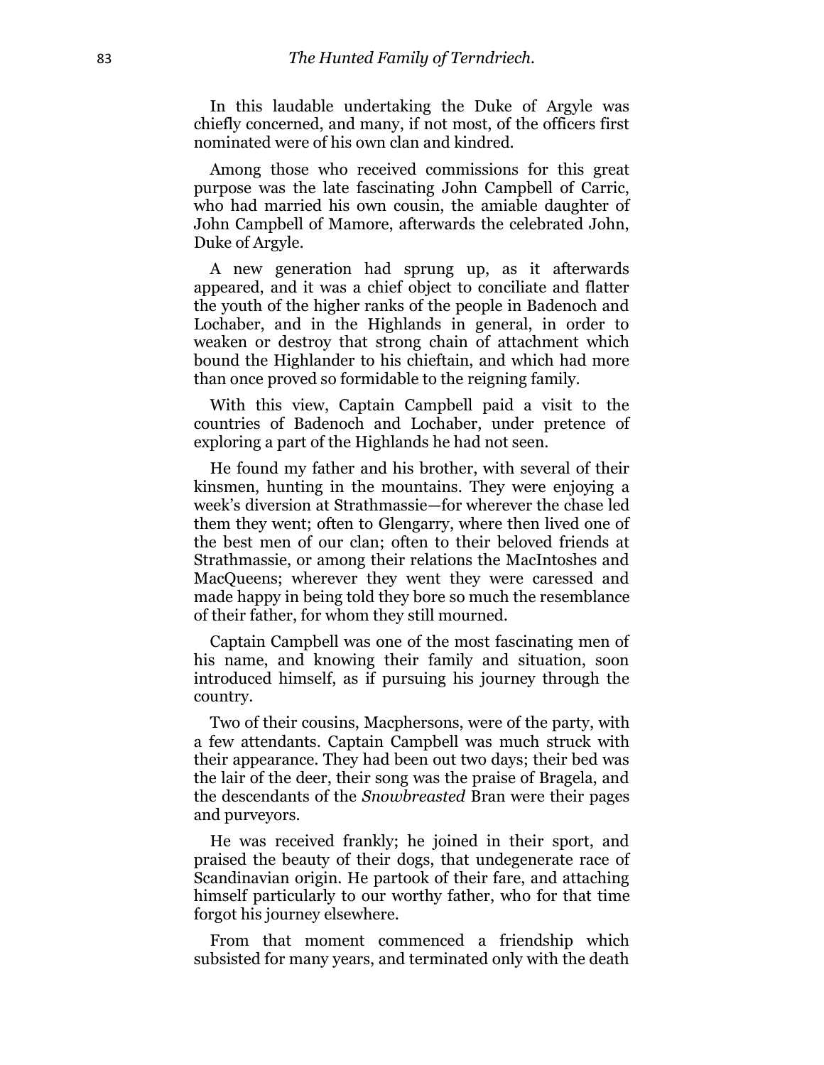In this laudable undertaking the Duke of Argyle was chiefly concerned, and many, if not most, of the officers first nominated were of his own clan and kindred.

Among those who received commissions for this great purpose was the late fascinating John Campbell of Carric, who had married his own cousin, the amiable daughter of John Campbell of Mamore, afterwards the celebrated John, Duke of Argyle.

A new generation had sprung up, as it afterwards appeared, and it was a chief object to conciliate and flatter the youth of the higher ranks of the people in Badenoch and Lochaber, and in the Highlands in general, in order to weaken or destroy that strong chain of attachment which bound the Highlander to his chieftain, and which had more than once proved so formidable to the reigning family.

With this view, Captain Campbell paid a visit to the countries of Badenoch and Lochaber, under pretence of exploring a part of the Highlands he had not seen.

He found my father and his brother, with several of their kinsmen, hunting in the mountains. They were enjoying a week's diversion at Strathmassie—for wherever the chase led them they went; often to Glengarry, where then lived one of the best men of our clan; often to their beloved friends at Strathmassie, or among their relations the MacIntoshes and MacQueens; wherever they went they were caressed and made happy in being told they bore so much the resemblance of their father, for whom they still mourned.

Captain Campbell was one of the most fascinating men of his name, and knowing their family and situation, soon introduced himself, as if pursuing his journey through the country.

Two of their cousins, Macphersons, were of the party, with a few attendants. Captain Campbell was much struck with their appearance. They had been out two days; their bed was the lair of the deer, their song was the praise of Bragela, and the descendants of the *Snowbreasted* Bran were their pages and purveyors.

He was received frankly; he joined in their sport, and praised the beauty of their dogs, that undegenerate race of Scandinavian origin. He partook of their fare, and attaching himself particularly to our worthy father, who for that time forgot his journey elsewhere.

From that moment commenced a friendship which subsisted for many years, and terminated only with the death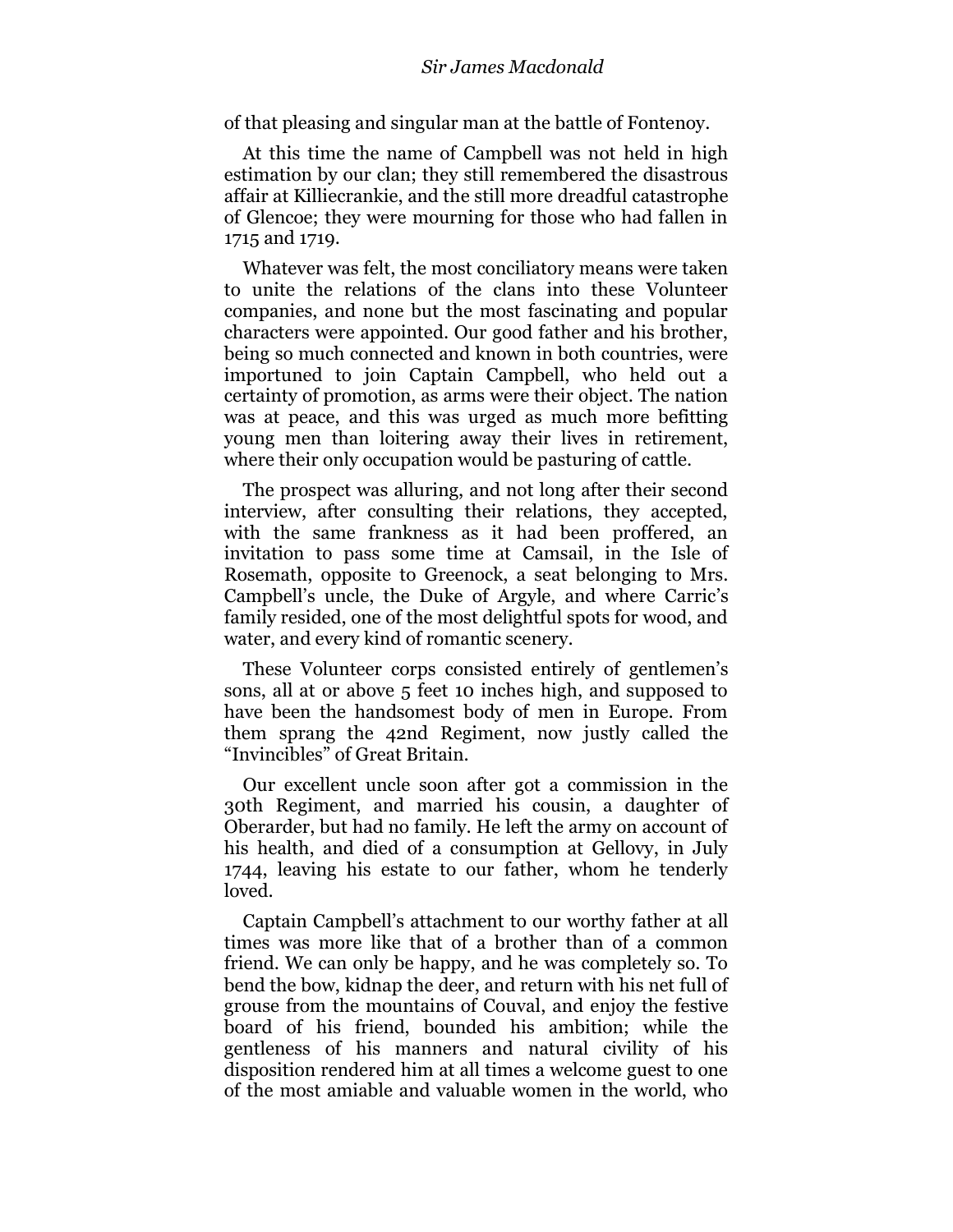of that pleasing and singular man at the battle of Fontenoy.

At this time the name of Campbell was not held in high estimation by our clan; they still remembered the disastrous affair at Killiecrankie, and the still more dreadful catastrophe of Glencoe; they were mourning for those who had fallen in 1715 and 1719.

Whatever was felt, the most conciliatory means were taken to unite the relations of the clans into these Volunteer companies, and none but the most fascinating and popular characters were appointed. Our good father and his brother, being so much connected and known in both countries, were importuned to join Captain Campbell, who held out a certainty of promotion, as arms were their object. The nation was at peace, and this was urged as much more befitting young men than loitering away their lives in retirement, where their only occupation would be pasturing of cattle.

The prospect was alluring, and not long after their second interview, after consulting their relations, they accepted, with the same frankness as it had been proffered, an invitation to pass some time at Camsail, in the Isle of Rosemath, opposite to Greenock, a seat belonging to Mrs. Campbell's uncle, the Duke of Argyle, and where Carric's family resided, one of the most delightful spots for wood, and water, and every kind of romantic scenery.

These Volunteer corps consisted entirely of gentlemen's sons, all at or above 5 feet 10 inches high, and supposed to have been the handsomest body of men in Europe. From them sprang the 42nd Regiment, now justly called the "Invincibles" of Great Britain.

Our excellent uncle soon after got a commission in the 30th Regiment, and married his cousin, a daughter of Oberarder, but had no family. He left the army on account of his health, and died of a consumption at Gellovy, in July 1744, leaving his estate to our father, whom he tenderly loved.

Captain Campbell's attachment to our worthy father at all times was more like that of a brother than of a common friend. We can only be happy, and he was completely so. To bend the bow, kidnap the deer, and return with his net full of grouse from the mountains of Couval, and enjoy the festive board of his friend, bounded his ambition; while the gentleness of his manners and natural civility of his disposition rendered him at all times a welcome guest to one of the most amiable and valuable women in the world, who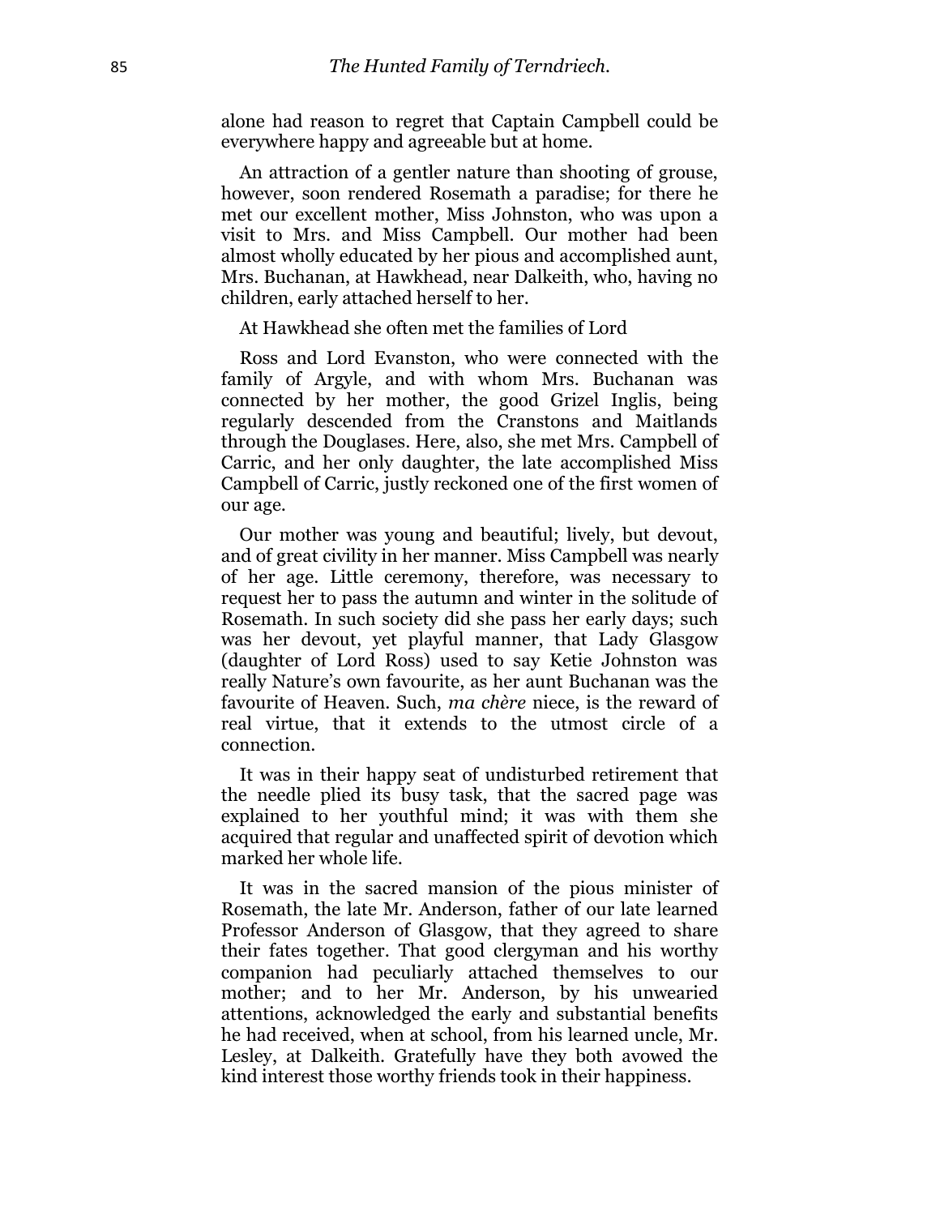alone had reason to regret that Captain Campbell could be everywhere happy and agreeable but at home.

An attraction of a gentler nature than shooting of grouse, however, soon rendered Rosemath a paradise; for there he met our excellent mother, Miss Johnston, who was upon a visit to Mrs. and Miss Campbell. Our mother had been almost wholly educated by her pious and accomplished aunt, Mrs. Buchanan, at Hawkhead, near Dalkeith, who, having no children, early attached herself to her.

At Hawkhead she often met the families of Lord

Ross and Lord Evanston, who were connected with the family of Argyle, and with whom Mrs. Buchanan was connected by her mother, the good Grizel Inglis, being regularly descended from the Cranstons and Maitlands through the Douglases. Here, also, she met Mrs. Campbell of Carric, and her only daughter, the late accomplished Miss Campbell of Carric, justly reckoned one of the first women of our age.

Our mother was young and beautiful; lively, but devout, and of great civility in her manner. Miss Campbell was nearly of her age. Little ceremony, therefore, was necessary to request her to pass the autumn and winter in the solitude of Rosemath. In such society did she pass her early days; such was her devout, yet playful manner, that Lady Glasgow (daughter of Lord Ross) used to say Ketie Johnston was really Nature's own favourite, as her aunt Buchanan was the favourite of Heaven. Such, *ma chère* niece, is the reward of real virtue, that it extends to the utmost circle of a connection.

It was in their happy seat of undisturbed retirement that the needle plied its busy task, that the sacred page was explained to her youthful mind; it was with them she acquired that regular and unaffected spirit of devotion which marked her whole life.

It was in the sacred mansion of the pious minister of Rosemath, the late Mr. Anderson, father of our late learned Professor Anderson of Glasgow, that they agreed to share their fates together. That good clergyman and his worthy companion had peculiarly attached themselves to our mother; and to her Mr. Anderson, by his unwearied attentions, acknowledged the early and substantial benefits he had received, when at school, from his learned uncle, Mr. Lesley, at Dalkeith. Gratefully have they both avowed the kind interest those worthy friends took in their happiness.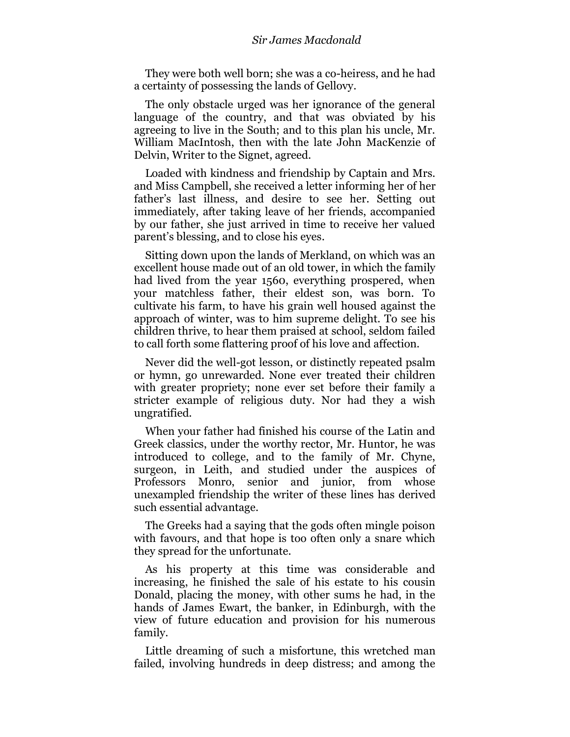They were both well born; she was a co-heiress, and he had a certainty of possessing the lands of Gellovy.

The only obstacle urged was her ignorance of the general language of the country, and that was obviated by his agreeing to live in the South; and to this plan his uncle, Mr. William MacIntosh, then with the late John MacKenzie of Delvin, Writer to the Signet, agreed.

Loaded with kindness and friendship by Captain and Mrs. and Miss Campbell, she received a letter informing her of her father's last illness, and desire to see her. Setting out immediately, after taking leave of her friends, accompanied by our father, she just arrived in time to receive her valued parent's blessing, and to close his eyes.

Sitting down upon the lands of Merkland, on which was an excellent house made out of an old tower, in which the family had lived from the year 1560, everything prospered, when your matchless father, their eldest son, was born. To cultivate his farm, to have his grain well housed against the approach of winter, was to him supreme delight. To see his children thrive, to hear them praised at school, seldom failed to call forth some flattering proof of his love and affection.

Never did the well-got lesson, or distinctly repeated psalm or hymn, go unrewarded. None ever treated their children with greater propriety; none ever set before their family a stricter example of religious duty. Nor had they a wish ungratified.

When your father had finished his course of the Latin and Greek classics, under the worthy rector, Mr. Huntor, he was introduced to college, and to the family of Mr. Chyne, surgeon, in Leith, and studied under the auspices of Professors Monro, senior and junior, from whose unexampled friendship the writer of these lines has derived such essential advantage.

The Greeks had a saying that the gods often mingle poison with favours, and that hope is too often only a snare which they spread for the unfortunate.

As his property at this time was considerable and increasing, he finished the sale of his estate to his cousin Donald, placing the money, with other sums he had, in the hands of James Ewart, the banker, in Edinburgh, with the view of future education and provision for his numerous family.

Little dreaming of such a misfortune, this wretched man failed, involving hundreds in deep distress; and among the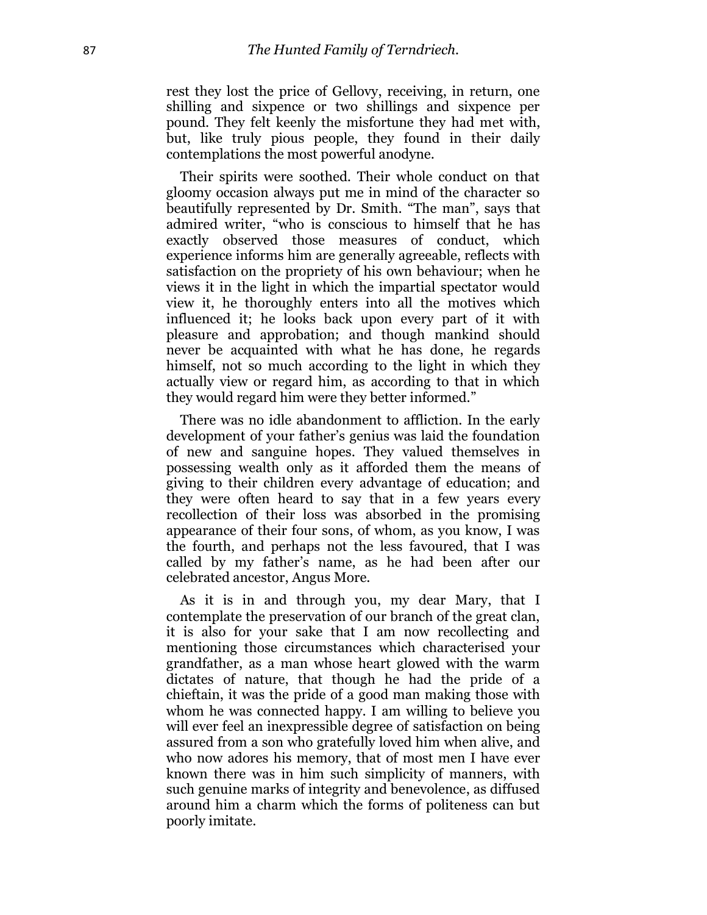rest they lost the price of Gellovy, receiving, in return, one shilling and sixpence or two shillings and sixpence per pound. They felt keenly the misfortune they had met with, but, like truly pious people, they found in their daily contemplations the most powerful anodyne.

Their spirits were soothed. Their whole conduct on that gloomy occasion always put me in mind of the character so beautifully represented by Dr. Smith. "The man", says that admired writer, "who is conscious to himself that he has exactly observed those measures of conduct, which experience informs him are generally agreeable, reflects with satisfaction on the propriety of his own behaviour; when he views it in the light in which the impartial spectator would view it, he thoroughly enters into all the motives which influenced it; he looks back upon every part of it with pleasure and approbation; and though mankind should never be acquainted with what he has done, he regards himself, not so much according to the light in which they actually view or regard him, as according to that in which they would regard him were they better informed."

There was no idle abandonment to affliction. In the early development of your father's genius was laid the foundation of new and sanguine hopes. They valued themselves in possessing wealth only as it afforded them the means of giving to their children every advantage of education; and they were often heard to say that in a few years every recollection of their loss was absorbed in the promising appearance of their four sons, of whom, as you know, I was the fourth, and perhaps not the less favoured, that I was called by my father's name, as he had been after our celebrated ancestor, Angus More.

As it is in and through you, my dear Mary, that I contemplate the preservation of our branch of the great clan, it is also for your sake that I am now recollecting and mentioning those circumstances which characterised your grandfather, as a man whose heart glowed with the warm dictates of nature, that though he had the pride of a chieftain, it was the pride of a good man making those with whom he was connected happy. I am willing to believe you will ever feel an inexpressible degree of satisfaction on being assured from a son who gratefully loved him when alive, and who now adores his memory, that of most men I have ever known there was in him such simplicity of manners, with such genuine marks of integrity and benevolence, as diffused around him a charm which the forms of politeness can but poorly imitate.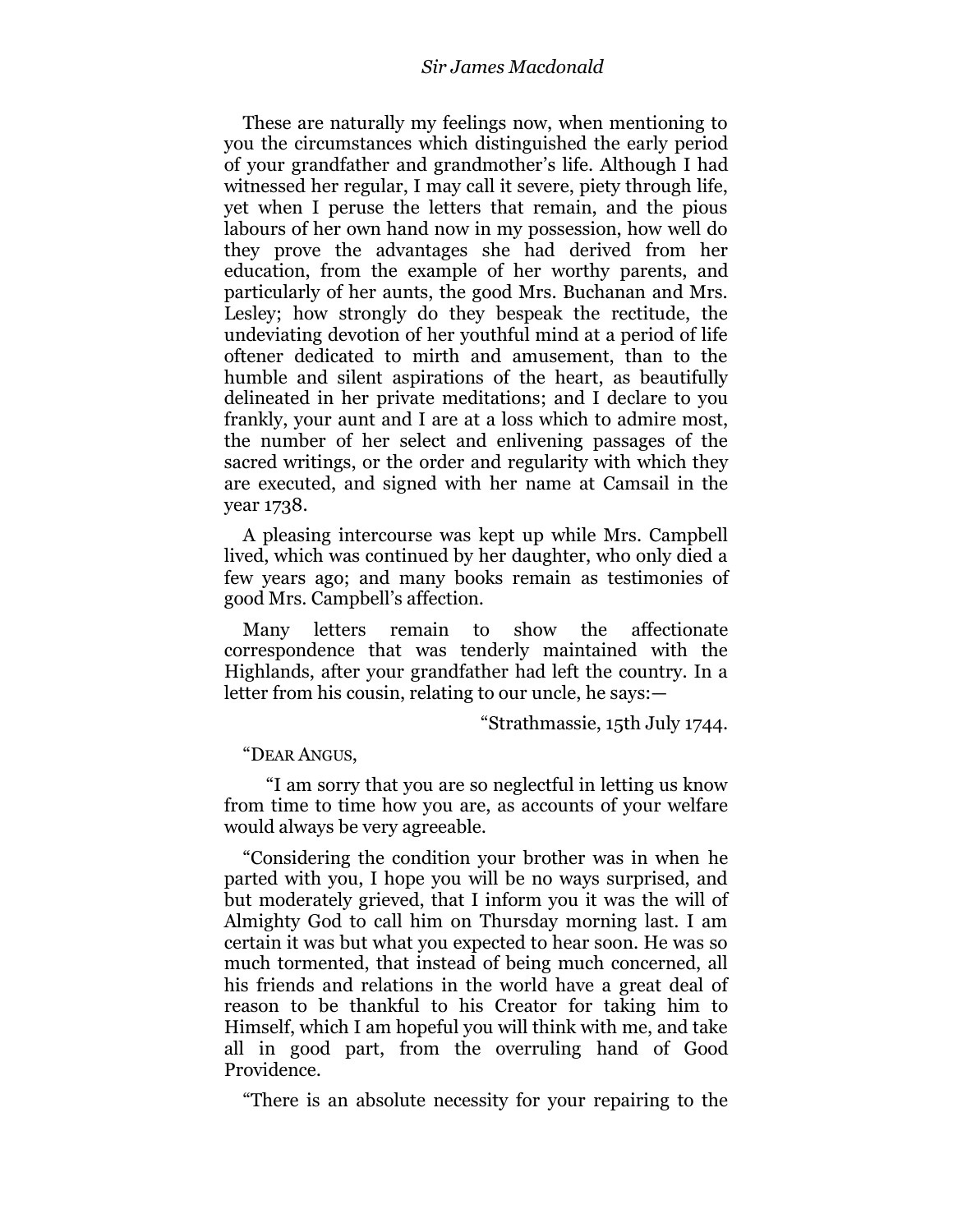These are naturally my feelings now, when mentioning to you the circumstances which distinguished the early period of your grandfather and grandmother's life. Although I had witnessed her regular, I may call it severe, piety through life, yet when I peruse the letters that remain, and the pious labours of her own hand now in my possession, how well do they prove the advantages she had derived from her education, from the example of her worthy parents, and particularly of her aunts, the good Mrs. Buchanan and Mrs. Lesley; how strongly do they bespeak the rectitude, the undeviating devotion of her youthful mind at a period of life oftener dedicated to mirth and amusement, than to the humble and silent aspirations of the heart, as beautifully delineated in her private meditations; and I declare to you frankly, your aunt and I are at a loss which to admire most, the number of her select and enlivening passages of the sacred writings, or the order and regularity with which they are executed, and signed with her name at Camsail in the year 1738.

A pleasing intercourse was kept up while Mrs. Campbell lived, which was continued by her daughter, who only died a few years ago; and many books remain as testimonies of good Mrs. Campbell's affection.

Many letters remain to show the affectionate correspondence that was tenderly maintained with the Highlands, after your grandfather had left the country. In a letter from his cousin, relating to our uncle, he says:—

"Strathmassie, 15th July 1744.

"DEAR ANGUS,

"I am sorry that you are so neglectful in letting us know from time to time how you are, as accounts of your welfare would always be very agreeable.

"Considering the condition your brother was in when he parted with you, I hope you will be no ways surprised, and but moderately grieved, that I inform you it was the will of Almighty God to call him on Thursday morning last. I am certain it was but what you expected to hear soon. He was so much tormented, that instead of being much concerned, all his friends and relations in the world have a great deal of reason to be thankful to his Creator for taking him to Himself, which I am hopeful you will think with me, and take all in good part, from the overruling hand of Good Providence.

"There is an absolute necessity for your repairing to the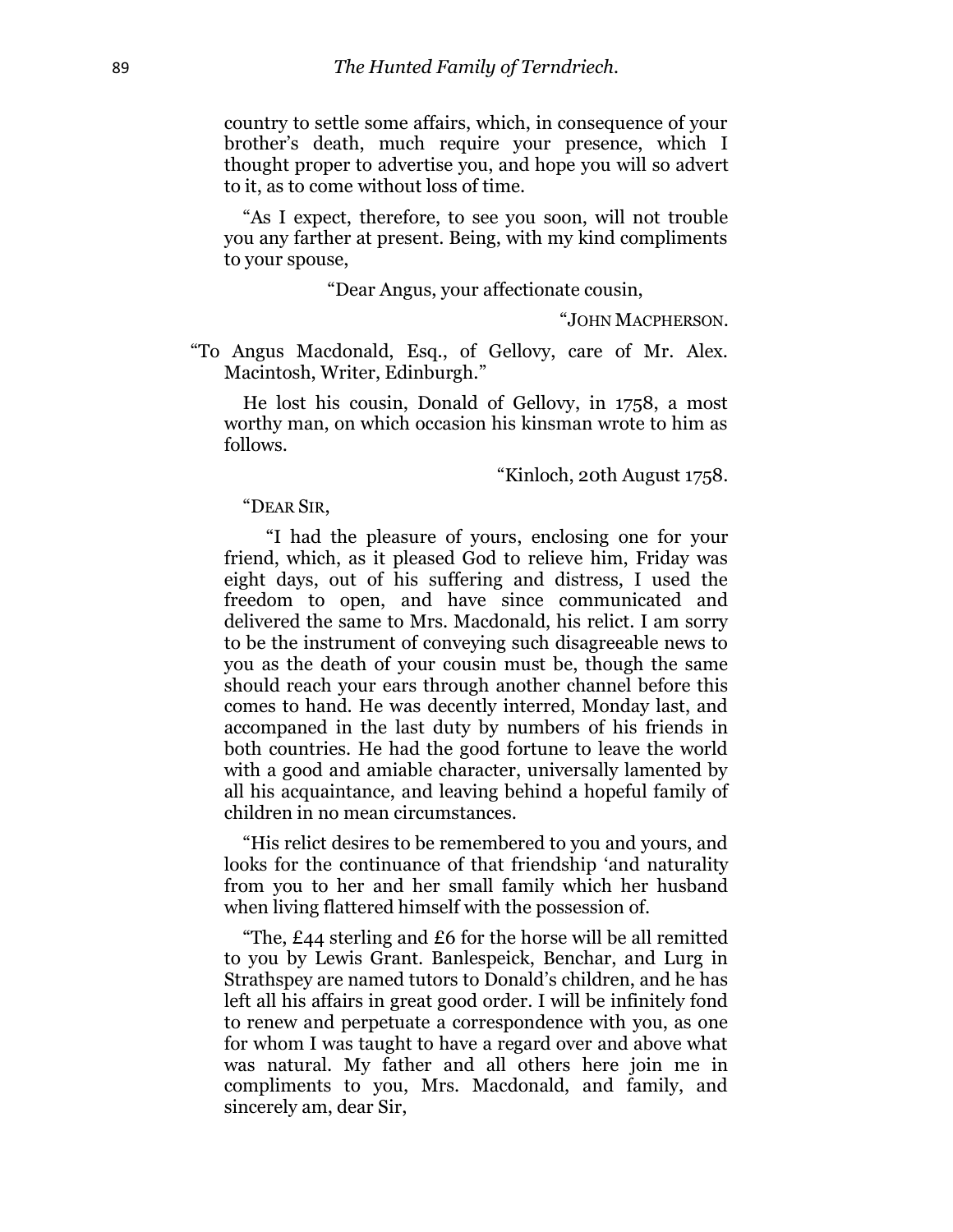country to settle some affairs, which, in consequence of your brother's death, much require your presence, which I thought proper to advertise you, and hope you will so advert to it, as to come without loss of time.

"As I expect, therefore, to see you soon, will not trouble you any farther at present. Being, with my kind compliments to your spouse,

"Dear Angus, your affectionate cousin,

"JOHN MACPHERSON.

"To Angus Macdonald, Esq., of Gellovy, care of Mr. Alex. Macintosh, Writer, Edinburgh."

He lost his cousin, Donald of Gellovy, in 1758, a most worthy man, on which occasion his kinsman wrote to him as follows.

"Kinloch, 20th August 1758.

"DEAR SIR,

"I had the pleasure of yours, enclosing one for your friend, which, as it pleased God to relieve him, Friday was eight days, out of his suffering and distress, I used the freedom to open, and have since communicated and delivered the same to Mrs. Macdonald, his relict. I am sorry to be the instrument of conveying such disagreeable news to you as the death of your cousin must be, though the same should reach your ears through another channel before this comes to hand. He was decently interred, Monday last, and accompaned in the last duty by numbers of his friends in both countries. He had the good fortune to leave the world with a good and amiable character, universally lamented by all his acquaintance, and leaving behind a hopeful family of children in no mean circumstances.

"His relict desires to be remembered to you and yours, and looks for the continuance of that friendship 'and naturality from you to her and her small family which her husband when living flattered himself with the possession of.

"The, £44 sterling and £6 for the horse will be all remitted to you by Lewis Grant. Banlespeick, Benchar, and Lurg in Strathspey are named tutors to Donald's children, and he has left all his affairs in great good order. I will be infinitely fond to renew and perpetuate a correspondence with you, as one for whom I was taught to have a regard over and above what was natural. My father and all others here join me in compliments to you, Mrs. Macdonald, and family, and sincerely am, dear Sir,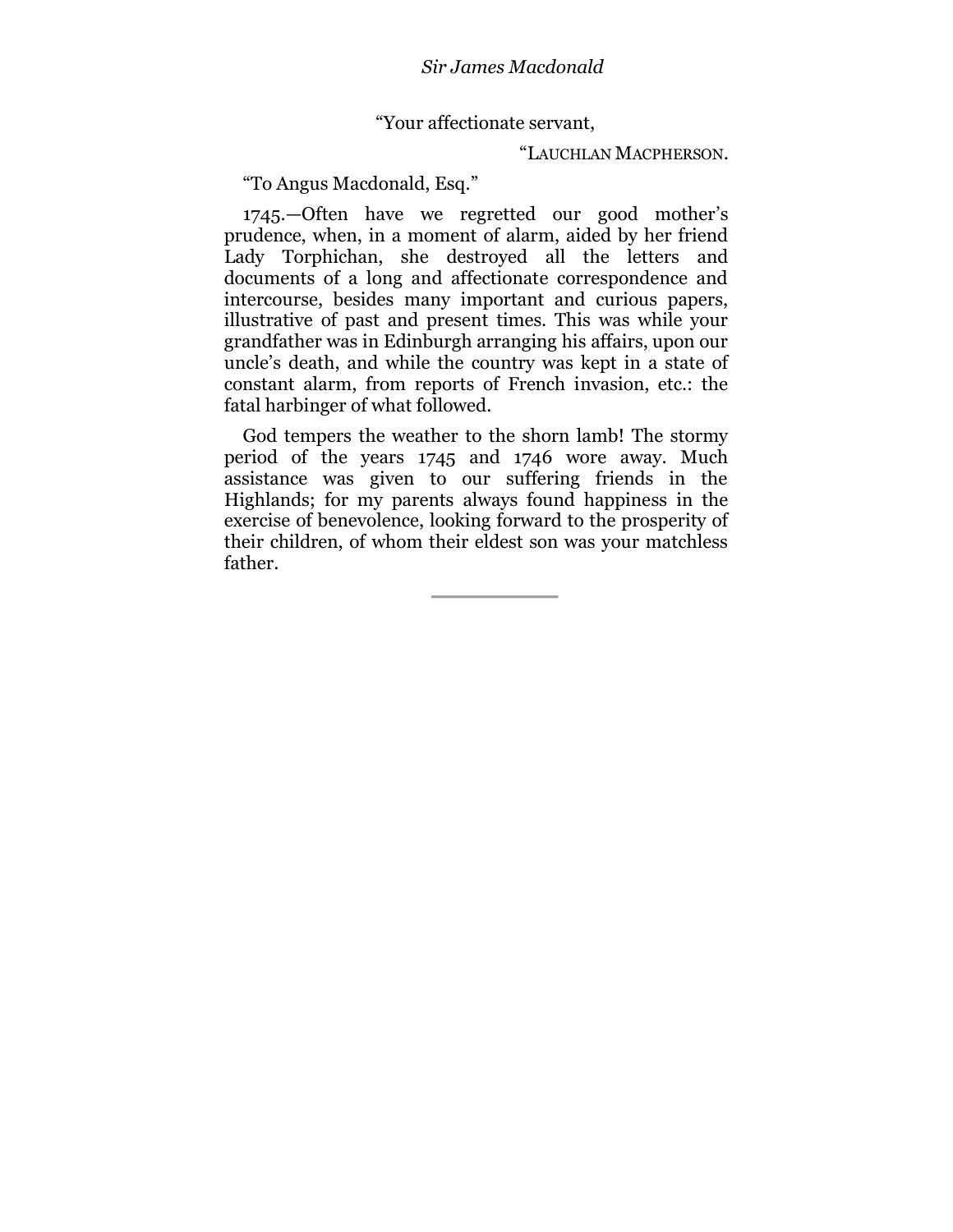"Your affectionate servant,

"LAUCHLAN MACPHERSON.

"To Angus Macdonald, Esq."

1745.—Often have we regretted our good mother's prudence, when, in a moment of alarm, aided by her friend Lady Torphichan, she destroyed all the letters and documents of a long and affectionate correspondence and intercourse, besides many important and curious papers, illustrative of past and present times. This was while your grandfather was in Edinburgh arranging his affairs, upon our uncle's death, and while the country was kept in a state of constant alarm, from reports of French invasion, etc.: the fatal harbinger of what followed.

God tempers the weather to the shorn lamb! The stormy period of the years 1745 and 1746 wore away. Much assistance was given to our suffering friends in the Highlands; for my parents always found happiness in the exercise of benevolence, looking forward to the prosperity of their children, of whom their eldest son was your matchless father.

---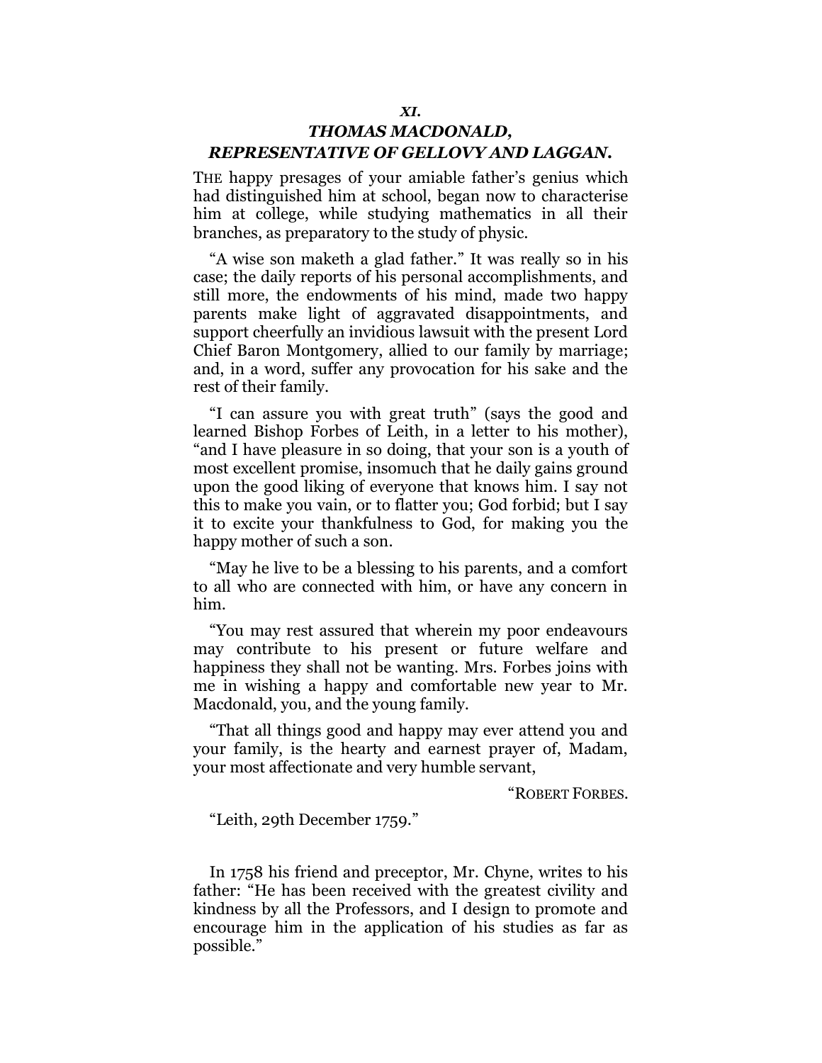## *XI.*
## *THOMAS MACDONALD, REPRESENTATIVE OF GELLOVY AND LAGGAN.*

THE happy presages of your amiable father's genius which had distinguished him at school, began now to characterise him at college, while studying mathematics in all their branches, as preparatory to the study of physic.

"A wise son maketh a glad father." It was really so in his case; the daily reports of his personal accomplishments, and still more, the endowments of his mind, made two happy parents make light of aggravated disappointments, and support cheerfully an invidious lawsuit with the present Lord Chief Baron Montgomery, allied to our family by marriage; and, in a word, suffer any provocation for his sake and the rest of their family.

"I can assure you with great truth" (says the good and learned Bishop Forbes of Leith, in a letter to his mother), "and I have pleasure in so doing, that your son is a youth of most excellent promise, insomuch that he daily gains ground upon the good liking of everyone that knows him. I say not this to make you vain, or to flatter you; God forbid; but I say it to excite your thankfulness to God, for making you the happy mother of such a son.

"May he live to be a blessing to his parents, and a comfort to all who are connected with him, or have any concern in him.

"You may rest assured that wherein my poor endeavours may contribute to his present or future welfare and happiness they shall not be wanting. Mrs. Forbes joins with me in wishing a happy and comfortable new year to Mr. Macdonald, you, and the young family.

"That all things good and happy may ever attend you and your family, is the hearty and earnest prayer of, Madam, your most affectionate and very humble servant,

"ROBERT FORBES.

"Leith, 29th December 1759."

In 1758 his friend and preceptor, Mr. Chyne, writes to his father: "He has been received with the greatest civility and kindness by all the Professors, and I design to promote and encourage him in the application of his studies as far as possible."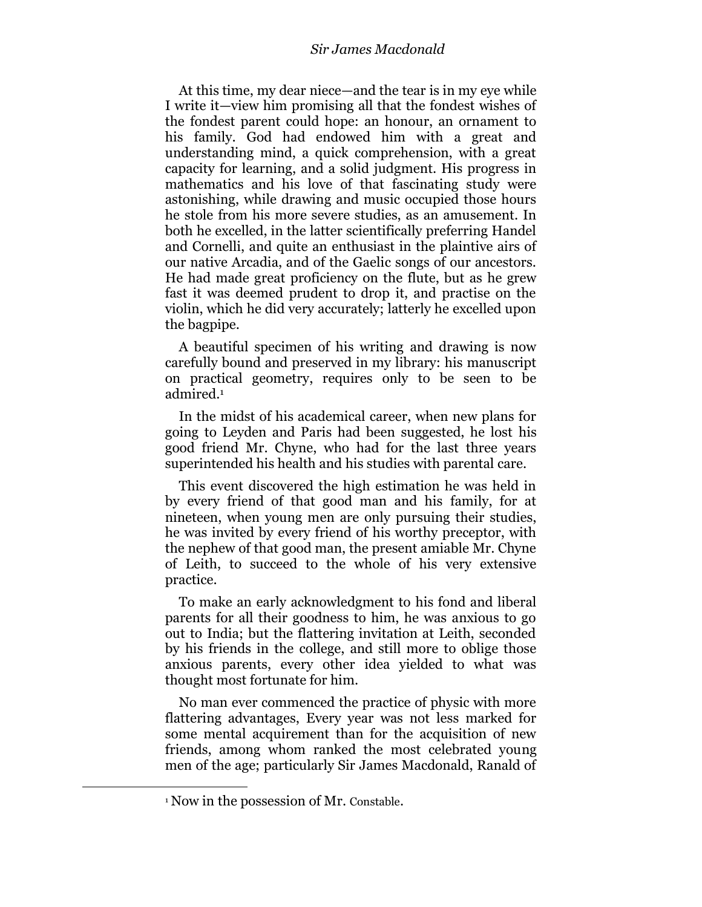At this time, my dear niece—and the tear is in my eye while I write it—view him promising all that the fondest wishes of the fondest parent could hope: an honour, an ornament to his family. God had endowed him with a great and understanding mind, a quick comprehension, with a great capacity for learning, and a solid judgment. His progress in mathematics and his love of that fascinating study were astonishing, while drawing and music occupied those hours he stole from his more severe studies, as an amusement. In both he excelled, in the latter scientifically preferring Handel and Cornelli, and quite an enthusiast in the plaintive airs of our native Arcadia, and of the Gaelic songs of our ancestors. He had made great proficiency on the flute, but as he grew fast it was deemed prudent to drop it, and practise on the violin, which he did very accurately; latterly he excelled upon the bagpipe.

A beautiful specimen of his writing and drawing is now carefully bound and preserved in my library: his manuscript on practical geometry, requires only to be seen to be admired.[1]

In the midst of his academical career, when new plans for going to Leyden and Paris had been suggested, he lost his good friend Mr. Chyne, who had for the last three years superintended his health and his studies with parental care.

This event discovered the high estimation he was held in by every friend of that good man and his family, for at nineteen, when young men are only pursuing their studies, he was invited by every friend of his worthy preceptor, with the nephew of that good man, the present amiable Mr. Chyne of Leith, to succeed to the whole of his very extensive practice.

To make an early acknowledgment to his fond and liberal parents for all their goodness to him, he was anxious to go out to India; but the flattering invitation at Leith, seconded by his friends in the college, and still more to oblige those anxious parents, every other idea yielded to what was thought most fortunate for him.

No man ever commenced the practice of physic with more flattering advantages, Every year was not less marked for some mental acquirement than for the acquisition of new friends, among whom ranked the most celebrated young men of the age; particularly Sir James Macdonald, Ranald of

---

[1] Now in the possession of Mr. Constable.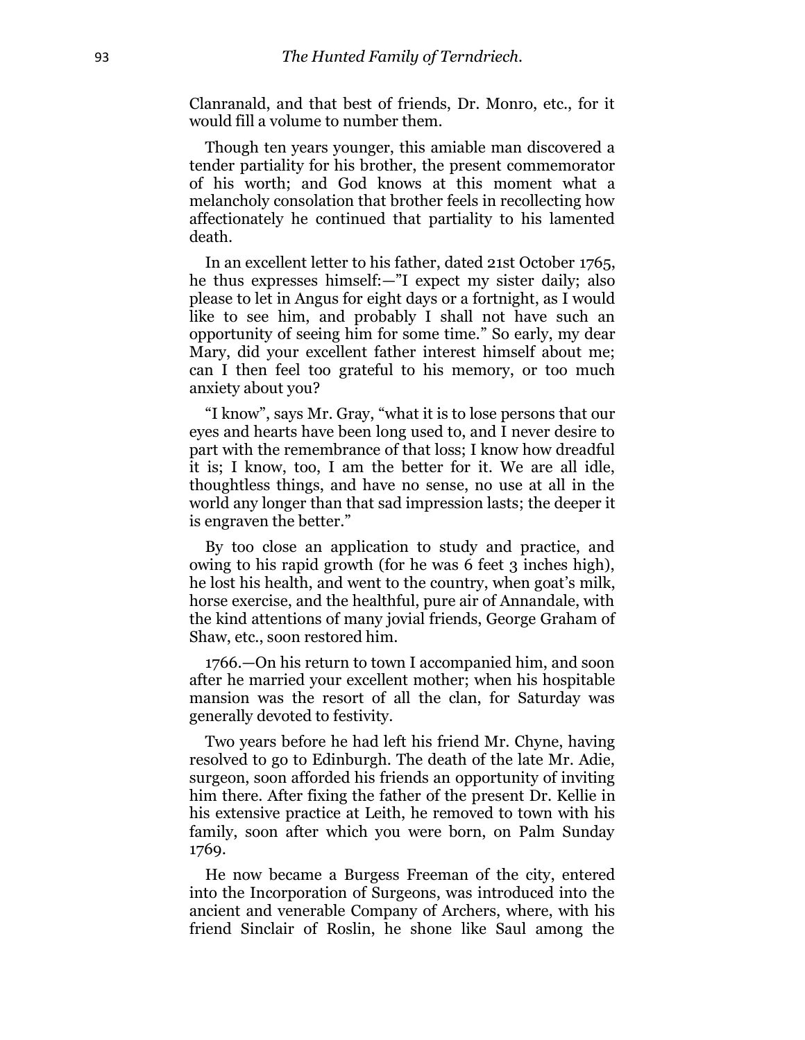Clanranald, and that best of friends, Dr. Monro, etc., for it would fill a volume to number them.

Though ten years younger, this amiable man discovered a tender partiality for his brother, the present commemorator of his worth; and God knows at this moment what a melancholy consolation that brother feels in recollecting how affectionately he continued that partiality to his lamented death.

In an excellent letter to his father, dated 21st October 1765, he thus expresses himself:—"I expect my sister daily; also please to let in Angus for eight days or a fortnight, as I would like to see him, and probably I shall not have such an opportunity of seeing him for some time." So early, my dear Mary, did your excellent father interest himself about me; can I then feel too grateful to his memory, or too much anxiety about you?

"I know", says Mr. Gray, "what it is to lose persons that our eyes and hearts have been long used to, and I never desire to part with the remembrance of that loss; I know how dreadful it is; I know, too, I am the better for it. We are all idle, thoughtless things, and have no sense, no use at all in the world any longer than that sad impression lasts; the deeper it is engraven the better."

By too close an application to study and practice, and owing to his rapid growth (for he was 6 feet 3 inches high), he lost his health, and went to the country, when goat's milk, horse exercise, and the healthful, pure air of Annandale, with the kind attentions of many jovial friends, George Graham of Shaw, etc., soon restored him.

1766.—On his return to town I accompanied him, and soon after he married your excellent mother; when his hospitable mansion was the resort of all the clan, for Saturday was generally devoted to festivity.

Two years before he had left his friend Mr. Chyne, having resolved to go to Edinburgh. The death of the late Mr. Adie, surgeon, soon afforded his friends an opportunity of inviting him there. After fixing the father of the present Dr. Kellie in his extensive practice at Leith, he removed to town with his family, soon after which you were born, on Palm Sunday 1769.

He now became a Burgess Freeman of the city, entered into the Incorporation of Surgeons, was introduced into the ancient and venerable Company of Archers, where, with his friend Sinclair of Roslin, he shone like Saul among the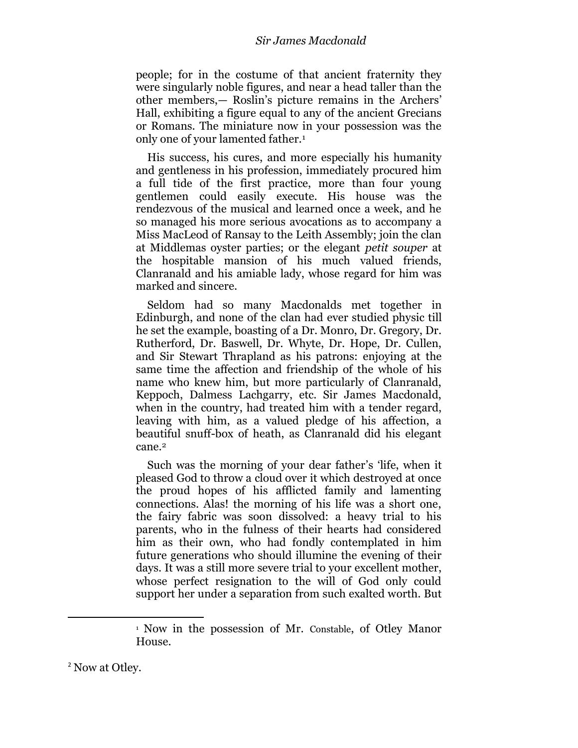people; for in the costume of that ancient fraternity they were singularly noble figures, and near a head taller than the other members,— Roslin's picture remains in the Archers' Hall, exhibiting a figure equal to any of the ancient Grecians or Romans. The miniature now in your possession was the only one of your lamented father.[1]

His success, his cures, and more especially his humanity and gentleness in his profession, immediately procured him a full tide of the first practice, more than four young gentlemen could easily execute. His house was the rendezvous of the musical and learned once a week, and he so managed his more serious avocations as to accompany a Miss MacLeod of Ransay to the Leith Assembly; join the clan at Middlemas oyster parties; or the elegant *petit souper* at the hospitable mansion of his much valued friends, Clanranald and his amiable lady, whose regard for him was marked and sincere.

Seldom had so many Macdonalds met together in Edinburgh, and none of the clan had ever studied physic till he set the example, boasting of a Dr. Monro, Dr. Gregory, Dr. Rutherford, Dr. Baswell, Dr. Whyte, Dr. Hope, Dr. Cullen, and Sir Stewart Thrapland as his patrons: enjoying at the same time the affection and friendship of the whole of his name who knew him, but more particularly of Clanranald, Keppoch, Dalmess Lachgarry, etc. Sir James Macdonald, when in the country, had treated him with a tender regard, leaving with him, as a valued pledge of his affection, a beautiful snuff-box of heath, as Clanranald did his elegant cane.[2]

Such was the morning of your dear father's 'life, when it pleased God to throw a cloud over it which destroyed at once the proud hopes of his afflicted family and lamenting connections. Alas! the morning of his life was a short one, the fairy fabric was soon dissolved: a heavy trial to his parents, who in the fulness of their hearts had considered him as their own, who had fondly contemplated in him future generations who should illumine the evening of their days. It was a still more severe trial to your excellent mother, whose perfect resignation to the will of God only could support her under a separation from such exalted worth. But

[1] Now in the possession of Mr. Constable, of Otley Manor House.

[2] Now at Otley.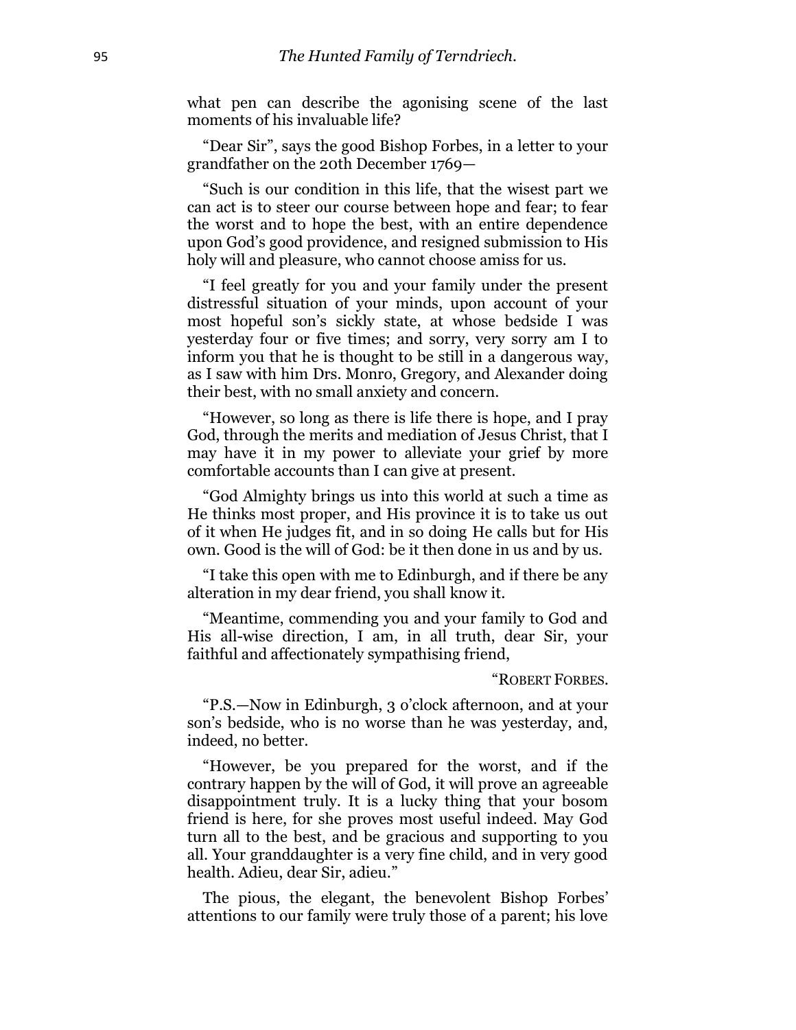what pen can describe the agonising scene of the last moments of his invaluable life?

"Dear Sir", says the good Bishop Forbes, in a letter to your grandfather on the 20th December 1769—

"Such is our condition in this life, that the wisest part we can act is to steer our course between hope and fear; to fear the worst and to hope the best, with an entire dependence upon God's good providence, and resigned submission to His holy will and pleasure, who cannot choose amiss for us.

"I feel greatly for you and your family under the present distressful situation of your minds, upon account of your most hopeful son's sickly state, at whose bedside I was yesterday four or five times; and sorry, very sorry am I to inform you that he is thought to be still in a dangerous way, as I saw with him Drs. Monro, Gregory, and Alexander doing their best, with no small anxiety and concern.

"However, so long as there is life there is hope, and I pray God, through the merits and mediation of Jesus Christ, that I may have it in my power to alleviate your grief by more comfortable accounts than I can give at present.

"God Almighty brings us into this world at such a time as He thinks most proper, and His province it is to take us out of it when He judges fit, and in so doing He calls but for His own. Good is the will of God: be it then done in us and by us.

"I take this open with me to Edinburgh, and if there be any alteration in my dear friend, you shall know it.

"Meantime, commending you and your family to God and His all-wise direction, I am, in all truth, dear Sir, your faithful and affectionately sympathising friend,

"ROBERT FORBES.

"P.S.—Now in Edinburgh, 3 o'clock afternoon, and at your son's bedside, who is no worse than he was yesterday, and, indeed, no better.

"However, be you prepared for the worst, and if the contrary happen by the will of God, it will prove an agreeable disappointment truly. It is a lucky thing that your bosom friend is here, for she proves most useful indeed. May God turn all to the best, and be gracious and supporting to you all. Your granddaughter is a very fine child, and in very good health. Adieu, dear Sir, adieu."

The pious, the elegant, the benevolent Bishop Forbes' attentions to our family were truly those of a parent; his love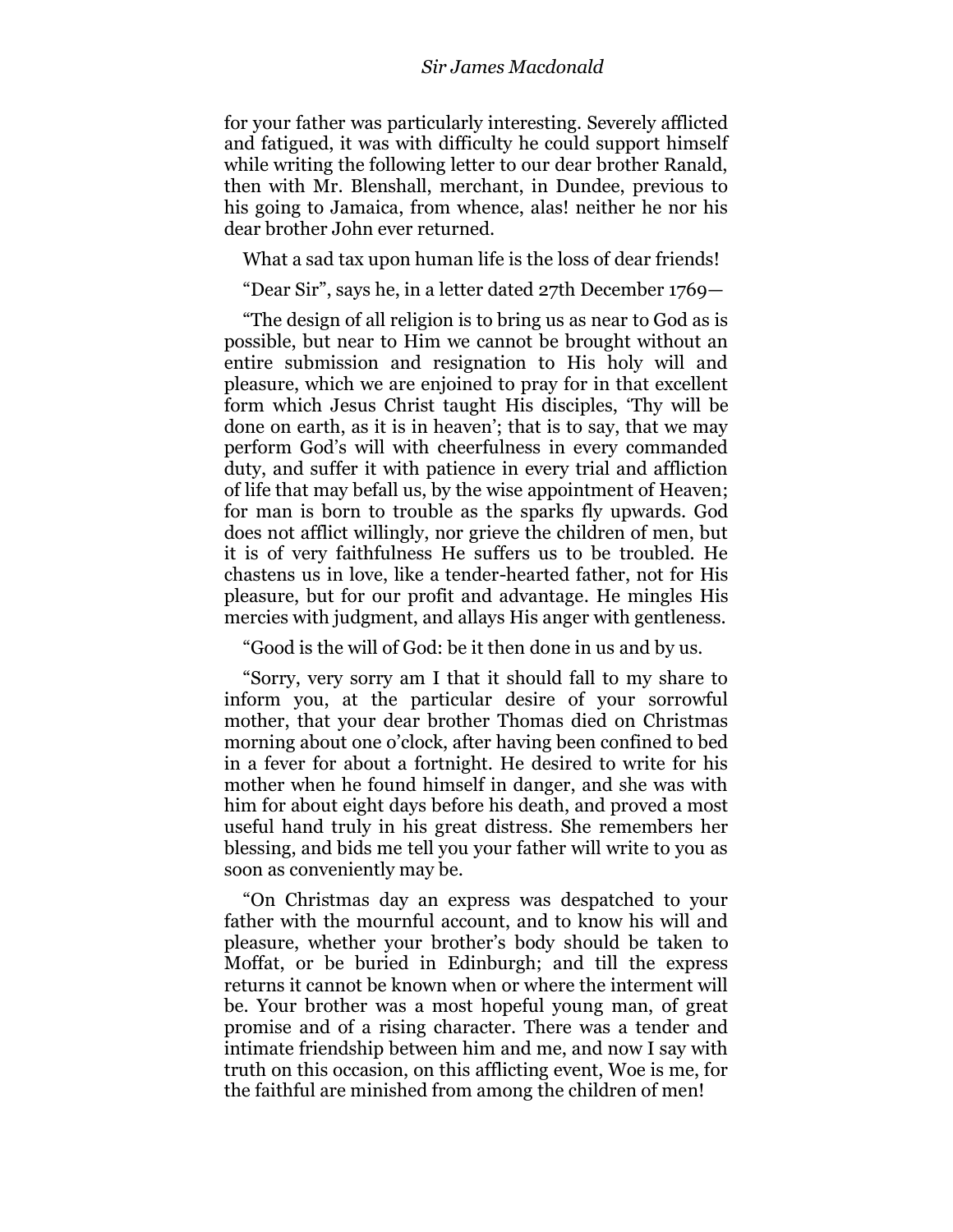for your father was particularly interesting. Severely afflicted and fatigued, it was with difficulty he could support himself while writing the following letter to our dear brother Ranald, then with Mr. Blenshall, merchant, in Dundee, previous to his going to Jamaica, from whence, alas! neither he nor his dear brother John ever returned.

What a sad tax upon human life is the loss of dear friends!

"Dear Sir", says he, in a letter dated 27th December 1769—

"The design of all religion is to bring us as near to God as is possible, but near to Him we cannot be brought without an entire submission and resignation to His holy will and pleasure, which we are enjoined to pray for in that excellent form which Jesus Christ taught His disciples, 'Thy will be done on earth, as it is in heaven'; that is to say, that we may perform God's will with cheerfulness in every commanded duty, and suffer it with patience in every trial and affliction of life that may befall us, by the wise appointment of Heaven; for man is born to trouble as the sparks fly upwards. God does not afflict willingly, nor grieve the children of men, but it is of very faithfulness He suffers us to be troubled. He chastens us in love, like a tender-hearted father, not for His pleasure, but for our profit and advantage. He mingles His mercies with judgment, and allays His anger with gentleness.

"Good is the will of God: be it then done in us and by us.

"Sorry, very sorry am I that it should fall to my share to inform you, at the particular desire of your sorrowful mother, that your dear brother Thomas died on Christmas morning about one o'clock, after having been confined to bed in a fever for about a fortnight. He desired to write for his mother when he found himself in danger, and she was with him for about eight days before his death, and proved a most useful hand truly in his great distress. She remembers her blessing, and bids me tell you your father will write to you as soon as conveniently may be.

"On Christmas day an express was despatched to your father with the mournful account, and to know his will and pleasure, whether your brother's body should be taken to Moffat, or be buried in Edinburgh; and till the express returns it cannot be known when or where the interment will be. Your brother was a most hopeful young man, of great promise and of a rising character. There was a tender and intimate friendship between him and me, and now I say with truth on this occasion, on this afflicting event, Woe is me, for the faithful are minished from among the children of men!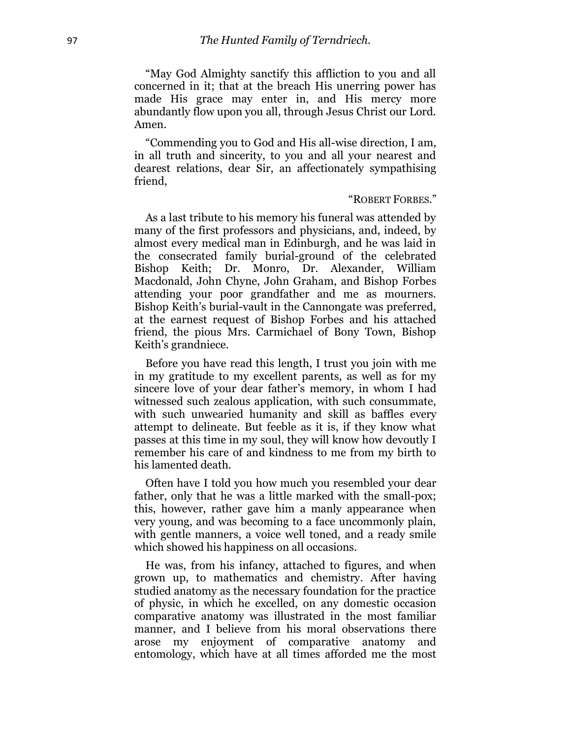"May God Almighty sanctify this affliction to you and all concerned in it; that at the breach His unerring power has made His grace may enter in, and His mercy more abundantly flow upon you all, through Jesus Christ our Lord. Amen.

"Commending you to God and His all-wise direction, I am, in all truth and sincerity, to you and all your nearest and dearest relations, dear Sir, an affectionately sympathising friend,

"ROBERT FORBES."

As a last tribute to his memory his funeral was attended by many of the first professors and physicians, and, indeed, by almost every medical man in Edinburgh, and he was laid in the consecrated family burial-ground of the celebrated Bishop Keith; Dr. Monro, Dr. Alexander, William Macdonald, John Chyne, John Graham, and Bishop Forbes attending your poor grandfather and me as mourners. Bishop Keith's burial-vault in the Cannongate was preferred, at the earnest request of Bishop Forbes and his attached friend, the pious Mrs. Carmichael of Bony Town, Bishop Keith's grandniece.

Before you have read this length, I trust you join with me in my gratitude to my excellent parents, as well as for my sincere love of your dear father's memory, in whom I had witnessed such zealous application, with such consummate, with such unwearied humanity and skill as baffles every attempt to delineate. But feeble as it is, if they know what passes at this time in my soul, they will know how devoutly I remember his care of and kindness to me from my birth to his lamented death.

Often have I told you how much you resembled your dear father, only that he was a little marked with the small-pox; this, however, rather gave him a manly appearance when very young, and was becoming to a face uncommonly plain, with gentle manners, a voice well toned, and a ready smile which showed his happiness on all occasions.

He was, from his infancy, attached to figures, and when grown up, to mathematics and chemistry. After having studied anatomy as the necessary foundation for the practice of physic, in which he excelled, on any domestic occasion comparative anatomy was illustrated in the most familiar manner, and I believe from his moral observations there arose my enjoyment of comparative anatomy and entomology, which have at all times afforded me the most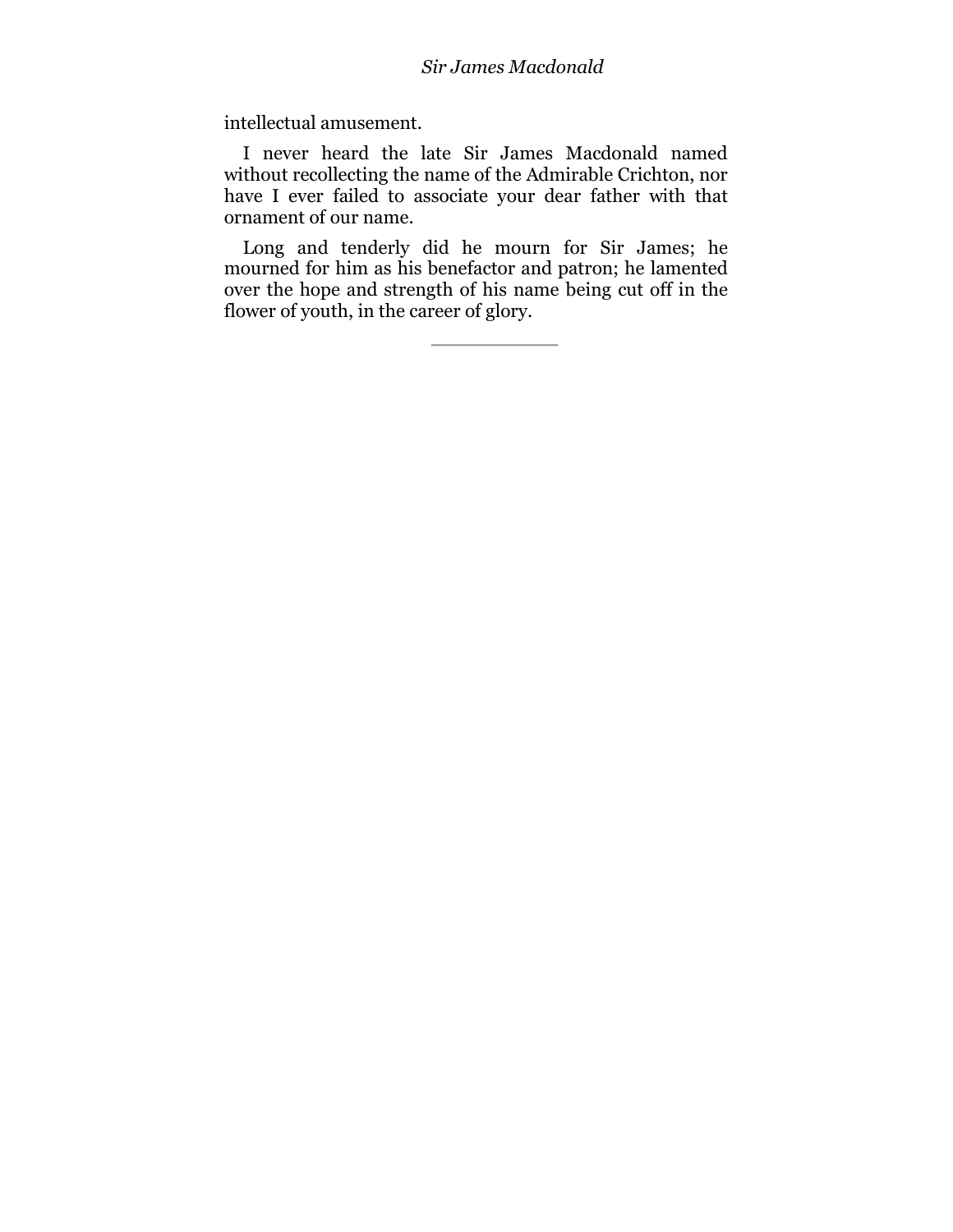intellectual amusement.

I never heard the late Sir James Macdonald named without recollecting the name of the Admirable Crichton, nor have I ever failed to associate your dear father with that ornament of our name.

Long and tenderly did he mourn for Sir James; he mourned for him as his benefactor and patron; he lamented over the hope and strength of his name being cut off in the flower of youth, in the career of glory.

---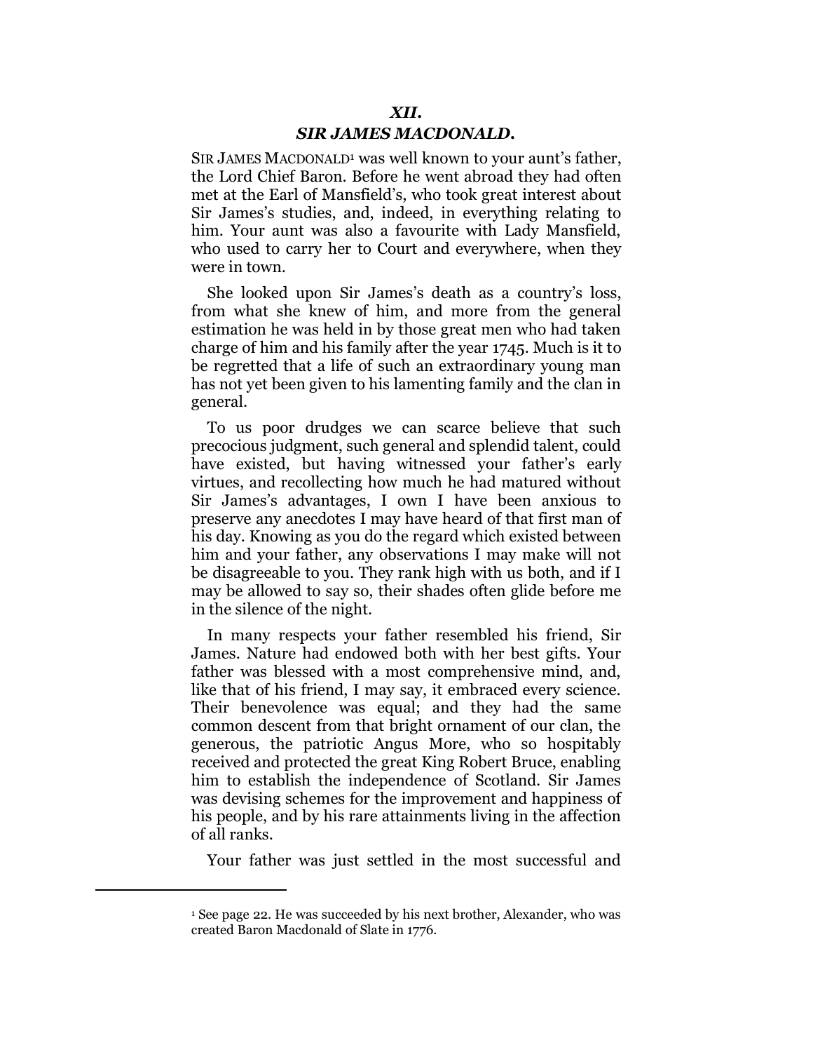## *XII.*

## *SIR JAMES MACDONALD.*

SIR JAMES MACDONALD[1] was well known to your aunt's father, the Lord Chief Baron. Before he went abroad they had often met at the Earl of Mansfield's, who took great interest about Sir James's studies, and, indeed, in everything relating to him. Your aunt was also a favourite with Lady Mansfield, who used to carry her to Court and everywhere, when they were in town.

She looked upon Sir James's death as a country's loss, from what she knew of him, and more from the general estimation he was held in by those great men who had taken charge of him and his family after the year 1745. Much is it to be regretted that a life of such an extraordinary young man has not yet been given to his lamenting family and the clan in general.

To us poor drudges we can scarce believe that such precocious judgment, such general and splendid talent, could have existed, but having witnessed your father's early virtues, and recollecting how much he had matured without Sir James's advantages, I own I have been anxious to preserve any anecdotes I may have heard of that first man of his day. Knowing as you do the regard which existed between him and your father, any observations I may make will not be disagreeable to you. They rank high with us both, and if I may be allowed to say so, their shades often glide before me in the silence of the night.

In many respects your father resembled his friend, Sir James. Nature had endowed both with her best gifts. Your father was blessed with a most comprehensive mind, and, like that of his friend, I may say, it embraced every science. Their benevolence was equal; and they had the same common descent from that bright ornament of our clan, the generous, the patriotic Angus More, who so hospitably received and protected the great King Robert Bruce, enabling him to establish the independence of Scotland. Sir James was devising schemes for the improvement and happiness of his people, and by his rare attainments living in the affection of all ranks.

Your father was just settled in the most successful and

---

[1] See page 22. He was succeeded by his next brother, Alexander, who was created Baron Macdonald of Slate in 1776.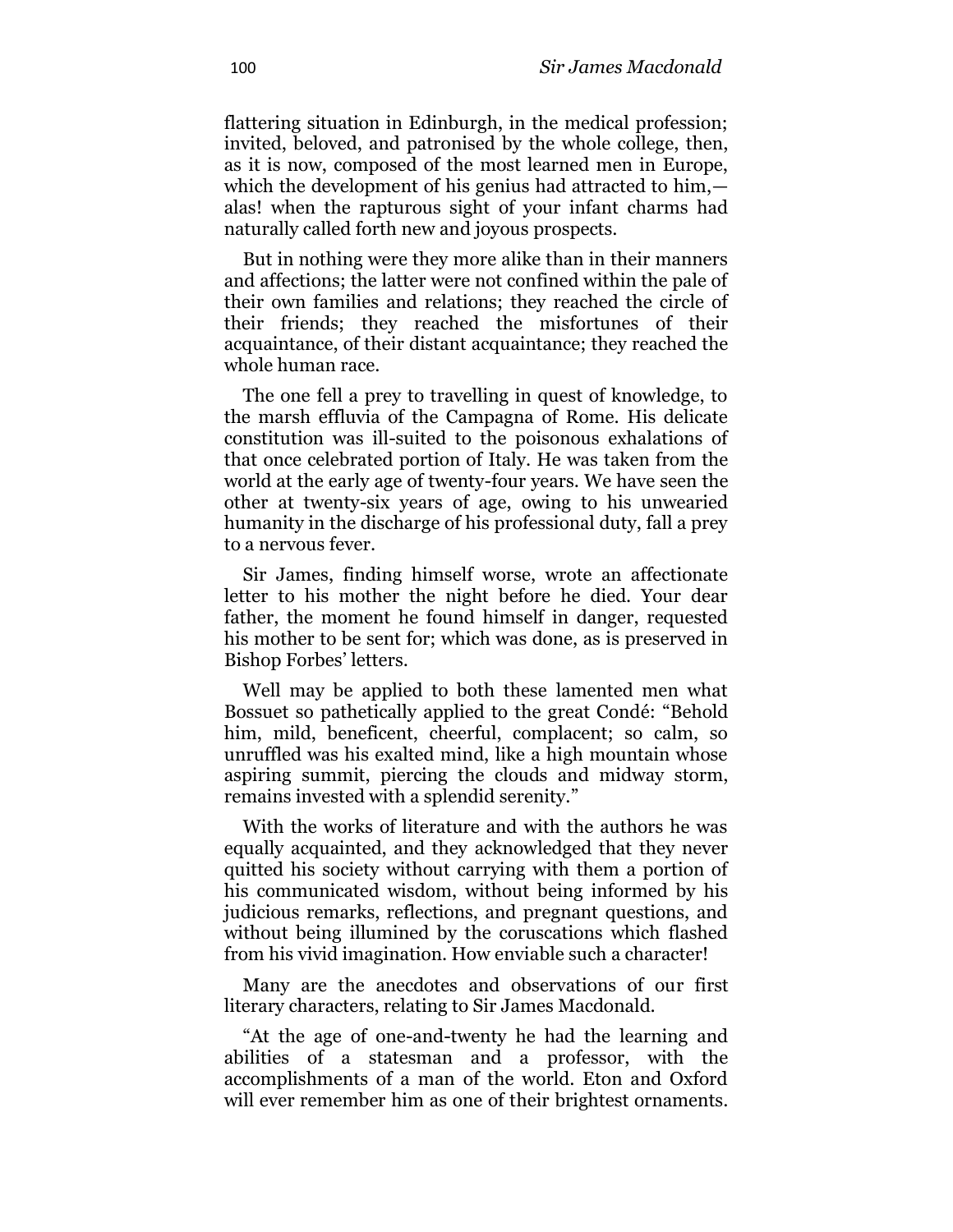flattering situation in Edinburgh, in the medical profession; invited, beloved, and patronised by the whole college, then, as it is now, composed of the most learned men in Europe, which the development of his genius had attracted to him,—alas! when the rapturous sight of your infant charms had naturally called forth new and joyous prospects.

But in nothing were they more alike than in their manners and affections; the latter were not confined within the pale of their own families and relations; they reached the circle of their friends; they reached the misfortunes of their acquaintance, of their distant acquaintance; they reached the whole human race.

The one fell a prey to travelling in quest of knowledge, to the marsh effluvia of the Campagna of Rome. His delicate constitution was ill-suited to the poisonous exhalations of that once celebrated portion of Italy. He was taken from the world at the early age of twenty-four years. We have seen the other at twenty-six years of age, owing to his unwearied humanity in the discharge of his professional duty, fall a prey to a nervous fever.

Sir James, finding himself worse, wrote an affectionate letter to his mother the night before he died. Your dear father, the moment he found himself in danger, requested his mother to be sent for; which was done, as is preserved in Bishop Forbes' letters.

Well may be applied to both these lamented men what Bossuet so pathetically applied to the great Condé: "Behold him, mild, beneficent, cheerful, complacent; so calm, so unruffled was his exalted mind, like a high mountain whose aspiring summit, piercing the clouds and midway storm, remains invested with a splendid serenity."

With the works of literature and with the authors he was equally acquainted, and they acknowledged that they never quitted his society without carrying with them a portion of his communicated wisdom, without being informed by his judicious remarks, reflections, and pregnant questions, and without being illumined by the coruscations which flashed from his vivid imagination. How enviable such a character!

Many are the anecdotes and observations of our first literary characters, relating to Sir James Macdonald.

"At the age of one-and-twenty he had the learning and abilities of a statesman and a professor, with the accomplishments of a man of the world. Eton and Oxford will ever remember him as one of their brightest ornaments.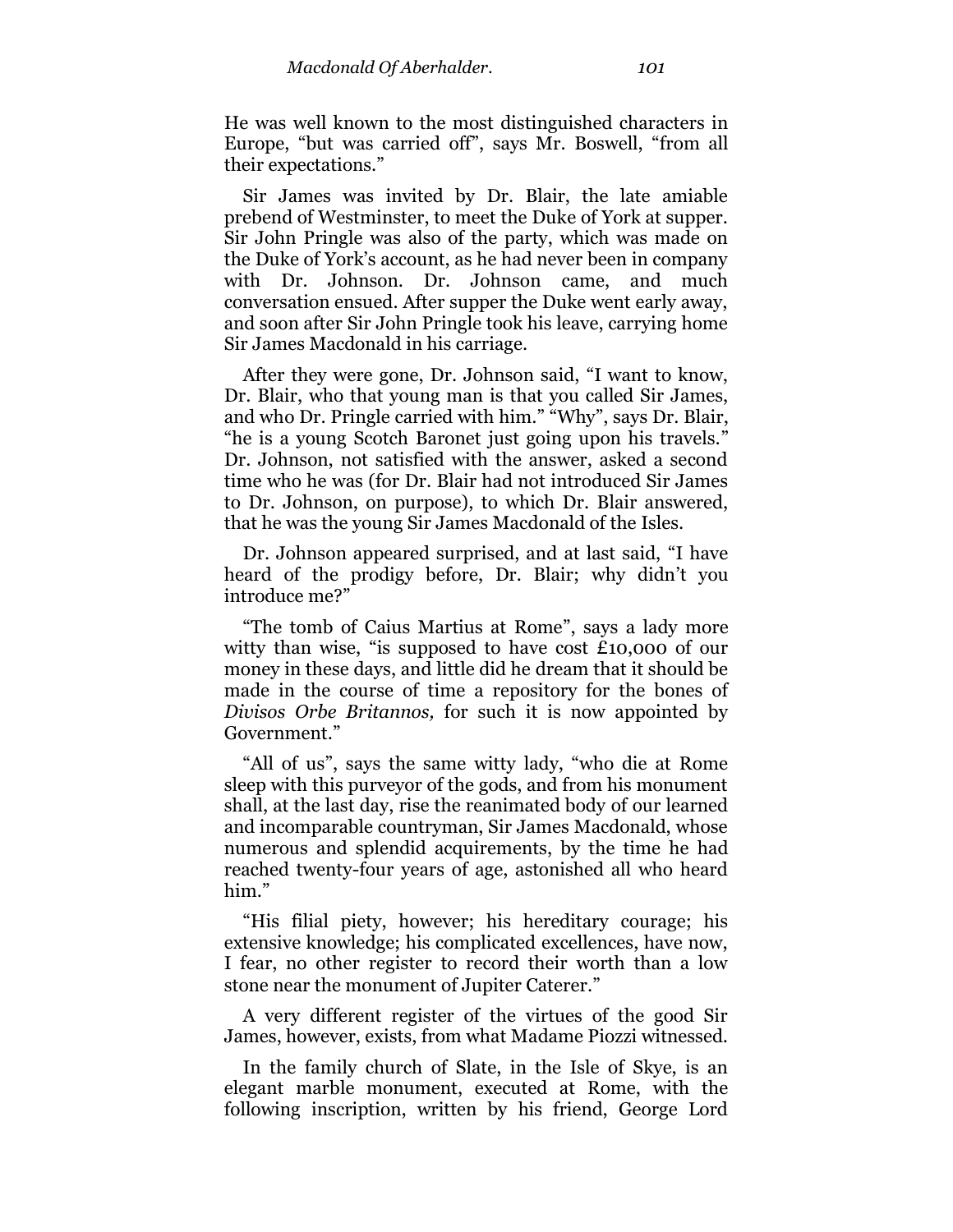He was well known to the most distinguished characters in Europe, "but was carried off", says Mr. Boswell, "from all their expectations."

Sir James was invited by Dr. Blair, the late amiable prebend of Westminster, to meet the Duke of York at supper. Sir John Pringle was also of the party, which was made on the Duke of York's account, as he had never been in company with Dr. Johnson. Dr. Johnson came, and much conversation ensued. After supper the Duke went early away, and soon after Sir John Pringle took his leave, carrying home Sir James Macdonald in his carriage.

After they were gone, Dr. Johnson said, "I want to know, Dr. Blair, who that young man is that you called Sir James, and who Dr. Pringle carried with him." "Why", says Dr. Blair, "he is a young Scotch Baronet just going upon his travels." Dr. Johnson, not satisfied with the answer, asked a second time who he was (for Dr. Blair had not introduced Sir James to Dr. Johnson, on purpose), to which Dr. Blair answered, that he was the young Sir James Macdonald of the Isles.

Dr. Johnson appeared surprised, and at last said, "I have heard of the prodigy before, Dr. Blair; why didn't you introduce me?"

"The tomb of Caius Martius at Rome", says a lady more witty than wise, "is supposed to have cost £10,000 of our money in these days, and little did he dream that it should be made in the course of time a repository for the bones of *Divisos Orbe Britannos,* for such it is now appointed by Government."

"All of us", says the same witty lady, "who die at Rome sleep with this purveyor of the gods, and from his monument shall, at the last day, rise the reanimated body of our learned and incomparable countryman, Sir James Macdonald, whose numerous and splendid acquirements, by the time he had reached twenty-four years of age, astonished all who heard him."

"His filial piety, however; his hereditary courage; his extensive knowledge; his complicated excellences, have now, I fear, no other register to record their worth than a low stone near the monument of Jupiter Caterer."

A very different register of the virtues of the good Sir James, however, exists, from what Madame Piozzi witnessed.

In the family church of Slate, in the Isle of Skye, is an elegant marble monument, executed at Rome, with the following inscription, written by his friend, George Lord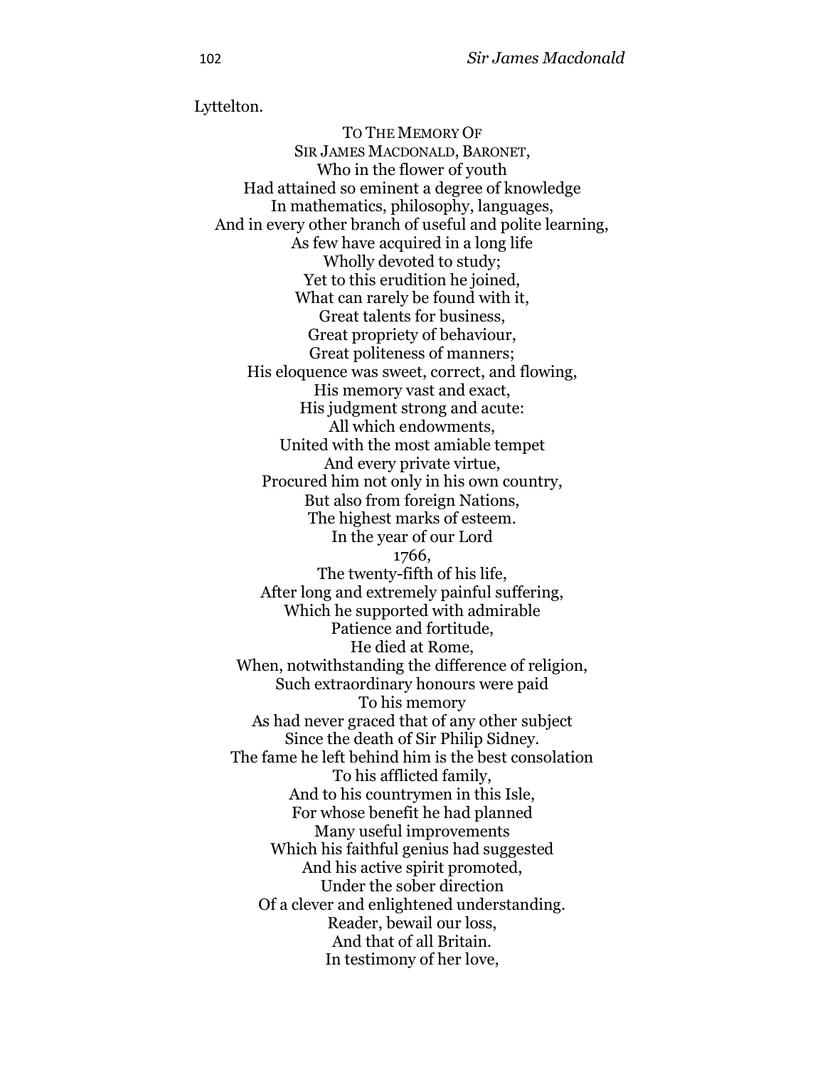Lyttelton.

TO THE MEMORY OF  
SIR JAMES MACDONALD, BARONET,  
Who in the flower of youth  
Had attained so eminent a degree of knowledge  
In mathematics, philosophy, languages,  
And in every other branch of useful and polite learning,  
As few have acquired in a long life  
Wholly devoted to study;  
Yet to this erudition he joined,  
What can rarely be found with it,  
Great talents for business,  
Great propriety of behaviour,  
Great politeness of manners;  
His eloquence was sweet, correct, and flowing,  
His memory vast and exact,  
His judgment strong and acute:  
All which endowments,  
United with the most amiable tempet  
And every private virtue,  
Procured him not only in his own country,  
But also from foreign Nations,  
The highest marks of esteem.  
In the year of our Lord  
1766,  
The twenty-fifth of his life,  
After long and extremely painful suffering,  
Which he supported with admirable  
Patience and fortitude,  
He died at Rome,  
When, notwithstanding the difference of religion,  
Such extraordinary honours were paid  
To his memory  
As had never graced that of any other subject  
Since the death of Sir Philip Sidney.  
The fame he left behind him is the best consolation  
To his afflicted family,  
And to his countrymen in this Isle,  
For whose benefit he had planned  
Many useful improvements  
Which his faithful genius had suggested  
And his active spirit promoted,  
Under the sober direction  
Of a clever and enlightened understanding.  
Reader, bewail our loss,  
And that of all Britain.  
In testimony of her love,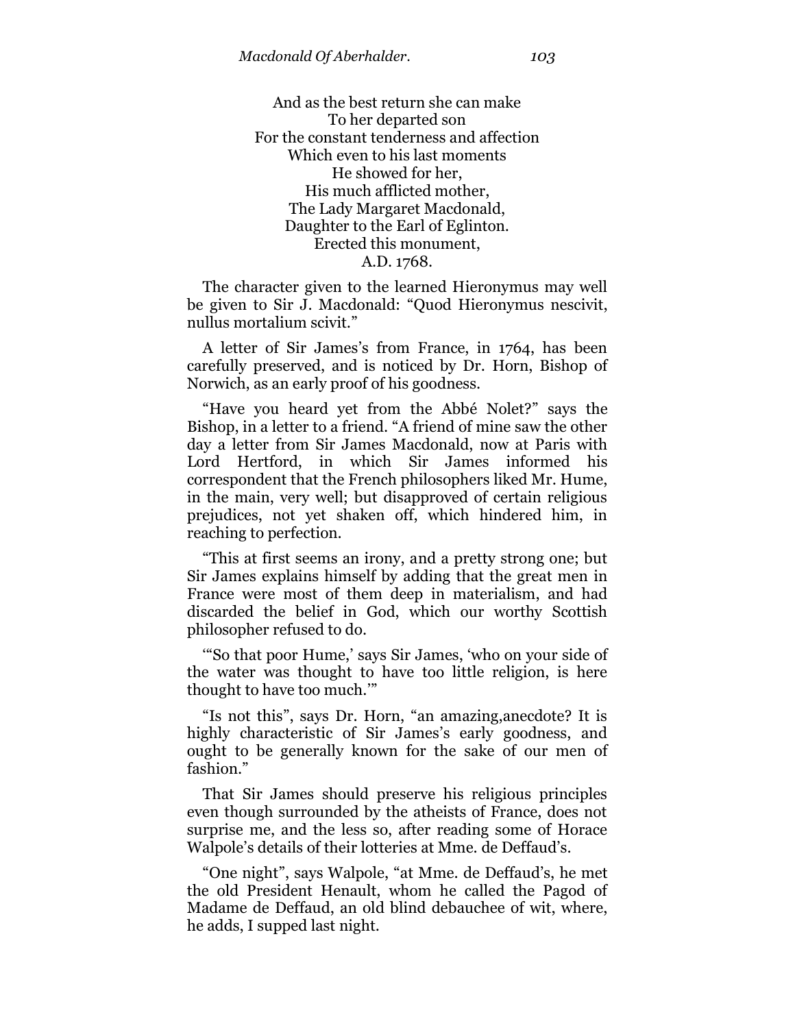And as the best return she can make
To her departed son
For the constant tenderness and affection
Which even to his last moments
He showed for her,
His much afflicted mother,
The Lady Margaret Macdonald,
Daughter to the Earl of Eglinton.
Erected this monument,
A.D. 1768.

The character given to the learned Hieronymus may well be given to Sir J. Macdonald: "Quod Hieronymus nescivit, nullus mortalium scivit."

A letter of Sir James's from France, in 1764, has been carefully preserved, and is noticed by Dr. Horn, Bishop of Norwich, as an early proof of his goodness.

"Have you heard yet from the Abbé Nolet?" says the Bishop, in a letter to a friend. "A friend of mine saw the other day a letter from Sir James Macdonald, now at Paris with Lord Hertford, in which Sir James informed his correspondent that the French philosophers liked Mr. Hume, in the main, very well; but disapproved of certain religious prejudices, not yet shaken off, which hindered him, in reaching to perfection.

"This at first seems an irony, and a pretty strong one; but Sir James explains himself by adding that the great men in France were most of them deep in materialism, and had discarded the belief in God, which our worthy Scottish philosopher refused to do.

"'So that poor Hume,' says Sir James, 'who on your side of the water was thought to have too little religion, is here thought to have too much.'"

"Is not this", says Dr. Horn, "an amazing,anecdote? It is highly characteristic of Sir James's early goodness, and ought to be generally known for the sake of our men of fashion."

That Sir James should preserve his religious principles even though surrounded by the atheists of France, does not surprise me, and the less so, after reading some of Horace Walpole's details of their lotteries at Mme. de Deffaud's.

"One night", says Walpole, "at Mme. de Deffaud's, he met the old President Henault, whom he called the Pagod of Madame de Deffaud, an old blind debauchee of wit, where, he adds, I supped last night.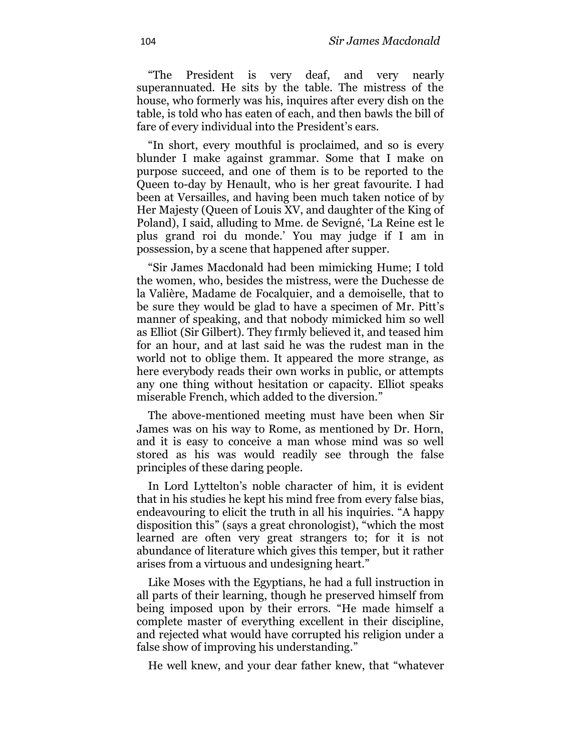"The President is very deaf, and very nearly superannuated. He sits by the table. The mistress of the house, who formerly was his, inquires after every dish on the table, is told who has eaten of each, and then bawls the bill of fare of every individual into the President's ears.

"In short, every mouthful is proclaimed, and so is every blunder I make against grammar. Some that I make on purpose succeed, and one of them is to be reported to the Queen to-day by Henault, who is her great favourite. I had been at Versailles, and having been much taken notice of by Her Majesty (Queen of Louis XV, and daughter of the King of Poland), I said, alluding to Mme. de Sevigné, 'La Reine est le plus grand roi du monde.' You may judge if I am in possession, by a scene that happened after supper.

"Sir James Macdonald had been mimicking Hume; I told the women, who, besides the mistress, were the Duchesse de la Valière, Madame de Focalquier, and a demoiselle, that to be sure they would be glad to have a specimen of Mr. Pitt's manner of speaking, and that nobody mimicked him so well as Elliot (Sir Gilbert). They firmly believed it, and teased him for an hour, and at last said he was the rudest man in the world not to oblige them. It appeared the more strange, as here everybody reads their own works in public, or attempts any one thing without hesitation or capacity. Elliot speaks miserable French, which added to the diversion."

The above-mentioned meeting must have been when Sir James was on his way to Rome, as mentioned by Dr. Horn, and it is easy to conceive a man whose mind was so well stored as his was would readily see through the false principles of these daring people.

In Lord Lyttelton's noble character of him, it is evident that in his studies he kept his mind free from every false bias, endeavouring to elicit the truth in all his inquiries. "A happy disposition this" (says a great chronologist), "which the most learned are often very great strangers to; for it is not abundance of literature which gives this temper, but it rather arises from a virtuous and undesigning heart."

Like Moses with the Egyptians, he had a full instruction in all parts of their learning, though he preserved himself from being imposed upon by their errors. "He made himself a complete master of everything excellent in their discipline, and rejected what would have corrupted his religion under a false show of improving his understanding."

He well knew, and your dear father knew, that "whatever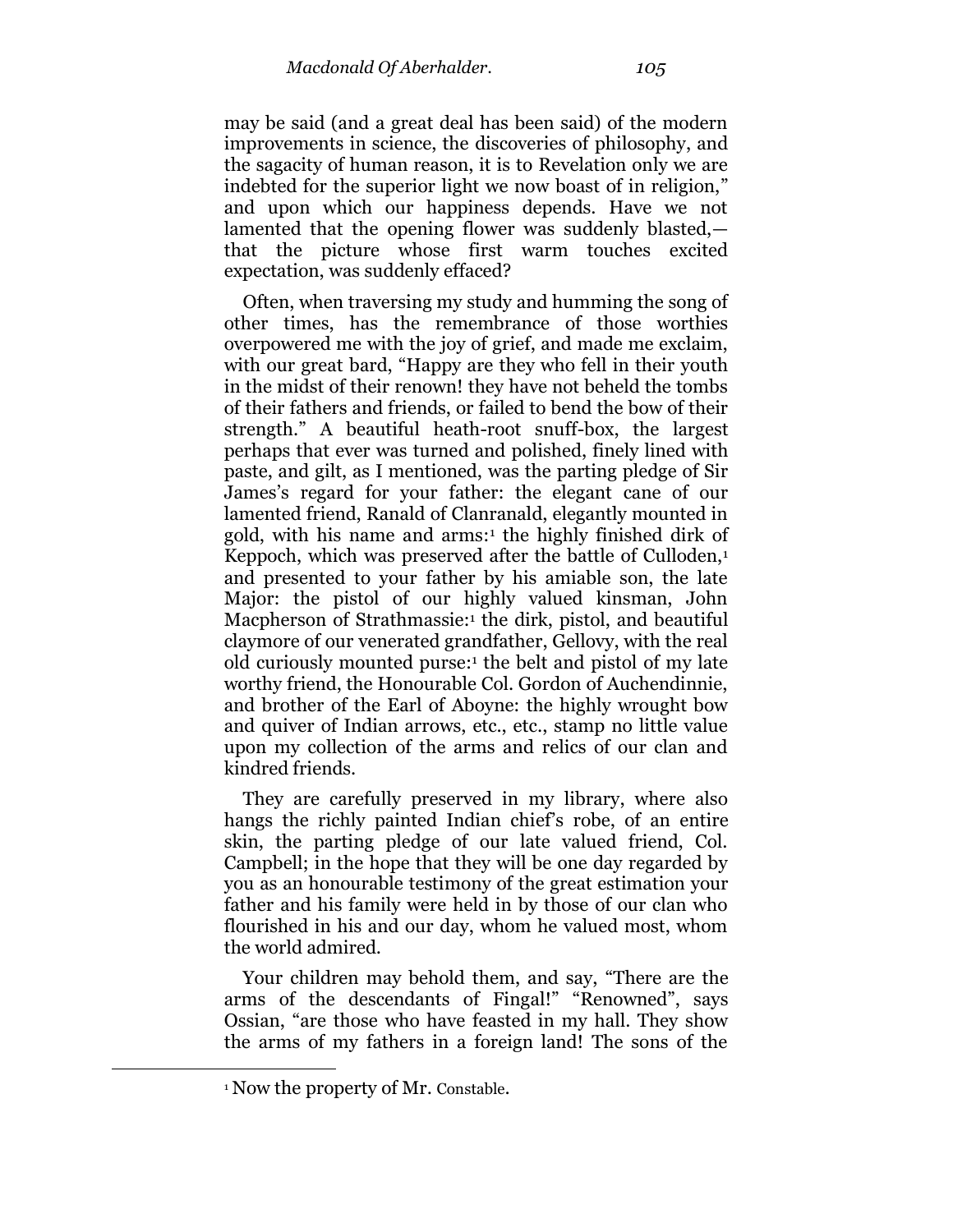may be said (and a great deal has been said) of the modern improvements in science, the discoveries of philosophy, and the sagacity of human reason, it is to Revelation only we are indebted for the superior light we now boast of in religion," and upon which our happiness depends. Have we not lamented that the opening flower was suddenly blasted,—that the picture whose first warm touches excited expectation, was suddenly effaced?

Often, when traversing my study and humming the song of other times, has the remembrance of those worthies overpowered me with the joy of grief, and made me exclaim, with our great bard, "Happy are they who fell in their youth in the midst of their renown! they have not beheld the tombs of their fathers and friends, or failed to bend the bow of their strength." A beautiful heath-root snuff-box, the largest perhaps that ever was turned and polished, finely lined with paste, and gilt, as I mentioned, was the parting pledge of Sir James's regard for your father: the elegant cane of our lamented friend, Ranald of Clanranald, elegantly mounted in gold, with his name and arms:[1] the highly finished dirk of Keppoch, which was preserved after the battle of Culloden,[1] and presented to your father by his amiable son, the late Major: the pistol of our highly valued kinsman, John Macpherson of Strathmassie:[1] the dirk, pistol, and beautiful claymore of our venerated grandfather, Gellovy, with the real old curiously mounted purse:[1] the belt and pistol of my late worthy friend, the Honourable Col. Gordon of Auchendinnie, and brother of the Earl of Aboyne: the highly wrought bow and quiver of Indian arrows, etc., etc., stamp no little value upon my collection of the arms and relics of our clan and kindred friends.

They are carefully preserved in my library, where also hangs the richly painted Indian chief's robe, of an entire skin, the parting pledge of our late valued friend, Col. Campbell; in the hope that they will be one day regarded by you as an honourable testimony of the great estimation your father and his family were held in by those of our clan who flourished in his and our day, whom he valued most, whom the world admired.

Your children may behold them, and say, "There are the arms of the descendants of Fingal!" "Renowned", says Ossian, "are those who have feasted in my hall. They show the arms of my fathers in a foreign land! The sons of the

---

[1] Now the property of Mr. Constable.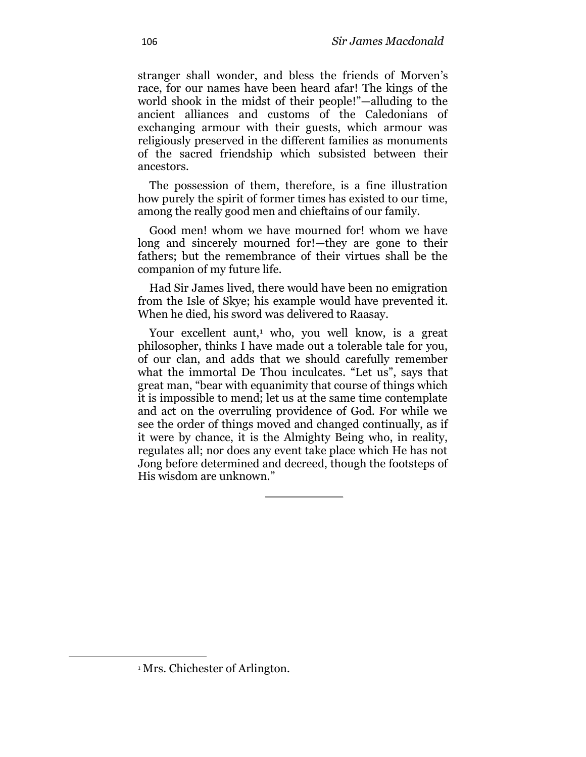stranger shall wonder, and bless the friends of Morven's race, for our names have been heard afar! The kings of the world shook in the midst of their people!"—alluding to the ancient alliances and customs of the Caledonians of exchanging armour with their guests, which armour was religiously preserved in the different families as monuments of the sacred friendship which subsisted between their ancestors.

The possession of them, therefore, is a fine illustration how purely the spirit of former times has existed to our time, among the really good men and chieftains of our family.

Good men! whom we have mourned for! whom we have long and sincerely mourned for!—they are gone to their fathers; but the remembrance of their virtues shall be the companion of my future life.

Had Sir James lived, there would have been no emigration from the Isle of Skye; his example would have prevented it. When he died, his sword was delivered to Raasay.

Your excellent aunt,[1] who, you well know, is a great philosopher, thinks I have made out a tolerable tale for you, of our clan, and adds that we should carefully remember what the immortal De Thou inculcates. "Let us", says that great man, "bear with equanimity that course of things which it is impossible to mend; let us at the same time contemplate and act on the overruling providence of God. For while we see the order of things moved and changed continually, as if it were by chance, it is the Almighty Being who, in reality, regulates all; nor does any event take place which He has not Jong before determined and decreed, though the footsteps of His wisdom are unknown."

---

[1] Mrs. Chichester of Arlington.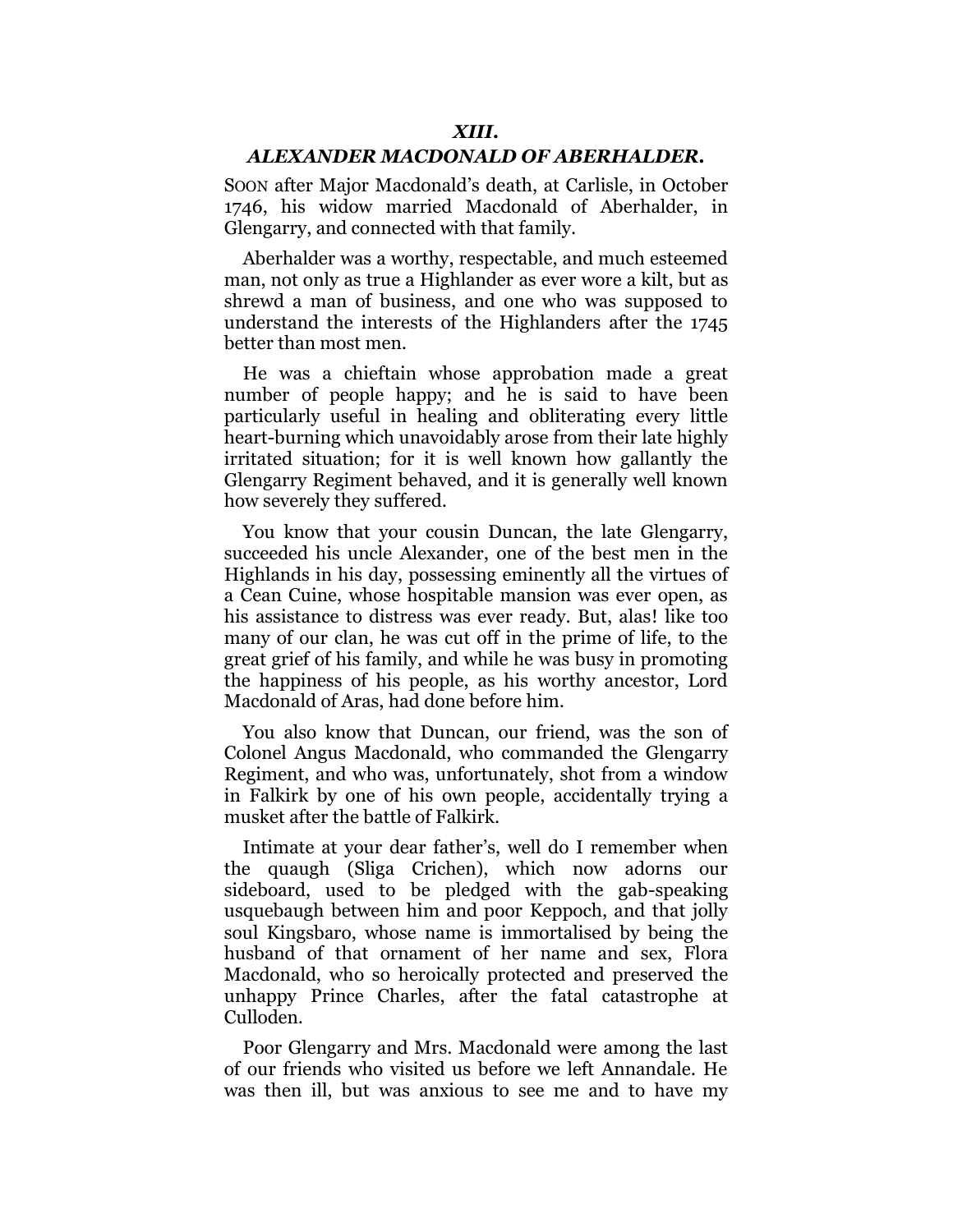## *XIII.*

## *ALEXANDER MACDONALD OF ABERHALDER.*

SOON after Major Macdonald's death, at Carlisle, in October 1746, his widow married Macdonald of Aberhalder, in Glengarry, and connected with that family.

Aberhalder was a worthy, respectable, and much esteemed man, not only as true a Highlander as ever wore a kilt, but as shrewd a man of business, and one who was supposed to understand the interests of the Highlanders after the 1745 better than most men.

He was a chieftain whose approbation made a great number of people happy; and he is said to have been particularly useful in healing and obliterating every little heart-burning which unavoidably arose from their late highly irritated situation; for it is well known how gallantly the Glengarry Regiment behaved, and it is generally well known how severely they suffered.

You know that your cousin Duncan, the late Glengarry, succeeded his uncle Alexander, one of the best men in the Highlands in his day, possessing eminently all the virtues of a Cean Cuine, whose hospitable mansion was ever open, as his assistance to distress was ever ready. But, alas! like too many of our clan, he was cut off in the prime of life, to the great grief of his family, and while he was busy in promoting the happiness of his people, as his worthy ancestor, Lord Macdonald of Aras, had done before him.

You also know that Duncan, our friend, was the son of Colonel Angus Macdonald, who commanded the Glengarry Regiment, and who was, unfortunately, shot from a window in Falkirk by one of his own people, accidentally trying a musket after the battle of Falkirk.

Intimate at your dear father's, well do I remember when the quaugh (Sliga Crichen), which now adorns our sideboard, used to be pledged with the gab-speaking usquebaugh between him and poor Keppoch, and that jolly soul Kingsbaro, whose name is immortalised by being the husband of that ornament of her name and sex, Flora Macdonald, who so heroically protected and preserved the unhappy Prince Charles, after the fatal catastrophe at Culloden.

Poor Glengarry and Mrs. Macdonald were among the last of our friends who visited us before we left Annandale. He was then ill, but was anxious to see me and to have my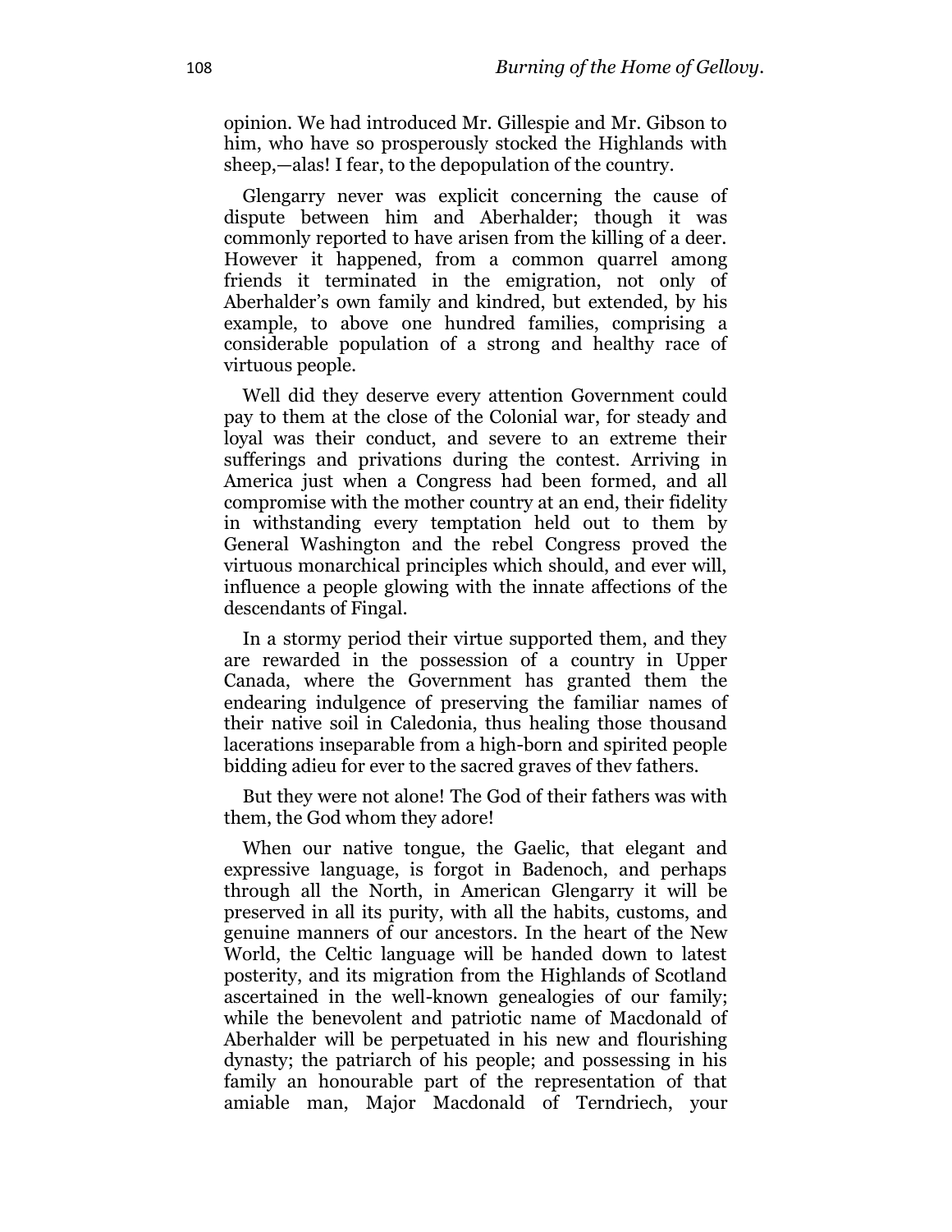opinion. We had introduced Mr. Gillespie and Mr. Gibson to him, who have so prosperously stocked the Highlands with sheep,—alas! I fear, to the depopulation of the country.

Glengarry never was explicit concerning the cause of dispute between him and Aberhalder; though it was commonly reported to have arisen from the killing of a deer. However it happened, from a common quarrel among friends it terminated in the emigration, not only of Aberhalder's own family and kindred, but extended, by his example, to above one hundred families, comprising a considerable population of a strong and healthy race of virtuous people.

Well did they deserve every attention Government could pay to them at the close of the Colonial war, for steady and loyal was their conduct, and severe to an extreme their sufferings and privations during the contest. Arriving in America just when a Congress had been formed, and all compromise with the mother country at an end, their fidelity in withstanding every temptation held out to them by General Washington and the rebel Congress proved the virtuous monarchical principles which should, and ever will, influence a people glowing with the innate affections of the descendants of Fingal.

In a stormy period their virtue supported them, and they are rewarded in the possession of a country in Upper Canada, where the Government has granted them the endearing indulgence of preserving the familiar names of their native soil in Caledonia, thus healing those thousand lacerations inseparable from a high-born and spirited people bidding adieu for ever to the sacred graves of thev fathers.

But they were not alone! The God of their fathers was with them, the God whom they adore!

When our native tongue, the Gaelic, that elegant and expressive language, is forgot in Badenoch, and perhaps through all the North, in American Glengarry it will be preserved in all its purity, with all the habits, customs, and genuine manners of our ancestors. In the heart of the New World, the Celtic language will be handed down to latest posterity, and its migration from the Highlands of Scotland ascertained in the well-known genealogies of our family; while the benevolent and patriotic name of Macdonald of Aberhalder will be perpetuated in his new and flourishing dynasty; the patriarch of his people; and possessing in his family an honourable part of the representation of that amiable man, Major Macdonald of Terndriech, your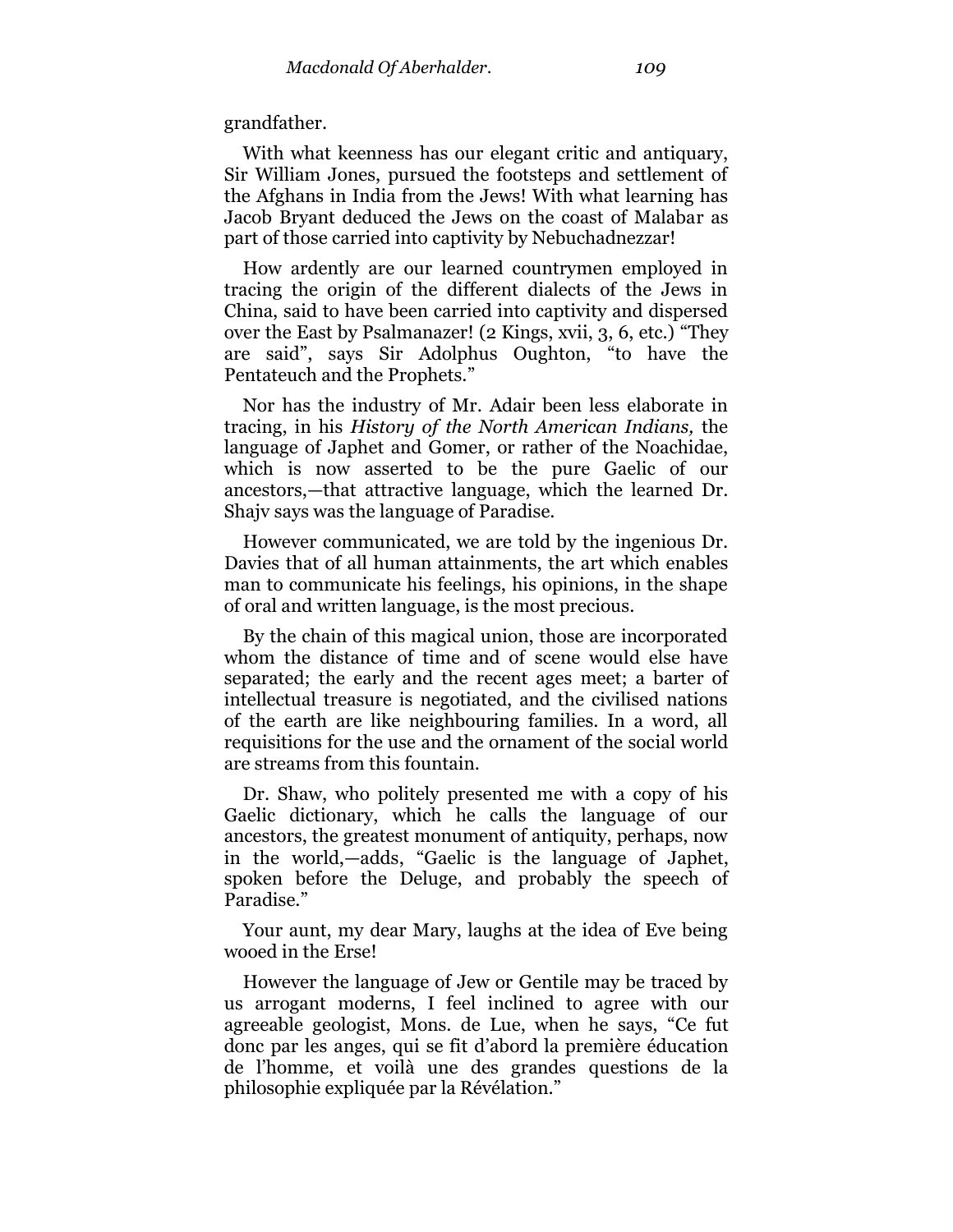grandfather.

With what keenness has our elegant critic and antiquary, Sir William Jones, pursued the footsteps and settlement of the Afghans in India from the Jews! With what learning has Jacob Bryant deduced the Jews on the coast of Malabar as part of those carried into captivity by Nebuchadnezzar!

How ardently are our learned countrymen employed in tracing the origin of the different dialects of the Jews in China, said to have been carried into captivity and dispersed over the East by Psalmanazer! (2 Kings, xvii, 3, 6, etc.) "They are said", says Sir Adolphus Oughton, "to have the Pentateuch and the Prophets."

Nor has the industry of Mr. Adair been less elaborate in tracing, in his *History of the North American Indians,* the language of Japhet and Gomer, or rather of the Noachidae, which is now asserted to be the pure Gaelic of our ancestors,—that attractive language, which the learned Dr. Shajv says was the language of Paradise.

However communicated, we are told by the ingenious Dr. Davies that of all human attainments, the art which enables man to communicate his feelings, his opinions, in the shape of oral and written language, is the most precious.

By the chain of this magical union, those are incorporated whom the distance of time and of scene would else have separated; the early and the recent ages meet; a barter of intellectual treasure is negotiated, and the civilised nations of the earth are like neighbouring families. In a word, all requisitions for the use and the ornament of the social world are streams from this fountain.

Dr. Shaw, who politely presented me with a copy of his Gaelic dictionary, which he calls the language of our ancestors, the greatest monument of antiquity, perhaps, now in the world,—adds, "Gaelic is the language of Japhet, spoken before the Deluge, and probably the speech of Paradise."

Your aunt, my dear Mary, laughs at the idea of Eve being wooed in the Erse!

However the language of Jew or Gentile may be traced by us arrogant moderns, I feel inclined to agree with our agreeable geologist, Mons. de Lue, when he says, "Ce fut donc par les anges, qui se fit d'abord la première éducation de l'homme, et voilà une des grandes questions de la philosophie expliquée par la Révélation."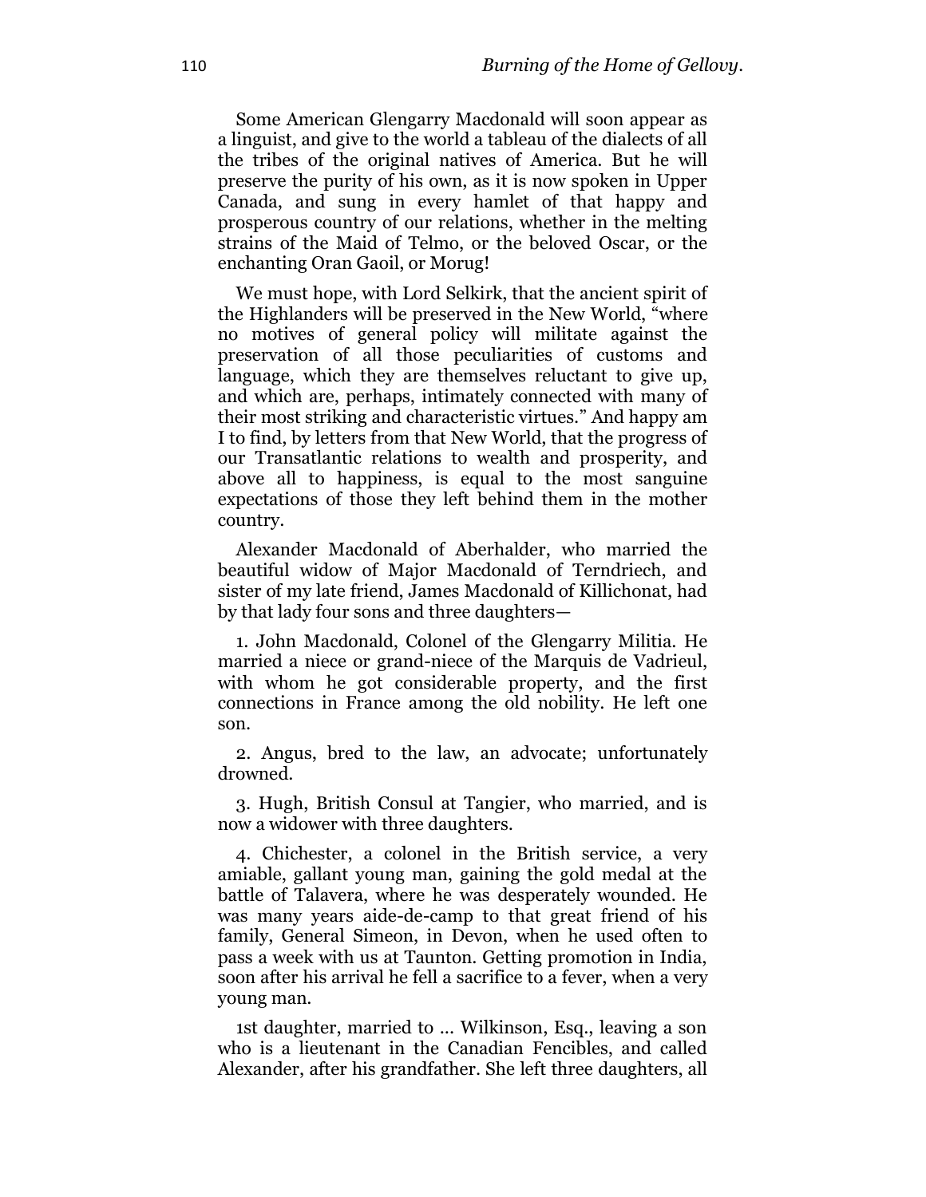Some American Glengarry Macdonald will soon appear as a linguist, and give to the world a tableau of the dialects of all the tribes of the original natives of America. But he will preserve the purity of his own, as it is now spoken in Upper Canada, and sung in every hamlet of that happy and prosperous country of our relations, whether in the melting strains of the Maid of Telmo, or the beloved Oscar, or the enchanting Oran Gaoil, or Morug!

We must hope, with Lord Selkirk, that the ancient spirit of the Highlanders will be preserved in the New World, "where no motives of general policy will militate against the preservation of all those peculiarities of customs and language, which they are themselves reluctant to give up, and which are, perhaps, intimately connected with many of their most striking and characteristic virtues." And happy am I to find, by letters from that New World, that the progress of our Transatlantic relations to wealth and prosperity, and above all to happiness, is equal to the most sanguine expectations of those they left behind them in the mother country.

Alexander Macdonald of Aberhalder, who married the beautiful widow of Major Macdonald of Terndriech, and sister of my late friend, James Macdonald of Killichonat, had by that lady four sons and three daughters—

1. John Macdonald, Colonel of the Glengarry Militia. He married a niece or grand-niece of the Marquis de Vadrieul, with whom he got considerable property, and the first connections in France among the old nobility. He left one son.

2. Angus, bred to the law, an advocate; unfortunately drowned.

3. Hugh, British Consul at Tangier, who married, and is now a widower with three daughters.

4. Chichester, a colonel in the British service, a very amiable, gallant young man, gaining the gold medal at the battle of Talavera, where he was desperately wounded. He was many years aide-de-camp to that great friend of his family, General Simeon, in Devon, when he used often to pass a week with us at Taunton. Getting promotion in India, soon after his arrival he fell a sacrifice to a fever, when a very young man.

1st daughter, married to ... Wilkinson, Esq., leaving a son who is a lieutenant in the Canadian Fencibles, and called Alexander, after his grandfather. She left three daughters, all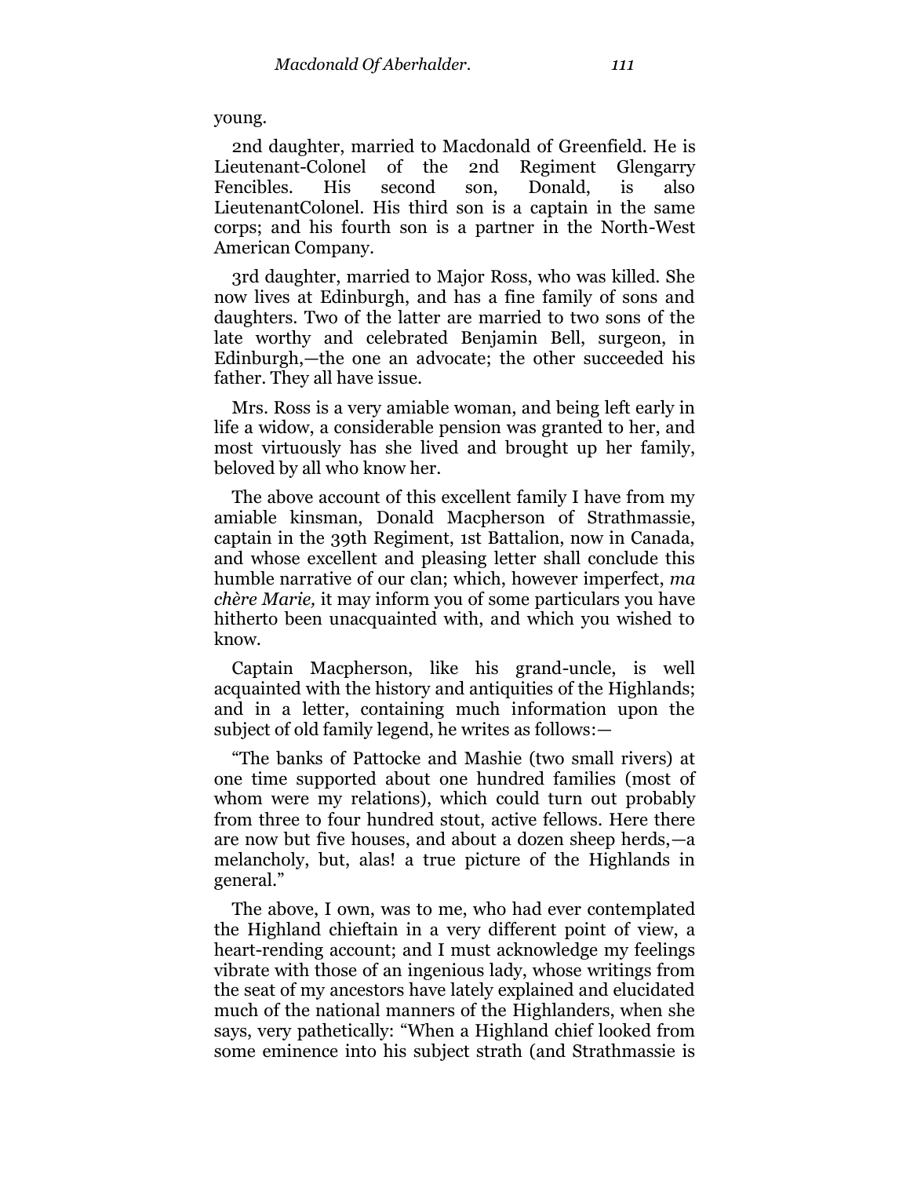young.

2nd daughter, married to Macdonald of Greenfield. He is Lieutenant-Colonel of the 2nd Regiment Glengarry Fencibles. His second son, Donald, is also LieutenantColonel. His third son is a captain in the same corps; and his fourth son is a partner in the North-West American Company.

3rd daughter, married to Major Ross, who was killed. She now lives at Edinburgh, and has a fine family of sons and daughters. Two of the latter are married to two sons of the late worthy and celebrated Benjamin Bell, surgeon, in Edinburgh,—the one an advocate; the other succeeded his father. They all have issue.

Mrs. Ross is a very amiable woman, and being left early in life a widow, a considerable pension was granted to her, and most virtuously has she lived and brought up her family, beloved by all who know her.

The above account of this excellent family I have from my amiable kinsman, Donald Macpherson of Strathmassie, captain in the 39th Regiment, 1st Battalion, now in Canada, and whose excellent and pleasing letter shall conclude this humble narrative of our clan; which, however imperfect, *ma chère Marie,* it may inform you of some particulars you have hitherto been unacquainted with, and which you wished to know.

Captain Macpherson, like his grand-uncle, is well acquainted with the history and antiquities of the Highlands; and in a letter, containing much information upon the subject of old family legend, he writes as follows:—

"The banks of Pattocke and Mashie (two small rivers) at one time supported about one hundred families (most of whom were my relations), which could turn out probably from three to four hundred stout, active fellows. Here there are now but five houses, and about a dozen sheep herds,—a melancholy, but, alas! a true picture of the Highlands in general."

The above, I own, was to me, who had ever contemplated the Highland chieftain in a very different point of view, a heart-rending account; and I must acknowledge my feelings vibrate with those of an ingenious lady, whose writings from the seat of my ancestors have lately explained and elucidated much of the national manners of the Highlanders, when she says, very pathetically: "When a Highland chief looked from some eminence into his subject strath (and Strathmassie is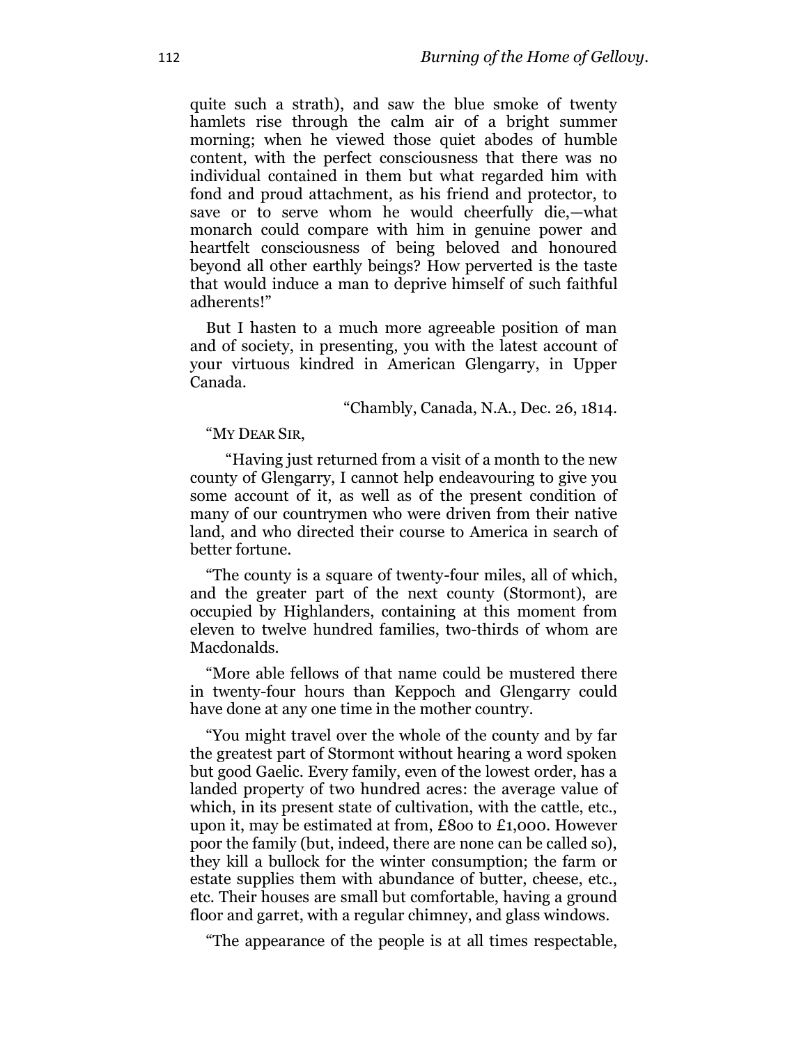quite such a strath), and saw the blue smoke of twenty hamlets rise through the calm air of a bright summer morning; when he viewed those quiet abodes of humble content, with the perfect consciousness that there was no individual contained in them but what regarded him with fond and proud attachment, as his friend and protector, to save or to serve whom he would cheerfully die,—what monarch could compare with him in genuine power and heartfelt consciousness of being beloved and honoured beyond all other earthly beings? How perverted is the taste that would induce a man to deprive himself of such faithful adherents!"

But I hasten to a much more agreeable position of man and of society, in presenting, you with the latest account of your virtuous kindred in American Glengarry, in Upper Canada.

"Chambly, Canada, N.A., Dec. 26, 1814.

"MY DEAR SIR,

"Having just returned from a visit of a month to the new county of Glengarry, I cannot help endeavouring to give you some account of it, as well as of the present condition of many of our countrymen who were driven from their native land, and who directed their course to America in search of better fortune.

"The county is a square of twenty-four miles, all of which, and the greater part of the next county (Stormont), are occupied by Highlanders, containing at this moment from eleven to twelve hundred families, two-thirds of whom are Macdonalds.

"More able fellows of that name could be mustered there in twenty-four hours than Keppoch and Glengarry could have done at any one time in the mother country.

"You might travel over the whole of the county and by far the greatest part of Stormont without hearing a word spoken but good Gaelic. Every family, even of the lowest order, has a landed property of two hundred acres: the average value of which, in its present state of cultivation, with the cattle, etc., upon it, may be estimated at from, £800 to £1,000. However poor the family (but, indeed, there are none can be called so), they kill a bullock for the winter consumption; the farm or estate supplies them with abundance of butter, cheese, etc., etc. Their houses are small but comfortable, having a ground floor and garret, with a regular chimney, and glass windows.

"The appearance of the people is at all times respectable,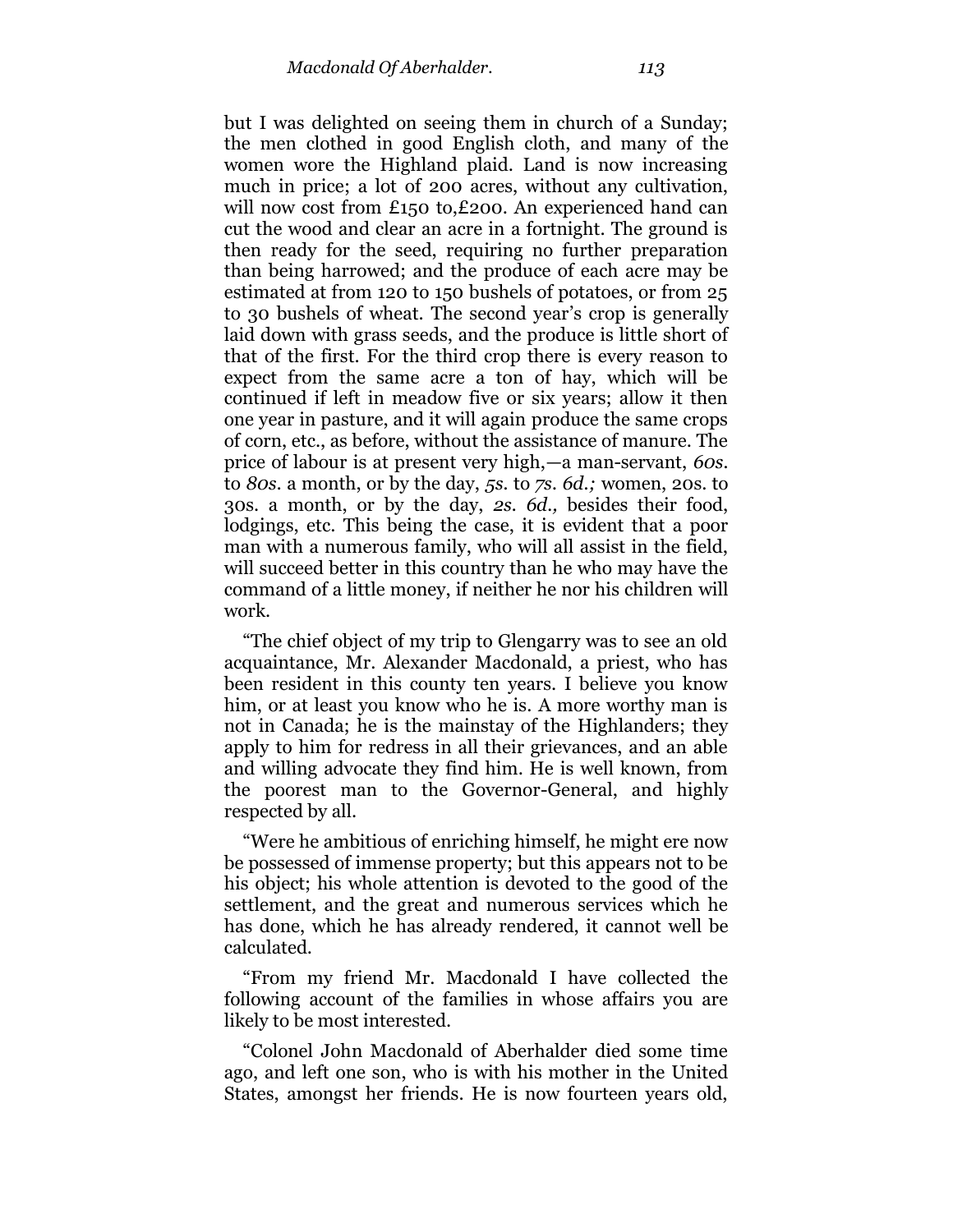but I was delighted on seeing them in church of a Sunday; the men clothed in good English cloth, and many of the women wore the Highland plaid. Land is now increasing much in price; a lot of 200 acres, without any cultivation, will now cost from £150 to,£200. An experienced hand can cut the wood and clear an acre in a fortnight. The ground is then ready for the seed, requiring no further preparation than being harrowed; and the produce of each acre may be estimated at from 120 to 150 bushels of potatoes, or from 25 to 30 bushels of wheat. The second year's crop is generally laid down with grass seeds, and the produce is little short of that of the first. For the third crop there is every reason to expect from the same acre a ton of hay, which will be continued if left in meadow five or six years; allow it then one year in pasture, and it will again produce the same crops of corn, etc., as before, without the assistance of manure. The price of labour is at present very high,—a man-servant, *60s.* to *80s.* a month, or by the day, *5s.* to *7s. 6d.;* women, 20s. to 30s. a month, or by the day, *2s. 6d.,* besides their food, lodgings, etc. This being the case, it is evident that a poor man with a numerous family, who will all assist in the field, will succeed better in this country than he who may have the command of a little money, if neither he nor his children will work.

"The chief object of my trip to Glengarry was to see an old acquaintance, Mr. Alexander Macdonald, a priest, who has been resident in this county ten years. I believe you know him, or at least you know who he is. A more worthy man is not in Canada; he is the mainstay of the Highlanders; they apply to him for redress in all their grievances, and an able and willing advocate they find him. He is well known, from the poorest man to the Governor-General, and highly respected by all.

"Were he ambitious of enriching himself, he might ere now be possessed of immense property; but this appears not to be his object; his whole attention is devoted to the good of the settlement, and the great and numerous services which he has done, which he has already rendered, it cannot well be calculated.

"From my friend Mr. Macdonald I have collected the following account of the families in whose affairs you are likely to be most interested.

"Colonel John Macdonald of Aberhalder died some time ago, and left one son, who is with his mother in the United States, amongst her friends. He is now fourteen years old,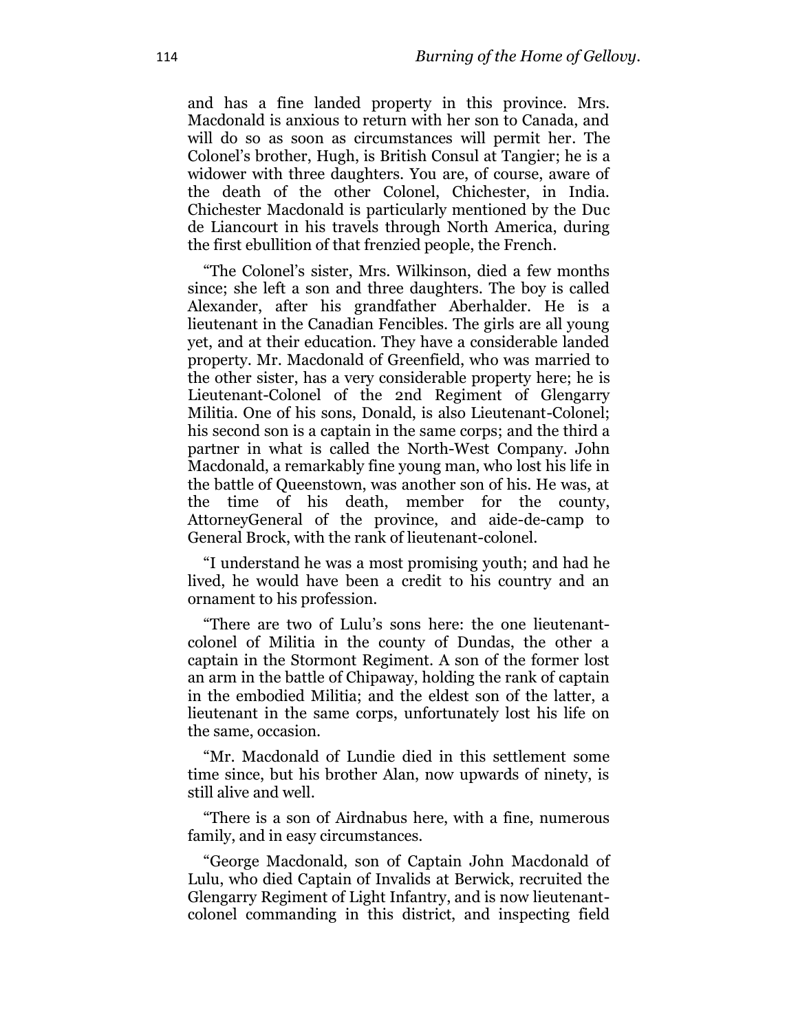and has a fine landed property in this province. Mrs. Macdonald is anxious to return with her son to Canada, and will do so as soon as circumstances will permit her. The Colonel's brother, Hugh, is British Consul at Tangier; he is a widower with three daughters. You are, of course, aware of the death of the other Colonel, Chichester, in India. Chichester Macdonald is particularly mentioned by the Duc de Liancourt in his travels through North America, during the first ebullition of that frenzied people, the French.

"The Colonel's sister, Mrs. Wilkinson, died a few months since; she left a son and three daughters. The boy is called Alexander, after his grandfather Aberhalder. He is a lieutenant in the Canadian Fencibles. The girls are all young yet, and at their education. They have a considerable landed property. Mr. Macdonald of Greenfield, who was married to the other sister, has a very considerable property here; he is Lieutenant-Colonel of the 2nd Regiment of Glengarry Militia. One of his sons, Donald, is also Lieutenant-Colonel; his second son is a captain in the same corps; and the third a partner in what is called the North-West Company. John Macdonald, a remarkably fine young man, who lost his life in the battle of Queenstown, was another son of his. He was, at the time of his death, member for the county, AttorneyGeneral of the province, and aide-de-camp to General Brock, with the rank of lieutenant-colonel.

"I understand he was a most promising youth; and had he lived, he would have been a credit to his country and an ornament to his profession.

"There are two of Lulu's sons here: the one lieutenant-colonel of Militia in the county of Dundas, the other a captain in the Stormont Regiment. A son of the former lost an arm in the battle of Chipaway, holding the rank of captain in the embodied Militia; and the eldest son of the latter, a lieutenant in the same corps, unfortunately lost his life on the same, occasion.

"Mr. Macdonald of Lundie died in this settlement some time since, but his brother Alan, now upwards of ninety, is still alive and well.

"There is a son of Airdnabus here, with a fine, numerous family, and in easy circumstances.

"George Macdonald, son of Captain John Macdonald of Lulu, who died Captain of Invalids at Berwick, recruited the Glengarry Regiment of Light Infantry, and is now lieutenant-colonel commanding in this district, and inspecting field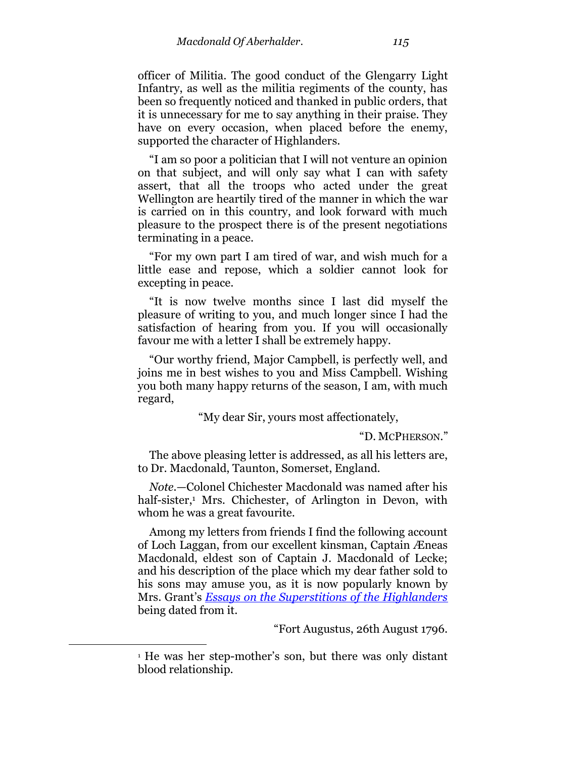officer of Militia. The good conduct of the Glengarry Light Infantry, as well as the militia regiments of the county, has been so frequently noticed and thanked in public orders, that it is unnecessary for me to say anything in their praise. They have on every occasion, when placed before the enemy, supported the character of Highlanders.

"I am so poor a politician that I will not venture an opinion on that subject, and will only say what I can with safety assert, that all the troops who acted under the great Wellington are heartily tired of the manner in which the war is carried on in this country, and look forward with much pleasure to the prospect there is of the present negotiations terminating in a peace.

"For my own part I am tired of war, and wish much for a little ease and repose, which a soldier cannot look for excepting in peace.

"It is now twelve months since I last did myself the pleasure of writing to you, and much longer since I had the satisfaction of hearing from you. If you will occasionally favour me with a letter I shall be extremely happy.

"Our worthy friend, Major Campbell, is perfectly well, and joins me in best wishes to you and Miss Campbell. Wishing you both many happy returns of the season, I am, with much regard,

"My dear Sir, yours most affectionately,

"D. McPherson."

The above pleasing letter is addressed, as all his letters are, to Dr. Macdonald, Taunton, Somerset, England.

*Note.*—Colonel Chichester Macdonald was named after his half-sister,[1] Mrs. Chichester, of Arlington in Devon, with whom he was a great favourite.

Among my letters from friends I find the following account of Loch Laggan, from our excellent kinsman, Captain Æneas Macdonald, eldest son of Captain J. Macdonald of Lecke; and his description of the place which my dear father sold to his sons may amuse you, as it is now popularly known by Mrs. Grant's *Essays on the Superstitions of the Highlanders* being dated from it.

"Fort Augustus, 26th August 1796.

[1] He was her step-mother's son, but there was only distant blood relationship.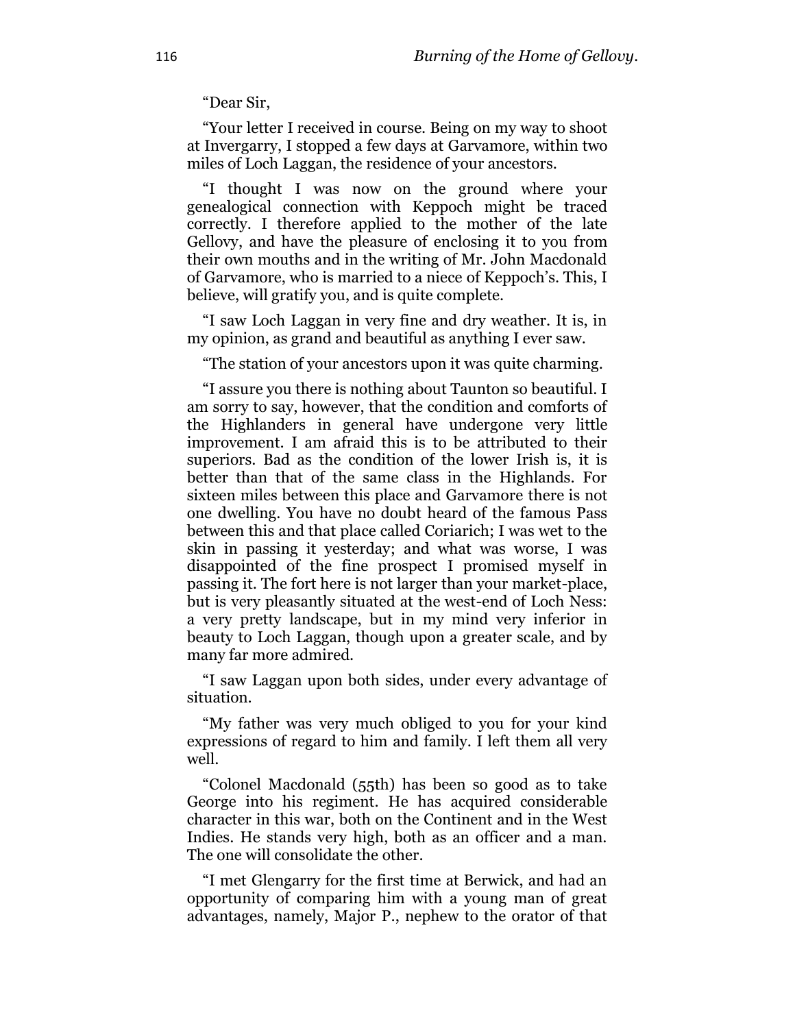"Dear Sir,

"Your letter I received in course. Being on my way to shoot at Invergarry, I stopped a few days at Garvamore, within two miles of Loch Laggan, the residence of your ancestors.

"I thought I was now on the ground where your genealogical connection with Keppoch might be traced correctly. I therefore applied to the mother of the late Gellovy, and have the pleasure of enclosing it to you from their own mouths and in the writing of Mr. John Macdonald of Garvamore, who is married to a niece of Keppoch's. This, I believe, will gratify you, and is quite complete.

"I saw Loch Laggan in very fine and dry weather. It is, in my opinion, as grand and beautiful as anything I ever saw.

"The station of your ancestors upon it was quite charming.

"I assure you there is nothing about Taunton so beautiful. I am sorry to say, however, that the condition and comforts of the Highlanders in general have undergone very little improvement. I am afraid this is to be attributed to their superiors. Bad as the condition of the lower Irish is, it is better than that of the same class in the Highlands. For sixteen miles between this place and Garvamore there is not one dwelling. You have no doubt heard of the famous Pass between this and that place called Coriarich; I was wet to the skin in passing it yesterday; and what was worse, I was disappointed of the fine prospect I promised myself in passing it. The fort here is not larger than your market-place, but is very pleasantly situated at the west-end of Loch Ness: a very pretty landscape, but in my mind very inferior in beauty to Loch Laggan, though upon a greater scale, and by many far more admired.

"I saw Laggan upon both sides, under every advantage of situation.

"My father was very much obliged to you for your kind expressions of regard to him and family. I left them all very well.

"Colonel Macdonald (55th) has been so good as to take George into his regiment. He has acquired considerable character in this war, both on the Continent and in the West Indies. He stands very high, both as an officer and a man. The one will consolidate the other.

"I met Glengarry for the first time at Berwick, and had an opportunity of comparing him with a young man of great advantages, namely, Major P., nephew to the orator of that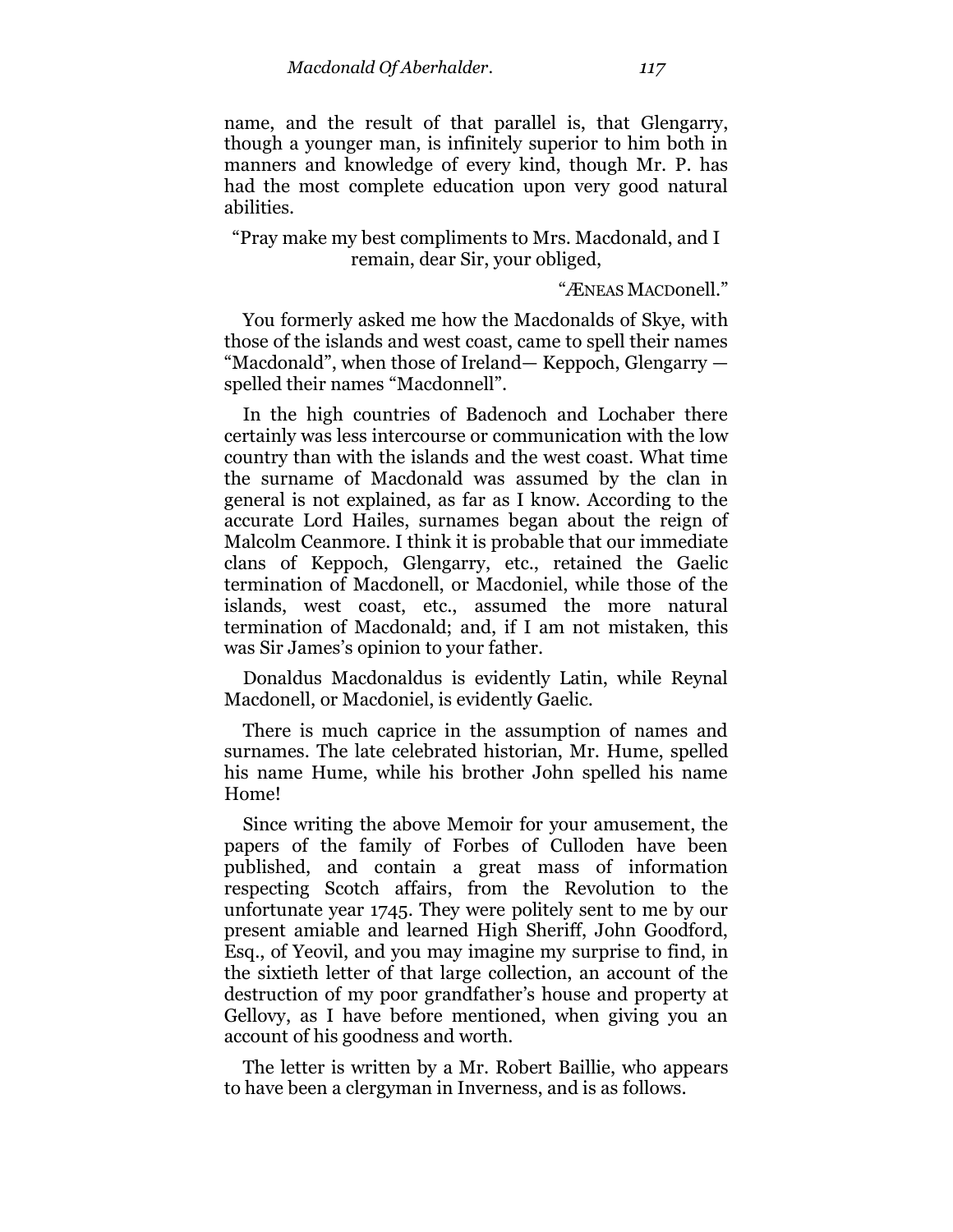name, and the result of that parallel is, that Glengarry, though a younger man, is infinitely superior to him both in manners and knowledge of every kind, though Mr. P. has had the most complete education upon very good natural abilities.

"Pray make my best compliments to Mrs. Macdonald, and I remain, dear Sir, your obliged,

"ÆNEAS MACDonell."

You formerly asked me how the Macdonalds of Skye, with those of the islands and west coast, came to spell their names "Macdonald", when those of Ireland— Keppoch, Glengarry — spelled their names "Macdonnell".

In the high countries of Badenoch and Lochaber there certainly was less intercourse or communication with the low country than with the islands and the west coast. What time the surname of Macdonald was assumed by the clan in general is not explained, as far as I know. According to the accurate Lord Hailes, surnames began about the reign of Malcolm Ceanmore. I think it is probable that our immediate clans of Keppoch, Glengarry, etc., retained the Gaelic termination of Macdonell, or Macdoniel, while those of the islands, west coast, etc., assumed the more natural termination of Macdonald; and, if I am not mistaken, this was Sir James's opinion to your father.

Donaldus Macdonaldus is evidently Latin, while Reynal Macdonell, or Macdoniel, is evidently Gaelic.

There is much caprice in the assumption of names and surnames. The late celebrated historian, Mr. Hume, spelled his name Hume, while his brother John spelled his name Home!

Since writing the above Memoir for your amusement, the papers of the family of Forbes of Culloden have been published, and contain a great mass of information respecting Scotch affairs, from the Revolution to the unfortunate year 1745. They were politely sent to me by our present amiable and learned High Sheriff, John Goodford, Esq., of Yeovil, and you may imagine my surprise to find, in the sixtieth letter of that large collection, an account of the destruction of my poor grandfather's house and property at Gellovy, as I have before mentioned, when giving you an account of his goodness and worth.

The letter is written by a Mr. Robert Baillie, who appears to have been a clergyman in Inverness, and is as follows.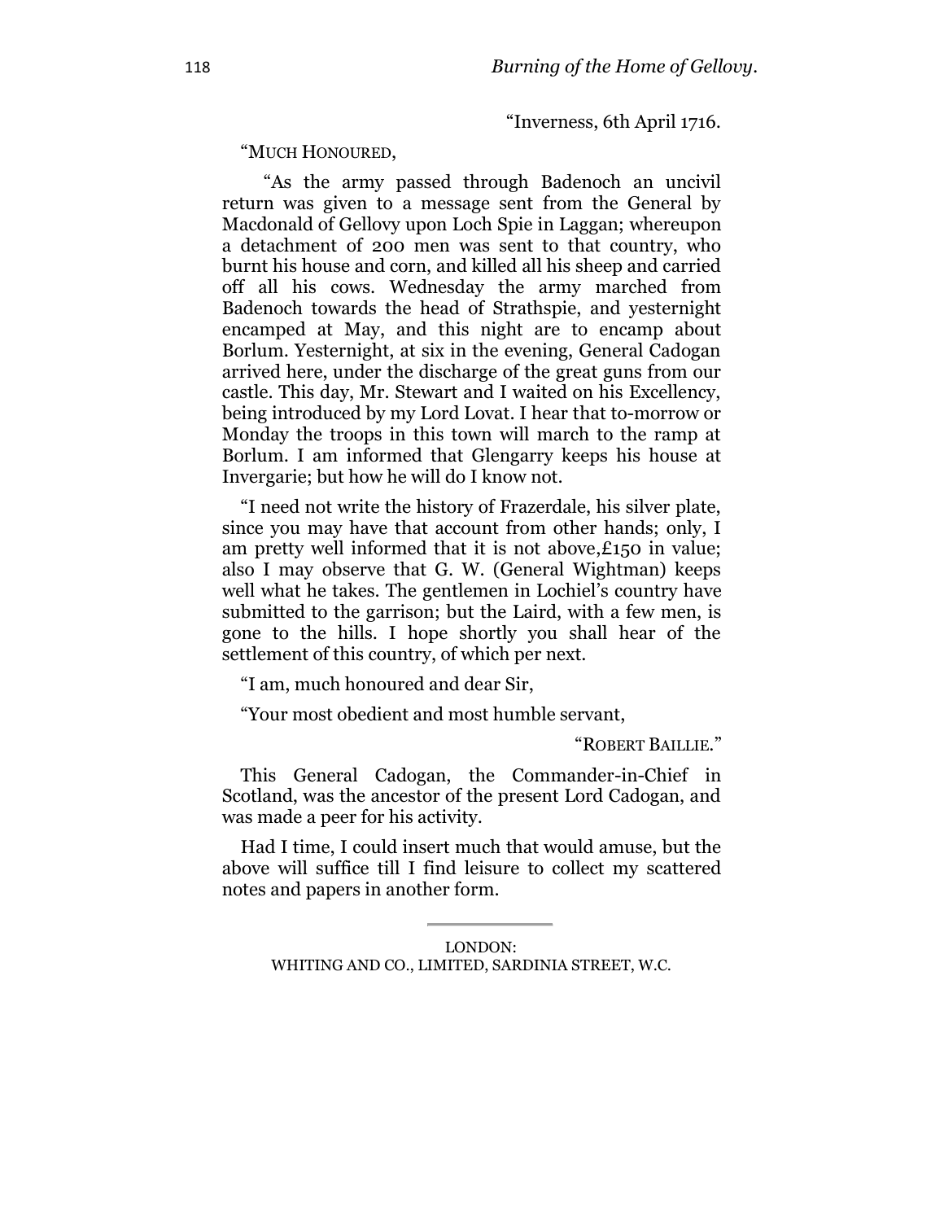"Inverness, 6th April 1716.

"MUCH HONOURED,

"As the army passed through Badenoch an uncivil return was given to a message sent from the General by Macdonald of Gellovy upon Loch Spie in Laggan; whereupon a detachment of 200 men was sent to that country, who burnt his house and corn, and killed all his sheep and carried off all his cows. Wednesday the army marched from Badenoch towards the head of Strathspie, and yesternight encamped at May, and this night are to encamp about Borlum. Yesternight, at six in the evening, General Cadogan arrived here, under the discharge of the great guns from our castle. This day, Mr. Stewart and I waited on his Excellency, being introduced by my Lord Lovat. I hear that to-morrow or Monday the troops in this town will march to the ramp at Borlum. I am informed that Glengarry keeps his house at Invergarie; but how he will do I know not.

"I need not write the history of Frazerdale, his silver plate, since you may have that account from other hands; only, I am pretty well informed that it is not above,£150 in value; also I may observe that G. W. (General Wightman) keeps well what he takes. The gentlemen in Lochiel's country have submitted to the garrison; but the Laird, with a few men, is gone to the hills. I hope shortly you shall hear of the settlement of this country, of which per next.

"I am, much honoured and dear Sir,

"Your most obedient and most humble servant,

"ROBERT BAILLIE."

This General Cadogan, the Commander-in-Chief in Scotland, was the ancestor of the present Lord Cadogan, and was made a peer for his activity.

Had I time, I could insert much that would amuse, but the above will suffice till I find leisure to collect my scattered notes and papers in another form.

---

LONDON:
WHITING AND CO., LIMITED, SARDINIA STREET, W.C.